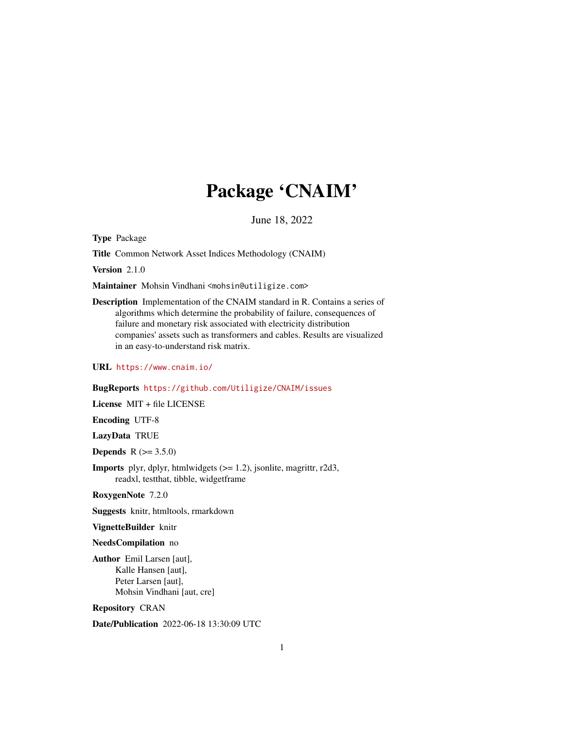# Package 'CNAIM'

June 18, 2022

**Type** Package

**Title** Common Network Asset Indices Methodology (CNAIM)

**Version** 2.1.0

**Maintainer** Mohsin Vindhani <mohsin@utiligize.com>

**Description** Implementation of the CNAIM standard in R. Contains a series of algorithms which determine the probability of failure, consequences of failure and monetary risk associated with electricity distribution companies' assets such as transformers and cables. Results are visualized in an easy-to-understand risk matrix.

**URL** https://www.cnaim.io/

**BugReports** https://github.com/Utiligize/CNAIM/issues

**License** MIT + file LICENSE

**Encoding** UTF-8

**LazyData** TRUE

**Depends** R (>= 3.5.0)

**Imports** plyr, dplyr, htmlwidgets (>= 1.2), jsonlite, magrittr, r2d3, readxl, testthat, tibble, widgetframe

**RoxygenNote** 7.2.0

**Suggests** knitr, htmltools, rmarkdown

**VignetteBuilder** knitr

**NeedsCompilation** no

**Author** Emil Larsen [aut],
Kalle Hansen [aut],
Peter Larsen [aut],
Mohsin Vindhani [aut, cre]

**Repository** CRAN

**Date/Publication** 2022-06-18 13:30:09 UTC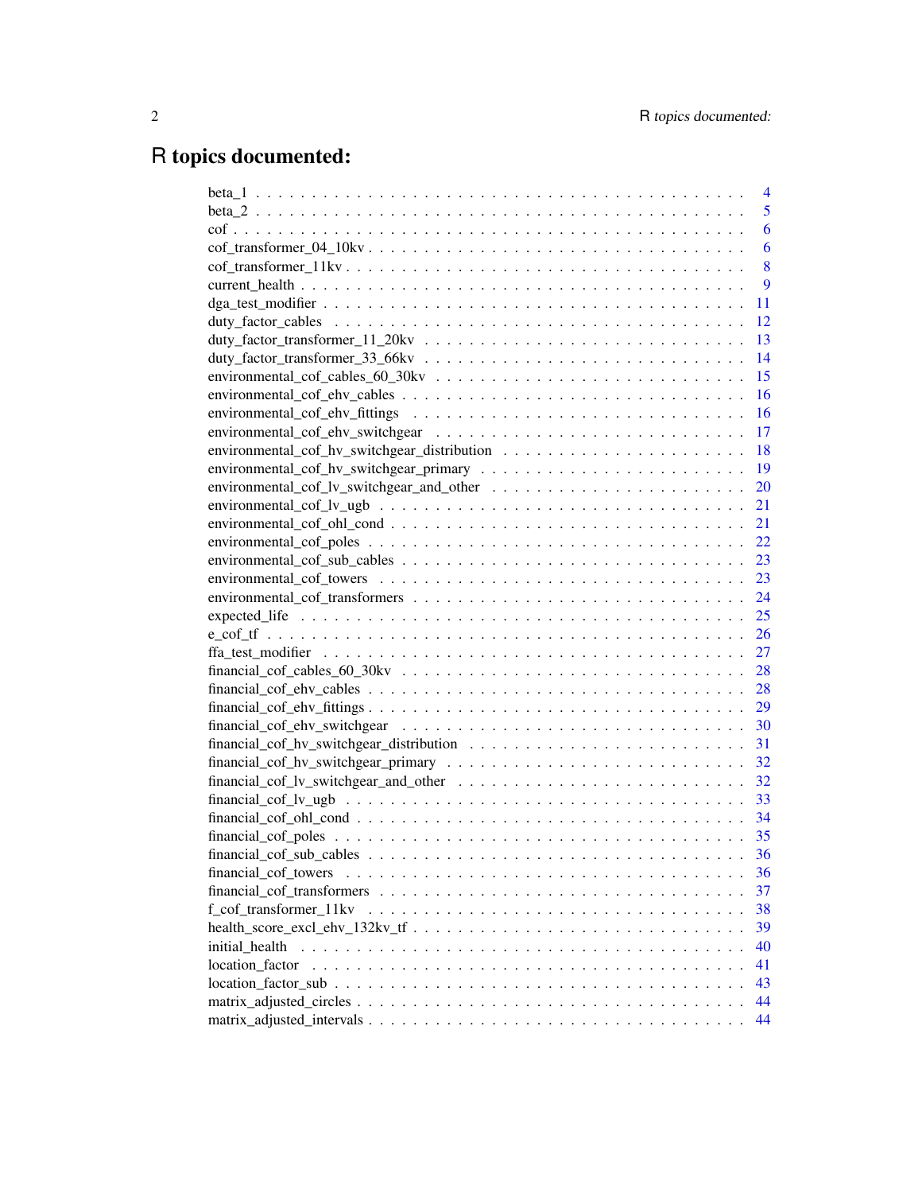# R topics documented:

| | |
|---|---|
| beta_1 | 4 |
| beta_2 | 5 |
| cof | 6 |
| cof_transformer_04_10kv | 6 |
| cof_transformer_11kv | 8 |
| current_health | 9 |
| dga_test_modifier | 11 |
| duty_factor_cables | 12 |
| duty_factor_transformer_11_20kv | 13 |
| duty_factor_transformer_33_66kv | 14 |
| environmental_cof_cables_60_30kv | 15 |
| environmental_cof_ehv_cables | 16 |
| environmental_cof_ehv_fittings | 16 |
| environmental_cof_ehv_switchgear | 17 |
| environmental_cof_hv_switchgear_distribution | 18 |
| environmental_cof_hv_switchgear_primary | 19 |
| environmental_cof_lv_switchgear_and_other | 20 |
| environmental_cof_lv_ugb | 21 |
| environmental_cof_ohl_cond | 21 |
| environmental_cof_poles | 22 |
| environmental_cof_sub_cables | 23 |
| environmental_cof_towers | 23 |
| environmental_cof_transformers | 24 |
| expected_life | 25 |
| e_cof_tf | 26 |
| ffa_test_modifier | 27 |
| financial_cof_cables_60_30kv | 28 |
| financial_cof_ehv_cables | 28 |
| financial_cof_ehv_fittings | 29 |
| financial_cof_ehv_switchgear | 30 |
| financial_cof_hv_switchgear_distribution | 31 |
| financial_cof_hv_switchgear_primary | 32 |
| financial_cof_lv_switchgear_and_other | 32 |
| financial_cof_lv_ugb | 33 |
| financial_cof_ohl_cond | 34 |
| financial_cof_poles | 35 |
| financial_cof_sub_cables | 36 |
| financial_cof_towers | 36 |
| financial_cof_transformers | 37 |
| f_cof_transformer_11kv | 38 |
| health_score_excl_ehv_132kv_tf | 39 |
| initial_health | 40 |
| location_factor | 41 |
| location_factor_sub | 43 |
| matrix_adjusted_circles | 44 |
| matrix_adjusted_intervals | 44 |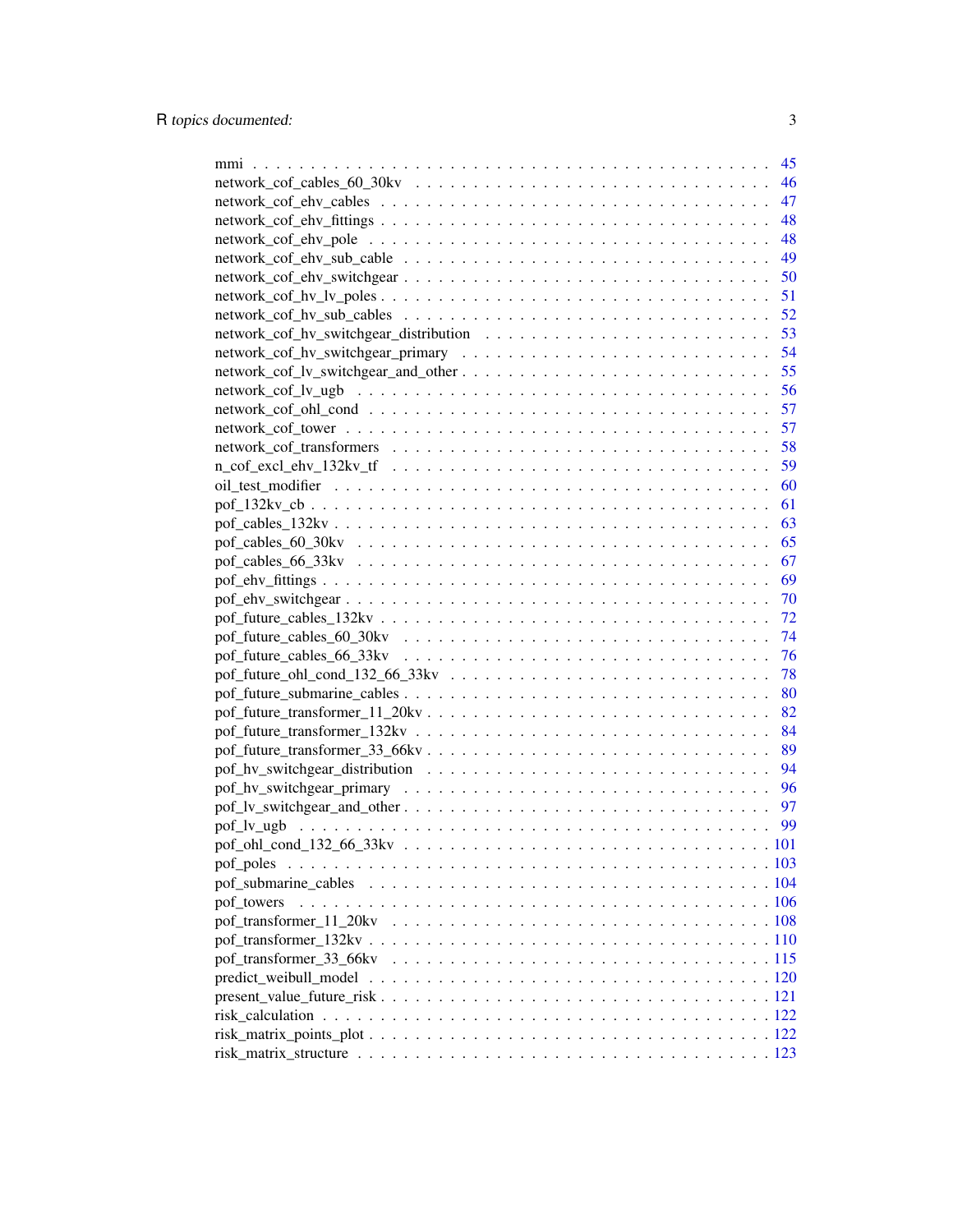mmi . . . . . . . . . . . . . . . . . . . . . . . . . . . . . . . . . . . . . . . . . . 45
network_cof_cables_60_30kv . . . . . . . . . . . . . . . . . . . . . . . . . . . . . . 46
network_cof_ehv_cables . . . . . . . . . . . . . . . . . . . . . . . . . . . . . . . . 47
network_cof_ehv_fittings . . . . . . . . . . . . . . . . . . . . . . . . . . . . . . . 48
network_cof_ehv_pole . . . . . . . . . . . . . . . . . . . . . . . . . . . . . . . . . 48
network_cof_ehv_sub_cable . . . . . . . . . . . . . . . . . . . . . . . . . . . . . . 49
network_cof_ehv_switchgear . . . . . . . . . . . . . . . . . . . . . . . . . . . . . . 50
network_cof_hv_lv_poles . . . . . . . . . . . . . . . . . . . . . . . . . . . . . . . . 51
network_cof_hv_sub_cables . . . . . . . . . . . . . . . . . . . . . . . . . . . . . . 52
network_cof_hv_switchgear_distribution . . . . . . . . . . . . . . . . . . . . . . . . 53
network_cof_hv_switchgear_primary . . . . . . . . . . . . . . . . . . . . . . . . . . 54
network_cof_lv_switchgear_and_other . . . . . . . . . . . . . . . . . . . . . . . . . 55
network_cof_lv_ugb . . . . . . . . . . . . . . . . . . . . . . . . . . . . . . . . . . 56
network_cof_ohl_cond . . . . . . . . . . . . . . . . . . . . . . . . . . . . . . . . . 57
network_cof_tower . . . . . . . . . . . . . . . . . . . . . . . . . . . . . . . . . . . 57
network_cof_transformers . . . . . . . . . . . . . . . . . . . . . . . . . . . . . . . 58
n_cof_excl_ehv_132kv_tf . . . . . . . . . . . . . . . . . . . . . . . . . . . . . . . 59
oil_test_modifier . . . . . . . . . . . . . . . . . . . . . . . . . . . . . . . . . . . 60
pof_132kv_cb . . . . . . . . . . . . . . . . . . . . . . . . . . . . . . . . . . . . . 61
pof_cables_132kv . . . . . . . . . . . . . . . . . . . . . . . . . . . . . . . . . . . 63
pof_cables_60_30kv . . . . . . . . . . . . . . . . . . . . . . . . . . . . . . . . . . 65
pof_cables_66_33kv . . . . . . . . . . . . . . . . . . . . . . . . . . . . . . . . . . 67
pof_ehv_fittings . . . . . . . . . . . . . . . . . . . . . . . . . . . . . . . . . . . . 69
pof_ehv_switchgear . . . . . . . . . . . . . . . . . . . . . . . . . . . . . . . . . . 70
pof_future_cables_132kv . . . . . . . . . . . . . . . . . . . . . . . . . . . . . . . 72
pof_future_cables_60_30kv . . . . . . . . . . . . . . . . . . . . . . . . . . . . . . 74
pof_future_cables_66_33kv . . . . . . . . . . . . . . . . . . . . . . . . . . . . . . 76
pof_future_ohl_cond_132_66_33kv . . . . . . . . . . . . . . . . . . . . . . . . . . . 78
pof_future_submarine_cables . . . . . . . . . . . . . . . . . . . . . . . . . . . . . 80
pof_future_transformer_11_20kv . . . . . . . . . . . . . . . . . . . . . . . . . . . . 82
pof_future_transformer_132kv . . . . . . . . . . . . . . . . . . . . . . . . . . . . . 84
pof_future_transformer_33_66kv . . . . . . . . . . . . . . . . . . . . . . . . . . . . 89
pof_hv_switchgear_distribution . . . . . . . . . . . . . . . . . . . . . . . . . . . . 94
pof_hv_switchgear_primary . . . . . . . . . . . . . . . . . . . . . . . . . . . . . . 96
pof_lv_switchgear_and_other . . . . . . . . . . . . . . . . . . . . . . . . . . . . . . 97
pof_lv_ugb . . . . . . . . . . . . . . . . . . . . . . . . . . . . . . . . . . . . . . . 99
pof_ohl_cond_132_66_33kv . . . . . . . . . . . . . . . . . . . . . . . . . . . . . . . 101
pof_poles . . . . . . . . . . . . . . . . . . . . . . . . . . . . . . . . . . . . . . . . 103
pof_submarine_cables . . . . . . . . . . . . . . . . . . . . . . . . . . . . . . . . . 104
pof_towers . . . . . . . . . . . . . . . . . . . . . . . . . . . . . . . . . . . . . . . 106
pof_transformer_11_20kv . . . . . . . . . . . . . . . . . . . . . . . . . . . . . . . . 108
pof_transformer_132kv . . . . . . . . . . . . . . . . . . . . . . . . . . . . . . . . . 110
pof_transformer_33_66kv . . . . . . . . . . . . . . . . . . . . . . . . . . . . . . . . 115
predict_weibull_model . . . . . . . . . . . . . . . . . . . . . . . . . . . . . . . . . 120
present_value_future_risk . . . . . . . . . . . . . . . . . . . . . . . . . . . . . . . 121
risk_calculation . . . . . . . . . . . . . . . . . . . . . . . . . . . . . . . . . . . . 122
risk_matrix_points_plot . . . . . . . . . . . . . . . . . . . . . . . . . . . . . . . . 122
risk_matrix_structure . . . . . . . . . . . . . . . . . . . . . . . . . . . . . . . . . 123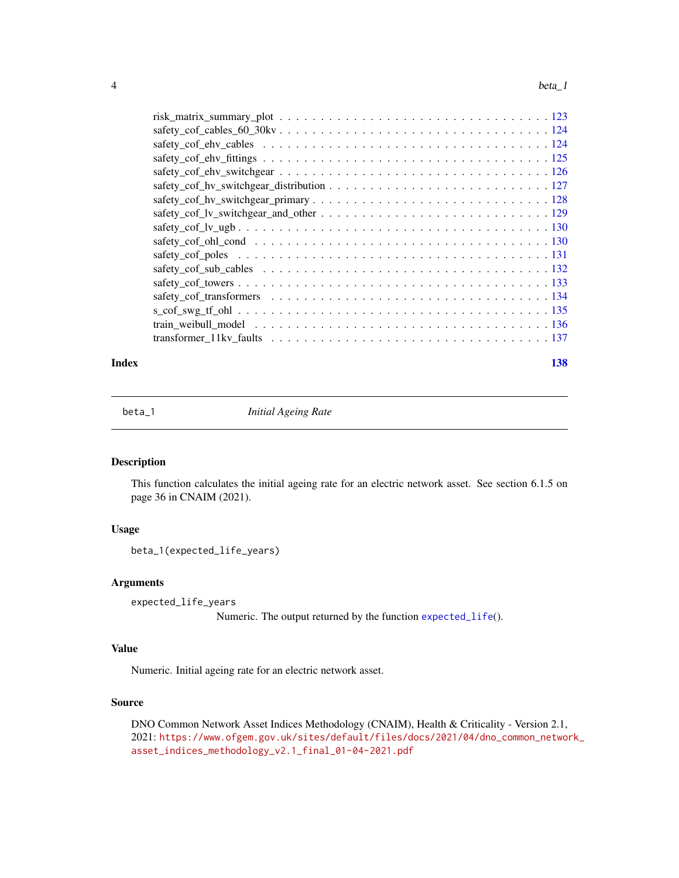risk_matrix_summary_plot . . . . . . . . . . . . . . . . . . . . . . . . . . . . . . . 123
safety_cof_cables_60_30kv . . . . . . . . . . . . . . . . . . . . . . . . . . . . . . 124
safety_cof_ehv_cables . . . . . . . . . . . . . . . . . . . . . . . . . . . . . . . . . 124
safety_cof_ehv_fittings . . . . . . . . . . . . . . . . . . . . . . . . . . . . . . . . 125
safety_cof_ehv_switchgear . . . . . . . . . . . . . . . . . . . . . . . . . . . . . . . 126
safety_cof_hv_switchgear_distribution . . . . . . . . . . . . . . . . . . . . . . . . . 127
safety_cof_hv_switchgear_primary . . . . . . . . . . . . . . . . . . . . . . . . . . . 128
safety_cof_lv_switchgear_and_other . . . . . . . . . . . . . . . . . . . . . . . . . . 129
safety_cof_lv_ugb . . . . . . . . . . . . . . . . . . . . . . . . . . . . . . . . . . . 130
safety_cof_ohl_cond . . . . . . . . . . . . . . . . . . . . . . . . . . . . . . . . . . 130
safety_cof_poles . . . . . . . . . . . . . . . . . . . . . . . . . . . . . . . . . . . . 131
safety_cof_sub_cables . . . . . . . . . . . . . . . . . . . . . . . . . . . . . . . . . 132
safety_cof_towers . . . . . . . . . . . . . . . . . . . . . . . . . . . . . . . . . . . 133
safety_cof_transformers . . . . . . . . . . . . . . . . . . . . . . . . . . . . . . . . 134
s_cof_swg_tf_ohl . . . . . . . . . . . . . . . . . . . . . . . . . . . . . . . . . . . . 135
train_weibull_model . . . . . . . . . . . . . . . . . . . . . . . . . . . . . . . . . . 136
transformer_11kv_faults . . . . . . . . . . . . . . . . . . . . . . . . . . . . . . . . 137

**Index** **138**

---

`beta_1` *Initial Ageing Rate*

---

## Description

This function calculates the initial ageing rate for an electric network asset. See section 6.1.5 on page 36 in CNAIM (2021).

## Usage

```
beta_1(expected_life_years)
```

## Arguments

`expected_life_years`
Numeric. The output returned by the function `expected_life()`.

## Value

Numeric. Initial ageing rate for an electric network asset.

## Source

DNO Common Network Asset Indices Methodology (CNAIM), Health & Criticality - Version 2.1, 2021: https://www.ofgem.gov.uk/sites/default/files/docs/2021/04/dno_common_network_asset_indices_methodology_v2.1_final_01-04-2021.pdf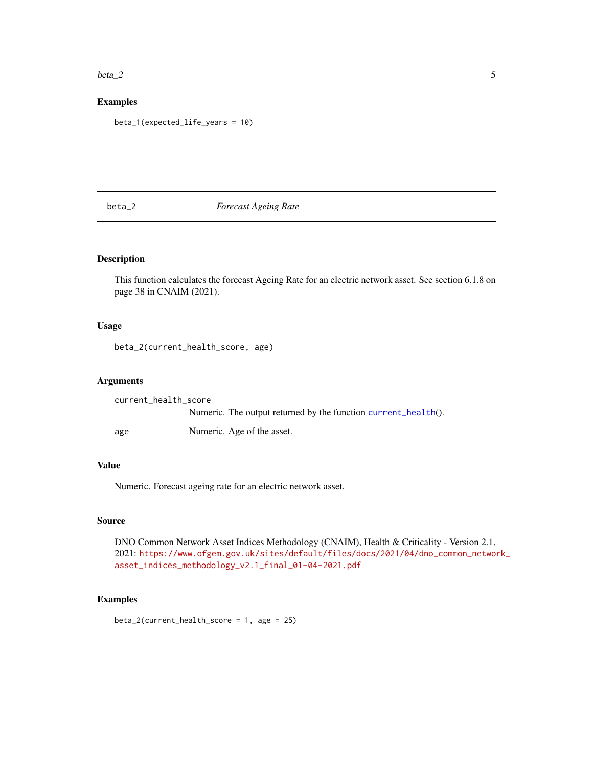## Examples

```
beta_1(expected_life_years = 10)
```

---

# beta_2 *Forecast Ageing Rate*

---

## Description

This function calculates the forecast Ageing Rate for an electric network asset. See section 6.1.8 on page 38 in CNAIM (2021).

## Usage

```
beta_2(current_health_score, age)
```

## Arguments

| | |
|---|---|
| current_health_score | Numeric. The output returned by the function current_health(). |
| age | Numeric. Age of the asset. |

## Value

Numeric. Forecast ageing rate for an electric network asset.

## Source

DNO Common Network Asset Indices Methodology (CNAIM), Health & Criticality - Version 2.1, 2021: https://www.ofgem.gov.uk/sites/default/files/docs/2021/04/dno_common_network_asset_indices_methodology_v2.1_final_01-04-2021.pdf

## Examples

```
beta_2(current_health_score = 1, age = 25)
```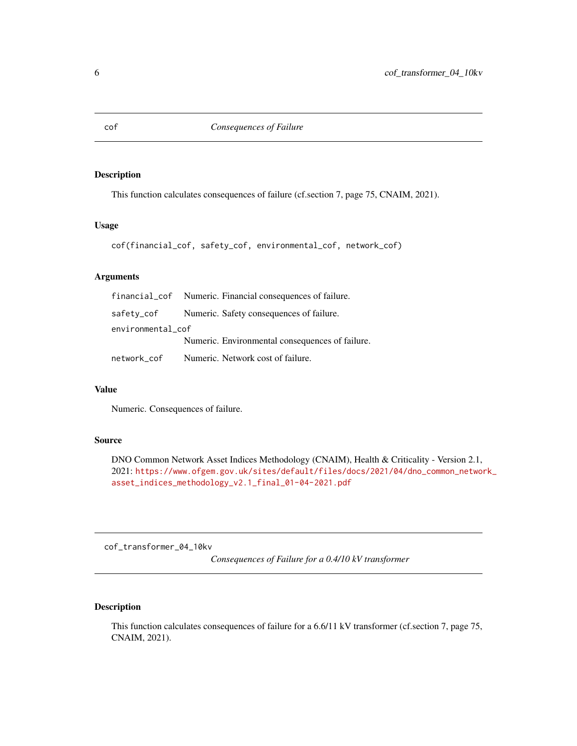## cof — *Consequences of Failure*

### Description

This function calculates consequences of failure (cf.section 7, page 75, CNAIM, 2021).

### Usage

```
cof(financial_cof, safety_cof, environmental_cof, network_cof)
```

### Arguments

| | |
|---|---|
| `financial_cof` | Numeric. Financial consequences of failure. |
| `safety_cof` | Numeric. Safety consequences of failure. |
| `environmental_cof` | Numeric. Environmental consequences of failure. |
| `network_cof` | Numeric. Network cost of failure. |

### Value

Numeric. Consequences of failure.

### Source

DNO Common Network Asset Indices Methodology (CNAIM), Health & Criticality - Version 2.1, 2021: https://www.ofgem.gov.uk/sites/default/files/docs/2021/04/dno_common_network_asset_indices_methodology_v2.1_final_01-04-2021.pdf

## cof_transformer_04_10kv — *Consequences of Failure for a 0.4/10 kV transformer*

### Description

This function calculates consequences of failure for a 6.6/11 kV transformer (cf.section 7, page 75, CNAIM, 2021).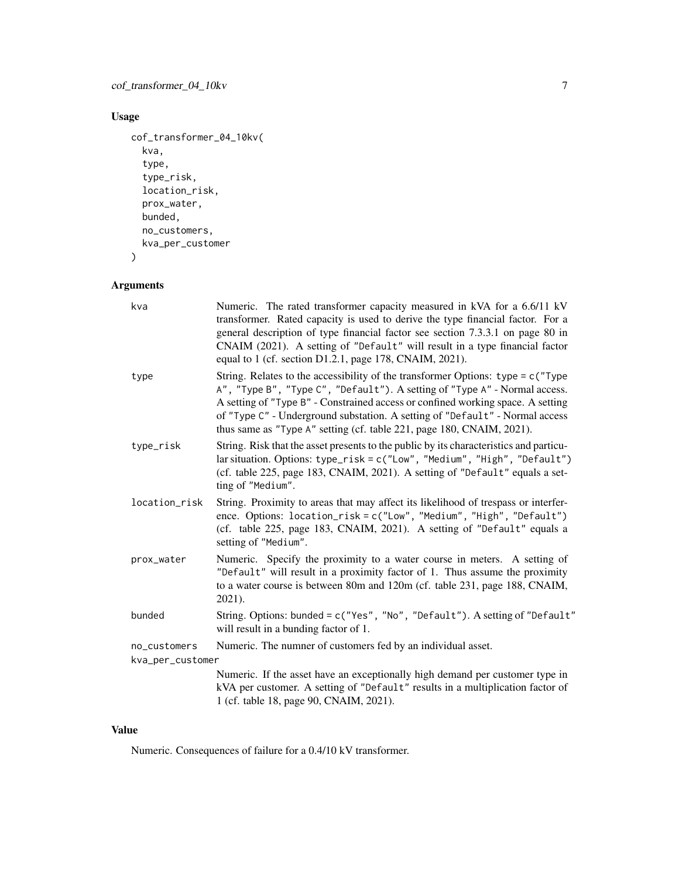## Usage

```
cof_transformer_04_10kv(
  kva,
  type,
  type_risk,
  location_risk,
  prox_water,
  bunded,
  no_customers,
  kva_per_customer
)
```

## Arguments

| | |
|---|---|
| kva | Numeric. The rated transformer capacity measured in kVA for a 6.6/11 kV transformer. Rated capacity is used to derive the type financial factor. For a general description of type financial factor see section 7.3.3.1 on page 80 in CNAIM (2021). A setting of `"Default"` will result in a type financial factor equal to 1 (cf. section D1.2.1, page 178, CNAIM, 2021). |
| type | String. Relates to the accessibility of the transformer Options: `type = c("Type A", "Type B", "Type C", "Default")`. A setting of `"Type A"` - Normal access. A setting of `"Type B"` - Constrained access or confined working space. A setting of `"Type C"` - Underground substation. A setting of `"Default"` - Normal access thus same as `"Type A"` setting (cf. table 221, page 180, CNAIM, 2021). |
| type_risk | String. Risk that the asset presents to the public by its characteristics and particular situation. Options: `type_risk = c("Low", "Medium", "High", "Default")` (cf. table 225, page 183, CNAIM, 2021). A setting of `"Default"` equals a setting of `"Medium"`. |
| location_risk | String. Proximity to areas that may affect its likelihood of trespass or interference. Options: `location_risk = c("Low", "Medium", "High", "Default")` (cf. table 225, page 183, CNAIM, 2021). A setting of `"Default"` equals a setting of `"Medium"`. |
| prox_water | Numeric. Specify the proximity to a water course in meters. A setting of `"Default"` will result in a proximity factor of 1. Thus assume the proximity to a water course is between 80m and 120m (cf. table 231, page 188, CNAIM, 2021). |
| bunded | String. Options: `bunded = c("Yes", "No", "Default")`. A setting of `"Default"` will result in a bunding factor of 1. |
| no_customers | Numeric. The numner of customers fed by an individual asset. |
| kva_per_customer | Numeric. If the asset have an exceptionally high demand per customer type in kVA per customer. A setting of `"Default"` results in a multiplication factor of 1 (cf. table 18, page 90, CNAIM, 2021). |

## Value

Numeric. Consequences of failure for a 0.4/10 kV transformer.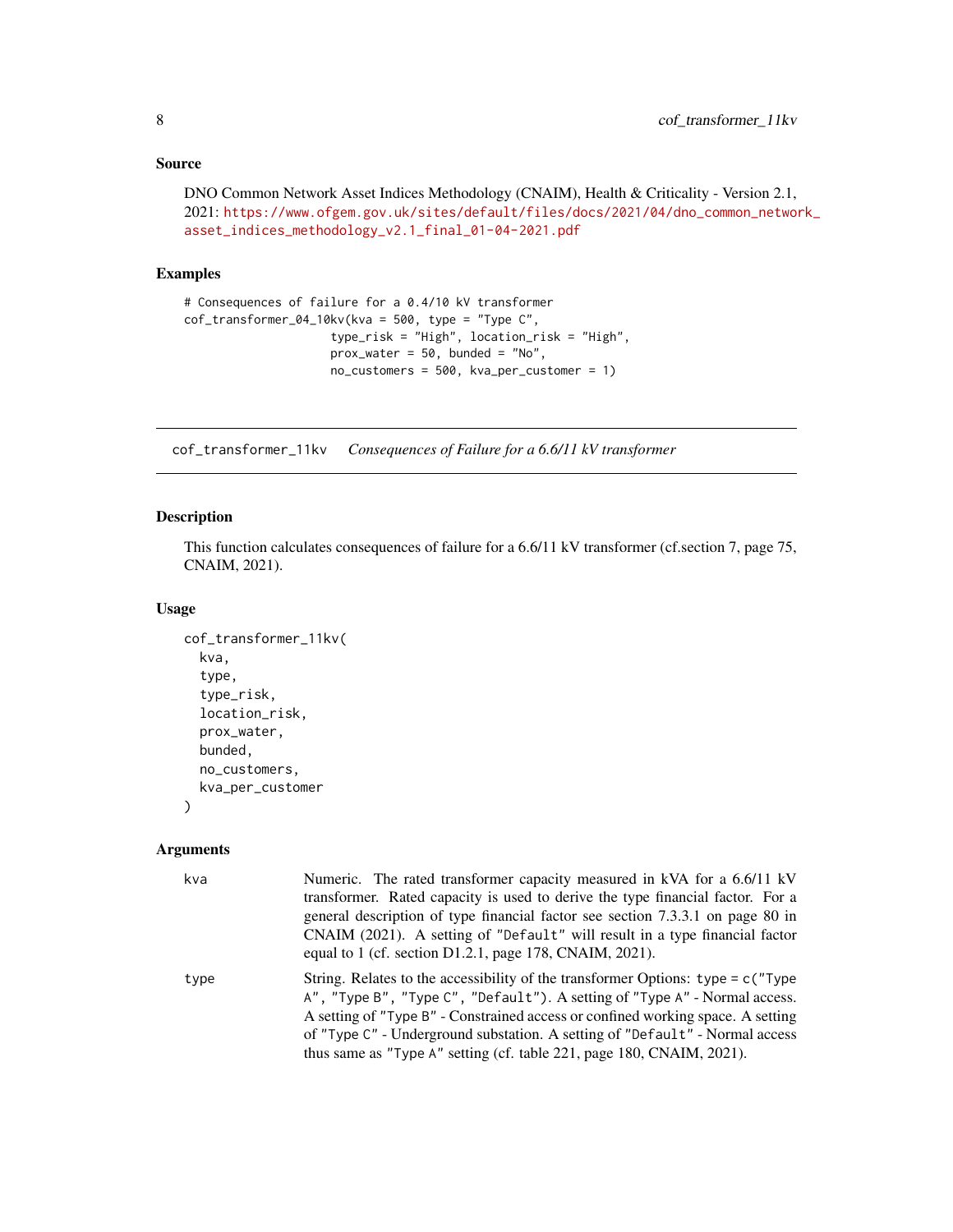## Source

DNO Common Network Asset Indices Methodology (CNAIM), Health & Criticality - Version 2.1, 2021: https://www.ofgem.gov.uk/sites/default/files/docs/2021/04/dno_common_network_asset_indices_methodology_v2.1_final_01-04-2021.pdf

## Examples

```
# Consequences of failure for a 0.4/10 kV transformer
cof_transformer_04_10kv(kva = 500, type = "Type C",
                    type_risk = "High", location_risk = "High",
                    prox_water = 50, bunded = "No",
                    no_customers = 500, kva_per_customer = 1)
```

---

`cof_transformer_11kv` *Consequences of Failure for a 6.6/11 kV transformer*

---

## Description

This function calculates consequences of failure for a 6.6/11 kV transformer (cf.section 7, page 75, CNAIM, 2021).

## Usage

```
cof_transformer_11kv(
  kva,
  type,
  type_risk,
  location_risk,
  prox_water,
  bunded,
  no_customers,
  kva_per_customer
)
```

## Arguments

| | |
|---|---|
| `kva` | Numeric. The rated transformer capacity measured in kVA for a 6.6/11 kV transformer. Rated capacity is used to derive the type financial factor. For a general description of type financial factor see section 7.3.3.1 on page 80 in CNAIM (2021). A setting of `"Default"` will result in a type financial factor equal to 1 (cf. section D1.2.1, page 178, CNAIM, 2021). |
| `type` | String. Relates to the accessibility of the transformer Options: `type = c("Type A", "Type B", "Type C", "Default")`. A setting of `"Type A"` - Normal access. A setting of `"Type B"` - Constrained access or confined working space. A setting of `"Type C"` - Underground substation. A setting of `"Default"` - Normal access thus same as `"Type A"` setting (cf. table 221, page 180, CNAIM, 2021). |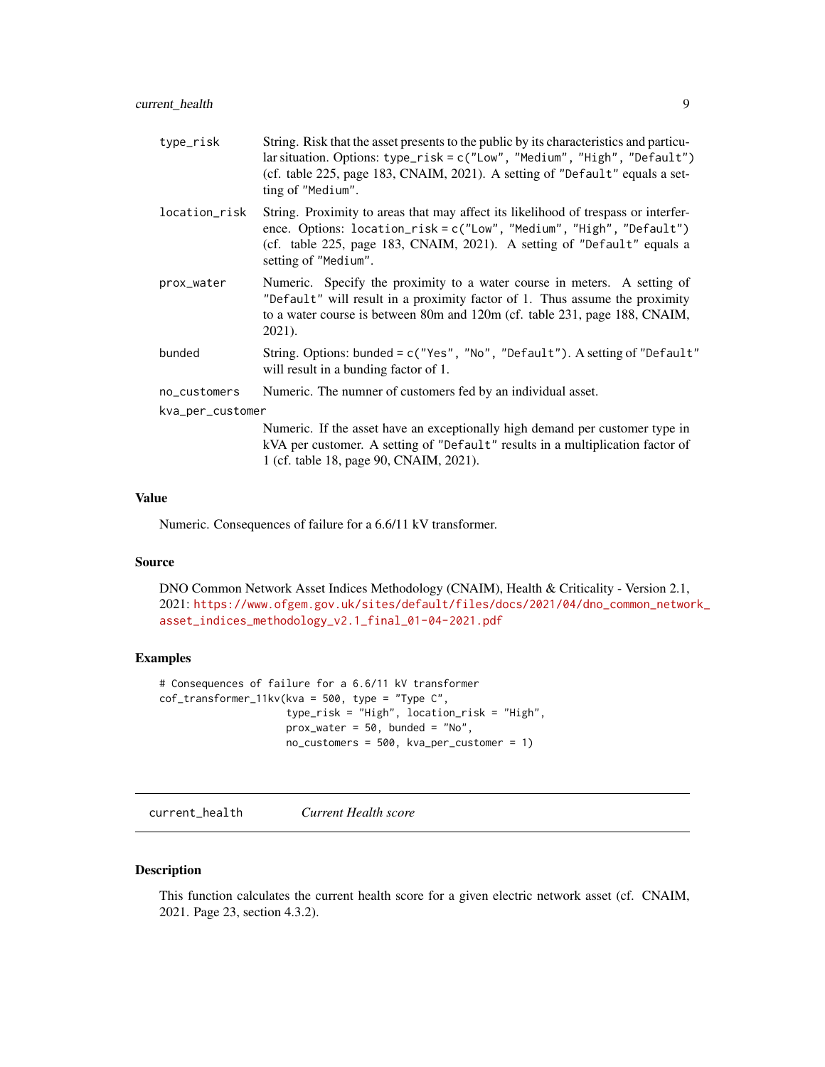| | |
|---|---|
| type_risk | String. Risk that the asset presents to the public by its characteristics and particular situation. Options: type_risk = c("Low", "Medium", "High", "Default") (cf. table 225, page 183, CNAIM, 2021). A setting of "Default" equals a setting of "Medium". |
| location_risk | String. Proximity to areas that may affect its likelihood of trespass or interference. Options: location_risk = c("Low", "Medium", "High", "Default") (cf. table 225, page 183, CNAIM, 2021). A setting of "Default" equals a setting of "Medium". |
| prox_water | Numeric. Specify the proximity to a water course in meters. A setting of "Default" will result in a proximity factor of 1. Thus assume the proximity to a water course is between 80m and 120m (cf. table 231, page 188, CNAIM, 2021). |
| bunded | String. Options: bunded = c("Yes", "No", "Default"). A setting of "Default" will result in a bunding factor of 1. |
| no_customers | Numeric. The numner of customers fed by an individual asset. |
| kva_per_customer | Numeric. If the asset have an exceptionally high demand per customer type in kVA per customer. A setting of "Default" results in a multiplication factor of 1 (cf. table 18, page 90, CNAIM, 2021). |

### Value

Numeric. Consequences of failure for a 6.6/11 kV transformer.

### Source

DNO Common Network Asset Indices Methodology (CNAIM), Health & Criticality - Version 2.1, 2021: https://www.ofgem.gov.uk/sites/default/files/docs/2021/04/dno_common_network_asset_indices_methodology_v2.1_final_01-04-2021.pdf

### Examples

```
# Consequences of failure for a 6.6/11 kV transformer
cof_transformer_11kv(kva = 500, type = "Type C",
                     type_risk = "High", location_risk = "High",
                     prox_water = 50, bunded = "No",
                     no_customers = 500, kva_per_customer = 1)
```

---

## current_health    *Current Health score*

### Description

This function calculates the current health score for a given electric network asset (cf. CNAIM, 2021. Page 23, section 4.3.2).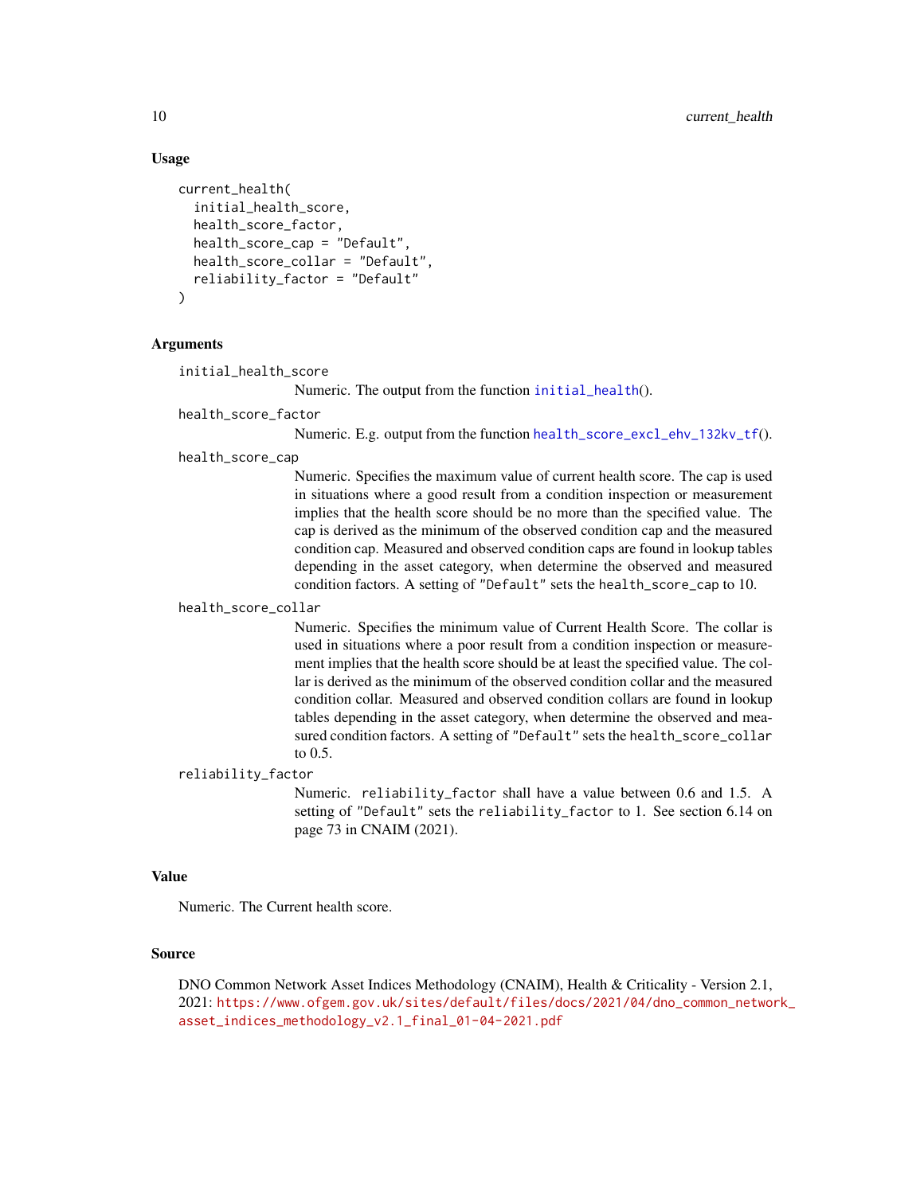## Usage

```
current_health(
  initial_health_score,
  health_score_factor,
  health_score_cap = "Default",
  health_score_collar = "Default",
  reliability_factor = "Default"
)
```

## Arguments

`initial_health_score`
: Numeric. The output from the function `initial_health`().

`health_score_factor`
: Numeric. E.g. output from the function `health_score_excl_ehv_132kv_tf`().

`health_score_cap`
: Numeric. Specifies the maximum value of current health score. The cap is used in situations where a good result from a condition inspection or measurement implies that the health score should be no more than the specified value. The cap is derived as the minimum of the observed condition cap and the measured condition cap. Measured and observed condition caps are found in lookup tables depending in the asset category, when determine the observed and measured condition factors. A setting of `"Default"` sets the `health_score_cap` to 10.

`health_score_collar`
: Numeric. Specifies the minimum value of Current Health Score. The collar is used in situations where a poor result from a condition inspection or measurement implies that the health score should be at least the specified value. The collar is derived as the minimum of the observed condition collar and the measured condition collar. Measured and observed condition collars are found in lookup tables depending in the asset category, when determine the observed and measured condition factors. A setting of `"Default"` sets the `health_score_collar` to 0.5.

`reliability_factor`
: Numeric. `reliability_factor` shall have a value between 0.6 and 1.5. A setting of `"Default"` sets the `reliability_factor` to 1. See section 6.14 on page 73 in CNAIM (2021).

## Value

Numeric. The Current health score.

## Source

DNO Common Network Asset Indices Methodology (CNAIM), Health & Criticality - Version 2.1, 2021: https://www.ofgem.gov.uk/sites/default/files/docs/2021/04/dno_common_network_asset_indices_methodology_v2.1_final_01-04-2021.pdf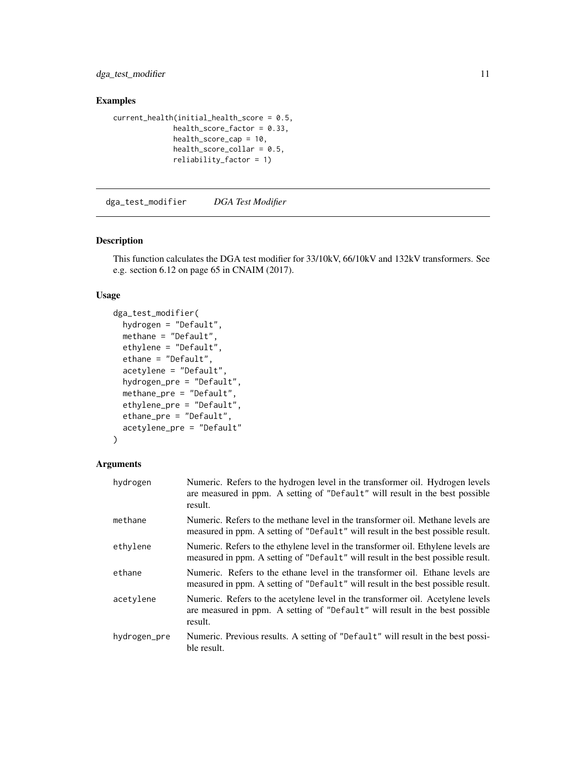## Examples

```
current_health(initial_health_score = 0.5,
               health_score_factor = 0.33,
               health_score_cap = 10,
               health_score_collar = 0.5,
               reliability_factor = 1)
```

---

# dga_test_modifier    *DGA Test Modifier*

---

## Description

This function calculates the DGA test modifier for 33/10kV, 66/10kV and 132kV transformers. See e.g. section 6.12 on page 65 in CNAIM (2017).

## Usage

```
dga_test_modifier(
  hydrogen = "Default",
  methane = "Default",
  ethylene = "Default",
  ethane = "Default",
  acetylene = "Default",
  hydrogen_pre = "Default",
  methane_pre = "Default",
  ethylene_pre = "Default",
  ethane_pre = "Default",
  acetylene_pre = "Default"
)
```

## Arguments

| | |
|---|---|
| hydrogen | Numeric. Refers to the hydrogen level in the transformer oil. Hydrogen levels are measured in ppm. A setting of "Default" will result in the best possible result. |
| methane | Numeric. Refers to the methane level in the transformer oil. Methane levels are measured in ppm. A setting of "Default" will result in the best possible result. |
| ethylene | Numeric. Refers to the ethylene level in the transformer oil. Ethylene levels are measured in ppm. A setting of "Default" will result in the best possible result. |
| ethane | Numeric. Refers to the ethane level in the transformer oil. Ethane levels are measured in ppm. A setting of "Default" will result in the best possible result. |
| acetylene | Numeric. Refers to the acetylene level in the transformer oil. Acetylene levels are measured in ppm. A setting of "Default" will result in the best possible result. |
| hydrogen_pre | Numeric. Previous results. A setting of "Default" will result in the best possible result. |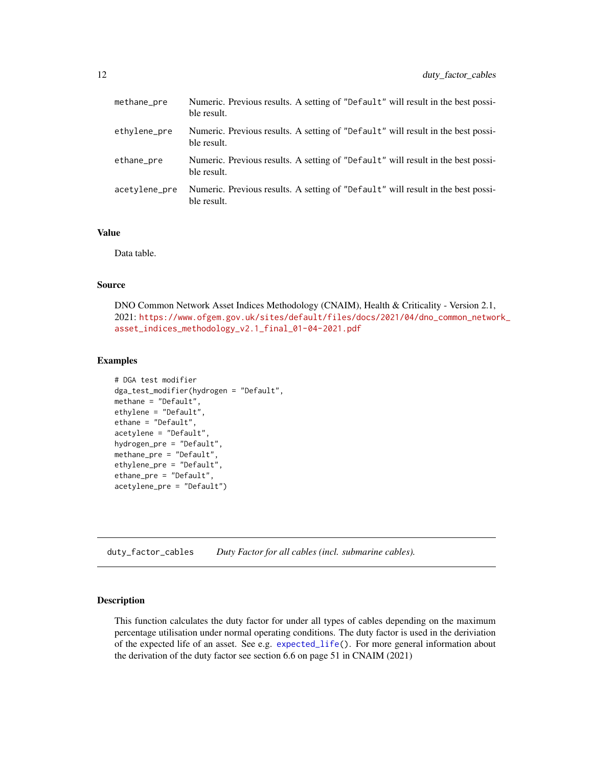| | |
|---|---|
| methane_pre | Numeric. Previous results. A setting of "Default" will result in the best possible result. |
| ethylene_pre | Numeric. Previous results. A setting of "Default" will result in the best possible result. |
| ethane_pre | Numeric. Previous results. A setting of "Default" will result in the best possible result. |
| acetylene_pre | Numeric. Previous results. A setting of "Default" will result in the best possible result. |

### Value

Data table.

### Source

DNO Common Network Asset Indices Methodology (CNAIM), Health & Criticality - Version 2.1, 2021: https://www.ofgem.gov.uk/sites/default/files/docs/2021/04/dno_common_network_asset_indices_methodology_v2.1_final_01-04-2021.pdf

### Examples

```
# DGA test modifier
dga_test_modifier(hydrogen = "Default",
methane = "Default",
ethylene = "Default",
ethane = "Default",
acetylene = "Default",
hydrogen_pre = "Default",
methane_pre = "Default",
ethylene_pre = "Default",
ethane_pre = "Default",
acetylene_pre = "Default")
```

---

## duty_factor_cables *Duty Factor for all cables (incl. submarine cables).*

### Description

This function calculates the duty factor for under all types of cables depending on the maximum percentage utilisation under normal operating conditions. The duty factor is used in the deriviation of the expected life of an asset. See e.g. expected_life(). For more general information about the derivation of the duty factor see section 6.6 on page 51 in CNAIM (2021)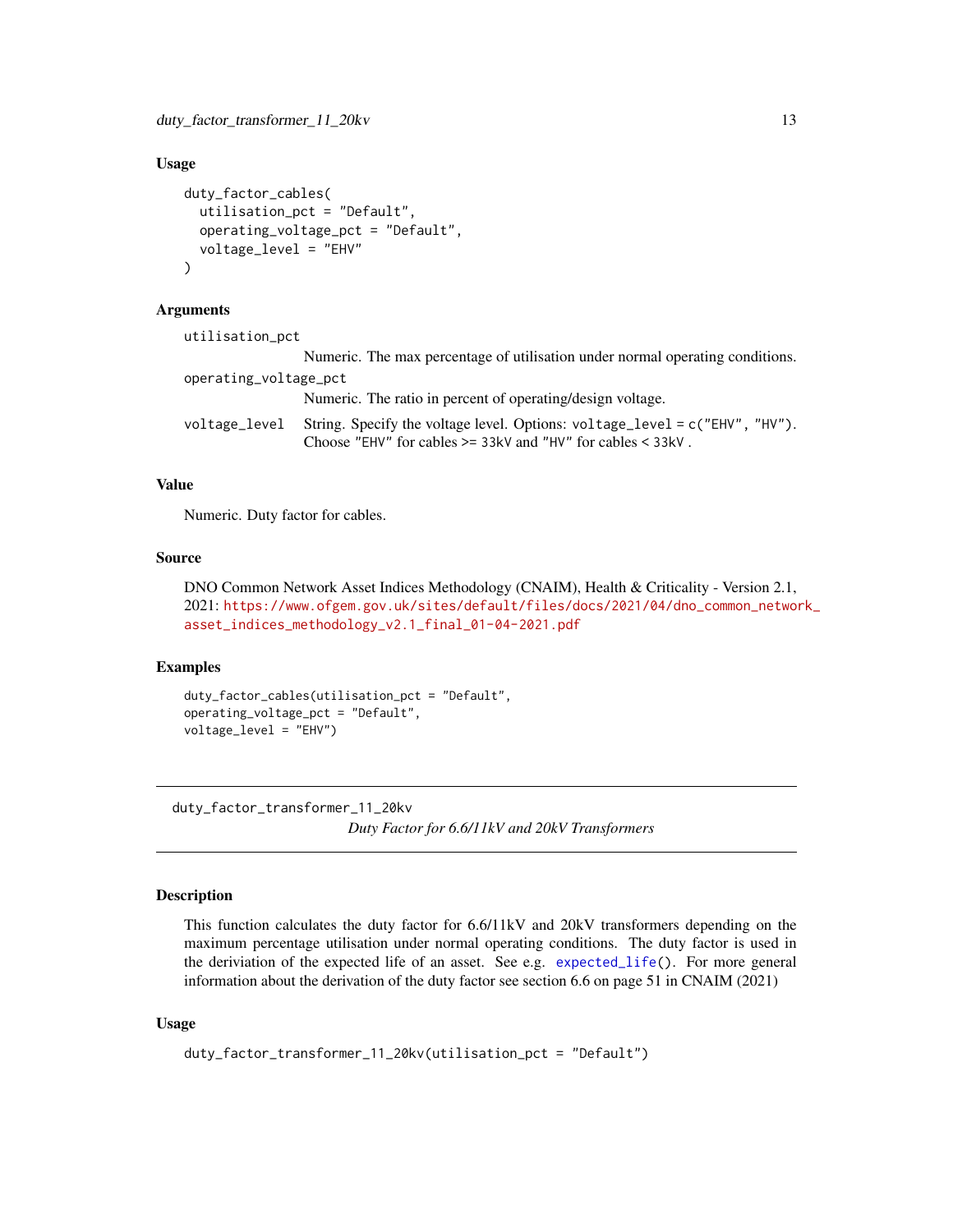### Usage

```
duty_factor_cables(
  utilisation_pct = "Default",
  operating_voltage_pct = "Default",
  voltage_level = "EHV"
)
```

### Arguments

`utilisation_pct`
: Numeric. The max percentage of utilisation under normal operating conditions.

`operating_voltage_pct`
: Numeric. The ratio in percent of operating/design voltage.

`voltage_level`
: String. Specify the voltage level. Options: `voltage_level = c("EHV", "HV")`. Choose `"EHV"` for cables `>= 33kV` and `"HV"` for cables `< 33kV` .

### Value

Numeric. Duty factor for cables.

### Source

DNO Common Network Asset Indices Methodology (CNAIM), Health & Criticality - Version 2.1, 2021: https://www.ofgem.gov.uk/sites/default/files/docs/2021/04/dno_common_network_asset_indices_methodology_v2.1_final_01-04-2021.pdf

### Examples

```
duty_factor_cables(utilisation_pct = "Default",
operating_voltage_pct = "Default",
voltage_level = "EHV")
```

---

## duty_factor_transformer_11_20kv

*Duty Factor for 6.6/11kV and 20kV Transformers*

---

### Description

This function calculates the duty factor for 6.6/11kV and 20kV transformers depending on the maximum percentage utilisation under normal operating conditions. The duty factor is used in the deriviation of the expected life of an asset. See e.g. `expected_life()`. For more general information about the derivation of the duty factor see section 6.6 on page 51 in CNAIM (2021)

### Usage

```
duty_factor_transformer_11_20kv(utilisation_pct = "Default")
```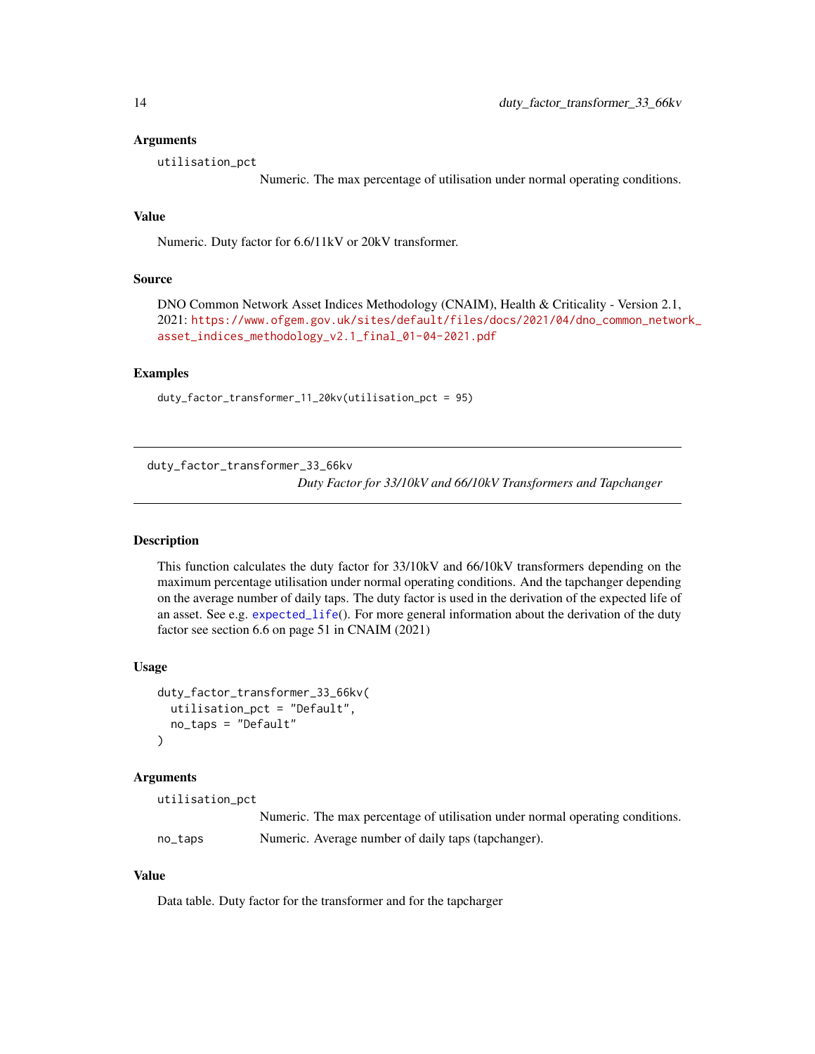### Arguments

`utilisation_pct`
: Numeric. The max percentage of utilisation under normal operating conditions.

### Value

Numeric. Duty factor for 6.6/11kV or 20kV transformer.

### Source

DNO Common Network Asset Indices Methodology (CNAIM), Health & Criticality - Version 2.1, 2021: https://www.ofgem.gov.uk/sites/default/files/docs/2021/04/dno_common_network_asset_indices_methodology_v2.1_final_01-04-2021.pdf

### Examples

```
duty_factor_transformer_11_20kv(utilisation_pct = 95)
```

---

## duty_factor_transformer_33_66kv

*Duty Factor for 33/10kV and 66/10kV Transformers and Tapchanger*

---

### Description

This function calculates the duty factor for 33/10kV and 66/10kV transformers depending on the maximum percentage utilisation under normal operating conditions. And the tapchanger depending on the average number of daily taps. The duty factor is used in the derivation of the expected life of an asset. See e.g. `expected_life()`. For more general information about the derivation of the duty factor see section 6.6 on page 51 in CNAIM (2021)

### Usage

```
duty_factor_transformer_33_66kv(
  utilisation_pct = "Default",
  no_taps = "Default"
)
```

### Arguments

`utilisation_pct`
: Numeric. The max percentage of utilisation under normal operating conditions.

`no_taps`
: Numeric. Average number of daily taps (tapchanger).

### Value

Data table. Duty factor for the transformer and for the tapcharger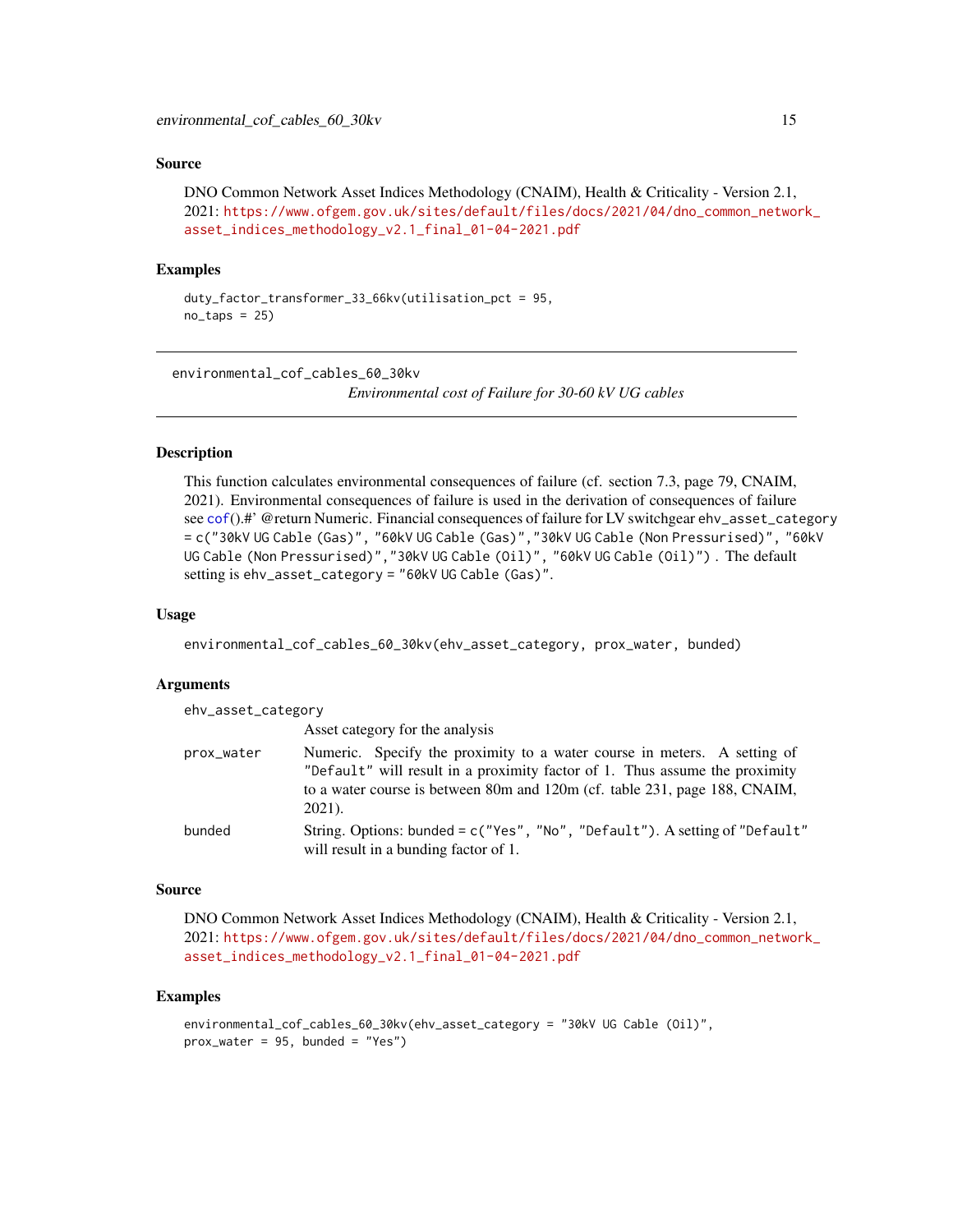### Source

DNO Common Network Asset Indices Methodology (CNAIM), Health & Criticality - Version 2.1, 2021: https://www.ofgem.gov.uk/sites/default/files/docs/2021/04/dno_common_network_asset_indices_methodology_v2.1_final_01-04-2021.pdf

### Examples

```
duty_factor_transformer_33_66kv(utilisation_pct = 95,
no_taps = 25)
```

---

## environmental_cof_cables_60_30kv

*Environmental cost of Failure for 30-60 kV UG cables*

---

### Description

This function calculates environmental consequences of failure (cf. section 7.3, page 79, CNAIM, 2021). Environmental consequences of failure is used in the derivation of consequences of failure see cof().#' @return Numeric. Financial consequences of failure for LV switchgear `ehv_asset_category = c("30kV UG Cable (Gas)", "60kV UG Cable (Gas)","30kV UG Cable (Non Pressurised)", "60kV UG Cable (Non Pressurised)","30kV UG Cable (Oil)", "60kV UG Cable (Oil)")`. The default setting is `ehv_asset_category = "60kV UG Cable (Gas)"`.

### Usage

```
environmental_cof_cables_60_30kv(ehv_asset_category, prox_water, bunded)
```

### Arguments

| | |
|---|---|
| `ehv_asset_category` | Asset category for the analysis |
| `prox_water` | Numeric. Specify the proximity to a water course in meters. A setting of `"Default"` will result in a proximity factor of 1. Thus assume the proximity to a water course is between 80m and 120m (cf. table 231, page 188, CNAIM, 2021). |
| `bunded` | String. Options: `bunded = c("Yes", "No", "Default")`. A setting of `"Default"` will result in a bunding factor of 1. |

### Source

DNO Common Network Asset Indices Methodology (CNAIM), Health & Criticality - Version 2.1, 2021: https://www.ofgem.gov.uk/sites/default/files/docs/2021/04/dno_common_network_asset_indices_methodology_v2.1_final_01-04-2021.pdf

### Examples

```
environmental_cof_cables_60_30kv(ehv_asset_category = "30kV UG Cable (Oil)",
prox_water = 95, bunded = "Yes")
```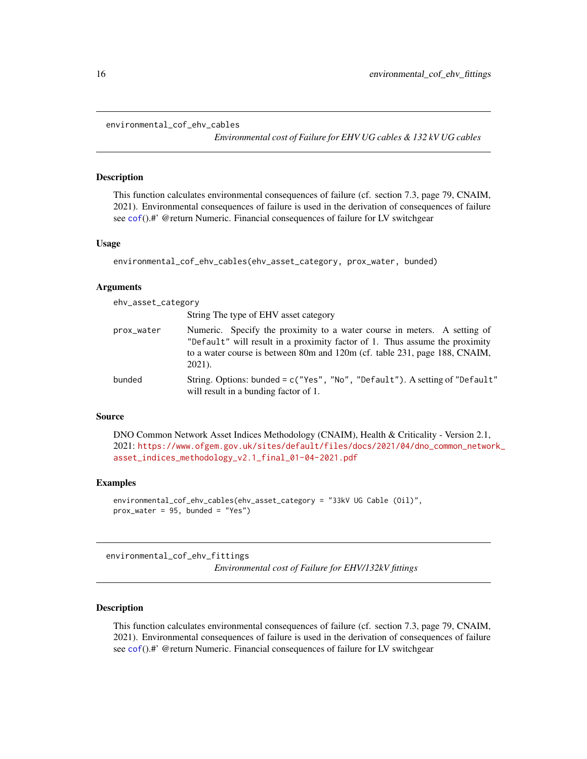## environmental_cof_ehv_cables

*Environmental cost of Failure for EHV UG cables & 132 kV UG cables*

### Description

This function calculates environmental consequences of failure (cf. section 7.3, page 79, CNAIM, 2021). Environmental consequences of failure is used in the derivation of consequences of failure see cof().#' @return Numeric. Financial consequences of failure for LV switchgear

### Usage

```
environmental_cof_ehv_cables(ehv_asset_category, prox_water, bunded)
```

### Arguments

| | |
|---|---|
| ehv_asset_category | String The type of EHV asset category |
| prox_water | Numeric. Specify the proximity to a water course in meters. A setting of "Default" will result in a proximity factor of 1. Thus assume the proximity to a water course is between 80m and 120m (cf. table 231, page 188, CNAIM, 2021). |
| bunded | String. Options: bunded = c("Yes", "No", "Default"). A setting of "Default" will result in a bunding factor of 1. |

### Source

DNO Common Network Asset Indices Methodology (CNAIM), Health & Criticality - Version 2.1, 2021: https://www.ofgem.gov.uk/sites/default/files/docs/2021/04/dno_common_network_asset_indices_methodology_v2.1_final_01-04-2021.pdf

### Examples

```
environmental_cof_ehv_cables(ehv_asset_category = "33kV UG Cable (Oil)",
prox_water = 95, bunded = "Yes")
```

## environmental_cof_ehv_fittings

*Environmental cost of Failure for EHV/132kV fittings*

### Description

This function calculates environmental consequences of failure (cf. section 7.3, page 79, CNAIM, 2021). Environmental consequences of failure is used in the derivation of consequences of failure see cof().#' @return Numeric. Financial consequences of failure for LV switchgear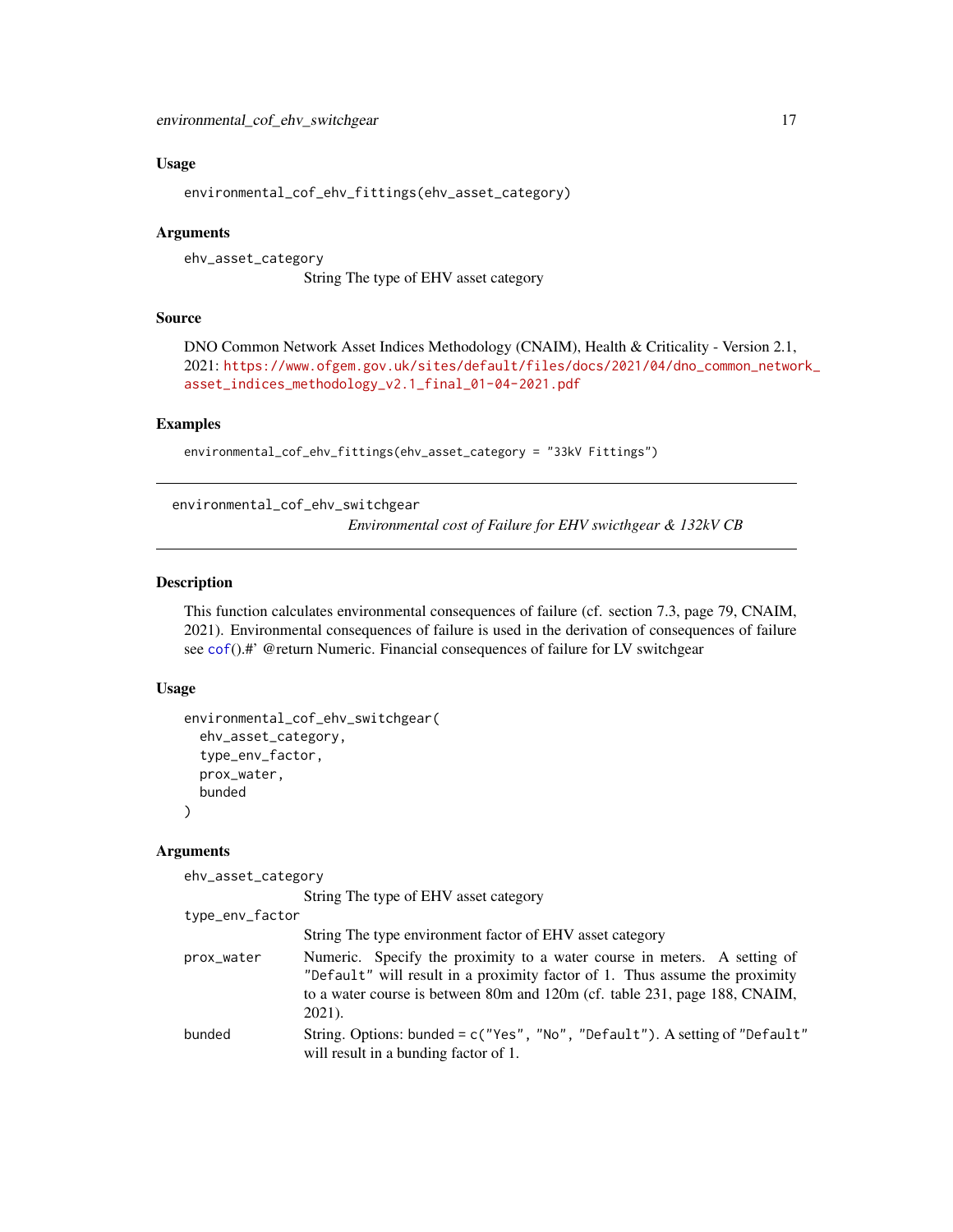### Usage

```
environmental_cof_ehv_fittings(ehv_asset_category)
```

### Arguments

`ehv_asset_category`
String The type of EHV asset category

### Source

DNO Common Network Asset Indices Methodology (CNAIM), Health & Criticality - Version 2.1, 2021: https://www.ofgem.gov.uk/sites/default/files/docs/2021/04/dno_common_network_asset_indices_methodology_v2.1_final_01-04-2021.pdf

### Examples

```
environmental_cof_ehv_fittings(ehv_asset_category = "33kV Fittings")
```

---

## environmental_cof_ehv_switchgear

*Environmental cost of Failure for EHV swicthgear & 132kV CB*

---

### Description

This function calculates environmental consequences of failure (cf. section 7.3, page 79, CNAIM, 2021). Environmental consequences of failure is used in the derivation of consequences of failure see cof().#' @return Numeric. Financial consequences of failure for LV switchgear

### Usage

```
environmental_cof_ehv_switchgear(
  ehv_asset_category,
  type_env_factor,
  prox_water,
  bunded
)
```

### Arguments

| | |
|---|---|
| `ehv_asset_category` | String The type of EHV asset category |
| `type_env_factor` | String The type environment factor of EHV asset category |
| `prox_water` | Numeric. Specify the proximity to a water course in meters. A setting of `"Default"` will result in a proximity factor of 1. Thus assume the proximity to a water course is between 80m and 120m (cf. table 231, page 188, CNAIM, 2021). |
| `bunded` | String. Options: `bunded = c("Yes", "No", "Default")`. A setting of `"Default"` will result in a bunding factor of 1. |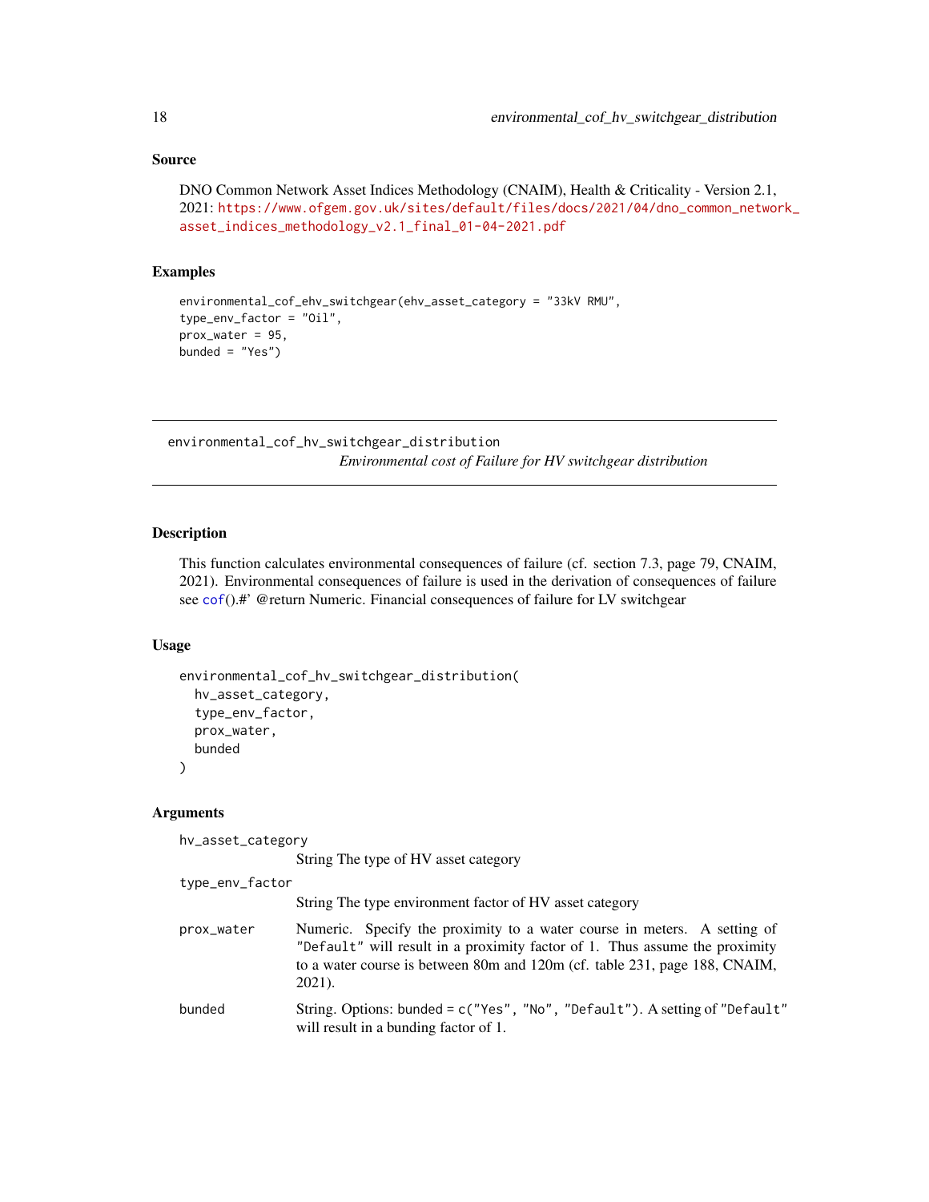## Source

DNO Common Network Asset Indices Methodology (CNAIM), Health & Criticality - Version 2.1, 2021: https://www.ofgem.gov.uk/sites/default/files/docs/2021/04/dno_common_network_asset_indices_methodology_v2.1_final_01-04-2021.pdf

## Examples

```
environmental_cof_ehv_switchgear(ehv_asset_category = "33kV RMU",
type_env_factor = "Oil",
prox_water = 95,
bunded = "Yes")
```

---

# environmental_cof_hv_switchgear_distribution

*Environmental cost of Failure for HV switchgear distribution*

---

## Description

This function calculates environmental consequences of failure (cf. section 7.3, page 79, CNAIM, 2021). Environmental consequences of failure is used in the derivation of consequences of failure see cof().#' @return Numeric. Financial consequences of failure for LV switchgear

## Usage

```
environmental_cof_hv_switchgear_distribution(
  hv_asset_category,
  type_env_factor,
  prox_water,
  bunded
)
```

## Arguments

`hv_asset_category`
String The type of HV asset category

`type_env_factor`
String The type environment factor of HV asset category

`prox_water`
Numeric. Specify the proximity to a water course in meters. A setting of "Default" will result in a proximity factor of 1. Thus assume the proximity to a water course is between 80m and 120m (cf. table 231, page 188, CNAIM, 2021).

`bunded`
String. Options: bunded = c("Yes", "No", "Default"). A setting of "Default" will result in a bunding factor of 1.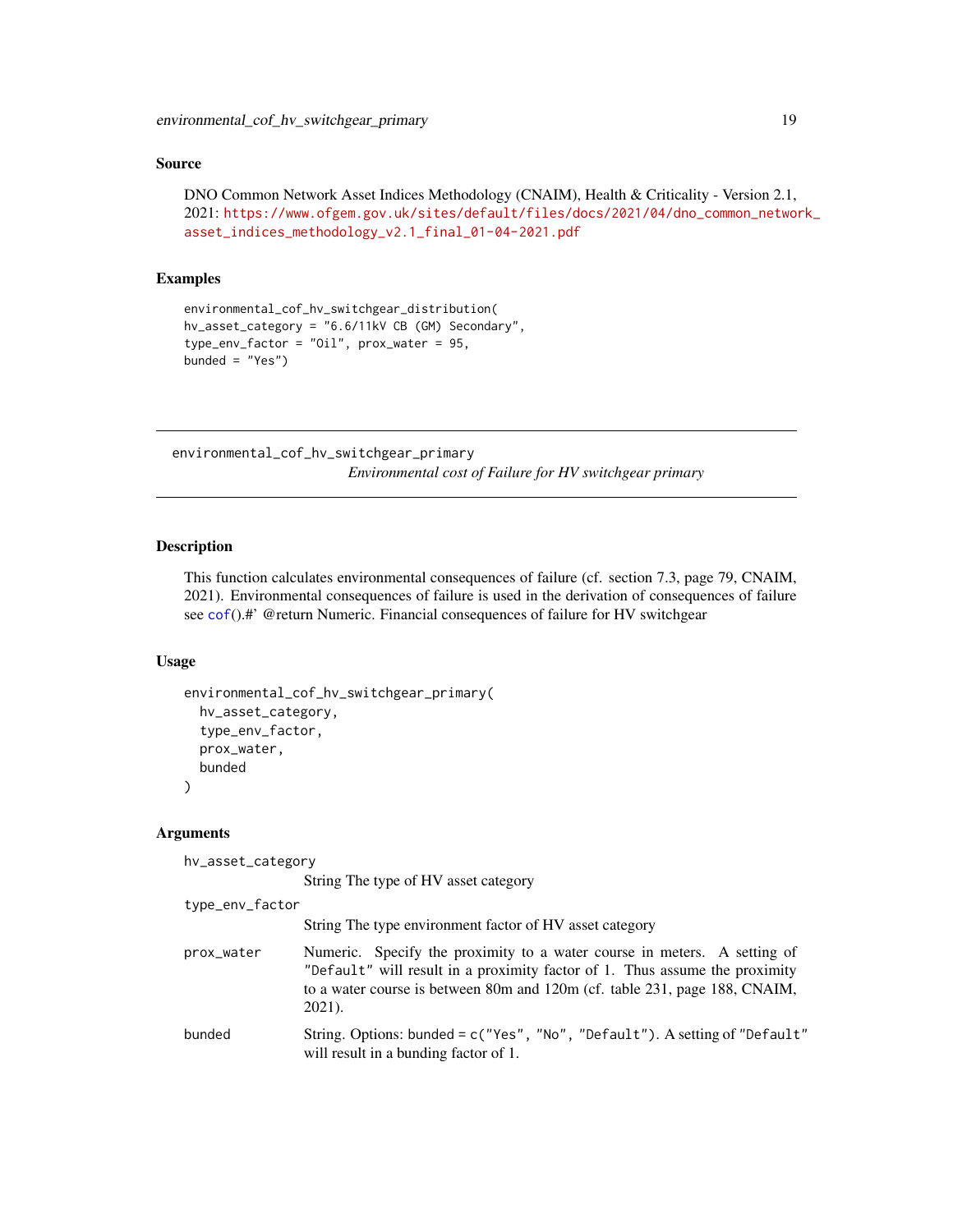## Source

DNO Common Network Asset Indices Methodology (CNAIM), Health & Criticality - Version 2.1, 2021: https://www.ofgem.gov.uk/sites/default/files/docs/2021/04/dno_common_network_asset_indices_methodology_v2.1_final_01-04-2021.pdf

## Examples

```
environmental_cof_hv_switchgear_distribution(
hv_asset_category = "6.6/11kV CB (GM) Secondary",
type_env_factor = "Oil", prox_water = 95,
bunded = "Yes")
```

---

# environmental_cof_hv_switchgear_primary

*Environmental cost of Failure for HV switchgear primary*

---

## Description

This function calculates environmental consequences of failure (cf. section 7.3, page 79, CNAIM, 2021). Environmental consequences of failure is used in the derivation of consequences of failure see cof().#' @return Numeric. Financial consequences of failure for HV switchgear

## Usage

```
environmental_cof_hv_switchgear_primary(
  hv_asset_category,
  type_env_factor,
  prox_water,
  bunded
)
```

## Arguments

| | |
|---|---|
| hv_asset_category | String The type of HV asset category |
| type_env_factor | String The type environment factor of HV asset category |
| prox_water | Numeric. Specify the proximity to a water course in meters. A setting of "Default" will result in a proximity factor of 1. Thus assume the proximity to a water course is between 80m and 120m (cf. table 231, page 188, CNAIM, 2021). |
| bunded | String. Options: bunded = c("Yes", "No", "Default"). A setting of "Default" will result in a bunding factor of 1. |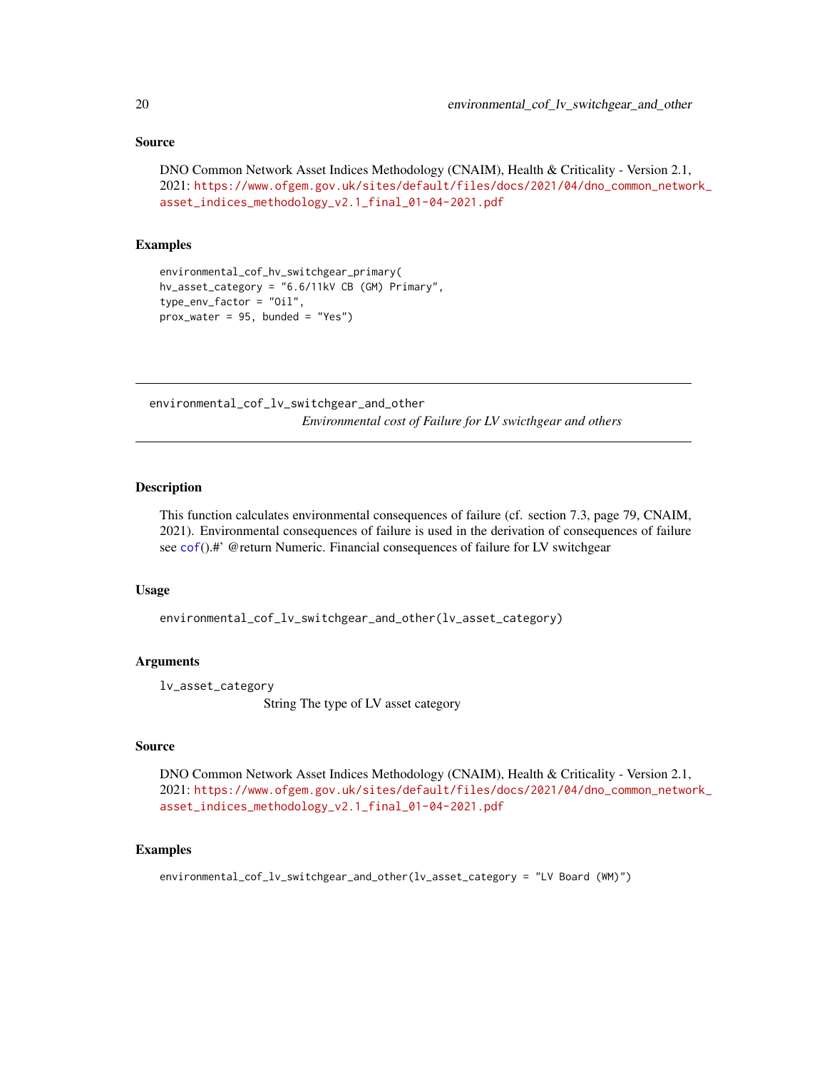## Source

DNO Common Network Asset Indices Methodology (CNAIM), Health & Criticality - Version 2.1, 2021: https://www.ofgem.gov.uk/sites/default/files/docs/2021/04/dno_common_network_asset_indices_methodology_v2.1_final_01-04-2021.pdf

## Examples

```
environmental_cof_hv_switchgear_primary(
hv_asset_category = "6.6/11kV CB (GM) Primary",
type_env_factor = "Oil",
prox_water = 95, bunded = "Yes")
```

---

# environmental_cof_lv_switchgear_and_other

*Environmental cost of Failure for LV swicthgear and others*

---

## Description

This function calculates environmental consequences of failure (cf. section 7.3, page 79, CNAIM, 2021). Environmental consequences of failure is used in the derivation of consequences of failure see cof().#' @return Numeric. Financial consequences of failure for LV switchgear

## Usage

```
environmental_cof_lv_switchgear_and_other(lv_asset_category)
```

## Arguments

lv_asset_category
String The type of LV asset category

## Source

DNO Common Network Asset Indices Methodology (CNAIM), Health & Criticality - Version 2.1, 2021: https://www.ofgem.gov.uk/sites/default/files/docs/2021/04/dno_common_network_asset_indices_methodology_v2.1_final_01-04-2021.pdf

## Examples

```
environmental_cof_lv_switchgear_and_other(lv_asset_category = "LV Board (WM)")
```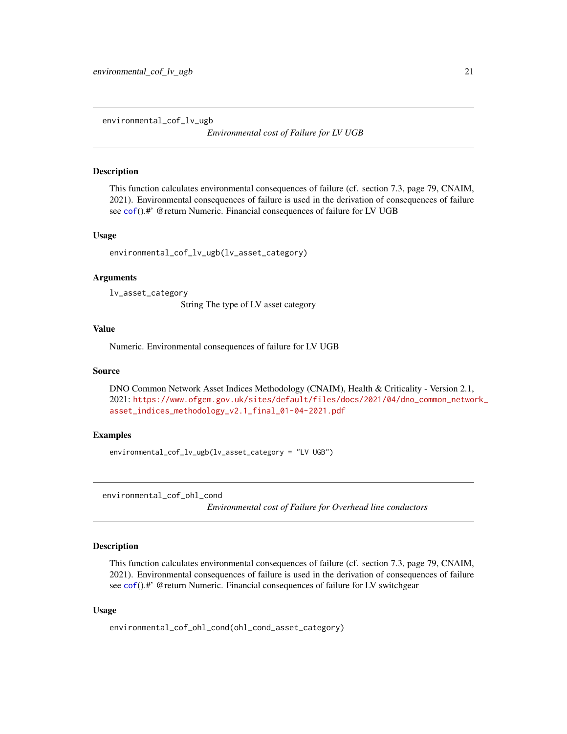## environmental_cof_lv_ugb

*Environmental cost of Failure for LV UGB*

### Description

This function calculates environmental consequences of failure (cf. section 7.3, page 79, CNAIM, 2021). Environmental consequences of failure is used in the derivation of consequences of failure see cof().#' @return Numeric. Financial consequences of failure for LV UGB

### Usage

```
environmental_cof_lv_ugb(lv_asset_category)
```

### Arguments

`lv_asset_category`
String The type of LV asset category

### Value

Numeric. Environmental consequences of failure for LV UGB

### Source

DNO Common Network Asset Indices Methodology (CNAIM), Health & Criticality - Version 2.1, 2021: https://www.ofgem.gov.uk/sites/default/files/docs/2021/04/dno_common_network_asset_indices_methodology_v2.1_final_01-04-2021.pdf

### Examples

```
environmental_cof_lv_ugb(lv_asset_category = "LV UGB")
```

## environmental_cof_ohl_cond

*Environmental cost of Failure for Overhead line conductors*

### Description

This function calculates environmental consequences of failure (cf. section 7.3, page 79, CNAIM, 2021). Environmental consequences of failure is used in the derivation of consequences of failure see cof().#' @return Numeric. Financial consequences of failure for LV switchgear

### Usage

```
environmental_cof_ohl_cond(ohl_cond_asset_category)
```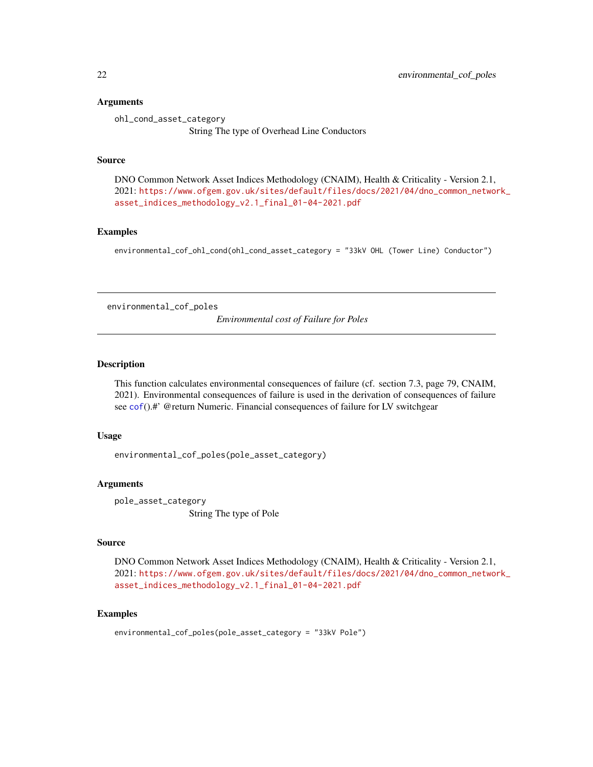## Arguments

ohl_cond_asset_category
: String The type of Overhead Line Conductors

## Source

DNO Common Network Asset Indices Methodology (CNAIM), Health & Criticality - Version 2.1, 2021: https://www.ofgem.gov.uk/sites/default/files/docs/2021/04/dno_common_network_asset_indices_methodology_v2.1_final_01-04-2021.pdf

## Examples

```
environmental_cof_ohl_cond(ohl_cond_asset_category = "33kV OHL (Tower Line) Conductor")
```

---

# environmental_cof_poles

*Environmental cost of Failure for Poles*

---

## Description

This function calculates environmental consequences of failure (cf. section 7.3, page 79, CNAIM, 2021). Environmental consequences of failure is used in the derivation of consequences of failure see cof().#' @return Numeric. Financial consequences of failure for LV switchgear

## Usage

```
environmental_cof_poles(pole_asset_category)
```

## Arguments

pole_asset_category
: String The type of Pole

## Source

DNO Common Network Asset Indices Methodology (CNAIM), Health & Criticality - Version 2.1, 2021: https://www.ofgem.gov.uk/sites/default/files/docs/2021/04/dno_common_network_asset_indices_methodology_v2.1_final_01-04-2021.pdf

## Examples

```
environmental_cof_poles(pole_asset_category = "33kV Pole")
```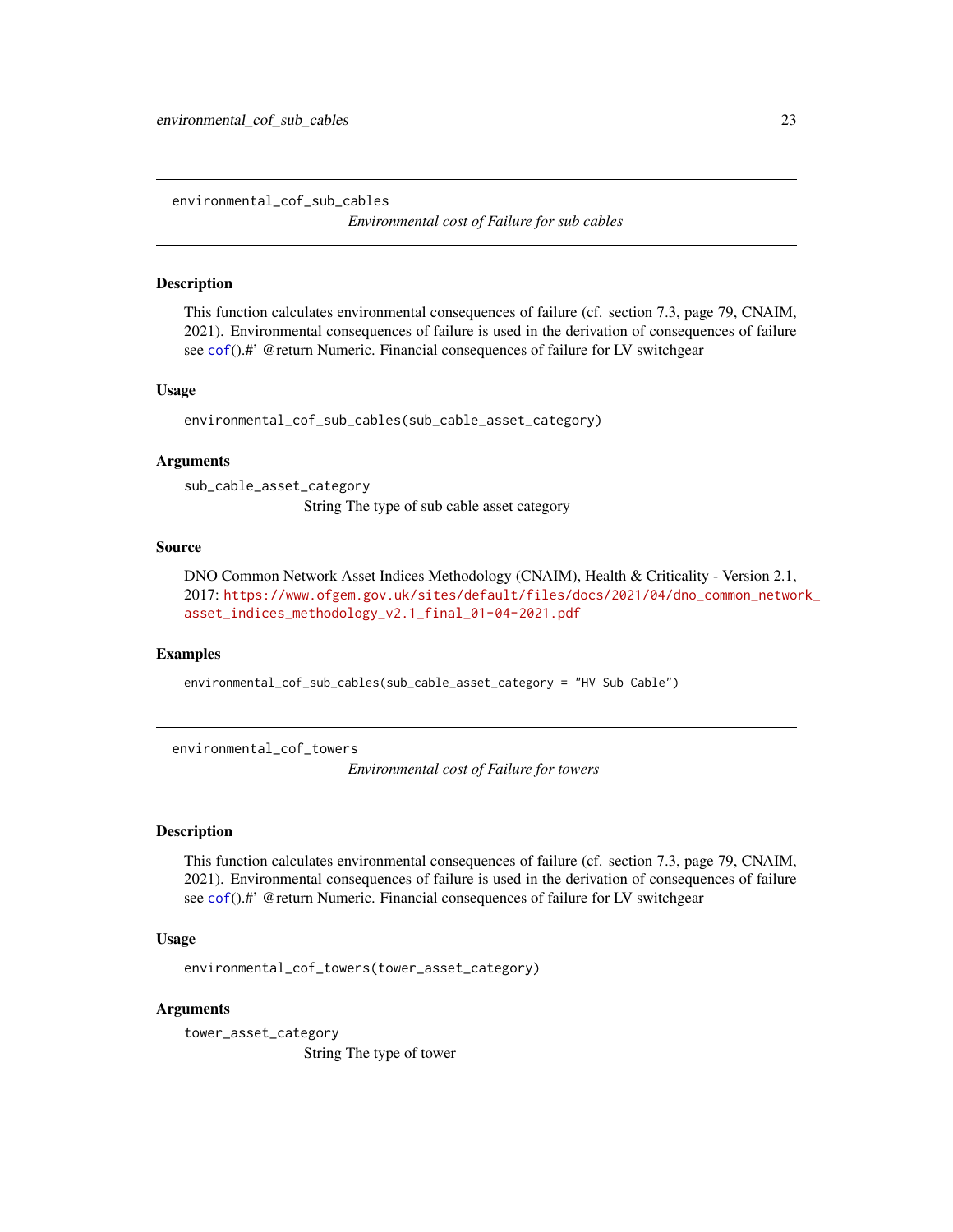## environmental_cof_sub_cables

*Environmental cost of Failure for sub cables*

### Description

This function calculates environmental consequences of failure (cf. section 7.3, page 79, CNAIM, 2021). Environmental consequences of failure is used in the derivation of consequences of failure see cof().#' @return Numeric. Financial consequences of failure for LV switchgear

### Usage

```
environmental_cof_sub_cables(sub_cable_asset_category)
```

### Arguments

`sub_cable_asset_category`
String The type of sub cable asset category

### Source

DNO Common Network Asset Indices Methodology (CNAIM), Health & Criticality - Version 2.1, 2017: https://www.ofgem.gov.uk/sites/default/files/docs/2021/04/dno_common_network_asset_indices_methodology_v2.1_final_01-04-2021.pdf

### Examples

```
environmental_cof_sub_cables(sub_cable_asset_category = "HV Sub Cable")
```

## environmental_cof_towers

*Environmental cost of Failure for towers*

### Description

This function calculates environmental consequences of failure (cf. section 7.3, page 79, CNAIM, 2021). Environmental consequences of failure is used in the derivation of consequences of failure see cof().#' @return Numeric. Financial consequences of failure for LV switchgear

### Usage

```
environmental_cof_towers(tower_asset_category)
```

### Arguments

`tower_asset_category`
String The type of tower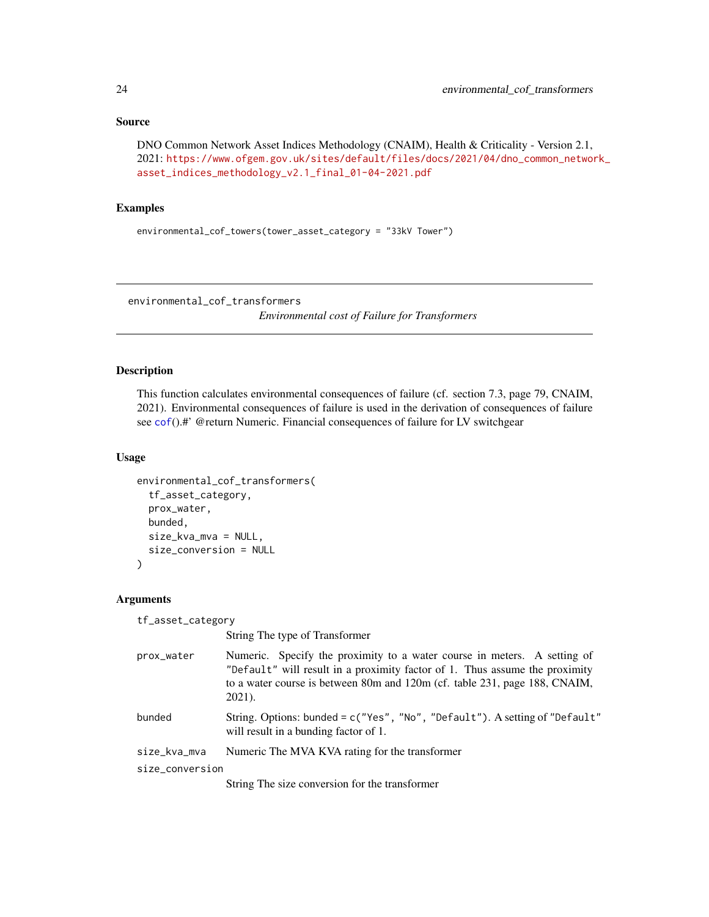## Source

DNO Common Network Asset Indices Methodology (CNAIM), Health & Criticality - Version 2.1, 2021: https://www.ofgem.gov.uk/sites/default/files/docs/2021/04/dno_common_network_asset_indices_methodology_v2.1_final_01-04-2021.pdf

## Examples

```
environmental_cof_towers(tower_asset_category = "33kV Tower")
```

---

# environmental_cof_transformers

*Environmental cost of Failure for Transformers*

---

## Description

This function calculates environmental consequences of failure (cf. section 7.3, page 79, CNAIM, 2021). Environmental consequences of failure is used in the derivation of consequences of failure see cof().#' @return Numeric. Financial consequences of failure for LV switchgear

## Usage

```
environmental_cof_transformers(
  tf_asset_category,
  prox_water,
  bunded,
  size_kva_mva = NULL,
  size_conversion = NULL
)
```

## Arguments

`tf_asset_category`
String The type of Transformer

`prox_water`
Numeric. Specify the proximity to a water course in meters. A setting of "Default" will result in a proximity factor of 1. Thus assume the proximity to a water course is between 80m and 120m (cf. table 231, page 188, CNAIM, 2021).

`bunded`
String. Options: bunded = c("Yes", "No", "Default"). A setting of "Default" will result in a bunding factor of 1.

`size_kva_mva`
Numeric The MVA KVA rating for the transformer

`size_conversion`
String The size conversion for the transformer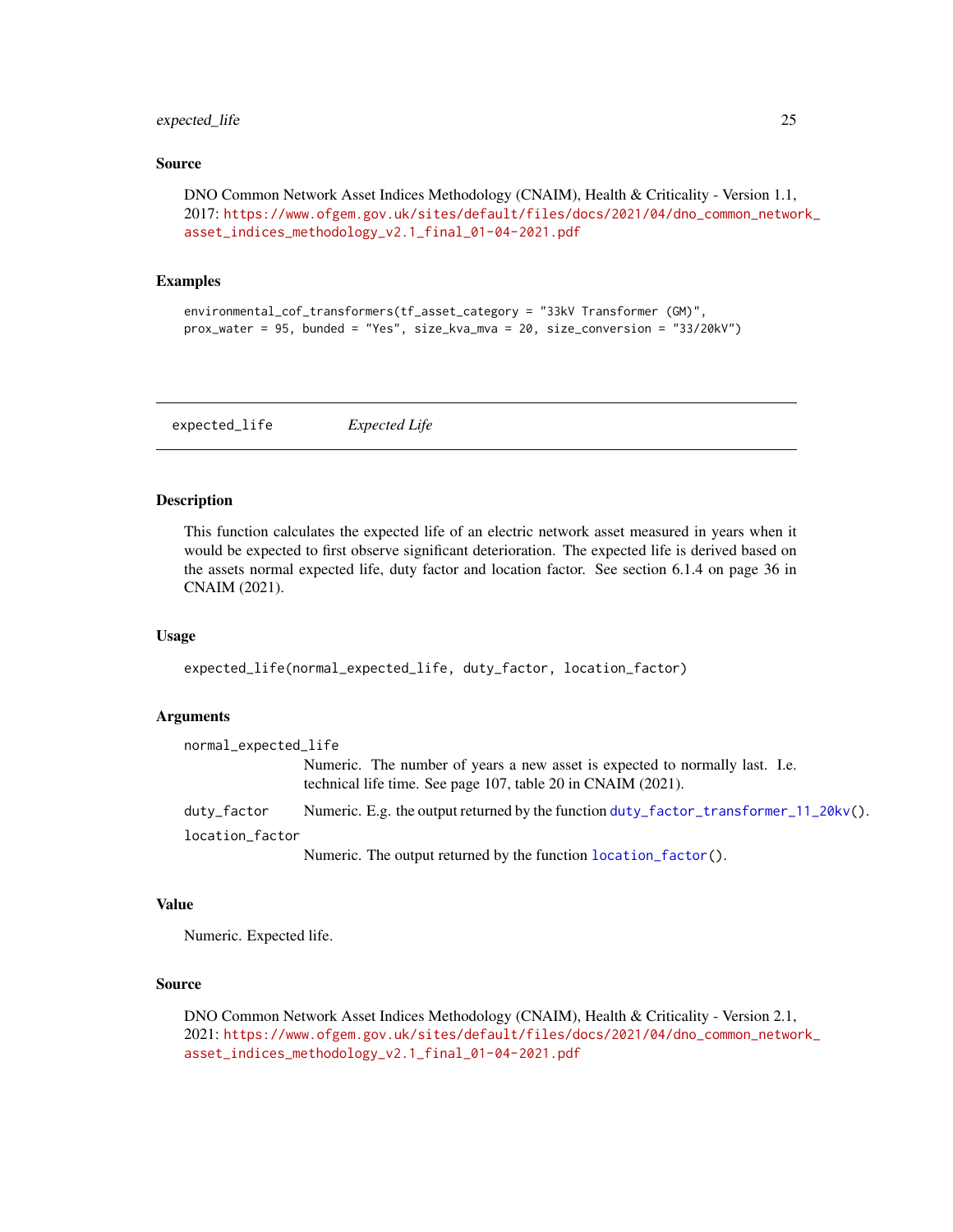### Source

DNO Common Network Asset Indices Methodology (CNAIM), Health & Criticality - Version 1.1, 2017: https://www.ofgem.gov.uk/sites/default/files/docs/2021/04/dno_common_network_asset_indices_methodology_v2.1_final_01-04-2021.pdf

### Examples

```
environmental_cof_transformers(tf_asset_category = "33kV Transformer (GM)",
prox_water = 95, bunded = "Yes", size_kva_mva = 20, size_conversion = "33/20kV")
```

---

## expected_life *Expected Life*

---

### Description

This function calculates the expected life of an electric network asset measured in years when it would be expected to first observe significant deterioration. The expected life is derived based on the assets normal expected life, duty factor and location factor. See section 6.1.4 on page 36 in CNAIM (2021).

### Usage

```
expected_life(normal_expected_life, duty_factor, location_factor)
```

### Arguments

| | |
|---|---|
| normal_expected_life | Numeric. The number of years a new asset is expected to normally last. I.e. technical life time. See page 107, table 20 in CNAIM (2021). |
| duty_factor | Numeric. E.g. the output returned by the function duty_factor_transformer_11_20kv(). |
| location_factor | Numeric. The output returned by the function location_factor(). |

### Value

Numeric. Expected life.

### Source

DNO Common Network Asset Indices Methodology (CNAIM), Health & Criticality - Version 2.1, 2021: https://www.ofgem.gov.uk/sites/default/files/docs/2021/04/dno_common_network_asset_indices_methodology_v2.1_final_01-04-2021.pdf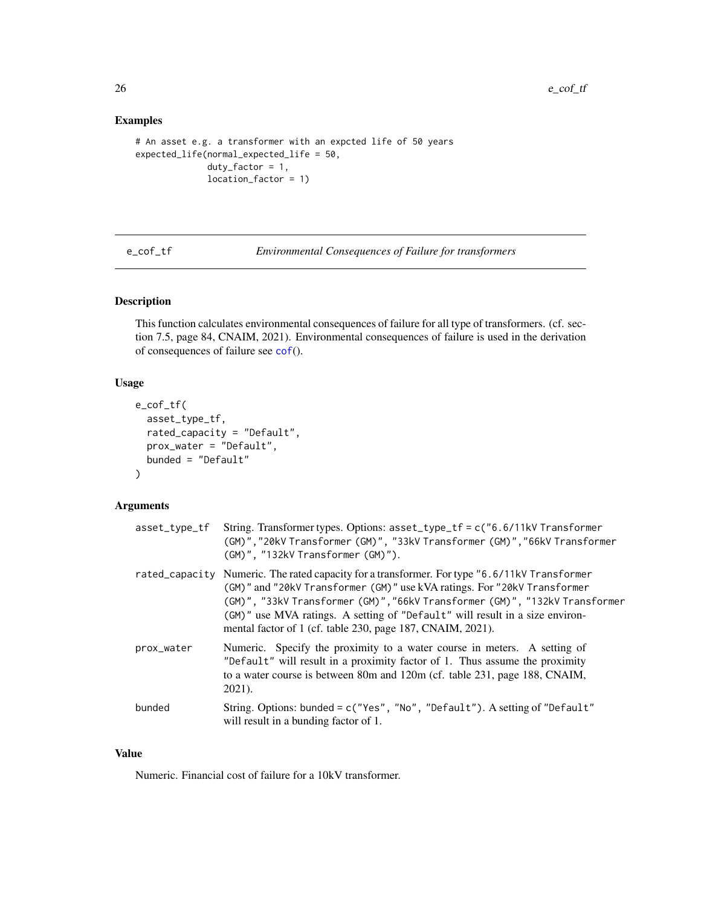## Examples

```
# An asset e.g. a transformer with an expcted life of 50 years
expected_life(normal_expected_life = 50,
              duty_factor = 1,
              location_factor = 1)
```

---

# e_cof_tf — *Environmental Consequences of Failure for transformers*

## Description

This function calculates environmental consequences of failure for all type of transformers. (cf. section 7.5, page 84, CNAIM, 2021). Environmental consequences of failure is used in the derivation of consequences of failure see cof().

## Usage

```
e_cof_tf(
  asset_type_tf,
  rated_capacity = "Default",
  prox_water = "Default",
  bunded = "Default"
)
```

## Arguments

| | |
|---|---|
| asset_type_tf | String. Transformer types. Options: asset_type_tf = c("6.6/11kV Transformer (GM)","20kV Transformer (GM)", "33kV Transformer (GM)","66kV Transformer (GM)", "132kV Transformer (GM)"). |
| rated_capacity | Numeric. The rated capacity for a transformer. For type "6.6/11kV Transformer (GM)" and "20kV Transformer (GM)" use kVA ratings. For "20kV Transformer (GM)", "33kV Transformer (GM)","66kV Transformer (GM)", "132kV Transformer (GM)" use MVA ratings. A setting of "Default" will result in a size environmental factor of 1 (cf. table 230, page 187, CNAIM, 2021). |
| prox_water | Numeric. Specify the proximity to a water course in meters. A setting of "Default" will result in a proximity factor of 1. Thus assume the proximity to a water course is between 80m and 120m (cf. table 231, page 188, CNAIM, 2021). |
| bunded | String. Options: bunded = c("Yes", "No", "Default"). A setting of "Default" will result in a bunding factor of 1. |

## Value

Numeric. Financial cost of failure for a 10kV transformer.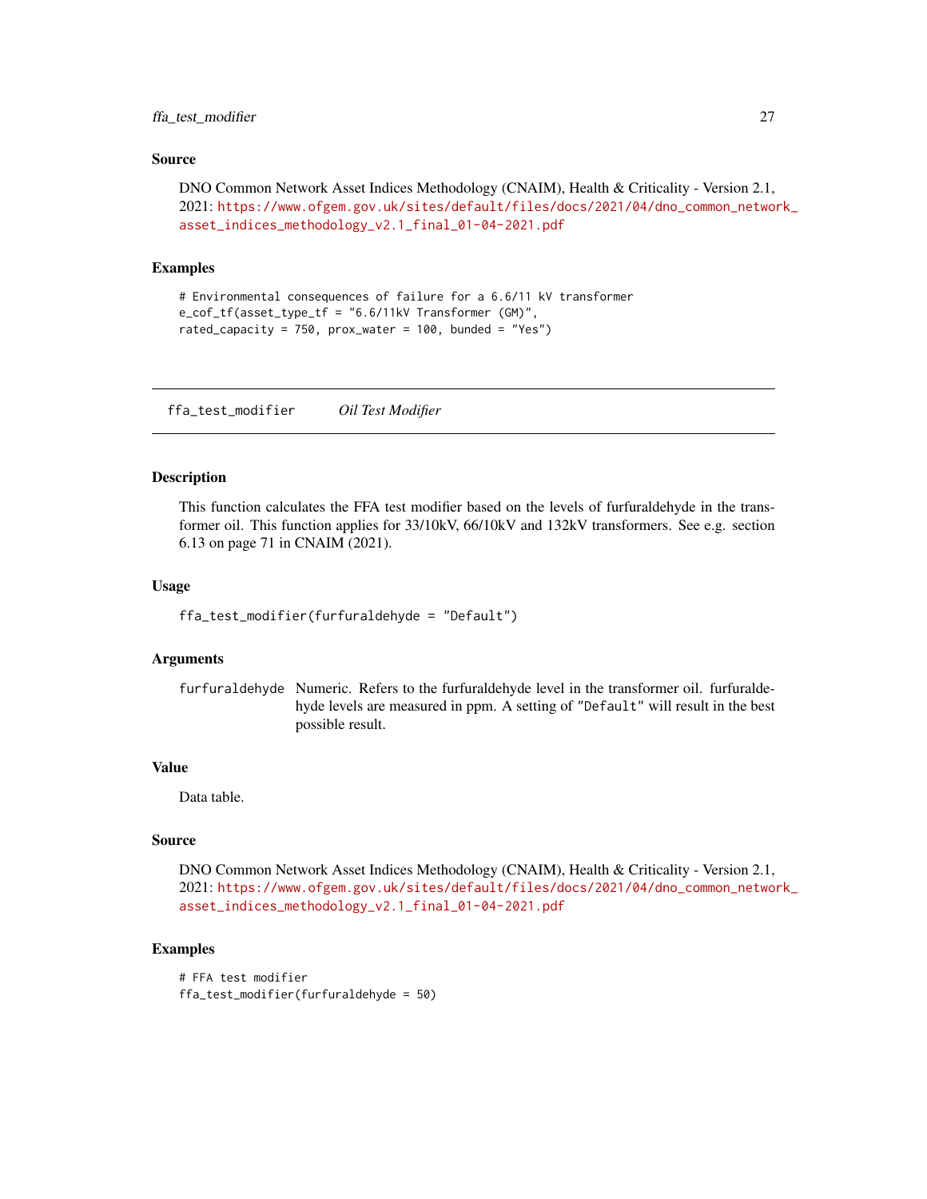### Source

DNO Common Network Asset Indices Methodology (CNAIM), Health & Criticality - Version 2.1, 2021: https://www.ofgem.gov.uk/sites/default/files/docs/2021/04/dno_common_network_asset_indices_methodology_v2.1_final_01-04-2021.pdf

### Examples

```
# Environmental consequences of failure for a 6.6/11 kV transformer
e_cof_tf(asset_type_tf = "6.6/11kV Transformer (GM)",
rated_capacity = 750, prox_water = 100, bunded = "Yes")
```

---

## ffa_test_modifier &nbsp;&nbsp;&nbsp; *Oil Test Modifier*

---

### Description

This function calculates the FFA test modifier based on the levels of furfuraldehyde in the transformer oil. This function applies for 33/10kV, 66/10kV and 132kV transformers. See e.g. section 6.13 on page 71 in CNAIM (2021).

### Usage

```
ffa_test_modifier(furfuraldehyde = "Default")
```

### Arguments

| | |
|---|---|
| furfuraldehyde | Numeric. Refers to the furfuraldehyde level in the transformer oil. furfuraldehyde levels are measured in ppm. A setting of "Default" will result in the best possible result. |

### Value

Data table.

### Source

DNO Common Network Asset Indices Methodology (CNAIM), Health & Criticality - Version 2.1, 2021: https://www.ofgem.gov.uk/sites/default/files/docs/2021/04/dno_common_network_asset_indices_methodology_v2.1_final_01-04-2021.pdf

### Examples

```
# FFA test modifier
ffa_test_modifier(furfuraldehyde = 50)
```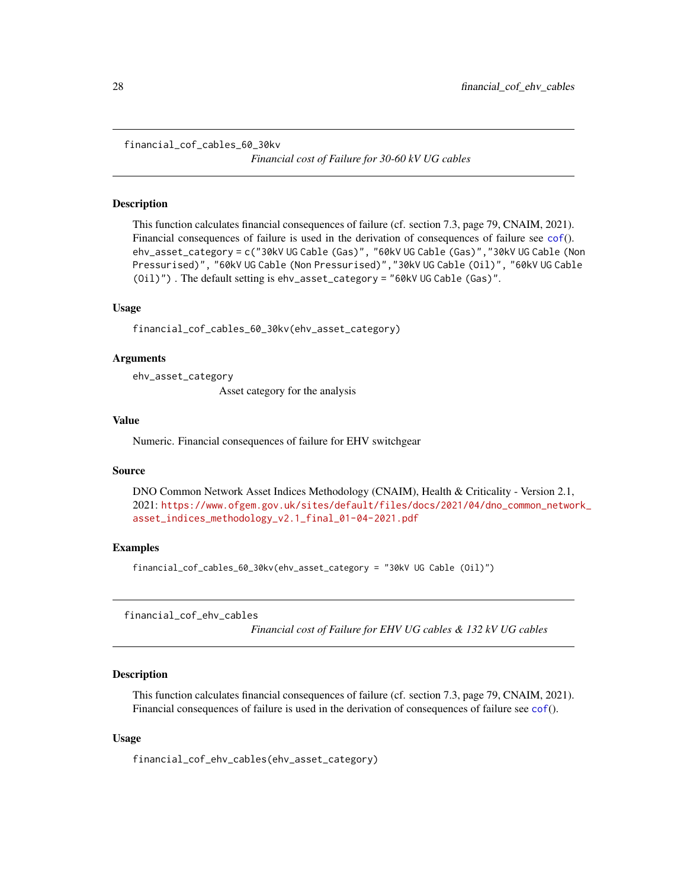## financial_cof_cables_60_30kv

*Financial cost of Failure for 30-60 kV UG cables*

### Description

This function calculates financial consequences of failure (cf. section 7.3, page 79, CNAIM, 2021). Financial consequences of failure is used in the derivation of consequences of failure see `cof()`. `ehv_asset_category = c("30kV UG Cable (Gas)", "60kV UG Cable (Gas)","30kV UG Cable (Non Pressurised)", "60kV UG Cable (Non Pressurised)","30kV UG Cable (Oil)", "60kV UG Cable (Oil)")` . The default setting is `ehv_asset_category = "60kV UG Cable (Gas)"`.

### Usage

```
financial_cof_cables_60_30kv(ehv_asset_category)
```

### Arguments

`ehv_asset_category`
Asset category for the analysis

### Value

Numeric. Financial consequences of failure for EHV switchgear

### Source

DNO Common Network Asset Indices Methodology (CNAIM), Health & Criticality - Version 2.1, 2021: https://www.ofgem.gov.uk/sites/default/files/docs/2021/04/dno_common_network_asset_indices_methodology_v2.1_final_01-04-2021.pdf

### Examples

```
financial_cof_cables_60_30kv(ehv_asset_category = "30kV UG Cable (Oil)")
```

## financial_cof_ehv_cables

*Financial cost of Failure for EHV UG cables & 132 kV UG cables*

### Description

This function calculates financial consequences of failure (cf. section 7.3, page 79, CNAIM, 2021). Financial consequences of failure is used in the derivation of consequences of failure see `cof()`.

### Usage

```
financial_cof_ehv_cables(ehv_asset_category)
```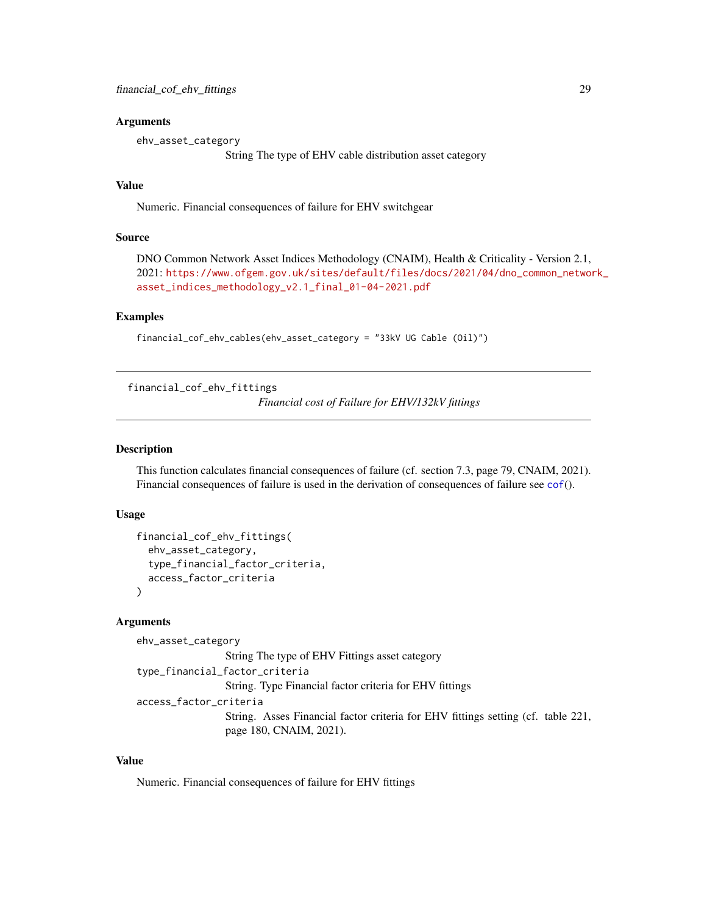### Arguments

ehv_asset_category
String The type of EHV cable distribution asset category

### Value

Numeric. Financial consequences of failure for EHV switchgear

### Source

DNO Common Network Asset Indices Methodology (CNAIM), Health & Criticality - Version 2.1, 2021: https://www.ofgem.gov.uk/sites/default/files/docs/2021/04/dno_common_network_asset_indices_methodology_v2.1_final_01-04-2021.pdf

### Examples

```
financial_cof_ehv_cables(ehv_asset_category = "33kV UG Cable (Oil)")
```

---

## financial_cof_ehv_fittings

*Financial cost of Failure for EHV/132kV fittings*

---

### Description

This function calculates financial consequences of failure (cf. section 7.3, page 79, CNAIM, 2021). Financial consequences of failure is used in the derivation of consequences of failure see cof().

### Usage

```
financial_cof_ehv_fittings(
  ehv_asset_category,
  type_financial_factor_criteria,
  access_factor_criteria
)
```

### Arguments

ehv_asset_category
String The type of EHV Fittings asset category

type_financial_factor_criteria
String. Type Financial factor criteria for EHV fittings

access_factor_criteria
String. Asses Financial factor criteria for EHV fittings setting (cf. table 221, page 180, CNAIM, 2021).

### Value

Numeric. Financial consequences of failure for EHV fittings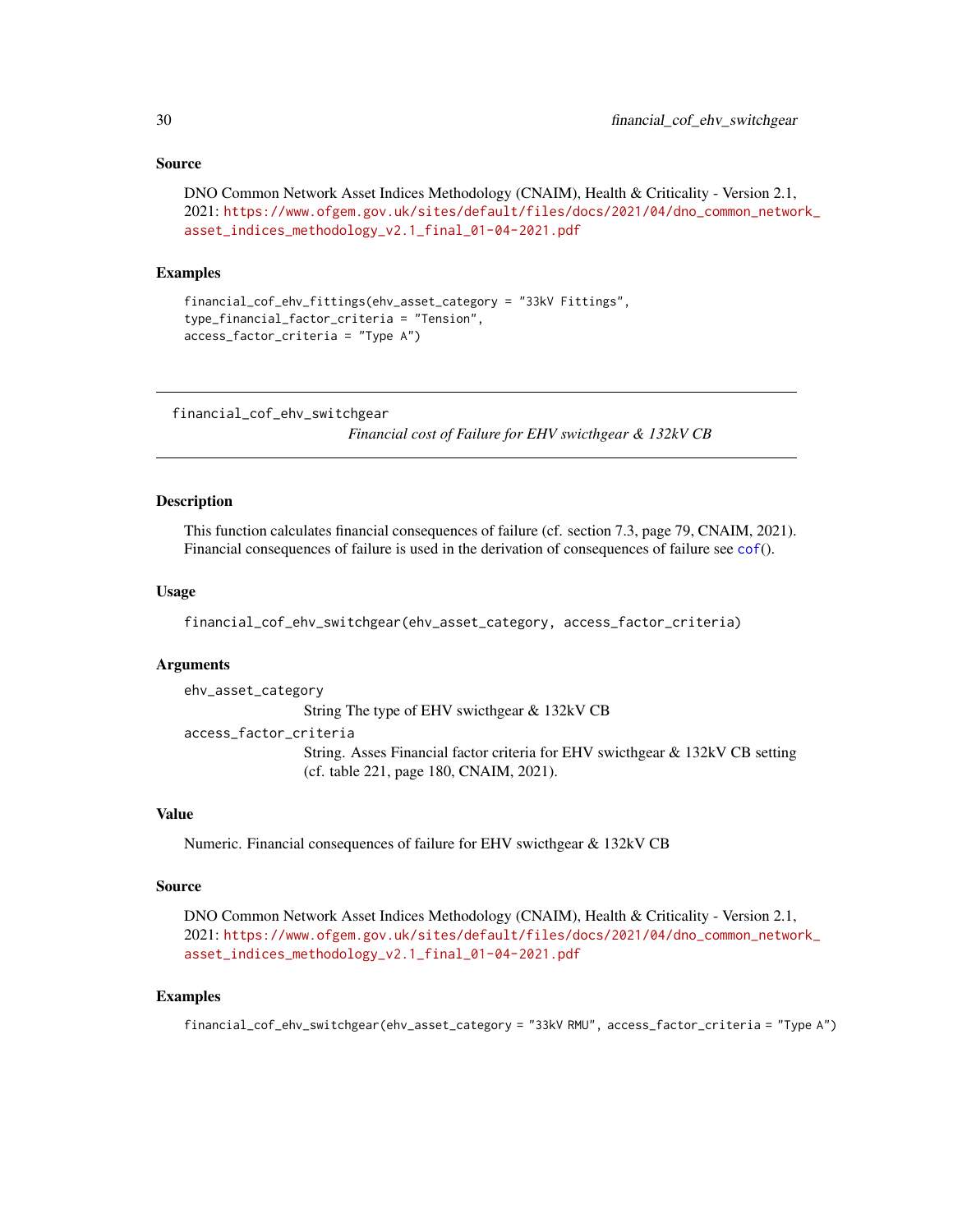### Source

DNO Common Network Asset Indices Methodology (CNAIM), Health & Criticality - Version 2.1, 2021: https://www.ofgem.gov.uk/sites/default/files/docs/2021/04/dno_common_network_asset_indices_methodology_v2.1_final_01-04-2021.pdf

### Examples

```
financial_cof_ehv_fittings(ehv_asset_category = "33kV Fittings",
type_financial_factor_criteria = "Tension",
access_factor_criteria = "Type A")
```

---

## financial_cof_ehv_switchgear

*Financial cost of Failure for EHV swicthgear & 132kV CB*

---

### Description

This function calculates financial consequences of failure (cf. section 7.3, page 79, CNAIM, 2021). Financial consequences of failure is used in the derivation of consequences of failure see cof().

### Usage

```
financial_cof_ehv_switchgear(ehv_asset_category, access_factor_criteria)
```

### Arguments

`ehv_asset_category`
String The type of EHV swicthgear & 132kV CB

`access_factor_criteria`
String. Asses Financial factor criteria for EHV swicthgear & 132kV CB setting (cf. table 221, page 180, CNAIM, 2021).

### Value

Numeric. Financial consequences of failure for EHV swicthgear & 132kV CB

### Source

DNO Common Network Asset Indices Methodology (CNAIM), Health & Criticality - Version 2.1, 2021: https://www.ofgem.gov.uk/sites/default/files/docs/2021/04/dno_common_network_asset_indices_methodology_v2.1_final_01-04-2021.pdf

### Examples

```
financial_cof_ehv_switchgear(ehv_asset_category = "33kV RMU", access_factor_criteria = "Type A")
```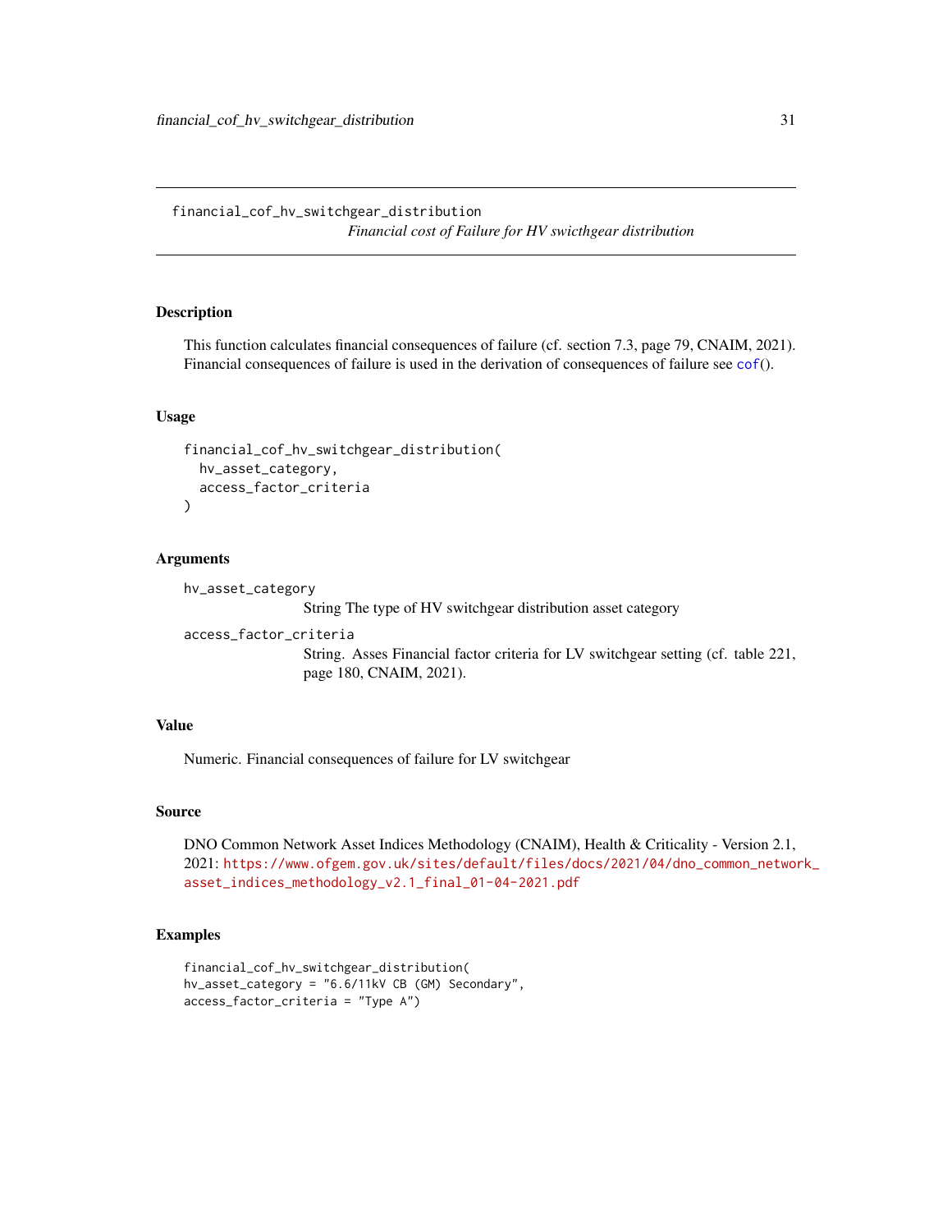financial_cof_hv_switchgear_distribution

*Financial cost of Failure for HV swicthgear distribution*

## Description

This function calculates financial consequences of failure (cf. section 7.3, page 79, CNAIM, 2021). Financial consequences of failure is used in the derivation of consequences of failure see cof().

## Usage

```
financial_cof_hv_switchgear_distribution(
  hv_asset_category,
  access_factor_criteria
)
```

## Arguments

`hv_asset_category`
: String The type of HV switchgear distribution asset category

`access_factor_criteria`
: String. Asses Financial factor criteria for LV switchgear setting (cf. table 221, page 180, CNAIM, 2021).

## Value

Numeric. Financial consequences of failure for LV switchgear

## Source

DNO Common Network Asset Indices Methodology (CNAIM), Health & Criticality - Version 2.1, 2021: https://www.ofgem.gov.uk/sites/default/files/docs/2021/04/dno_common_network_asset_indices_methodology_v2.1_final_01-04-2021.pdf

## Examples

```
financial_cof_hv_switchgear_distribution(
hv_asset_category = "6.6/11kV CB (GM) Secondary",
access_factor_criteria = "Type A")
```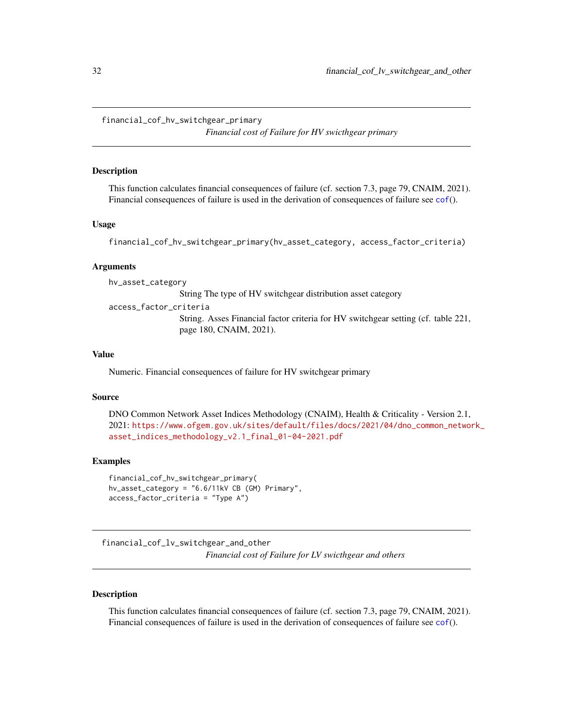## financial_cof_hv_switchgear_primary

*Financial cost of Failure for HV swicthgear primary*

### Description

This function calculates financial consequences of failure (cf. section 7.3, page 79, CNAIM, 2021). Financial consequences of failure is used in the derivation of consequences of failure see cof().

### Usage

```
financial_cof_hv_switchgear_primary(hv_asset_category, access_factor_criteria)
```

### Arguments

`hv_asset_category`
String The type of HV switchgear distribution asset category

`access_factor_criteria`
String. Asses Financial factor criteria for HV switchgear setting (cf. table 221, page 180, CNAIM, 2021).

### Value

Numeric. Financial consequences of failure for HV switchgear primary

### Source

DNO Common Network Asset Indices Methodology (CNAIM), Health & Criticality - Version 2.1, 2021: https://www.ofgem.gov.uk/sites/default/files/docs/2021/04/dno_common_network_asset_indices_methodology_v2.1_final_01-04-2021.pdf

### Examples

```
financial_cof_hv_switchgear_primary(
hv_asset_category = "6.6/11kV CB (GM) Primary",
access_factor_criteria = "Type A")
```

## financial_cof_lv_switchgear_and_other

*Financial cost of Failure for LV swicthgear and others*

### Description

This function calculates financial consequences of failure (cf. section 7.3, page 79, CNAIM, 2021). Financial consequences of failure is used in the derivation of consequences of failure see cof().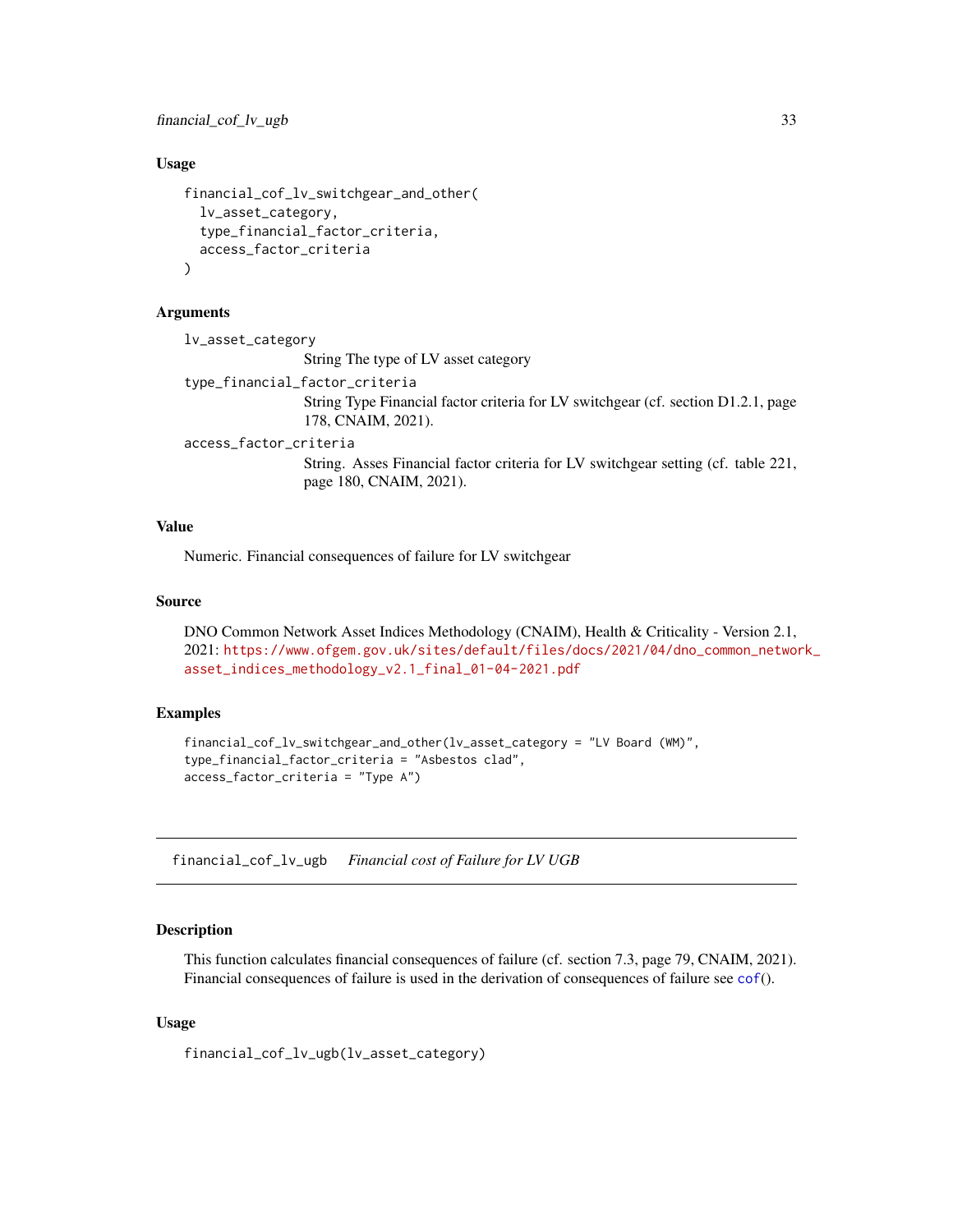### Usage

```
financial_cof_lv_switchgear_and_other(
  lv_asset_category,
  type_financial_factor_criteria,
  access_factor_criteria
)
```

### Arguments

`lv_asset_category`
: String The type of LV asset category

`type_financial_factor_criteria`
: String Type Financial factor criteria for LV switchgear (cf. section D1.2.1, page 178, CNAIM, 2021).

`access_factor_criteria`
: String. Asses Financial factor criteria for LV switchgear setting (cf. table 221, page 180, CNAIM, 2021).

### Value

Numeric. Financial consequences of failure for LV switchgear

### Source

DNO Common Network Asset Indices Methodology (CNAIM), Health & Criticality - Version 2.1, 2021: https://www.ofgem.gov.uk/sites/default/files/docs/2021/04/dno_common_network_asset_indices_methodology_v2.1_final_01-04-2021.pdf

### Examples

```
financial_cof_lv_switchgear_and_other(lv_asset_category = "LV Board (WM)",
type_financial_factor_criteria = "Asbestos clad",
access_factor_criteria = "Type A")
```

---

## financial_cof_lv_ugb    *Financial cost of Failure for LV UGB*

---

### Description

This function calculates financial consequences of failure (cf. section 7.3, page 79, CNAIM, 2021). Financial consequences of failure is used in the derivation of consequences of failure see `cof()`.

### Usage

```
financial_cof_lv_ugb(lv_asset_category)
```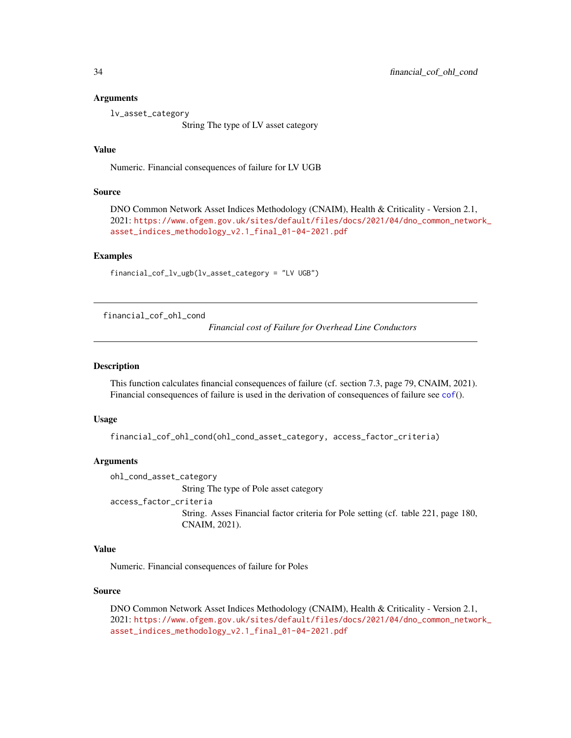### Arguments

`lv_asset_category`
String The type of LV asset category

### Value

Numeric. Financial consequences of failure for LV UGB

### Source

DNO Common Network Asset Indices Methodology (CNAIM), Health & Criticality - Version 2.1, 2021: https://www.ofgem.gov.uk/sites/default/files/docs/2021/04/dno_common_network_asset_indices_methodology_v2.1_final_01-04-2021.pdf

### Examples

```
financial_cof_lv_ugb(lv_asset_category = "LV UGB")
```

---

## financial_cof_ohl_cond

*Financial cost of Failure for Overhead Line Conductors*

---

### Description

This function calculates financial consequences of failure (cf. section 7.3, page 79, CNAIM, 2021). Financial consequences of failure is used in the derivation of consequences of failure see cof().

### Usage

```
financial_cof_ohl_cond(ohl_cond_asset_category, access_factor_criteria)
```

### Arguments

`ohl_cond_asset_category`
String The type of Pole asset category

`access_factor_criteria`
String. Asses Financial factor criteria for Pole setting (cf. table 221, page 180, CNAIM, 2021).

### Value

Numeric. Financial consequences of failure for Poles

### Source

DNO Common Network Asset Indices Methodology (CNAIM), Health & Criticality - Version 2.1, 2021: https://www.ofgem.gov.uk/sites/default/files/docs/2021/04/dno_common_network_asset_indices_methodology_v2.1_final_01-04-2021.pdf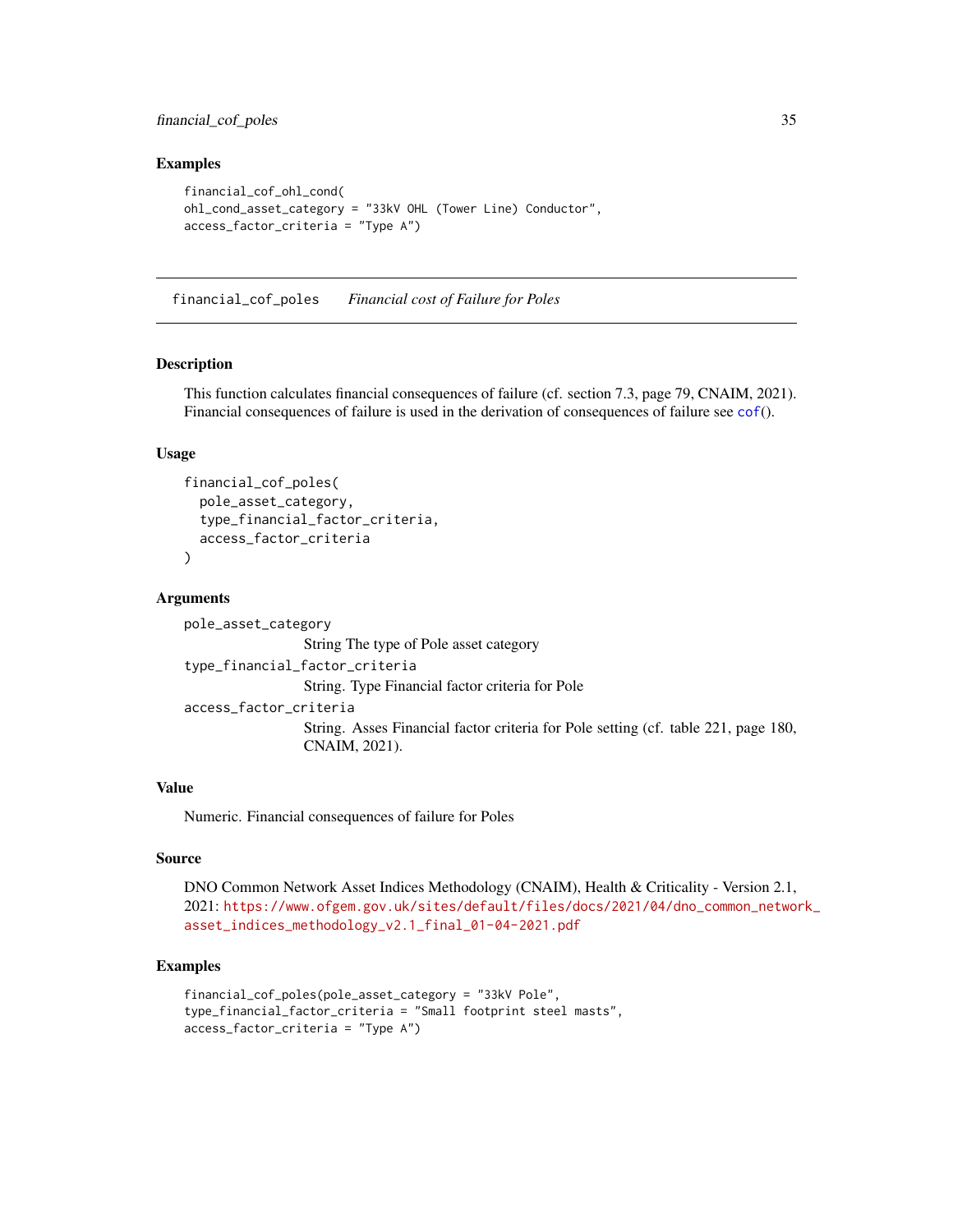### Examples

```
financial_cof_ohl_cond(
ohl_cond_asset_category = "33kV OHL (Tower Line) Conductor",
access_factor_criteria = "Type A")
```

---

## financial_cof_poles    *Financial cost of Failure for Poles*

---

### Description

This function calculates financial consequences of failure (cf. section 7.3, page 79, CNAIM, 2021). Financial consequences of failure is used in the derivation of consequences of failure see cof().

### Usage

```
financial_cof_poles(
  pole_asset_category,
  type_financial_factor_criteria,
  access_factor_criteria
)
```

### Arguments

`pole_asset_category`
String The type of Pole asset category

`type_financial_factor_criteria`
String. Type Financial factor criteria for Pole

`access_factor_criteria`
String. Asses Financial factor criteria for Pole setting (cf. table 221, page 180, CNAIM, 2021).

### Value

Numeric. Financial consequences of failure for Poles

### Source

DNO Common Network Asset Indices Methodology (CNAIM), Health & Criticality - Version 2.1, 2021: https://www.ofgem.gov.uk/sites/default/files/docs/2021/04/dno_common_network_asset_indices_methodology_v2.1_final_01-04-2021.pdf

### Examples

```
financial_cof_poles(pole_asset_category = "33kV Pole",
type_financial_factor_criteria = "Small footprint steel masts",
access_factor_criteria = "Type A")
```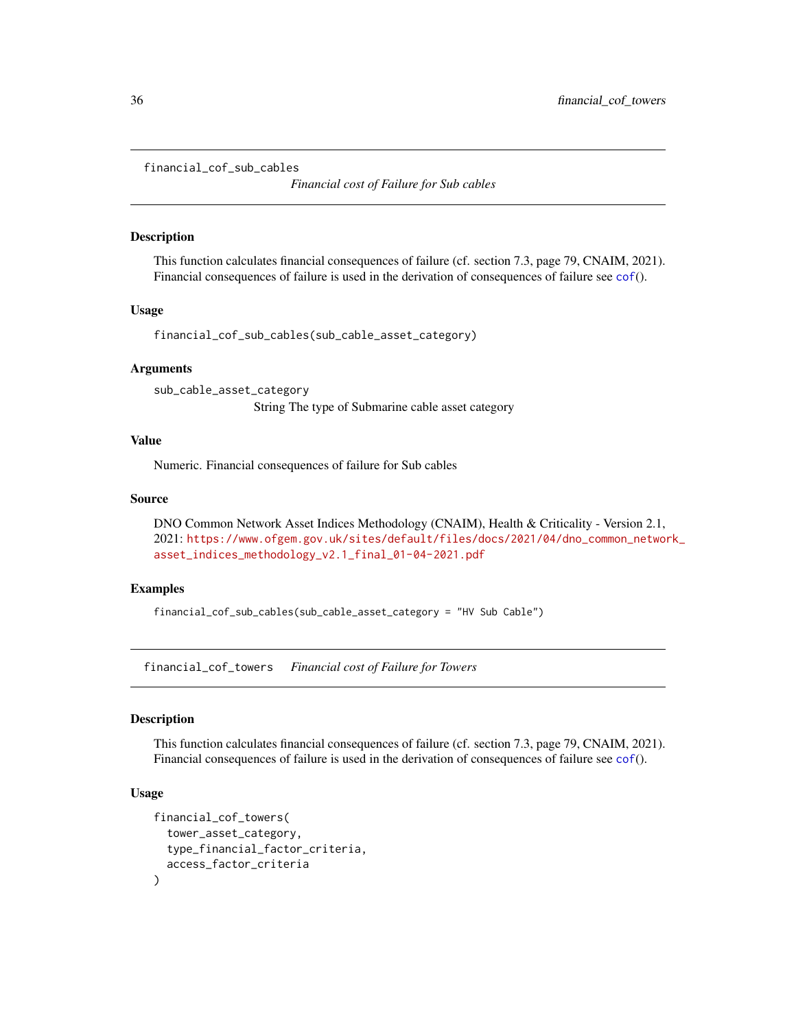## financial_cof_sub_cables

*Financial cost of Failure for Sub cables*

### Description

This function calculates financial consequences of failure (cf. section 7.3, page 79, CNAIM, 2021). Financial consequences of failure is used in the derivation of consequences of failure see cof().

### Usage

```
financial_cof_sub_cables(sub_cable_asset_category)
```

### Arguments

`sub_cable_asset_category`
String The type of Submarine cable asset category

### Value

Numeric. Financial consequences of failure for Sub cables

### Source

DNO Common Network Asset Indices Methodology (CNAIM), Health & Criticality - Version 2.1, 2021: https://www.ofgem.gov.uk/sites/default/files/docs/2021/04/dno_common_network_asset_indices_methodology_v2.1_final_01-04-2021.pdf

### Examples

```
financial_cof_sub_cables(sub_cable_asset_category = "HV Sub Cable")
```

## financial_cof_towers

*Financial cost of Failure for Towers*

### Description

This function calculates financial consequences of failure (cf. section 7.3, page 79, CNAIM, 2021). Financial consequences of failure is used in the derivation of consequences of failure see cof().

### Usage

```
financial_cof_towers(
  tower_asset_category,
  type_financial_factor_criteria,
  access_factor_criteria
)
```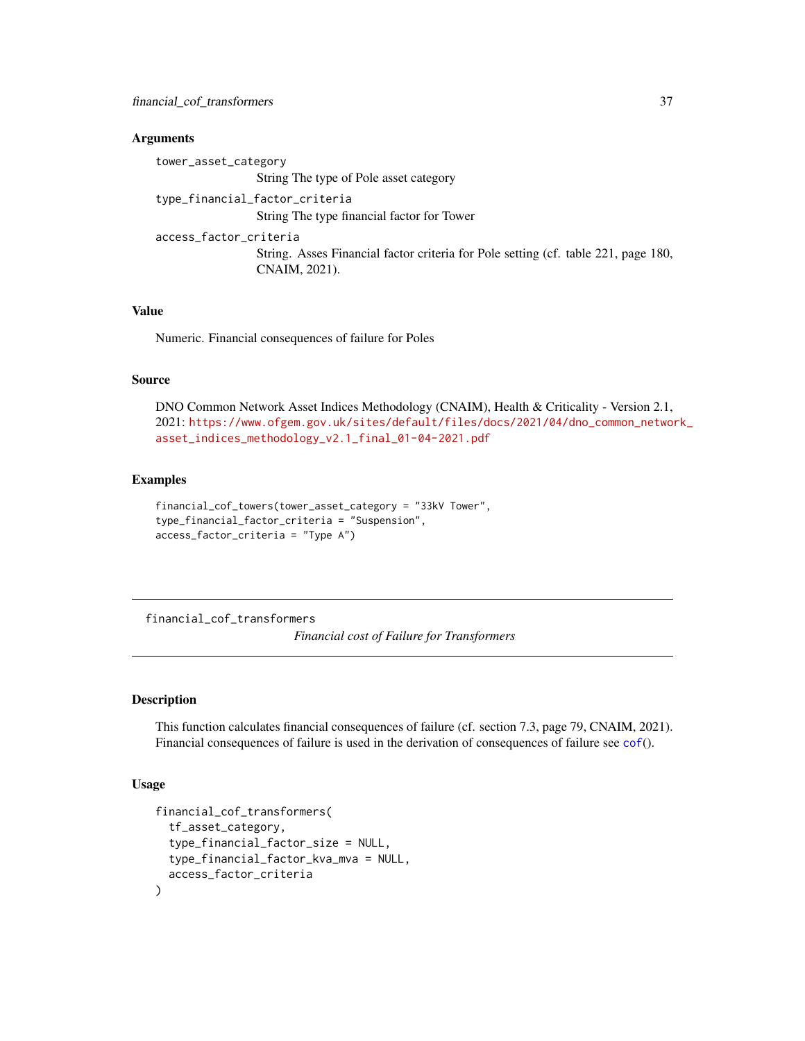### Arguments

`tower_asset_category`
: String The type of Pole asset category

`type_financial_factor_criteria`
: String The type financial factor for Tower

`access_factor_criteria`
: String. Asses Financial factor criteria for Pole setting (cf. table 221, page 180, CNAIM, 2021).

### Value

Numeric. Financial consequences of failure for Poles

### Source

DNO Common Network Asset Indices Methodology (CNAIM), Health & Criticality - Version 2.1, 2021: https://www.ofgem.gov.uk/sites/default/files/docs/2021/04/dno_common_network_asset_indices_methodology_v2.1_final_01-04-2021.pdf

### Examples

```
financial_cof_towers(tower_asset_category = "33kV Tower",
type_financial_factor_criteria = "Suspension",
access_factor_criteria = "Type A")
```

---

## financial_cof_transformers

*Financial cost of Failure for Transformers*

---

### Description

This function calculates financial consequences of failure (cf. section 7.3, page 79, CNAIM, 2021). Financial consequences of failure is used in the derivation of consequences of failure see cof().

### Usage

```
financial_cof_transformers(
  tf_asset_category,
  type_financial_factor_size = NULL,
  type_financial_factor_kva_mva = NULL,
  access_factor_criteria
)
```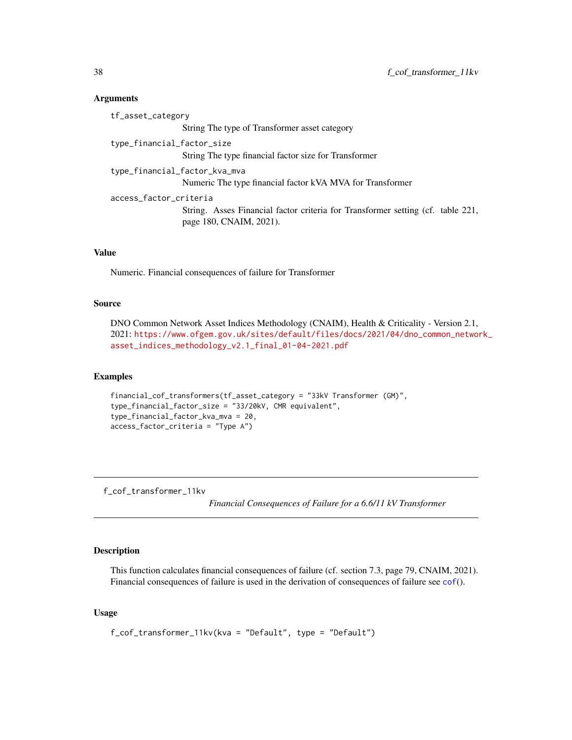### Arguments

`tf_asset_category`
: String The type of Transformer asset category

`type_financial_factor_size`
: String The type financial factor size for Transformer

`type_financial_factor_kva_mva`
: Numeric The type financial factor kVA MVA for Transformer

`access_factor_criteria`
: String. Asses Financial factor criteria for Transformer setting (cf. table 221, page 180, CNAIM, 2021).

### Value

Numeric. Financial consequences of failure for Transformer

### Source

DNO Common Network Asset Indices Methodology (CNAIM), Health & Criticality - Version 2.1, 2021: https://www.ofgem.gov.uk/sites/default/files/docs/2021/04/dno_common_network_asset_indices_methodology_v2.1_final_01-04-2021.pdf

### Examples

```
financial_cof_transformers(tf_asset_category = "33kV Transformer (GM)",
type_financial_factor_size = "33/20kV, CMR equivalent",
type_financial_factor_kva_mva = 20,
access_factor_criteria = "Type A")
```

---

## f_cof_transformer_11kv    *Financial Consequences of Failure for a 6.6/11 kV Transformer*

---

### Description

This function calculates financial consequences of failure (cf. section 7.3, page 79, CNAIM, 2021). Financial consequences of failure is used in the derivation of consequences of failure see cof().

### Usage

```
f_cof_transformer_11kv(kva = "Default", type = "Default")
```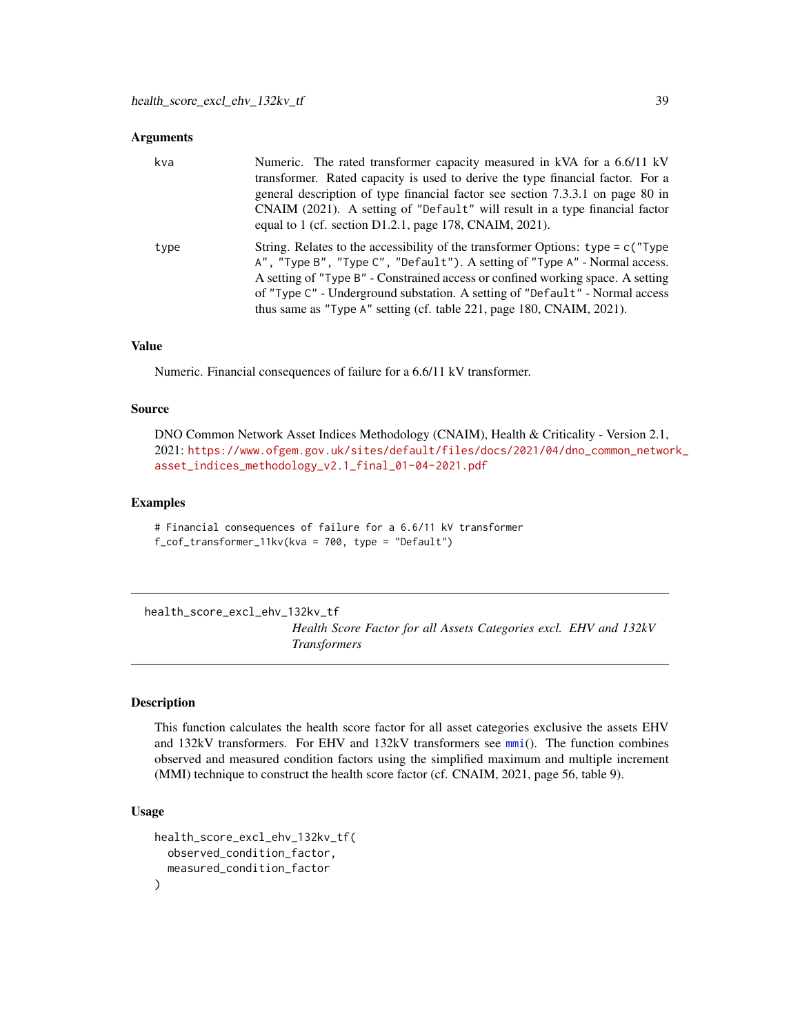### Arguments

| | |
|---|---|
| kva | Numeric. The rated transformer capacity measured in kVA for a 6.6/11 kV transformer. Rated capacity is used to derive the type financial factor. For a general description of type financial factor see section 7.3.3.1 on page 80 in CNAIM (2021). A setting of "Default" will result in a type financial factor equal to 1 (cf. section D1.2.1, page 178, CNAIM, 2021). |
| type | String. Relates to the accessibility of the transformer Options: type = c("Type A", "Type B", "Type C", "Default"). A setting of "Type A" - Normal access. A setting of "Type B" - Constrained access or confined working space. A setting of "Type C" - Underground substation. A setting of "Default" - Normal access thus same as "Type A" setting (cf. table 221, page 180, CNAIM, 2021). |

### Value

Numeric. Financial consequences of failure for a 6.6/11 kV transformer.

### Source

DNO Common Network Asset Indices Methodology (CNAIM), Health & Criticality - Version 2.1, 2021: https://www.ofgem.gov.uk/sites/default/files/docs/2021/04/dno_common_network_asset_indices_methodology_v2.1_final_01-04-2021.pdf

### Examples

```
# Financial consequences of failure for a 6.6/11 kV transformer
f_cof_transformer_11kv(kva = 700, type = "Default")
```

---

## health_score_excl_ehv_132kv_tf — *Health Score Factor for all Assets Categories excl. EHV and 132kV Transformers*

---

### Description

This function calculates the health score factor for all asset categories exclusive the assets EHV and 132kV transformers. For EHV and 132kV transformers see mmi(). The function combines observed and measured condition factors using the simplified maximum and multiple increment (MMI) technique to construct the health score factor (cf. CNAIM, 2021, page 56, table 9).

### Usage

```
health_score_excl_ehv_132kv_tf(
  observed_condition_factor,
  measured_condition_factor
)
```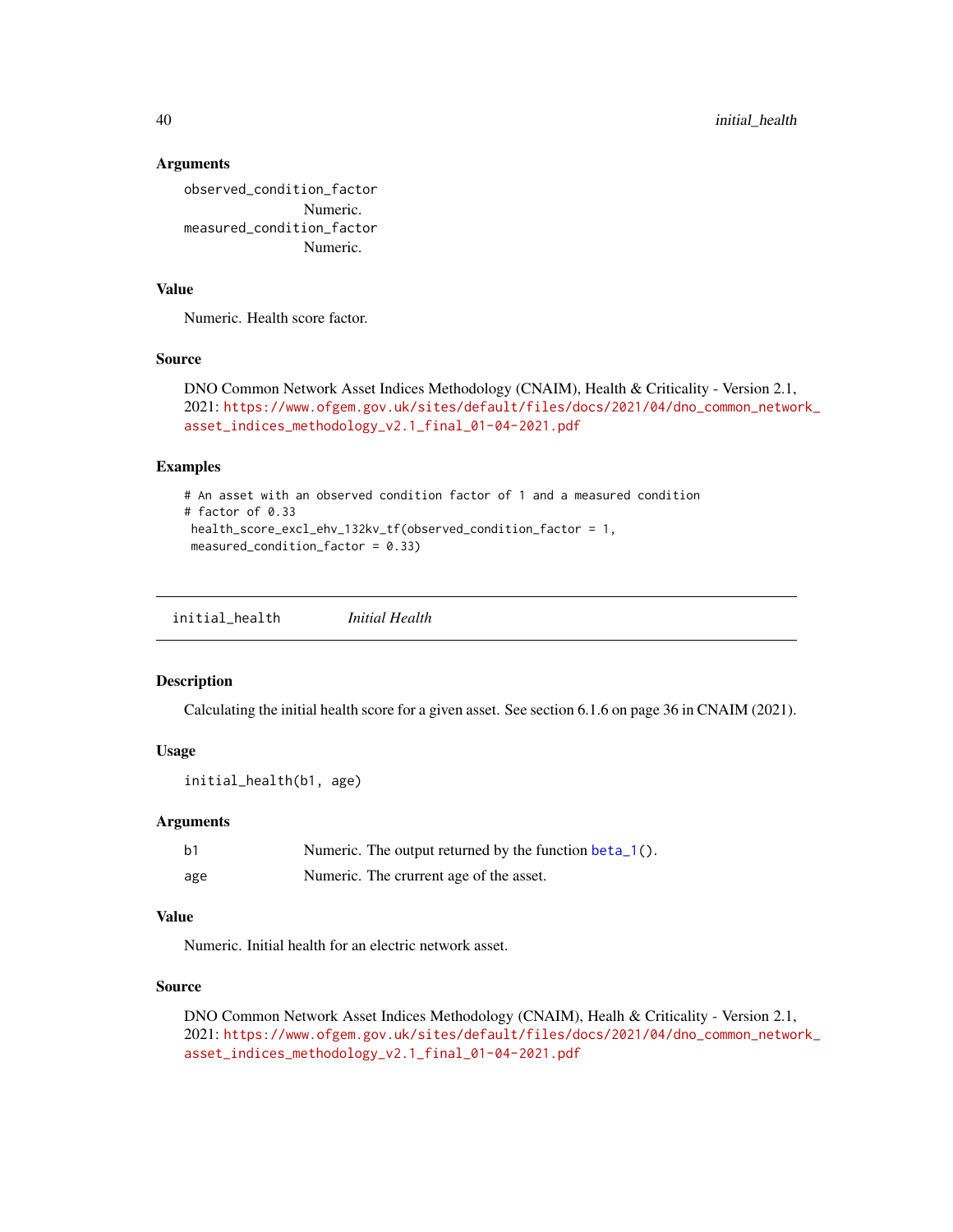### Arguments

observed_condition_factor
: Numeric.

measured_condition_factor
: Numeric.

### Value

Numeric. Health score factor.

### Source

DNO Common Network Asset Indices Methodology (CNAIM), Health & Criticality - Version 2.1, 2021: https://www.ofgem.gov.uk/sites/default/files/docs/2021/04/dno_common_network_asset_indices_methodology_v2.1_final_01-04-2021.pdf

### Examples

```
# An asset with an observed condition factor of 1 and a measured condition
# factor of 0.33
 health_score_excl_ehv_132kv_tf(observed_condition_factor = 1,
 measured_condition_factor = 0.33)
```

---

## initial_health *Initial Health*

### Description

Calculating the initial health score for a given asset. See section 6.1.6 on page 36 in CNAIM (2021).

### Usage

```
initial_health(b1, age)
```

### Arguments

| | |
|---|---|
| b1 | Numeric. The output returned by the function beta_1(). |
| age | Numeric. The crurrent age of the asset. |

### Value

Numeric. Initial health for an electric network asset.

### Source

DNO Common Network Asset Indices Methodology (CNAIM), Healh & Criticality - Version 2.1, 2021: https://www.ofgem.gov.uk/sites/default/files/docs/2021/04/dno_common_network_asset_indices_methodology_v2.1_final_01-04-2021.pdf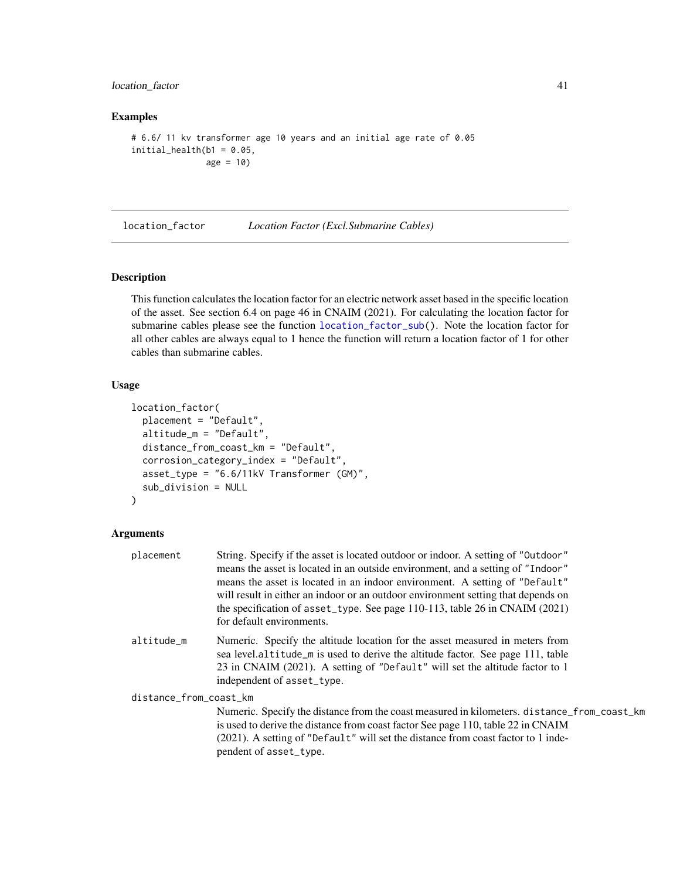## Examples

```
# 6.6/ 11 kv transformer age 10 years and an initial age rate of 0.05
initial_health(b1 = 0.05,
               age = 10)
```

---

# location_factor    *Location Factor (Excl.Submarine Cables)*

---

## Description

This function calculates the location factor for an electric network asset based in the specific location of the asset. See section 6.4 on page 46 in CNAIM (2021). For calculating the location factor for submarine cables please see the function `location_factor_sub()`. Note the location factor for all other cables are always equal to 1 hence the function will return a location factor of 1 for other cables than submarine cables.

## Usage

```
location_factor(
  placement = "Default",
  altitude_m = "Default",
  distance_from_coast_km = "Default",
  corrosion_category_index = "Default",
  asset_type = "6.6/11kV Transformer (GM)",
  sub_division = NULL
)
```

## Arguments

`placement` String. Specify if the asset is located outdoor or indoor. A setting of `"Outdoor"` means the asset is located in an outside environment, and a setting of `"Indoor"` means the asset is located in an indoor environment. A setting of `"Default"` will result in either an indoor or an outdoor environment setting that depends on the specification of `asset_type`. See page 110-113, table 26 in CNAIM (2021) for default environments.

`altitude_m` Numeric. Specify the altitude location for the asset measured in meters from sea level.`altitude_m` is used to derive the altitude factor. See page 111, table 23 in CNAIM (2021). A setting of `"Default"` will set the altitude factor to 1 independent of `asset_type`.

`distance_from_coast_km` Numeric. Specify the distance from the coast measured in kilometers. `distance_from_coast_km` is used to derive the distance from coast factor See page 110, table 22 in CNAIM (2021). A setting of `"Default"` will set the distance from coast factor to 1 independent of `asset_type`.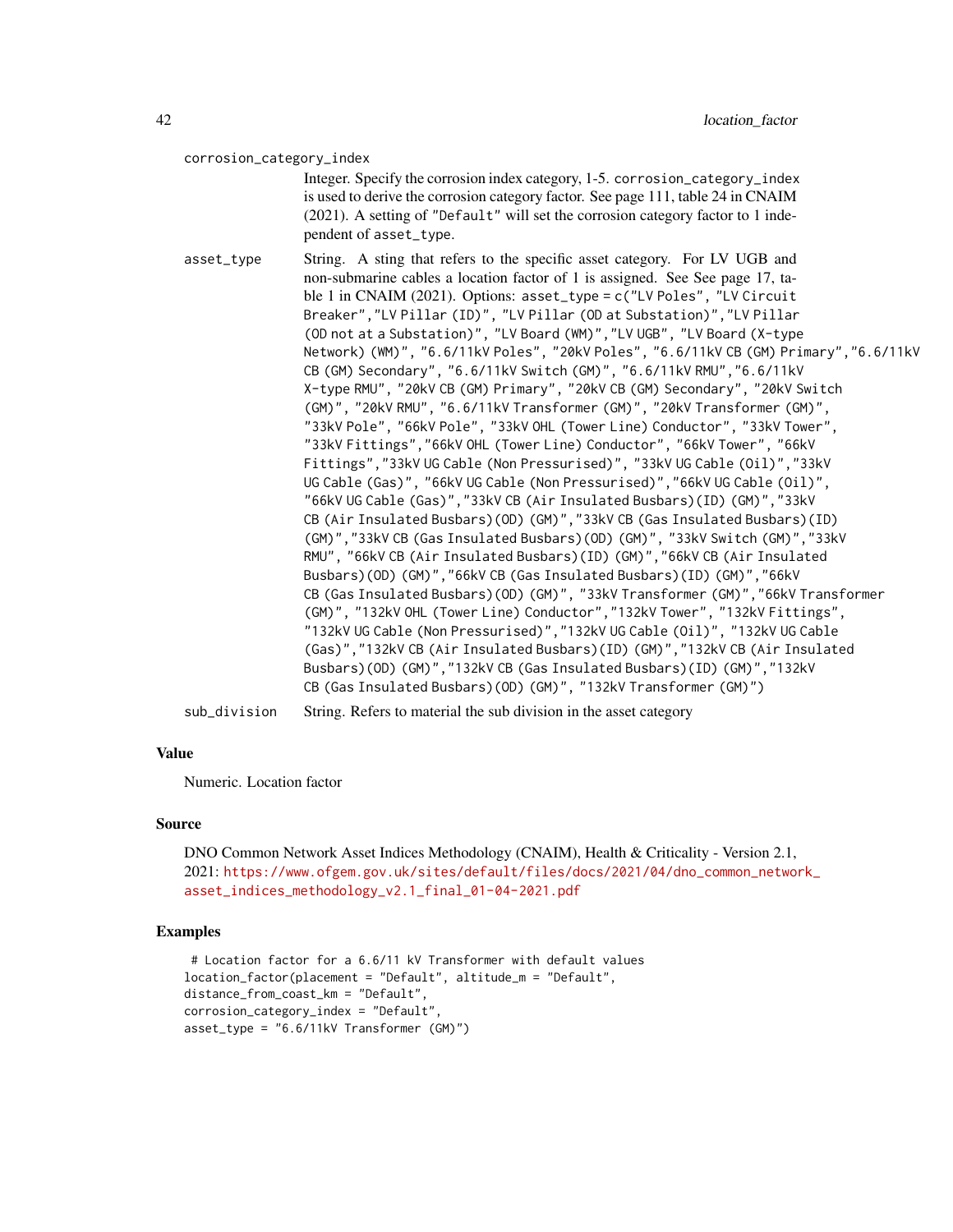corrosion_category_index

Integer. Specify the corrosion index category, 1-5. corrosion_category_index is used to derive the corrosion category factor. See page 111, table 24 in CNAIM (2021). A setting of "Default" will set the corrosion category factor to 1 independent of asset_type.

asset_type

String. A sting that refers to the specific asset category. For LV UGB and non-submarine cables a location factor of 1 is assigned. See See page 17, table 1 in CNAIM (2021). Options: asset_type = c("LV Poles", "LV Circuit Breaker","LV Pillar (ID)", "LV Pillar (OD at Substation)","LV Pillar (OD not at a Substation)", "LV Board (WM)","LV UGB", "LV Board (X-type Network) (WM)", "6.6/11kV Poles", "20kV Poles", "6.6/11kV CB (GM) Primary","6.6/11kV CB (GM) Secondary", "6.6/11kV Switch (GM)", "6.6/11kV RMU","6.6/11kV X-type RMU", "20kV CB (GM) Primary", "20kV CB (GM) Secondary", "20kV Switch (GM)", "20kV RMU", "6.6/11kV Transformer (GM)", "20kV Transformer (GM)", "33kV Pole", "66kV Pole", "33kV OHL (Tower Line) Conductor", "33kV Tower", "33kV Fittings","66kV OHL (Tower Line) Conductor", "66kV Tower", "66kV Fittings","33kV UG Cable (Non Pressurised)", "33kV UG Cable (Oil)","33kV UG Cable (Gas)", "66kV UG Cable (Non Pressurised)","66kV UG Cable (Oil)", "66kV UG Cable (Gas)","33kV CB (Air Insulated Busbars)(ID) (GM)","33kV CB (Air Insulated Busbars)(OD) (GM)","33kV CB (Gas Insulated Busbars)(ID) (GM)","33kV CB (Gas Insulated Busbars)(OD) (GM)", "33kV Switch (GM)","33kV RMU", "66kV CB (Air Insulated Busbars)(ID) (GM)","66kV CB (Air Insulated Busbars)(OD) (GM)","66kV CB (Gas Insulated Busbars)(ID) (GM)","66kV CB (Gas Insulated Busbars)(OD) (GM)", "33kV Transformer (GM)","66kV Transformer (GM)", "132kV OHL (Tower Line) Conductor","132kV Tower", "132kV Fittings", "132kV UG Cable (Non Pressurised)","132kV UG Cable (Oil)", "132kV UG Cable (Gas)","132kV CB (Air Insulated Busbars)(ID) (GM)","132kV CB (Air Insulated Busbars)(OD) (GM)","132kV CB (Gas Insulated Busbars)(ID) (GM)","132kV CB (Gas Insulated Busbars)(OD) (GM)", "132kV Transformer (GM)")

sub_division

String. Refers to material the sub division in the asset category

### Value

Numeric. Location factor

### Source

DNO Common Network Asset Indices Methodology (CNAIM), Health & Criticality - Version 2.1, 2021: https://www.ofgem.gov.uk/sites/default/files/docs/2021/04/dno_common_network_asset_indices_methodology_v2.1_final_01-04-2021.pdf

### Examples

```
 # Location factor for a 6.6/11 kV Transformer with default values
location_factor(placement = "Default", altitude_m = "Default",
distance_from_coast_km = "Default",
corrosion_category_index = "Default",
asset_type = "6.6/11kV Transformer (GM)")
```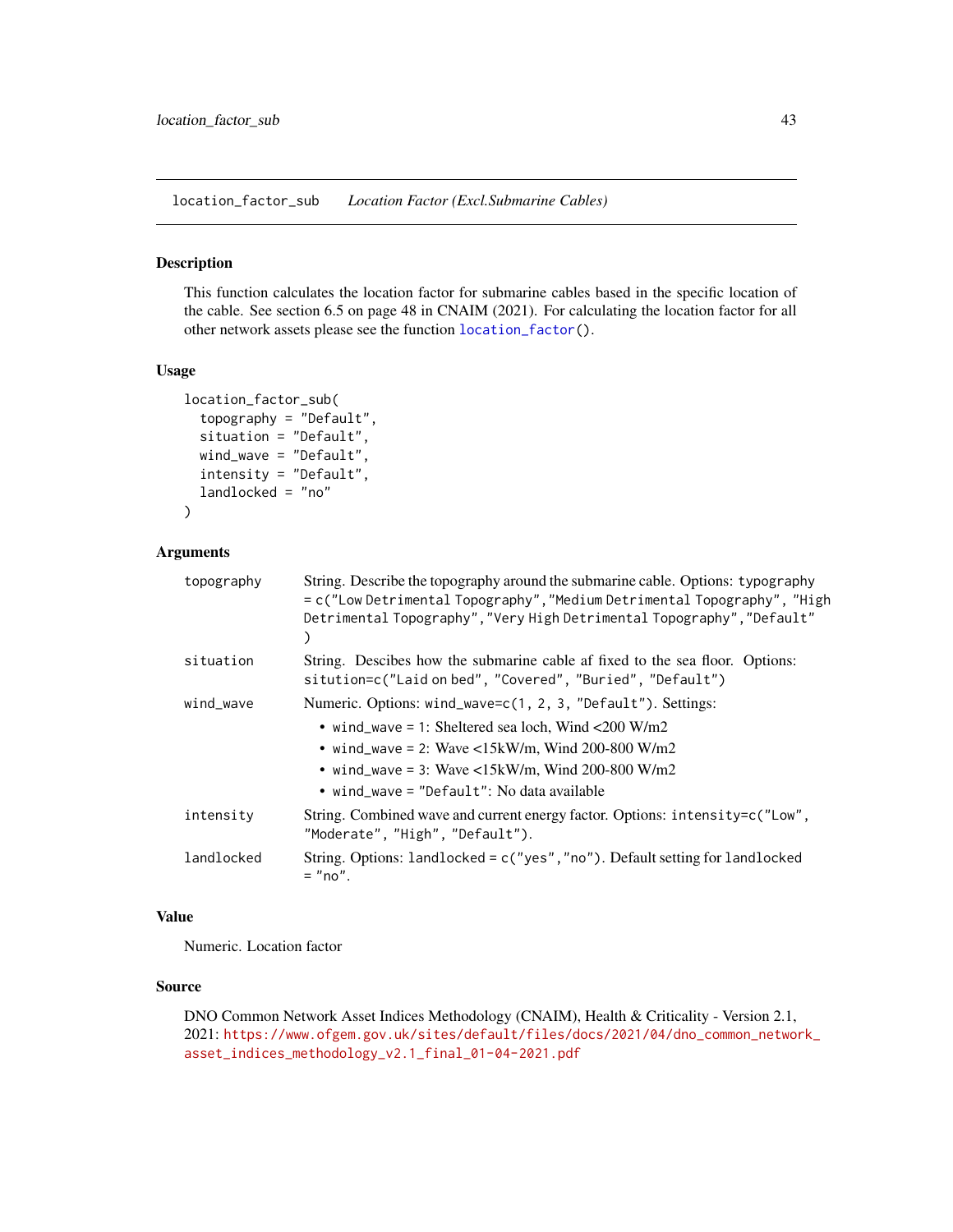## location_factor_sub *Location Factor (Excl.Submarine Cables)*

### Description

This function calculates the location factor for submarine cables based in the specific location of the cable. See section 6.5 on page 48 in CNAIM (2021). For calculating the location factor for all other network assets please see the function `location_factor()`.

### Usage

```
location_factor_sub(
  topography = "Default",
  situation = "Default",
  wind_wave = "Default",
  intensity = "Default",
  landlocked = "no"
)
```

### Arguments

| | |
|---|---|
| `topography` | String. Describe the topography around the submarine cable. Options: `typography = c("Low Detrimental Topography","Medium Detrimental Topography", "High Detrimental Topography","Very High Detrimental Topography","Default")` |
| `situation` | String. Descibes how the submarine cable af fixed to the sea floor. Options: `sitution=c("Laid on bed", "Covered", "Buried", "Default")` |
| `wind_wave` | Numeric. Options: `wind_wave=c(1, 2, 3, "Default")`. Settings: <br>• `wind_wave = 1`: Sheltered sea loch, Wind <200 W/m2 <br>• `wind_wave = 2`: Wave <15kW/m, Wind 200-800 W/m2 <br>• `wind_wave = 3`: Wave <15kW/m, Wind 200-800 W/m2 <br>• `wind_wave = "Default"`: No data available |
| `intensity` | String. Combined wave and current energy factor. Options: `intensity=c("Low", "Moderate", "High", "Default")`. |
| `landlocked` | String. Options: `landlocked = c("yes","no")`. Default setting for `landlocked = "no"`. |

### Value

Numeric. Location factor

### Source

DNO Common Network Asset Indices Methodology (CNAIM), Health & Criticality - Version 2.1, 2021: https://www.ofgem.gov.uk/sites/default/files/docs/2021/04/dno_common_network_asset_indices_methodology_v2.1_final_01-04-2021.pdf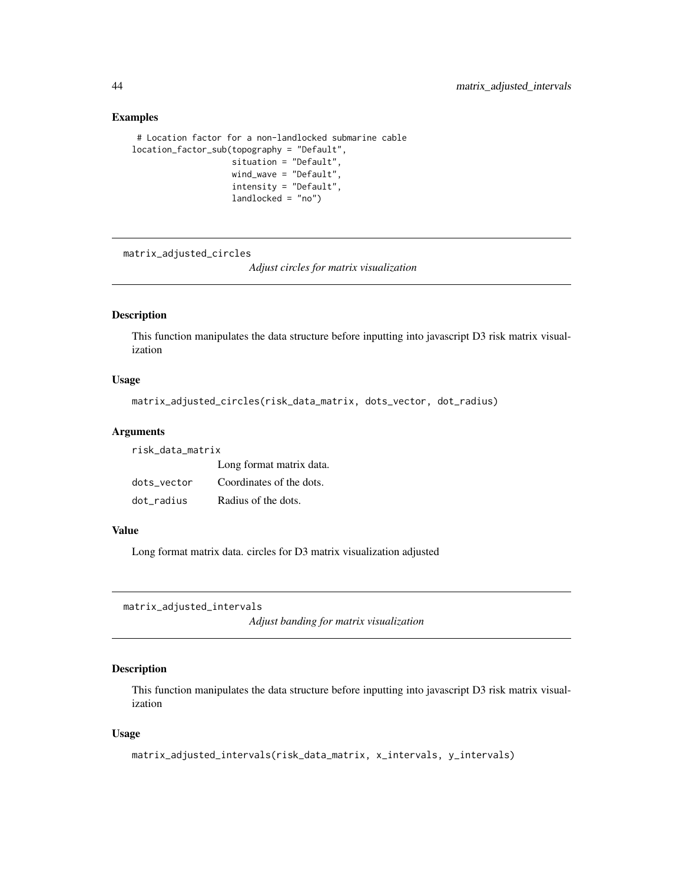### Examples

```
 # Location factor for a non-landlocked submarine cable
location_factor_sub(topography = "Default",
                    situation = "Default",
                    wind_wave = "Default",
                    intensity = "Default",
                    landlocked = "no")
```

---

## matrix_adjusted_circles

*Adjust circles for matrix visualization*

---

### Description

This function manipulates the data structure before inputting into javascript D3 risk matrix visualization

### Usage

```
matrix_adjusted_circles(risk_data_matrix, dots_vector, dot_radius)
```

### Arguments

| | |
|---|---|
| risk_data_matrix | Long format matrix data. |
| dots_vector | Coordinates of the dots. |
| dot_radius | Radius of the dots. |

### Value

Long format matrix data. circles for D3 matrix visualization adjusted

---

## matrix_adjusted_intervals

*Adjust banding for matrix visualization*

---

### Description

This function manipulates the data structure before inputting into javascript D3 risk matrix visualization

### Usage

```
matrix_adjusted_intervals(risk_data_matrix, x_intervals, y_intervals)
```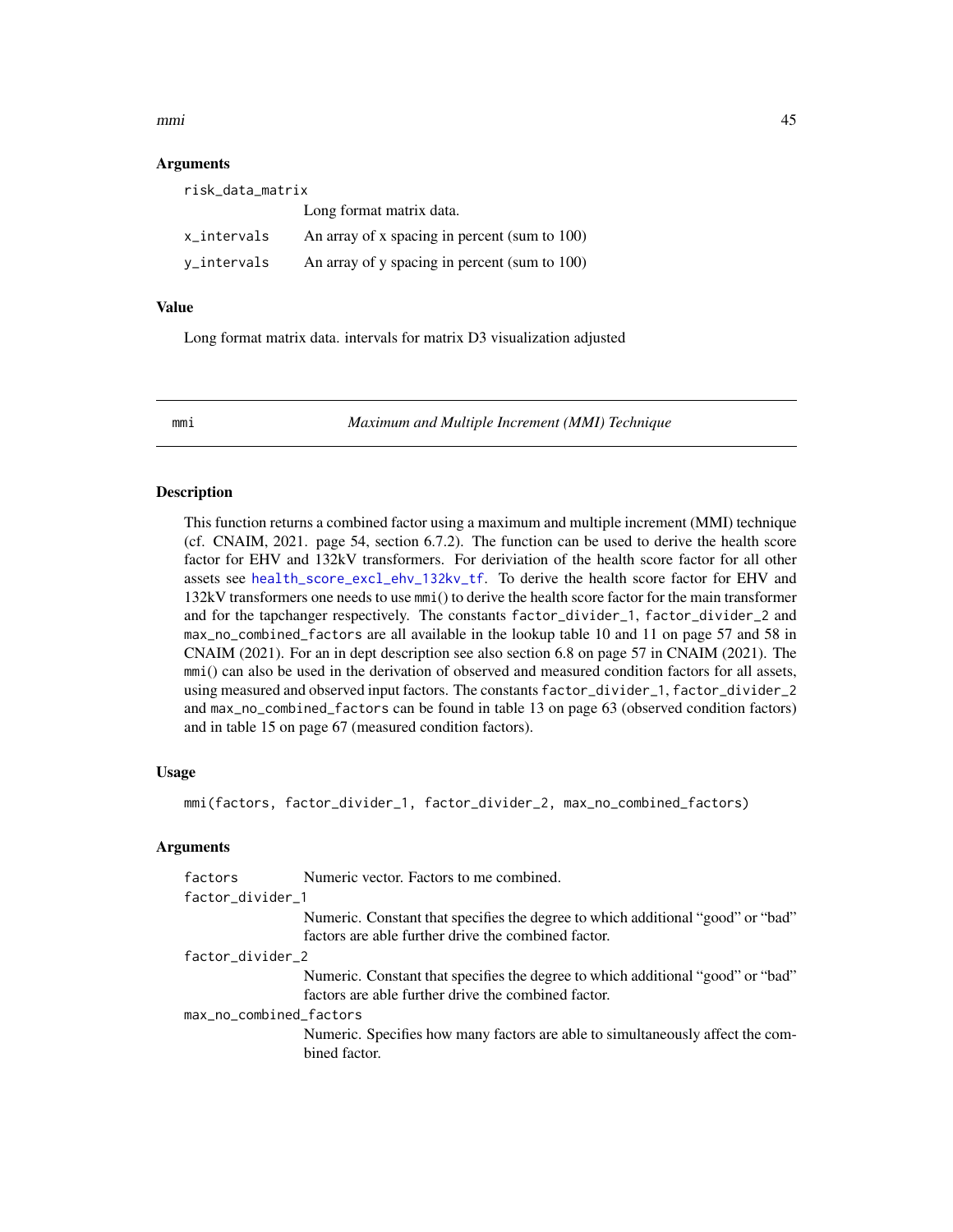## Arguments

risk_data_matrix
: Long format matrix data.

x_intervals
: An array of x spacing in percent (sum to 100)

y_intervals
: An array of y spacing in percent (sum to 100)

## Value

Long format matrix data. intervals for matrix D3 visualization adjusted

---

# mmi — *Maximum and Multiple Increment (MMI) Technique*

---

## Description

This function returns a combined factor using a maximum and multiple increment (MMI) technique (cf. CNAIM, 2021. page 54, section 6.7.2). The function can be used to derive the health score factor for EHV and 132kV transformers. For deriviation of the health score factor for all other assets see `health_score_excl_ehv_132kv_tf`. To derive the health score factor for EHV and 132kV transformers one needs to use `mmi()` to derive the health score factor for the main transformer and for the tapchanger respectively. The constants `factor_divider_1`, `factor_divider_2` and `max_no_combined_factors` are all available in the lookup table 10 and 11 on page 57 and 58 in CNAIM (2021). For an in dept description see also section 6.8 on page 57 in CNAIM (2021). The `mmi()` can also be used in the derivation of observed and measured condition factors for all assets, using measured and observed input factors. The constants `factor_divider_1`, `factor_divider_2` and `max_no_combined_factors` can be found in table 13 on page 63 (observed condition factors) and in table 15 on page 67 (measured condition factors).

## Usage

```
mmi(factors, factor_divider_1, factor_divider_2, max_no_combined_factors)
```

## Arguments

factors
: Numeric vector. Factors to me combined.

factor_divider_1
: Numeric. Constant that specifies the degree to which additional "good" or "bad" factors are able further drive the combined factor.

factor_divider_2
: Numeric. Constant that specifies the degree to which additional "good" or "bad" factors are able further drive the combined factor.

max_no_combined_factors
: Numeric. Specifies how many factors are able to simultaneously affect the combined factor.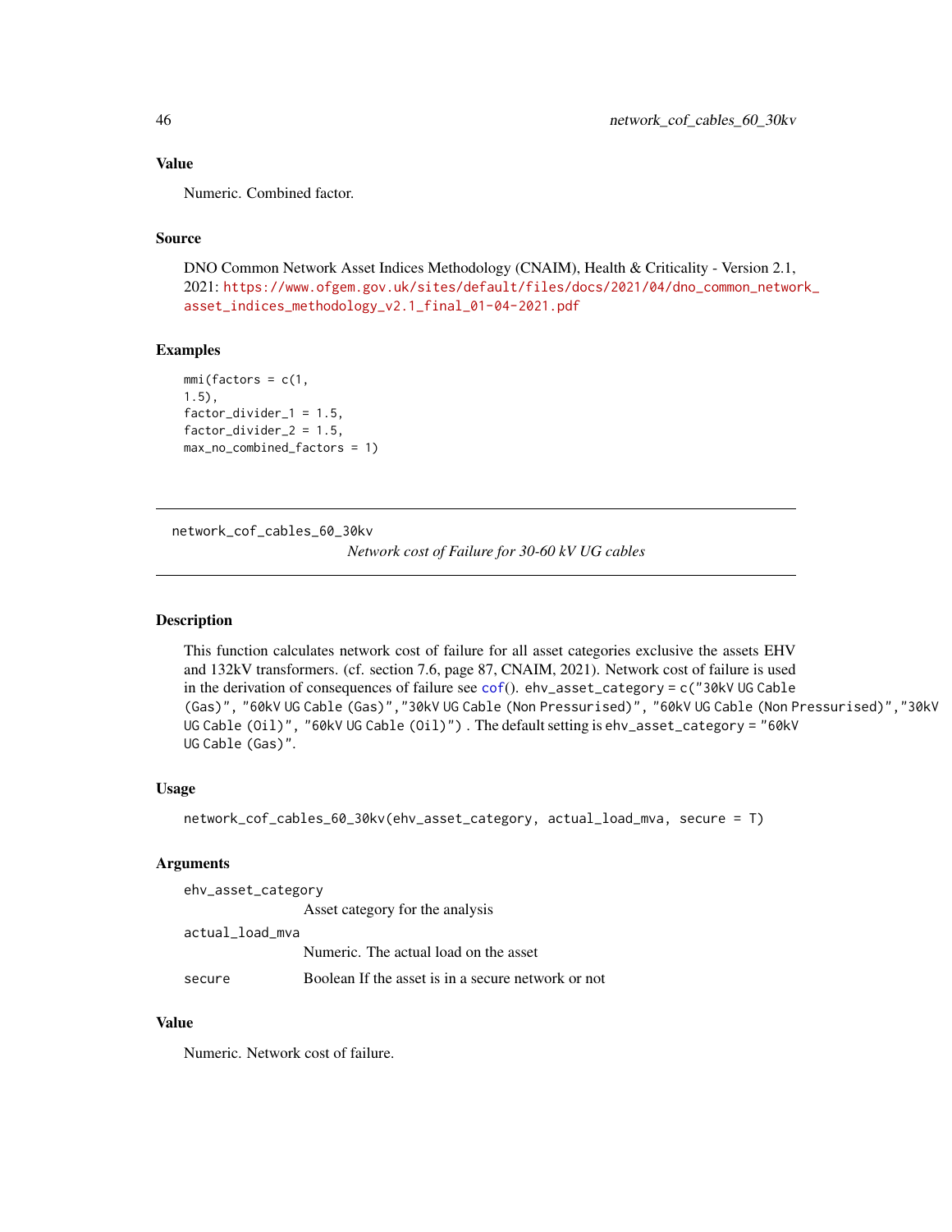### Value

Numeric. Combined factor.

### Source

DNO Common Network Asset Indices Methodology (CNAIM), Health & Criticality - Version 2.1, 2021: https://www.ofgem.gov.uk/sites/default/files/docs/2021/04/dno_common_network_asset_indices_methodology_v2.1_final_01-04-2021.pdf

### Examples

```
mmi(factors = c(1,
1.5),
factor_divider_1 = 1.5,
factor_divider_2 = 1.5,
max_no_combined_factors = 1)
```

---

## network_cof_cables_60_30kv

*Network cost of Failure for 30-60 kV UG cables*

---

### Description

This function calculates network cost of failure for all asset categories exclusive the assets EHV and 132kV transformers. (cf. section 7.6, page 87, CNAIM, 2021). Network cost of failure is used in the derivation of consequences of failure see `cof()`. `ehv_asset_category = c("30kV UG Cable (Gas)", "60kV UG Cable (Gas)","30kV UG Cable (Non Pressurised)", "60kV UG Cable (Non Pressurised)","30kV UG Cable (Oil)", "60kV UG Cable (Oil)")` . The default setting is `ehv_asset_category = "60kV UG Cable (Gas)"`.

### Usage

```
network_cof_cables_60_30kv(ehv_asset_category, actual_load_mva, secure = T)
```

### Arguments

`ehv_asset_category`
    Asset category for the analysis

`actual_load_mva`
    Numeric. The actual load on the asset

`secure`
    Boolean If the asset is in a secure network or not

### Value

Numeric. Network cost of failure.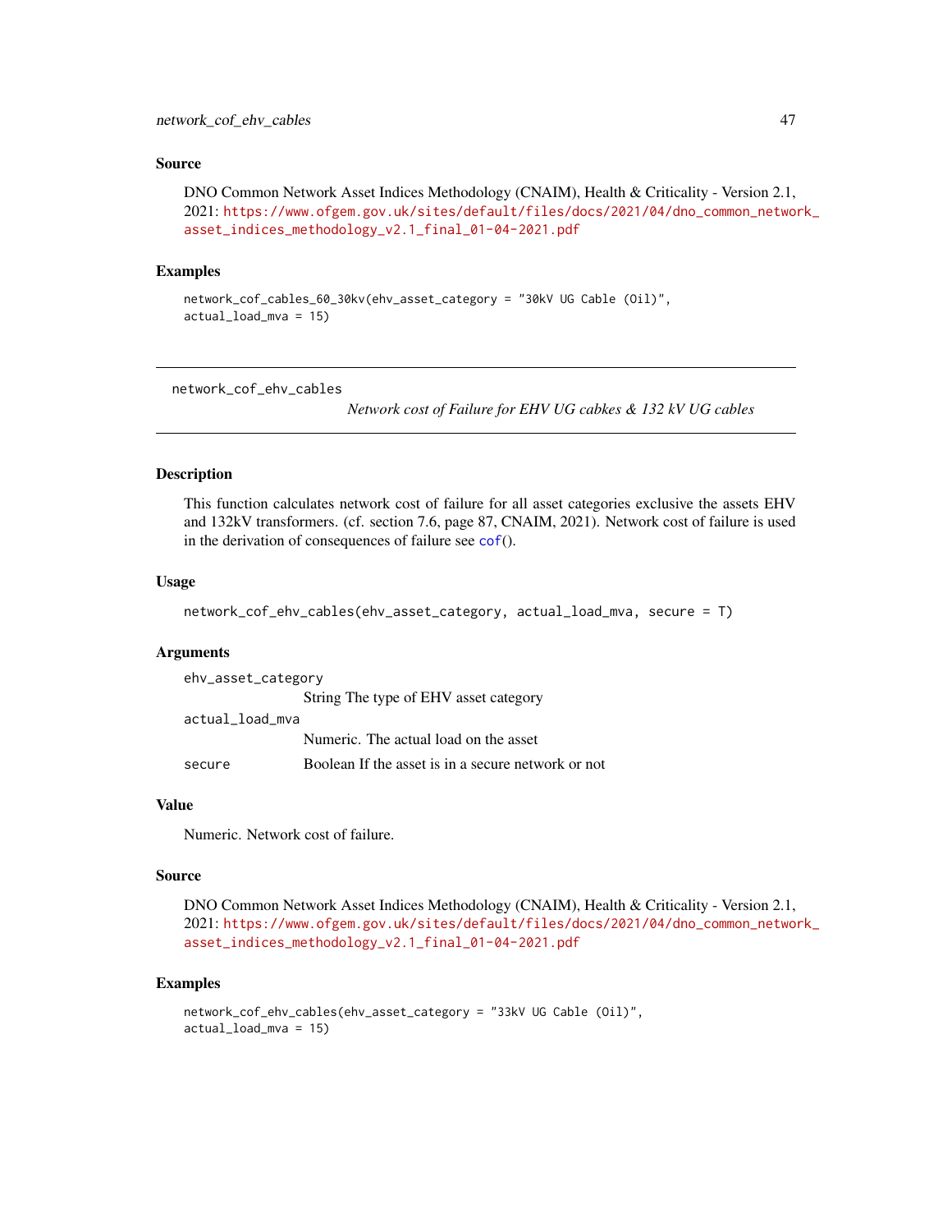### Source

DNO Common Network Asset Indices Methodology (CNAIM), Health & Criticality - Version 2.1, 2021: https://www.ofgem.gov.uk/sites/default/files/docs/2021/04/dno_common_network_asset_indices_methodology_v2.1_final_01-04-2021.pdf

### Examples

```
network_cof_cables_60_30kv(ehv_asset_category = "30kV UG Cable (Oil)",
actual_load_mva = 15)
```

---

## network_cof_ehv_cables

*Network cost of Failure for EHV UG cabkes & 132 kV UG cables*

---

### Description

This function calculates network cost of failure for all asset categories exclusive the assets EHV and 132kV transformers. (cf. section 7.6, page 87, CNAIM, 2021). Network cost of failure is used in the derivation of consequences of failure see `cof()`.

### Usage

```
network_cof_ehv_cables(ehv_asset_category, actual_load_mva, secure = T)
```

### Arguments

| | |
|---|---|
| `ehv_asset_category` | String The type of EHV asset category |
| `actual_load_mva` | Numeric. The actual load on the asset |
| `secure` | Boolean If the asset is in a secure network or not |

### Value

Numeric. Network cost of failure.

### Source

DNO Common Network Asset Indices Methodology (CNAIM), Health & Criticality - Version 2.1, 2021: https://www.ofgem.gov.uk/sites/default/files/docs/2021/04/dno_common_network_asset_indices_methodology_v2.1_final_01-04-2021.pdf

### Examples

```
network_cof_ehv_cables(ehv_asset_category = "33kV UG Cable (Oil)",
actual_load_mva = 15)
```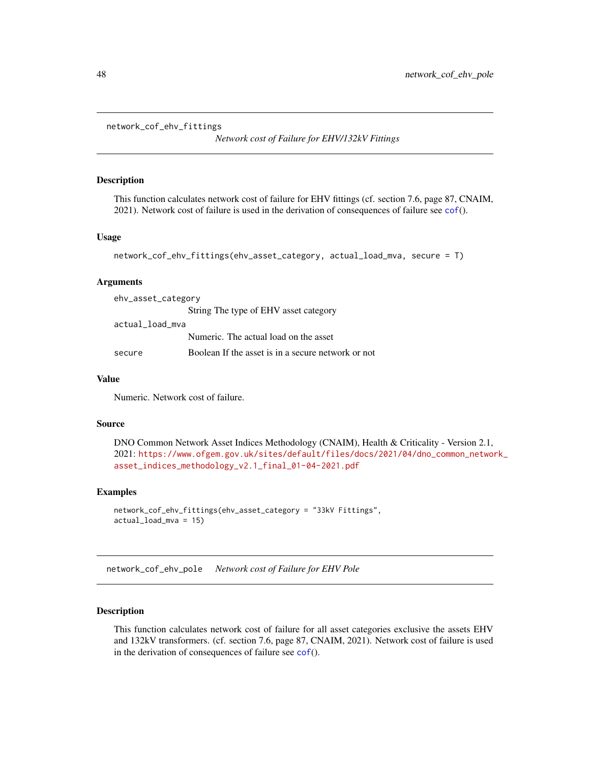## network_cof_ehv_fittings

*Network cost of Failure for EHV/132kV Fittings*

### Description

This function calculates network cost of failure for EHV fittings (cf. section 7.6, page 87, CNAIM, 2021). Network cost of failure is used in the derivation of consequences of failure see cof().

### Usage

```
network_cof_ehv_fittings(ehv_asset_category, actual_load_mva, secure = T)
```

### Arguments

| | |
|---|---|
| ehv_asset_category | String The type of EHV asset category |
| actual_load_mva | Numeric. The actual load on the asset |
| secure | Boolean If the asset is in a secure network or not |

### Value

Numeric. Network cost of failure.

### Source

DNO Common Network Asset Indices Methodology (CNAIM), Health & Criticality - Version 2.1, 2021: https://www.ofgem.gov.uk/sites/default/files/docs/2021/04/dno_common_network_asset_indices_methodology_v2.1_final_01-04-2021.pdf

### Examples

```
network_cof_ehv_fittings(ehv_asset_category = "33kV Fittings",
actual_load_mva = 15)
```

## network_cof_ehv_pole

*Network cost of Failure for EHV Pole*

### Description

This function calculates network cost of failure for all asset categories exclusive the assets EHV and 132kV transformers. (cf. section 7.6, page 87, CNAIM, 2021). Network cost of failure is used in the derivation of consequences of failure see cof().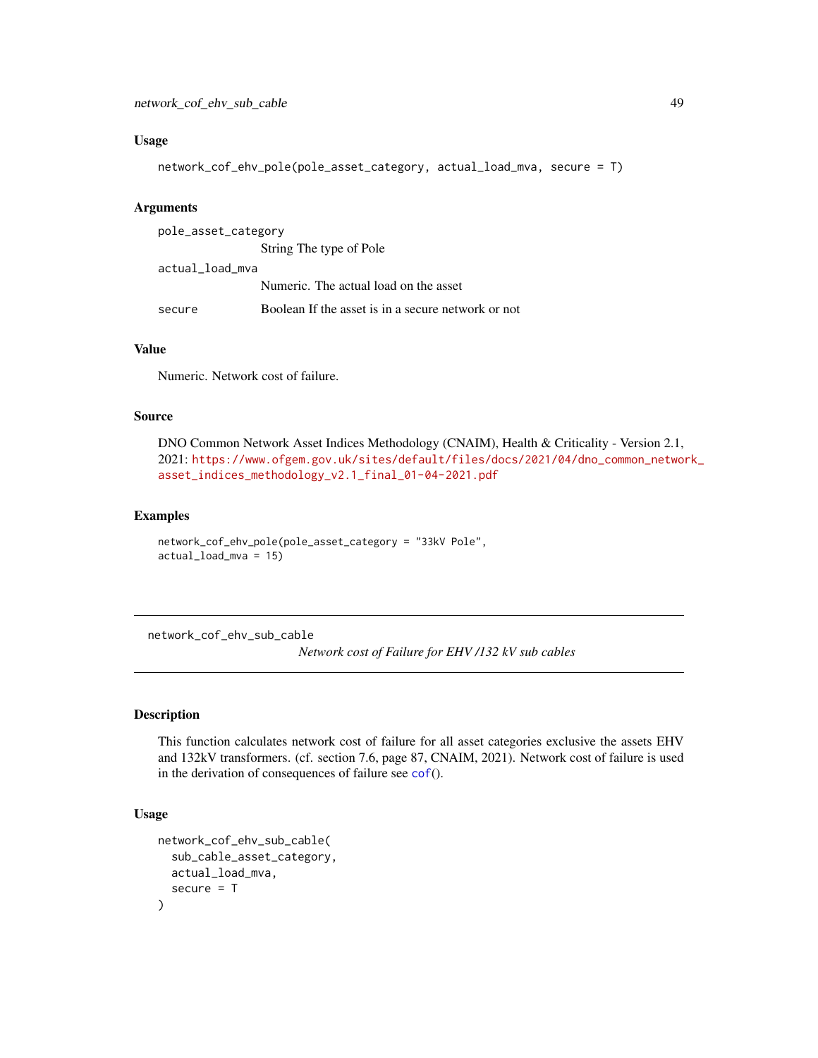### Usage

```
network_cof_ehv_pole(pole_asset_category, actual_load_mva, secure = T)
```

### Arguments

| | |
|---|---|
| pole_asset_category | String The type of Pole |
| actual_load_mva | Numeric. The actual load on the asset |
| secure | Boolean If the asset is in a secure network or not |

### Value

Numeric. Network cost of failure.

### Source

DNO Common Network Asset Indices Methodology (CNAIM), Health & Criticality - Version 2.1, 2021: https://www.ofgem.gov.uk/sites/default/files/docs/2021/04/dno_common_network_asset_indices_methodology_v2.1_final_01-04-2021.pdf

### Examples

```
network_cof_ehv_pole(pole_asset_category = "33kV Pole",
actual_load_mva = 15)
```

---

## network_cof_ehv_sub_cable

*Network cost of Failure for EHV /132 kV sub cables*

### Description

This function calculates network cost of failure for all asset categories exclusive the assets EHV and 132kV transformers. (cf. section 7.6, page 87, CNAIM, 2021). Network cost of failure is used in the derivation of consequences of failure see cof().

### Usage

```
network_cof_ehv_sub_cable(
  sub_cable_asset_category,
  actual_load_mva,
  secure = T
)
```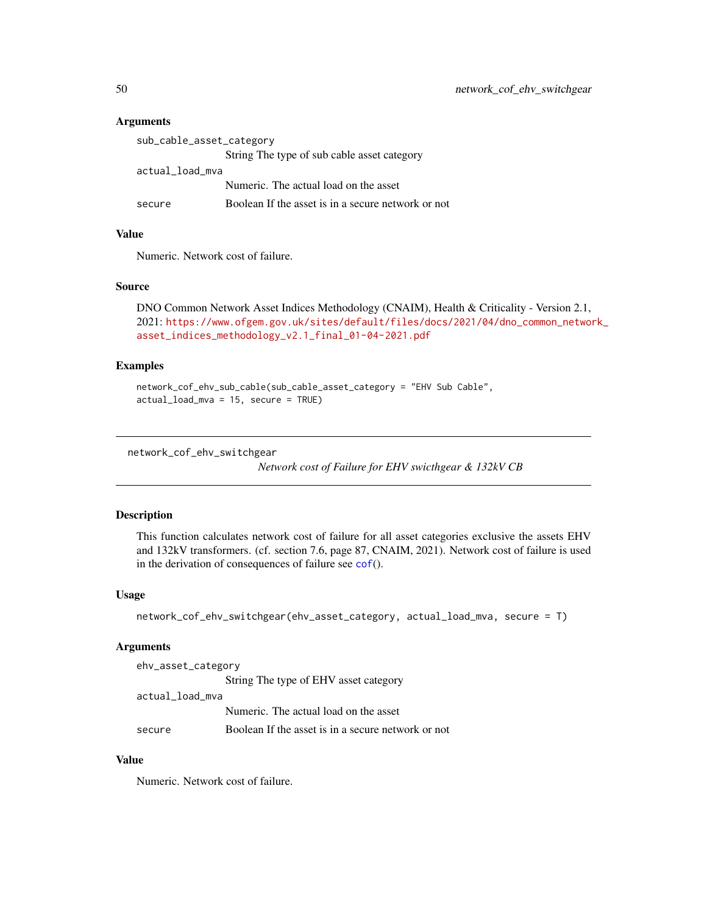### Arguments

`sub_cable_asset_category`
: String The type of sub cable asset category

`actual_load_mva`
: Numeric. The actual load on the asset

`secure`
: Boolean If the asset is in a secure network or not

### Value

Numeric. Network cost of failure.

### Source

DNO Common Network Asset Indices Methodology (CNAIM), Health & Criticality - Version 2.1, 2021: https://www.ofgem.gov.uk/sites/default/files/docs/2021/04/dno_common_network_asset_indices_methodology_v2.1_final_01-04-2021.pdf

### Examples

```
network_cof_ehv_sub_cable(sub_cable_asset_category = "EHV Sub Cable",
actual_load_mva = 15, secure = TRUE)
```

---

## network_cof_ehv_switchgear

*Network cost of Failure for EHV swicthgear & 132kV CB*

---

### Description

This function calculates network cost of failure for all asset categories exclusive the assets EHV and 132kV transformers. (cf. section 7.6, page 87, CNAIM, 2021). Network cost of failure is used in the derivation of consequences of failure see cof().

### Usage

```
network_cof_ehv_switchgear(ehv_asset_category, actual_load_mva, secure = T)
```

### Arguments

`ehv_asset_category`
: String The type of EHV asset category

`actual_load_mva`
: Numeric. The actual load on the asset

`secure`
: Boolean If the asset is in a secure network or not

### Value

Numeric. Network cost of failure.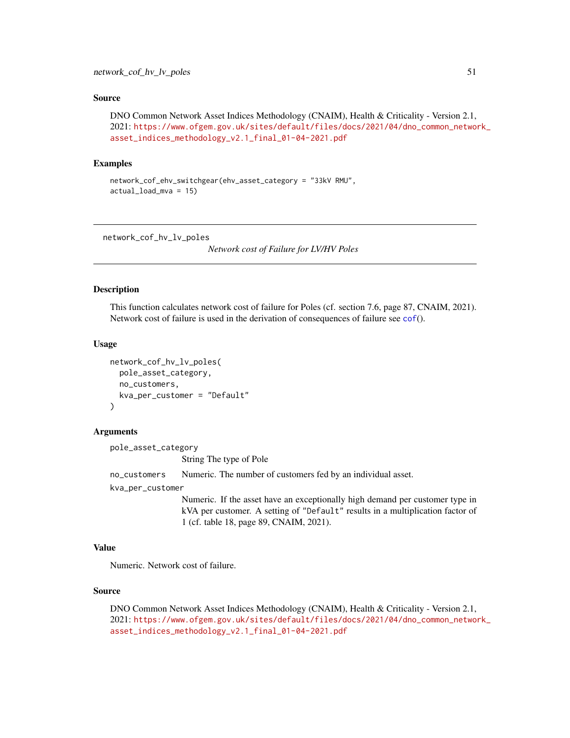## Source

DNO Common Network Asset Indices Methodology (CNAIM), Health & Criticality - Version 2.1, 2021: https://www.ofgem.gov.uk/sites/default/files/docs/2021/04/dno_common_network_asset_indices_methodology_v2.1_final_01-04-2021.pdf

## Examples

```
network_cof_ehv_switchgear(ehv_asset_category = "33kV RMU",
actual_load_mva = 15)
```

---

# network_cof_hv_lv_poles

*Network cost of Failure for LV/HV Poles*

---

## Description

This function calculates network cost of failure for Poles (cf. section 7.6, page 87, CNAIM, 2021). Network cost of failure is used in the derivation of consequences of failure see cof().

## Usage

```
network_cof_hv_lv_poles(
  pole_asset_category,
  no_customers,
  kva_per_customer = "Default"
)
```

## Arguments

`pole_asset_category`
: String The type of Pole

`no_customers`
: Numeric. The number of customers fed by an individual asset.

`kva_per_customer`
: Numeric. If the asset have an exceptionally high demand per customer type in kVA per customer. A setting of "Default" results in a multiplication factor of 1 (cf. table 18, page 89, CNAIM, 2021).

## Value

Numeric. Network cost of failure.

## Source

DNO Common Network Asset Indices Methodology (CNAIM), Health & Criticality - Version 2.1, 2021: https://www.ofgem.gov.uk/sites/default/files/docs/2021/04/dno_common_network_asset_indices_methodology_v2.1_final_01-04-2021.pdf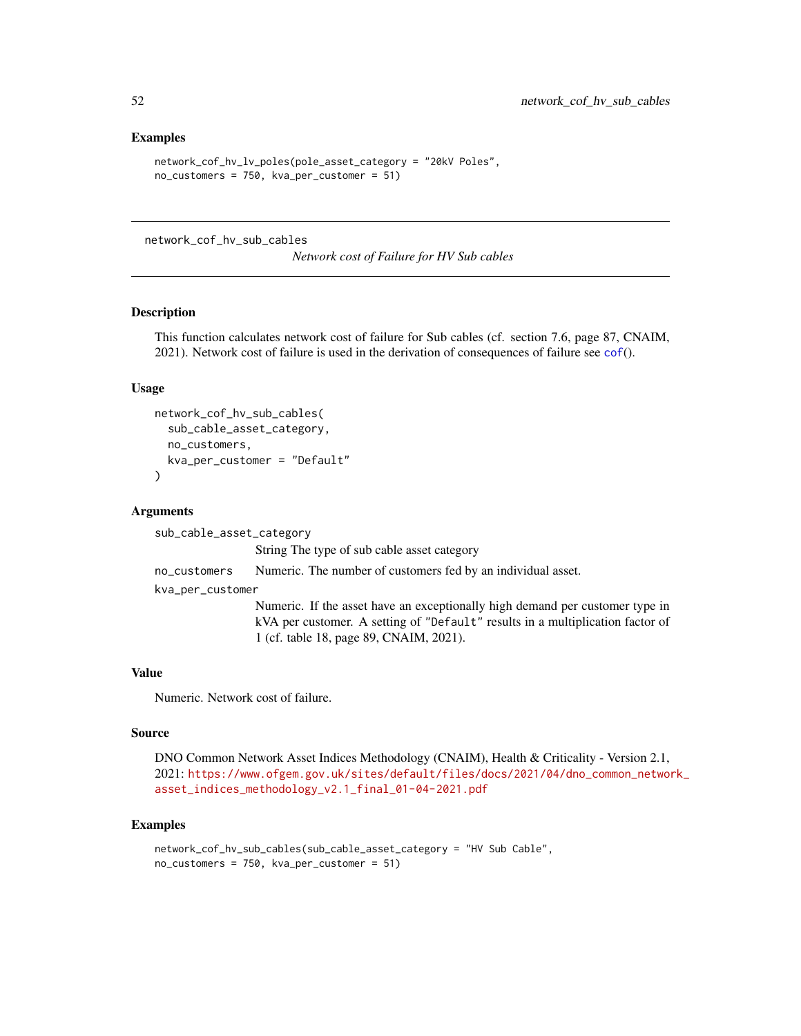### Examples

```
network_cof_hv_lv_poles(pole_asset_category = "20kV Poles",
no_customers = 750, kva_per_customer = 51)
```

---

## network_cof_hv_sub_cables

*Network cost of Failure for HV Sub cables*

---

### Description

This function calculates network cost of failure for Sub cables (cf. section 7.6, page 87, CNAIM, 2021). Network cost of failure is used in the derivation of consequences of failure see cof().

### Usage

```
network_cof_hv_sub_cables(
  sub_cable_asset_category,
  no_customers,
  kva_per_customer = "Default"
)
```

### Arguments

`sub_cable_asset_category`
String The type of sub cable asset category

`no_customers`
Numeric. The number of customers fed by an individual asset.

`kva_per_customer`
Numeric. If the asset have an exceptionally high demand per customer type in kVA per customer. A setting of "Default" results in a multiplication factor of 1 (cf. table 18, page 89, CNAIM, 2021).

### Value

Numeric. Network cost of failure.

### Source

DNO Common Network Asset Indices Methodology (CNAIM), Health & Criticality - Version 2.1, 2021: https://www.ofgem.gov.uk/sites/default/files/docs/2021/04/dno_common_network_asset_indices_methodology_v2.1_final_01-04-2021.pdf

### Examples

```
network_cof_hv_sub_cables(sub_cable_asset_category = "HV Sub Cable",
no_customers = 750, kva_per_customer = 51)
```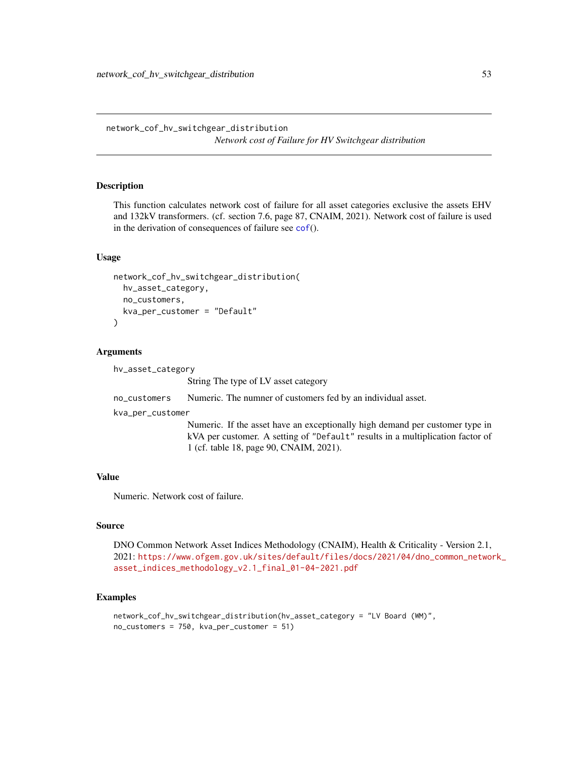network_cof_hv_switchgear_distribution

*Network cost of Failure for HV Switchgear distribution*

## Description

This function calculates network cost of failure for all asset categories exclusive the assets EHV and 132kV transformers. (cf. section 7.6, page 87, CNAIM, 2021). Network cost of failure is used in the derivation of consequences of failure see cof().

## Usage

```
network_cof_hv_switchgear_distribution(
  hv_asset_category,
  no_customers,
  kva_per_customer = "Default"
)
```

## Arguments

- `hv_asset_category`: String The type of LV asset category
- `no_customers`: Numeric. The numner of customers fed by an individual asset.
- `kva_per_customer`: Numeric. If the asset have an exceptionally high demand per customer type in kVA per customer. A setting of "Default" results in a multiplication factor of 1 (cf. table 18, page 90, CNAIM, 2021).

## Value

Numeric. Network cost of failure.

## Source

DNO Common Network Asset Indices Methodology (CNAIM), Health & Criticality - Version 2.1, 2021: https://www.ofgem.gov.uk/sites/default/files/docs/2021/04/dno_common_network_asset_indices_methodology_v2.1_final_01-04-2021.pdf

## Examples

```
network_cof_hv_switchgear_distribution(hv_asset_category = "LV Board (WM)",
no_customers = 750, kva_per_customer = 51)
```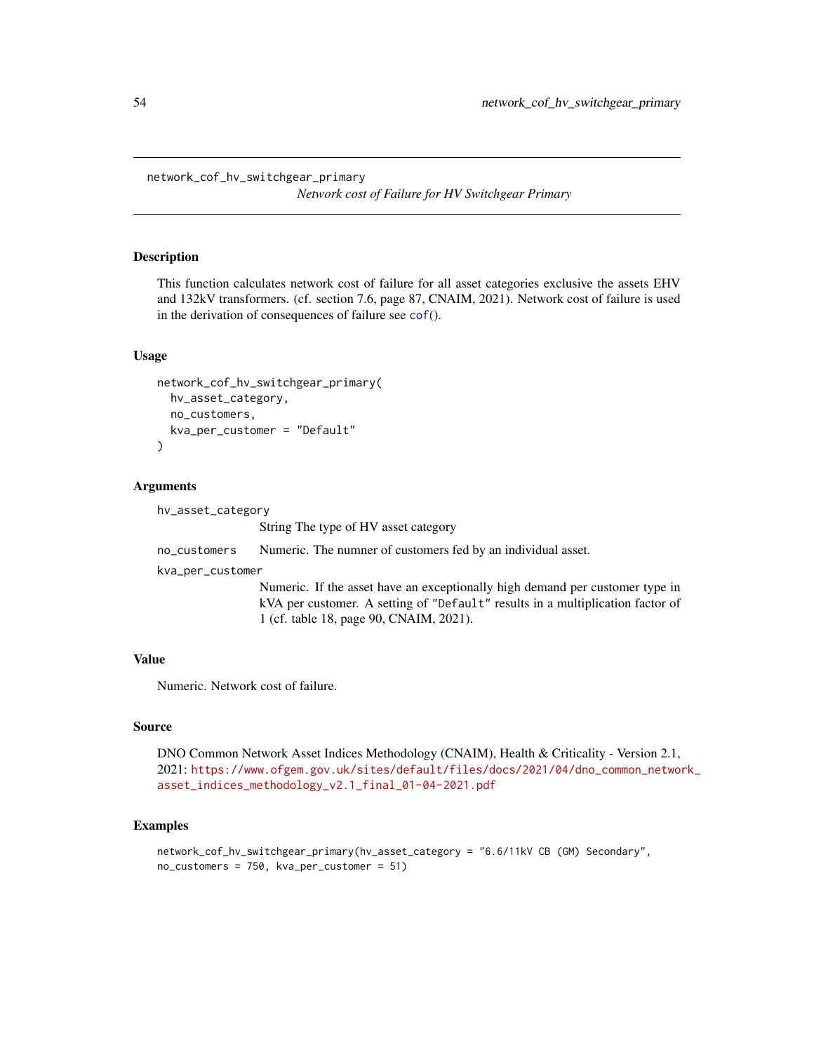network_cof_hv_switchgear_primary

*Network cost of Failure for HV Switchgear Primary*

## Description

This function calculates network cost of failure for all asset categories exclusive the assets EHV and 132kV transformers. (cf. section 7.6, page 87, CNAIM, 2021). Network cost of failure is used in the derivation of consequences of failure see cof().

## Usage

```
network_cof_hv_switchgear_primary(
  hv_asset_category,
  no_customers,
  kva_per_customer = "Default"
)
```

## Arguments

hv_asset_category
: String The type of HV asset category

no_customers
: Numeric. The numner of customers fed by an individual asset.

kva_per_customer
: Numeric. If the asset have an exceptionally high demand per customer type in kVA per customer. A setting of "Default" results in a multiplication factor of 1 (cf. table 18, page 90, CNAIM, 2021).

## Value

Numeric. Network cost of failure.

## Source

DNO Common Network Asset Indices Methodology (CNAIM), Health & Criticality - Version 2.1, 2021: https://www.ofgem.gov.uk/sites/default/files/docs/2021/04/dno_common_network_asset_indices_methodology_v2.1_final_01-04-2021.pdf

## Examples

```
network_cof_hv_switchgear_primary(hv_asset_category = "6.6/11kV CB (GM) Secondary",
no_customers = 750, kva_per_customer = 51)
```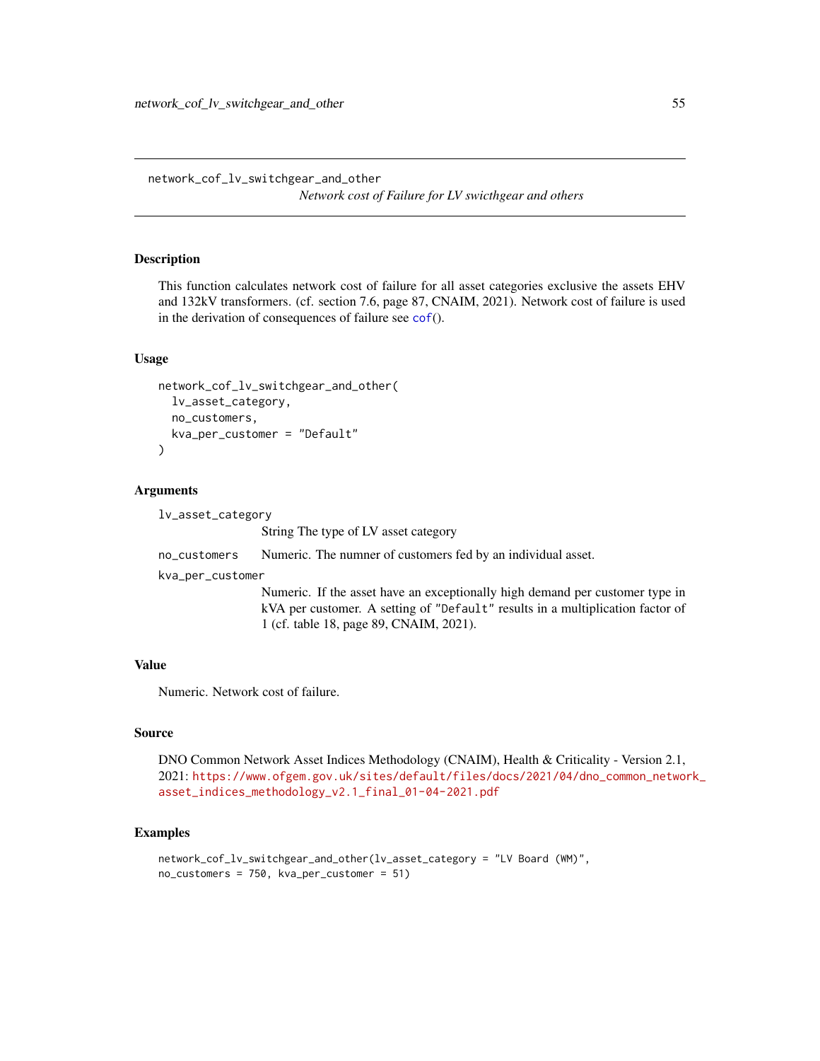# network_cof_lv_switchgear_and_other

*Network cost of Failure for LV swicthgear and others*

## Description

This function calculates network cost of failure for all asset categories exclusive the assets EHV and 132kV transformers. (cf. section 7.6, page 87, CNAIM, 2021). Network cost of failure is used in the derivation of consequences of failure see cof().

## Usage

```
network_cof_lv_switchgear_and_other(
  lv_asset_category,
  no_customers,
  kva_per_customer = "Default"
)
```

## Arguments

lv_asset_category
: String The type of LV asset category

no_customers
: Numeric. The numner of customers fed by an individual asset.

kva_per_customer
: Numeric. If the asset have an exceptionally high demand per customer type in kVA per customer. A setting of "Default" results in a multiplication factor of 1 (cf. table 18, page 89, CNAIM, 2021).

## Value

Numeric. Network cost of failure.

## Source

DNO Common Network Asset Indices Methodology (CNAIM), Health & Criticality - Version 2.1, 2021: https://www.ofgem.gov.uk/sites/default/files/docs/2021/04/dno_common_network_asset_indices_methodology_v2.1_final_01-04-2021.pdf

## Examples

```
network_cof_lv_switchgear_and_other(lv_asset_category = "LV Board (WM)",
no_customers = 750, kva_per_customer = 51)
```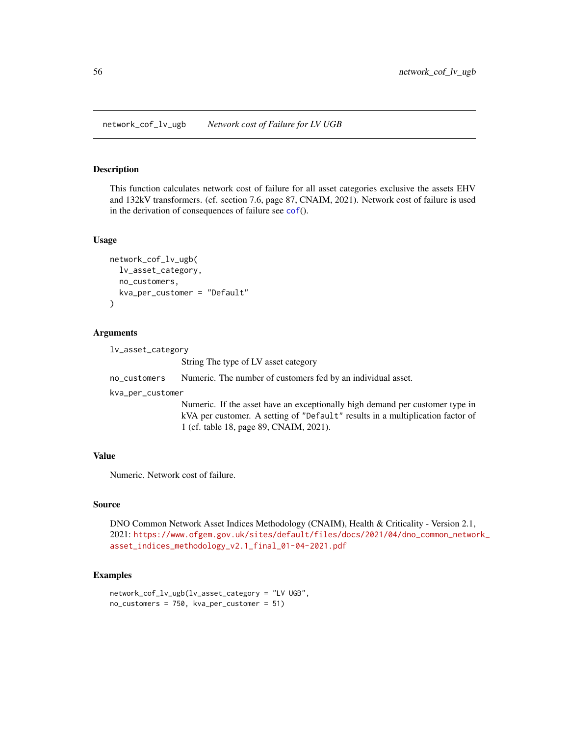network_cof_lv_ugb    *Network cost of Failure for LV UGB*

## Description

This function calculates network cost of failure for all asset categories exclusive the assets EHV and 132kV transformers. (cf. section 7.6, page 87, CNAIM, 2021). Network cost of failure is used in the derivation of consequences of failure see cof().

## Usage

```
network_cof_lv_ugb(
  lv_asset_category,
  no_customers,
  kva_per_customer = "Default"
)
```

## Arguments

lv_asset_category
String The type of LV asset category

no_customers
Numeric. The number of customers fed by an individual asset.

kva_per_customer
Numeric. If the asset have an exceptionally high demand per customer type in kVA per customer. A setting of "Default" results in a multiplication factor of 1 (cf. table 18, page 89, CNAIM, 2021).

## Value

Numeric. Network cost of failure.

## Source

DNO Common Network Asset Indices Methodology (CNAIM), Health & Criticality - Version 2.1, 2021: https://www.ofgem.gov.uk/sites/default/files/docs/2021/04/dno_common_network_asset_indices_methodology_v2.1_final_01-04-2021.pdf

## Examples

```
network_cof_lv_ugb(lv_asset_category = "LV UGB",
no_customers = 750, kva_per_customer = 51)
```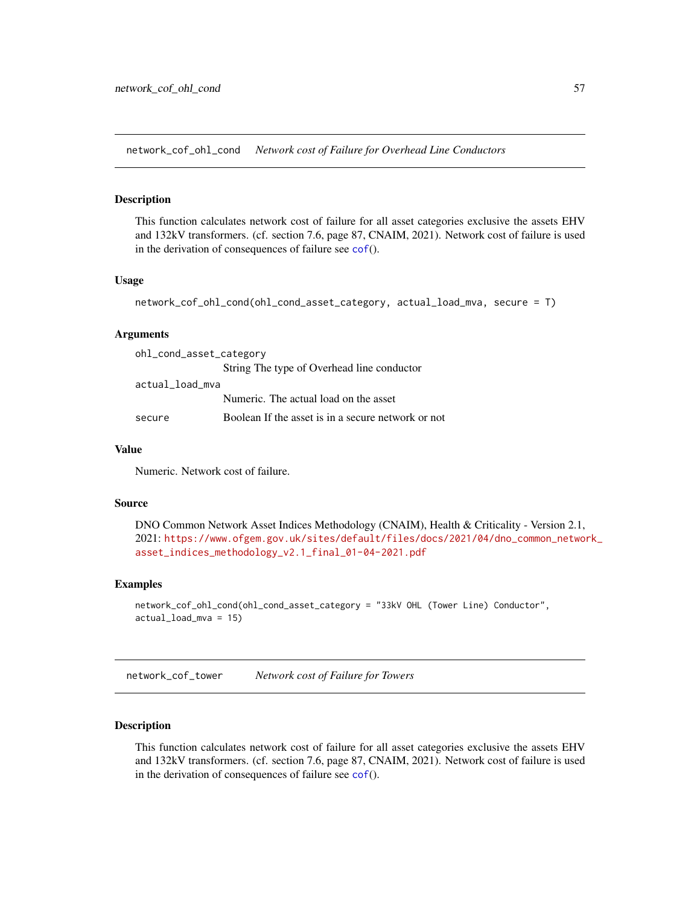## network_cof_ohl_cond *Network cost of Failure for Overhead Line Conductors*

### Description

This function calculates network cost of failure for all asset categories exclusive the assets EHV and 132kV transformers. (cf. section 7.6, page 87, CNAIM, 2021). Network cost of failure is used in the derivation of consequences of failure see cof().

### Usage

```
network_cof_ohl_cond(ohl_cond_asset_category, actual_load_mva, secure = T)
```

### Arguments

| | |
|---|---|
| ohl_cond_asset_category | String The type of Overhead line conductor |
| actual_load_mva | Numeric. The actual load on the asset |
| secure | Boolean If the asset is in a secure network or not |

### Value

Numeric. Network cost of failure.

### Source

DNO Common Network Asset Indices Methodology (CNAIM), Health & Criticality - Version 2.1, 2021: https://www.ofgem.gov.uk/sites/default/files/docs/2021/04/dno_common_network_asset_indices_methodology_v2.1_final_01-04-2021.pdf

### Examples

```
network_cof_ohl_cond(ohl_cond_asset_category = "33kV OHL (Tower Line) Conductor",
actual_load_mva = 15)
```

## network_cof_tower *Network cost of Failure for Towers*

### Description

This function calculates network cost of failure for all asset categories exclusive the assets EHV and 132kV transformers. (cf. section 7.6, page 87, CNAIM, 2021). Network cost of failure is used in the derivation of consequences of failure see cof().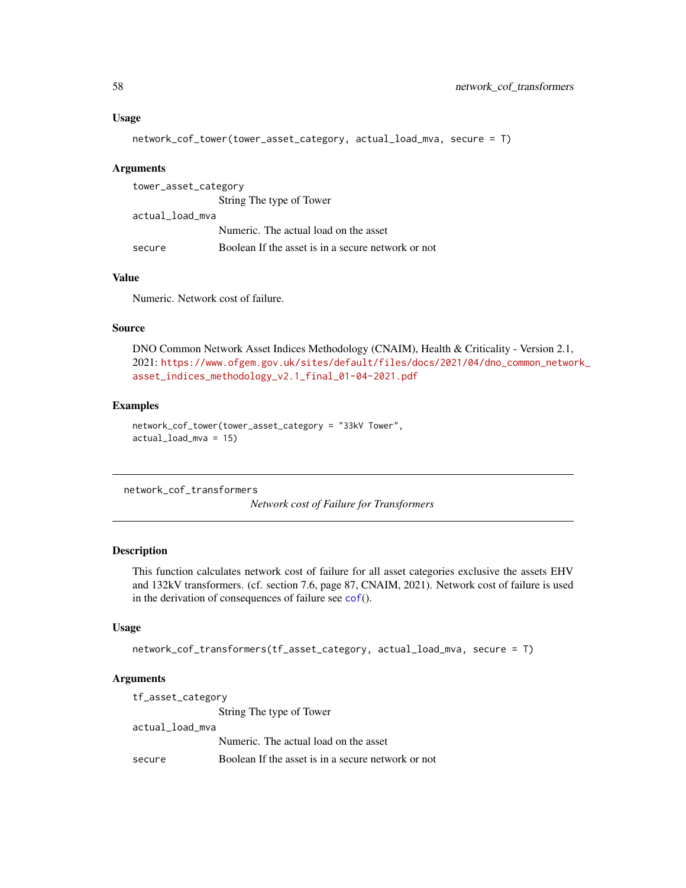### Usage

```
network_cof_tower(tower_asset_category, actual_load_mva, secure = T)
```

### Arguments

| | |
|---|---|
| `tower_asset_category` | String The type of Tower |
| `actual_load_mva` | Numeric. The actual load on the asset |
| `secure` | Boolean If the asset is in a secure network or not |

### Value

Numeric. Network cost of failure.

### Source

DNO Common Network Asset Indices Methodology (CNAIM), Health & Criticality - Version 2.1, 2021: https://www.ofgem.gov.uk/sites/default/files/docs/2021/04/dno_common_network_asset_indices_methodology_v2.1_final_01-04-2021.pdf

### Examples

```
network_cof_tower(tower_asset_category = "33kV Tower",
actual_load_mva = 15)
```

---

## network_cof_transformers

*Network cost of Failure for Transformers*

---

### Description

This function calculates network cost of failure for all asset categories exclusive the assets EHV and 132kV transformers. (cf. section 7.6, page 87, CNAIM, 2021). Network cost of failure is used in the derivation of consequences of failure see `cof()`.

### Usage

```
network_cof_transformers(tf_asset_category, actual_load_mva, secure = T)
```

### Arguments

| | |
|---|---|
| `tf_asset_category` | String The type of Tower |
| `actual_load_mva` | Numeric. The actual load on the asset |
| `secure` | Boolean If the asset is in a secure network or not |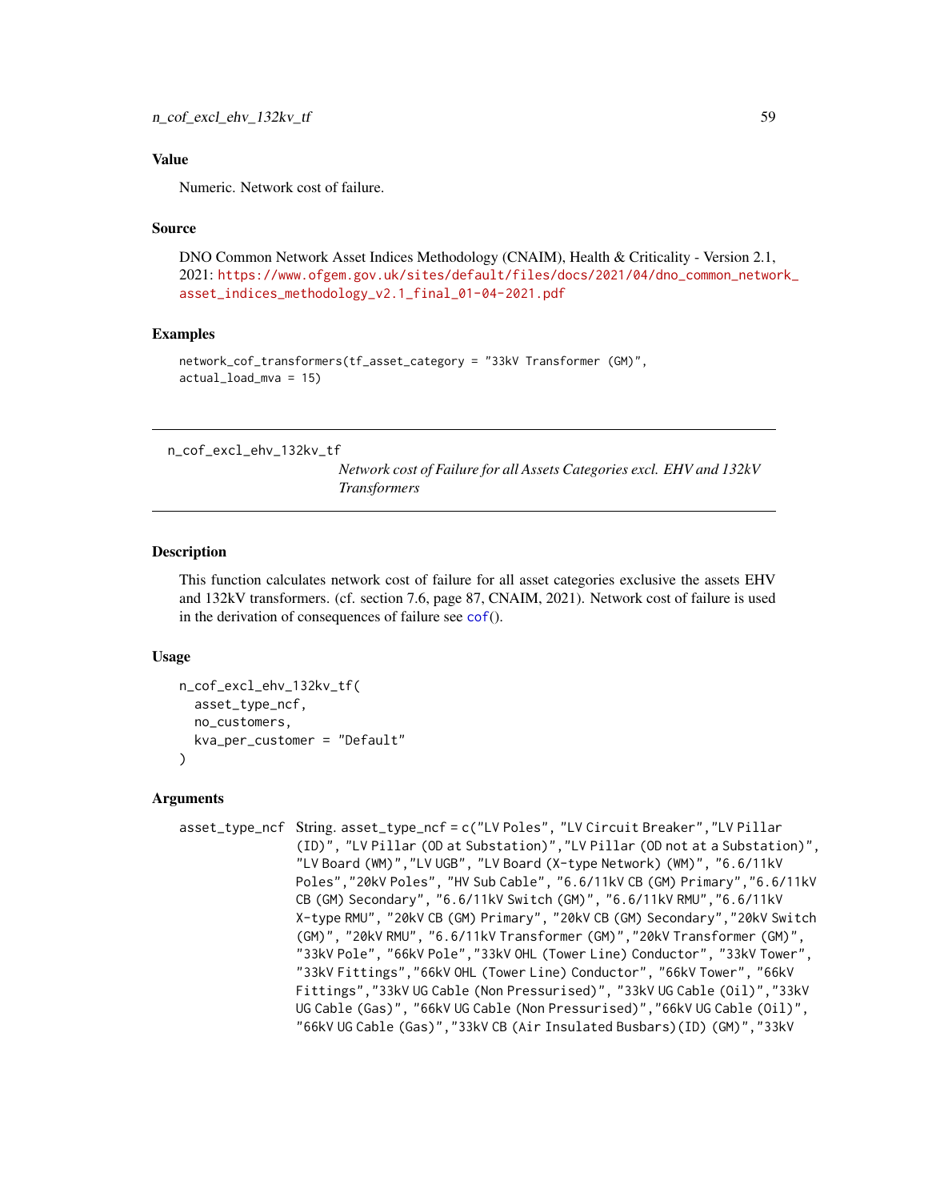### Value

Numeric. Network cost of failure.

### Source

DNO Common Network Asset Indices Methodology (CNAIM), Health & Criticality - Version 2.1, 2021: https://www.ofgem.gov.uk/sites/default/files/docs/2021/04/dno_common_network_asset_indices_methodology_v2.1_final_01-04-2021.pdf

### Examples

```
network_cof_transformers(tf_asset_category = "33kV Transformer (GM)",
actual_load_mva = 15)
```

---

## n_cof_excl_ehv_132kv_tf

*Network cost of Failure for all Assets Categories excl. EHV and 132kV Transformers*

---

### Description

This function calculates network cost of failure for all asset categories exclusive the assets EHV and 132kV transformers. (cf. section 7.6, page 87, CNAIM, 2021). Network cost of failure is used in the derivation of consequences of failure see cof().

### Usage

```
n_cof_excl_ehv_132kv_tf(
  asset_type_ncf,
  no_customers,
  kva_per_customer = "Default"
)
```

### Arguments

`asset_type_ncf` String. asset_type_ncf = c("LV Poles", "LV Circuit Breaker","LV Pillar (ID)", "LV Pillar (OD at Substation)","LV Pillar (OD not at a Substation)", "LV Board (WM)","LV UGB", "LV Board (X-type Network) (WM)", "6.6/11kV Poles","20kV Poles", "HV Sub Cable", "6.6/11kV CB (GM) Primary","6.6/11kV CB (GM) Secondary", "6.6/11kV Switch (GM)", "6.6/11kV RMU","6.6/11kV X-type RMU", "20kV CB (GM) Primary", "20kV CB (GM) Secondary","20kV Switch (GM)", "20kV RMU", "6.6/11kV Transformer (GM)","20kV Transformer (GM)", "33kV Pole", "66kV Pole","33kV OHL (Tower Line) Conductor", "33kV Tower", "33kV Fittings","66kV OHL (Tower Line) Conductor", "66kV Tower", "66kV Fittings","33kV UG Cable (Non Pressurised)", "33kV UG Cable (Oil)","33kV UG Cable (Gas)", "66kV UG Cable (Non Pressurised)","66kV UG Cable (Oil)", "66kV UG Cable (Gas)","33kV CB (Air Insulated Busbars)(ID) (GM)","33kV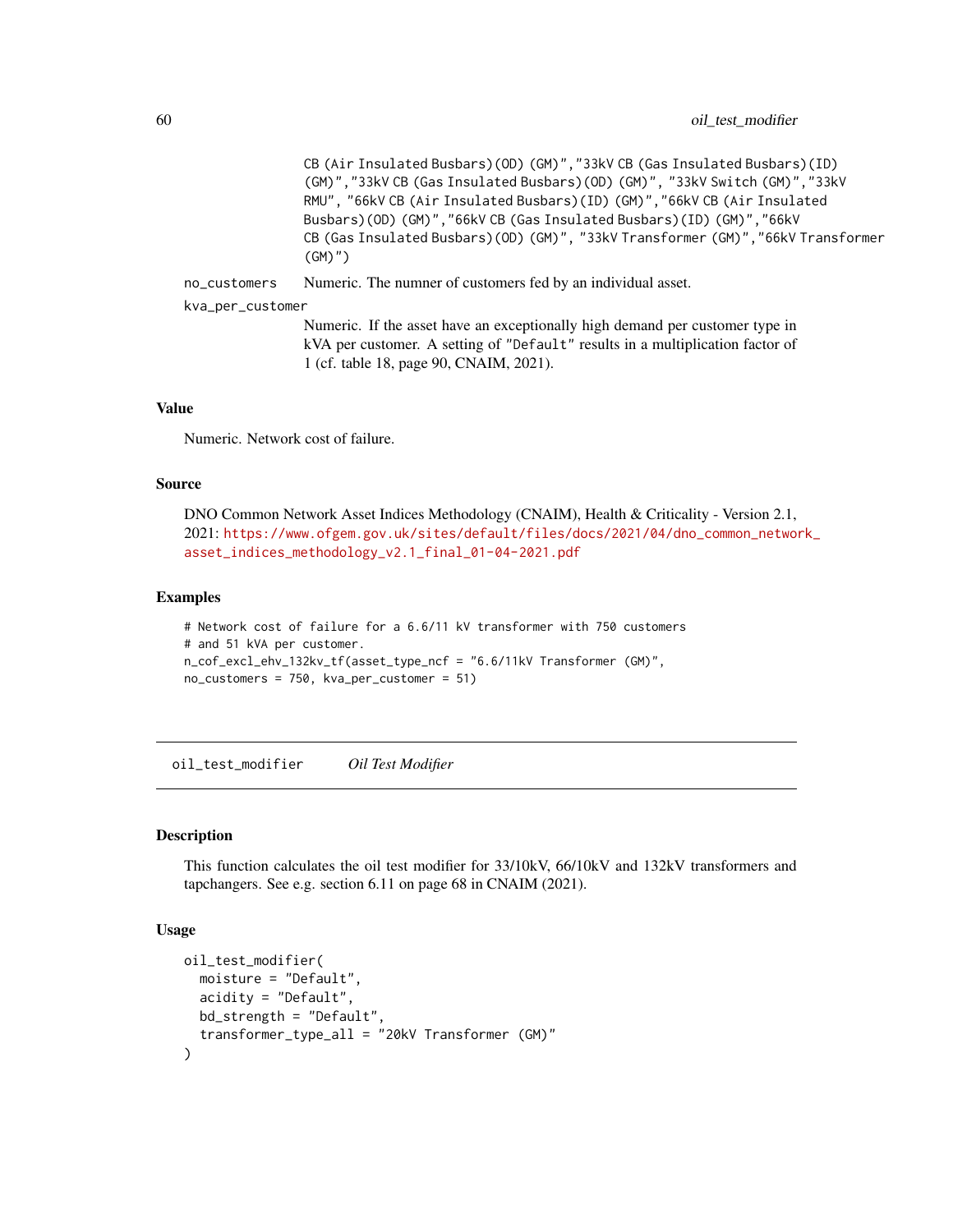CB (Air Insulated Busbars)(OD) (GM)","33kV CB (Gas Insulated Busbars)(ID) (GM)","33kV CB (Gas Insulated Busbars)(OD) (GM)", "33kV Switch (GM)","33kV RMU", "66kV CB (Air Insulated Busbars)(ID) (GM)","66kV CB (Air Insulated Busbars)(OD) (GM)","66kV CB (Gas Insulated Busbars)(ID) (GM)","66kV CB (Gas Insulated Busbars)(OD) (GM)", "33kV Transformer (GM)","66kV Transformer (GM)")

`no_customers` Numeric. The numner of customers fed by an individual asset.

`kva_per_customer`
Numeric. If the asset have an exceptionally high demand per customer type in kVA per customer. A setting of "Default" results in a multiplication factor of 1 (cf. table 18, page 90, CNAIM, 2021).

### Value

Numeric. Network cost of failure.

### Source

DNO Common Network Asset Indices Methodology (CNAIM), Health & Criticality - Version 2.1, 2021: https://www.ofgem.gov.uk/sites/default/files/docs/2021/04/dno_common_network_asset_indices_methodology_v2.1_final_01-04-2021.pdf

### Examples

```
# Network cost of failure for a 6.6/11 kV transformer with 750 customers
# and 51 kVA per customer.
n_cof_excl_ehv_132kv_tf(asset_type_ncf = "6.6/11kV Transformer (GM)",
no_customers = 750, kva_per_customer = 51)
```

## oil_test_modifier *Oil Test Modifier*

### Description

This function calculates the oil test modifier for 33/10kV, 66/10kV and 132kV transformers and tapchangers. See e.g. section 6.11 on page 68 in CNAIM (2021).

### Usage

```
oil_test_modifier(
  moisture = "Default",
  acidity = "Default",
  bd_strength = "Default",
  transformer_type_all = "20kV Transformer (GM)"
)
```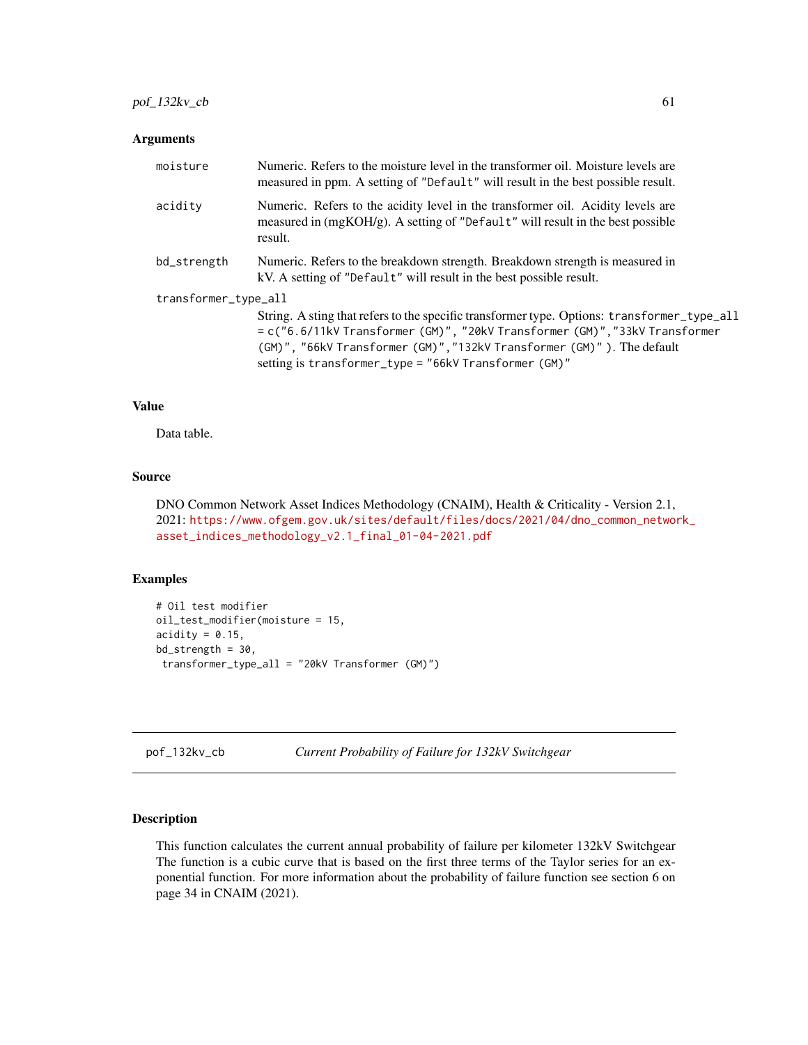### Arguments

- `moisture` — Numeric. Refers to the moisture level in the transformer oil. Moisture levels are measured in ppm. A setting of `"Default"` will result in the best possible result.
- `acidity` — Numeric. Refers to the acidity level in the transformer oil. Acidity levels are measured in (mgKOH/g). A setting of `"Default"` will result in the best possible result.
- `bd_strength` — Numeric. Refers to the breakdown strength. Breakdown strength is measured in kV. A setting of `"Default"` will result in the best possible result.
- `transformer_type_all` — String. A sting that refers to the specific transformer type. Options: `transformer_type_all = c("6.6/11kV Transformer (GM)", "20kV Transformer (GM)","33kV Transformer (GM)", "66kV Transformer (GM)","132kV Transformer (GM)" )`. The default setting is `transformer_type = "66kV Transformer (GM)"`

### Value

Data table.

### Source

DNO Common Network Asset Indices Methodology (CNAIM), Health & Criticality - Version 2.1, 2021: https://www.ofgem.gov.uk/sites/default/files/docs/2021/04/dno_common_network_asset_indices_methodology_v2.1_final_01-04-2021.pdf

### Examples

```
# Oil test modifier
oil_test_modifier(moisture = 15,
acidity = 0.15,
bd_strength = 30,
 transformer_type_all = "20kV Transformer (GM)")
```

---

## pof_132kv_cb — *Current Probability of Failure for 132kV Switchgear*

### Description

This function calculates the current annual probability of failure per kilometer 132kV Switchgear The function is a cubic curve that is based on the first three terms of the Taylor series for an exponential function. For more information about the probability of failure function see section 6 on page 34 in CNAIM (2021).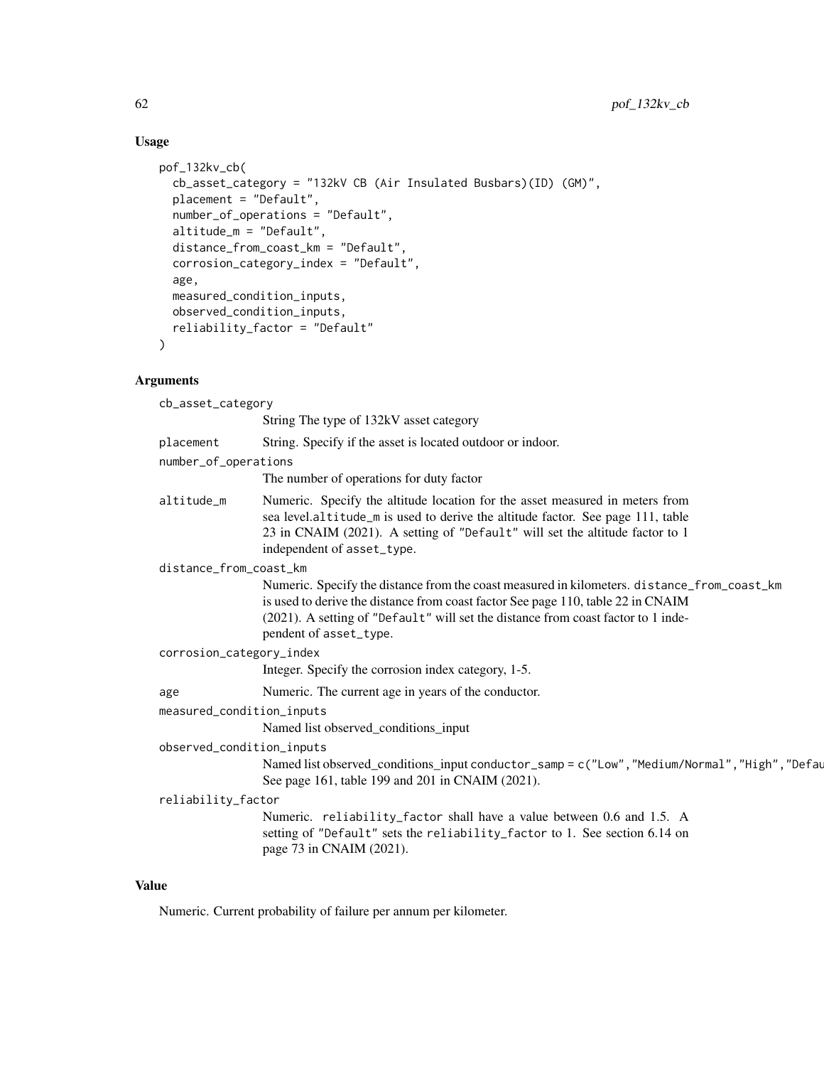## Usage

```
pof_132kv_cb(
  cb_asset_category = "132kV CB (Air Insulated Busbars)(ID) (GM)",
  placement = "Default",
  number_of_operations = "Default",
  altitude_m = "Default",
  distance_from_coast_km = "Default",
  corrosion_category_index = "Default",
  age,
  measured_condition_inputs,
  observed_condition_inputs,
  reliability_factor = "Default"
)
```

## Arguments

`cb_asset_category`
: String The type of 132kV asset category

`placement`
: String. Specify if the asset is located outdoor or indoor.

`number_of_operations`
: The number of operations for duty factor

`altitude_m`
: Numeric. Specify the altitude location for the asset measured in meters from sea level.`altitude_m` is used to derive the altitude factor. See page 111, table 23 in CNAIM (2021). A setting of `"Default"` will set the altitude factor to 1 independent of `asset_type`.

`distance_from_coast_km`
: Numeric. Specify the distance from the coast measured in kilometers. `distance_from_coast_km` is used to derive the distance from coast factor See page 110, table 22 in CNAIM (2021). A setting of `"Default"` will set the distance from coast factor to 1 independent of `asset_type`.

`corrosion_category_index`
: Integer. Specify the corrosion index category, 1-5.

`age`
: Numeric. The current age in years of the conductor.

`measured_condition_inputs`
: Named list observed_conditions_input

`observed_condition_inputs`
: Named list observed_conditions_input `conductor_samp = c("Low","Medium/Normal","High","Defau` See page 161, table 199 and 201 in CNAIM (2021).

`reliability_factor`
: Numeric. `reliability_factor` shall have a value between 0.6 and 1.5. A setting of `"Default"` sets the `reliability_factor` to 1. See section 6.14 on page 73 in CNAIM (2021).

## Value

Numeric. Current probability of failure per annum per kilometer.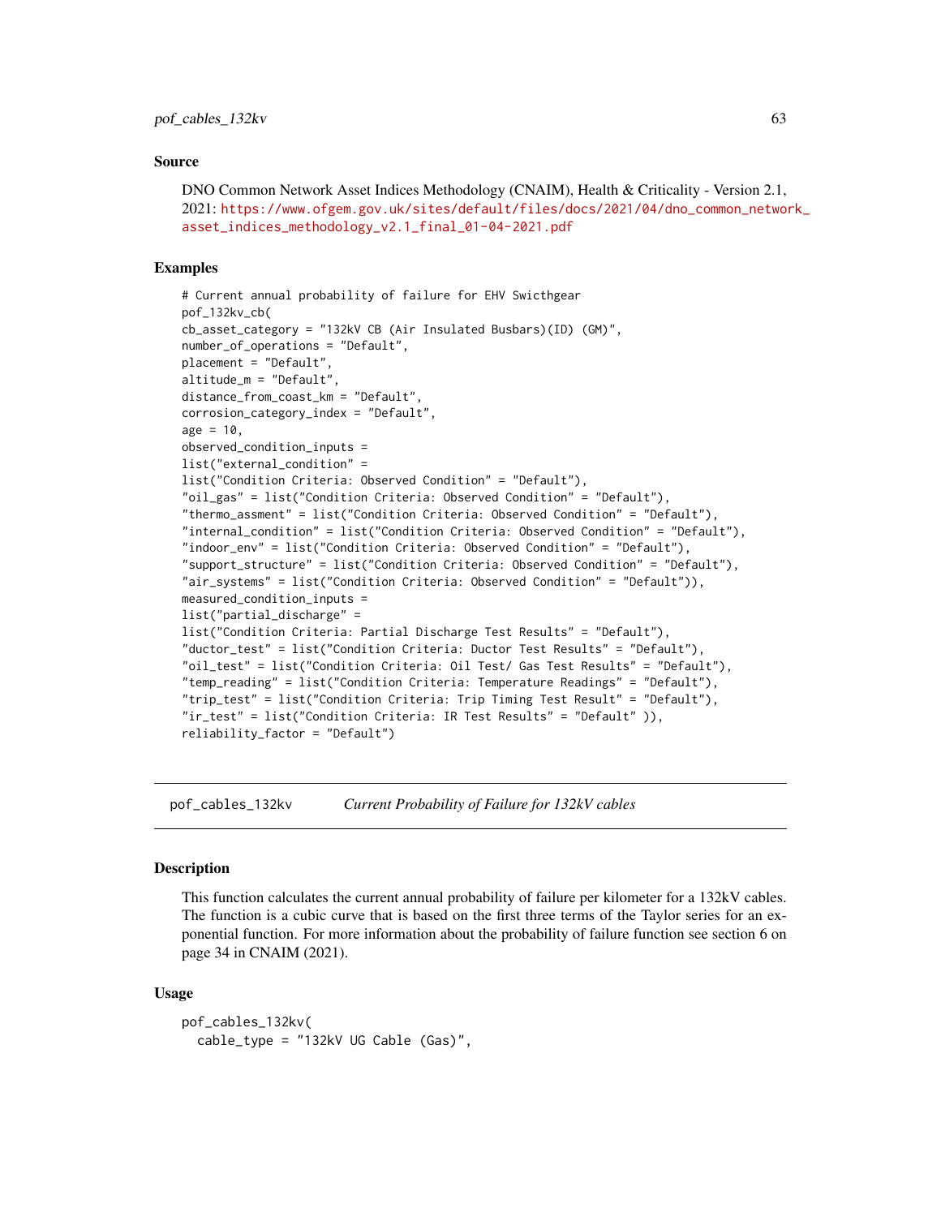### Source

DNO Common Network Asset Indices Methodology (CNAIM), Health & Criticality - Version 2.1, 2021: https://www.ofgem.gov.uk/sites/default/files/docs/2021/04/dno_common_network_asset_indices_methodology_v2.1_final_01-04-2021.pdf

### Examples

```
# Current annual probability of failure for EHV Swicthgear
pof_132kv_cb(
cb_asset_category = "132kV CB (Air Insulated Busbars)(ID) (GM)",
number_of_operations = "Default",
placement = "Default",
altitude_m = "Default",
distance_from_coast_km = "Default",
corrosion_category_index = "Default",
age = 10,
observed_condition_inputs =
list("external_condition" =
list("Condition Criteria: Observed Condition" = "Default"),
"oil_gas" = list("Condition Criteria: Observed Condition" = "Default"),
"thermo_assment" = list("Condition Criteria: Observed Condition" = "Default"),
"internal_condition" = list("Condition Criteria: Observed Condition" = "Default"),
"indoor_env" = list("Condition Criteria: Observed Condition" = "Default"),
"support_structure" = list("Condition Criteria: Observed Condition" = "Default"),
"air_systems" = list("Condition Criteria: Observed Condition" = "Default")),
measured_condition_inputs =
list("partial_discharge" =
list("Condition Criteria: Partial Discharge Test Results" = "Default"),
"ductor_test" = list("Condition Criteria: Ductor Test Results" = "Default"),
"oil_test" = list("Condition Criteria: Oil Test/ Gas Test Results" = "Default"),
"temp_reading" = list("Condition Criteria: Temperature Readings" = "Default"),
"trip_test" = list("Condition Criteria: Trip Timing Test Result" = "Default"),
"ir_test" = list("Condition Criteria: IR Test Results" = "Default" )),
reliability_factor = "Default")
```

---

## pof_cables_132kv — *Current Probability of Failure for 132kV cables*

### Description

This function calculates the current annual probability of failure per kilometer for a 132kV cables. The function is a cubic curve that is based on the first three terms of the Taylor series for an exponential function. For more information about the probability of failure function see section 6 on page 34 in CNAIM (2021).

### Usage

```
pof_cables_132kv(
  cable_type = "132kV UG Cable (Gas)",
```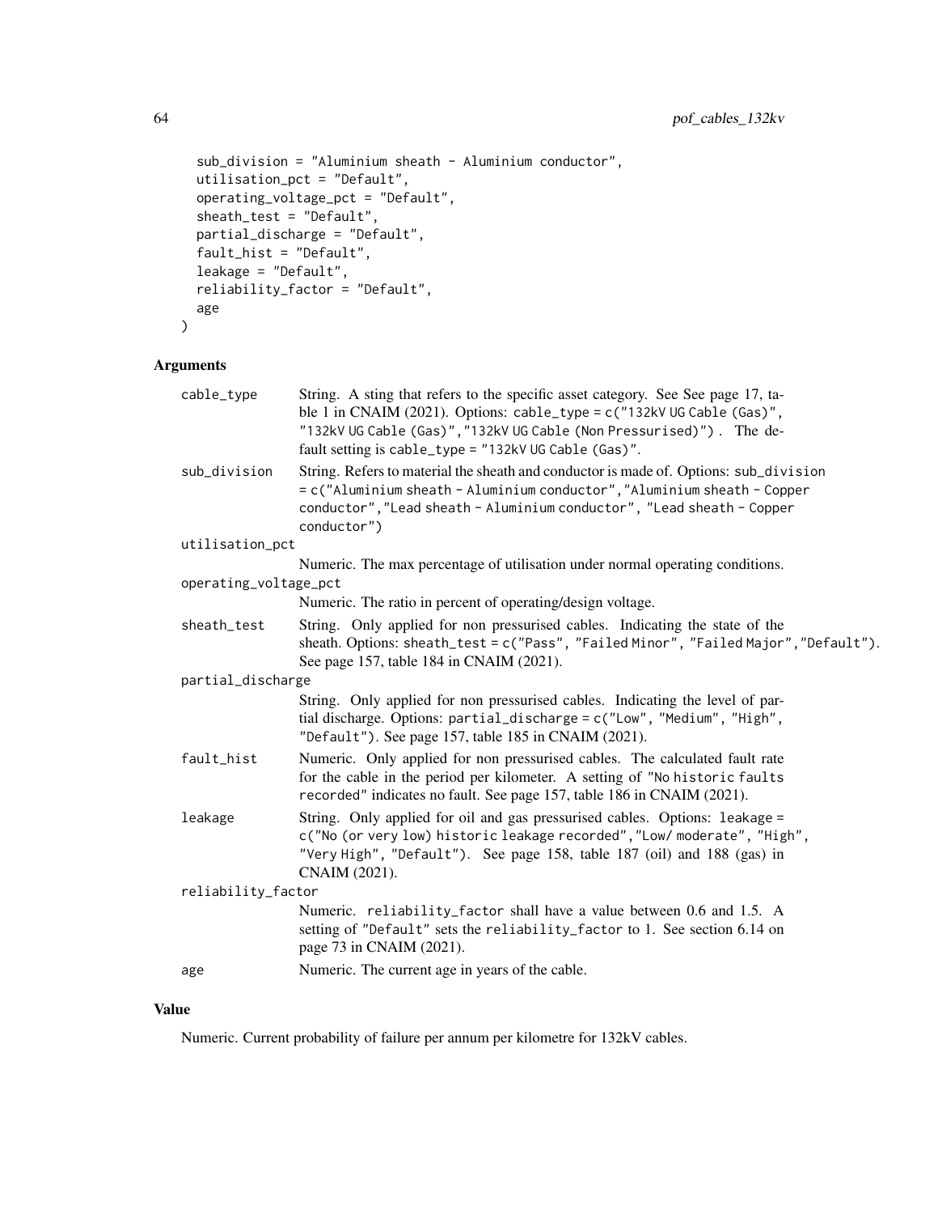```
  sub_division = "Aluminium sheath - Aluminium conductor",
  utilisation_pct = "Default",
  operating_voltage_pct = "Default",
  sheath_test = "Default",
  partial_discharge = "Default",
  fault_hist = "Default",
  leakage = "Default",
  reliability_factor = "Default",
  age
)
```

## Arguments

| | |
|---|---|
| cable_type | String. A sting that refers to the specific asset category. See See page 17, table 1 in CNAIM (2021). Options: `cable_type = c("132kV UG Cable (Gas)", "132kV UG Cable (Gas)","132kV UG Cable (Non Pressurised)")` . The default setting is `cable_type = "132kV UG Cable (Gas)"`. |
| sub_division | String. Refers to material the sheath and conductor is made of. Options: `sub_division = c("Aluminium sheath - Aluminium conductor","Aluminium sheath - Copper conductor","Lead sheath - Aluminium conductor", "Lead sheath - Copper conductor")` |
| utilisation_pct | Numeric. The max percentage of utilisation under normal operating conditions. |
| operating_voltage_pct | Numeric. The ratio in percent of operating/design voltage. |
| sheath_test | String. Only applied for non pressurised cables. Indicating the state of the sheath. Options: `sheath_test = c("Pass", "Failed Minor", "Failed Major","Default")`. See page 157, table 184 in CNAIM (2021). |
| partial_discharge | String. Only applied for non pressurised cables. Indicating the level of partial discharge. Options: `partial_discharge = c("Low", "Medium", "High", "Default")`. See page 157, table 185 in CNAIM (2021). |
| fault_hist | Numeric. Only applied for non pressurised cables. The calculated fault rate for the cable in the period per kilometer. A setting of `"No historic faults recorded"` indicates no fault. See page 157, table 186 in CNAIM (2021). |
| leakage | String. Only applied for oil and gas pressurised cables. Options: `leakage = c("No (or very low) historic leakage recorded","Low/ moderate", "High", "Very High", "Default")`. See page 158, table 187 (oil) and 188 (gas) in CNAIM (2021). |
| reliability_factor | Numeric. `reliability_factor` shall have a value between 0.6 and 1.5. A setting of `"Default"` sets the `reliability_factor` to 1. See section 6.14 on page 73 in CNAIM (2021). |
| age | Numeric. The current age in years of the cable. |

## Value

Numeric. Current probability of failure per annum per kilometre for 132kV cables.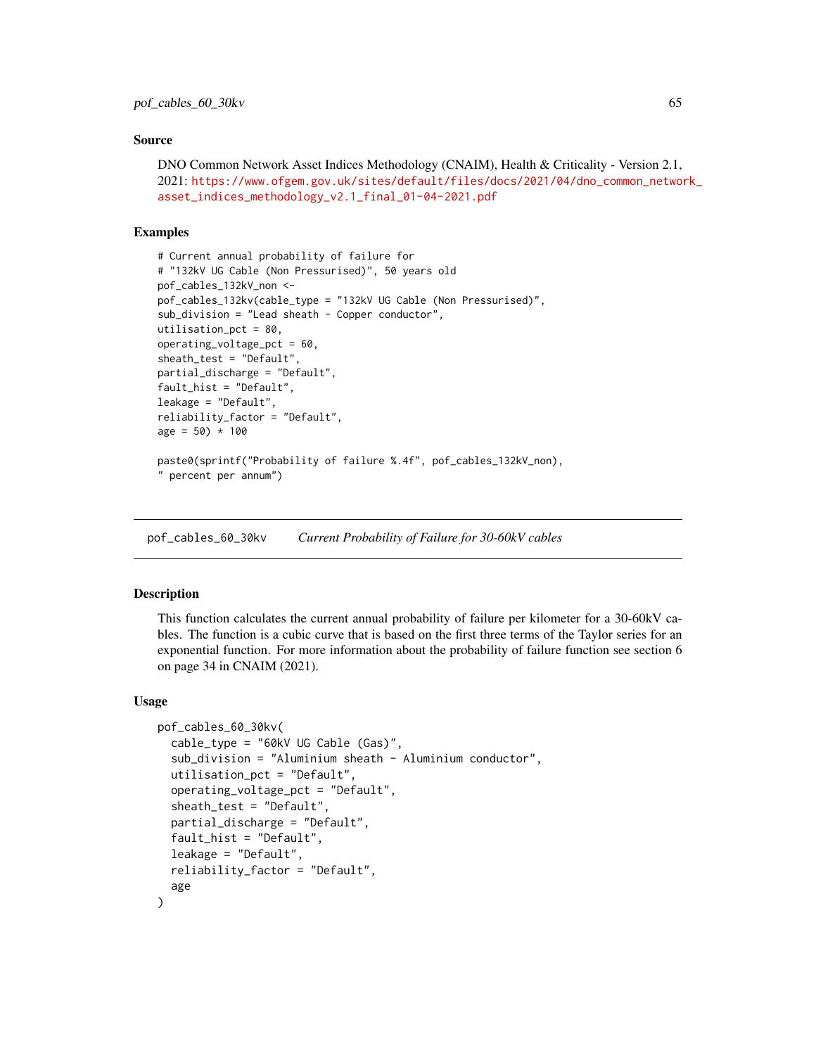## Source

DNO Common Network Asset Indices Methodology (CNAIM), Health & Criticality - Version 2.1, 2021: https://www.ofgem.gov.uk/sites/default/files/docs/2021/04/dno_common_network_asset_indices_methodology_v2.1_final_01-04-2021.pdf

## Examples

```
# Current annual probability of failure for
# "132kV UG Cable (Non Pressurised)", 50 years old
pof_cables_132kV_non <-
pof_cables_132kv(cable_type = "132kV UG Cable (Non Pressurised)",
sub_division = "Lead sheath - Copper conductor",
utilisation_pct = 80,
operating_voltage_pct = 60,
sheath_test = "Default",
partial_discharge = "Default",
fault_hist = "Default",
leakage = "Default",
reliability_factor = "Default",
age = 50) * 100

paste0(sprintf("Probability of failure %.4f", pof_cables_132kV_non),
" percent per annum")
```

---

# pof_cables_60_30kv    *Current Probability of Failure for 30-60kV cables*

## Description

This function calculates the current annual probability of failure per kilometer for a 30-60kV cables. The function is a cubic curve that is based on the first three terms of the Taylor series for an exponential function. For more information about the probability of failure function see section 6 on page 34 in CNAIM (2021).

## Usage

```
pof_cables_60_30kv(
  cable_type = "60kV UG Cable (Gas)",
  sub_division = "Aluminium sheath - Aluminium conductor",
  utilisation_pct = "Default",
  operating_voltage_pct = "Default",
  sheath_test = "Default",
  partial_discharge = "Default",
  fault_hist = "Default",
  leakage = "Default",
  reliability_factor = "Default",
  age
)
```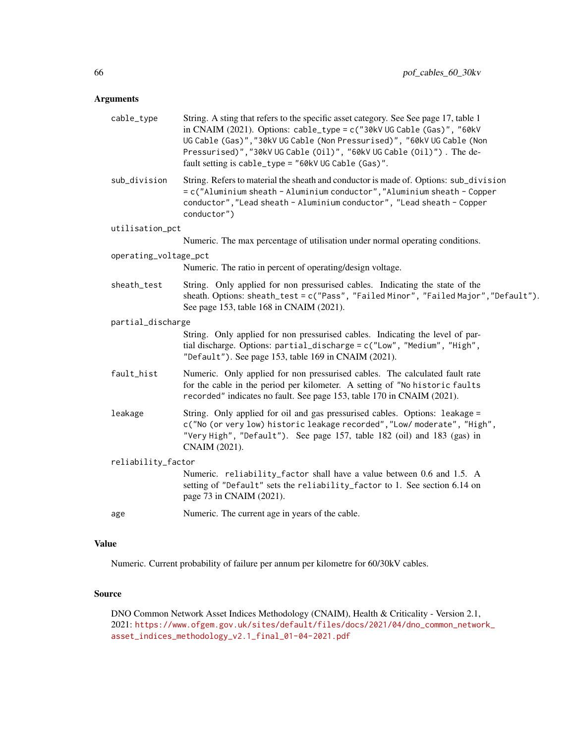## Arguments

- **cable_type**: String. A sting that refers to the specific asset category. See See page 17, table 1 in CNAIM (2021). Options: `cable_type = c("30kV UG Cable (Gas)", "60kV UG Cable (Gas)","30kV UG Cable (Non Pressurised)", "60kV UG Cable (Non Pressurised)","30kV UG Cable (Oil)", "60kV UG Cable (Oil)")` . The default setting is `cable_type = "60kV UG Cable (Gas)"`.
- **sub_division**: String. Refers to material the sheath and conductor is made of. Options: `sub_division = c("Aluminium sheath - Aluminium conductor","Aluminium sheath - Copper conductor","Lead sheath - Aluminium conductor", "Lead sheath - Copper conductor")`
- **utilisation_pct**: Numeric. The max percentage of utilisation under normal operating conditions.
- **operating_voltage_pct**: Numeric. The ratio in percent of operating/design voltage.
- **sheath_test**: String. Only applied for non pressurised cables. Indicating the state of the sheath. Options: `sheath_test = c("Pass", "Failed Minor", "Failed Major","Default")`. See page 153, table 168 in CNAIM (2021).
- **partial_discharge**: String. Only applied for non pressurised cables. Indicating the level of partial discharge. Options: `partial_discharge = c("Low", "Medium", "High", "Default")`. See page 153, table 169 in CNAIM (2021).
- **fault_hist**: Numeric. Only applied for non pressurised cables. The calculated fault rate for the cable in the period per kilometer. A setting of `"No historic faults recorded"` indicates no fault. See page 153, table 170 in CNAIM (2021).
- **leakage**: String. Only applied for oil and gas pressurised cables. Options: `leakage = c("No (or very low) historic leakage recorded","Low/ moderate", "High", "Very High", "Default")`. See page 157, table 182 (oil) and 183 (gas) in CNAIM (2021).
- **reliability_factor**: Numeric. `reliability_factor` shall have a value between 0.6 and 1.5. A setting of `"Default"` sets the `reliability_factor` to 1. See section 6.14 on page 73 in CNAIM (2021).
- **age**: Numeric. The current age in years of the cable.

## Value

Numeric. Current probability of failure per annum per kilometre for 60/30kV cables.

## Source

DNO Common Network Asset Indices Methodology (CNAIM), Health & Criticality - Version 2.1, 2021: https://www.ofgem.gov.uk/sites/default/files/docs/2021/04/dno_common_network_asset_indices_methodology_v2.1_final_01-04-2021.pdf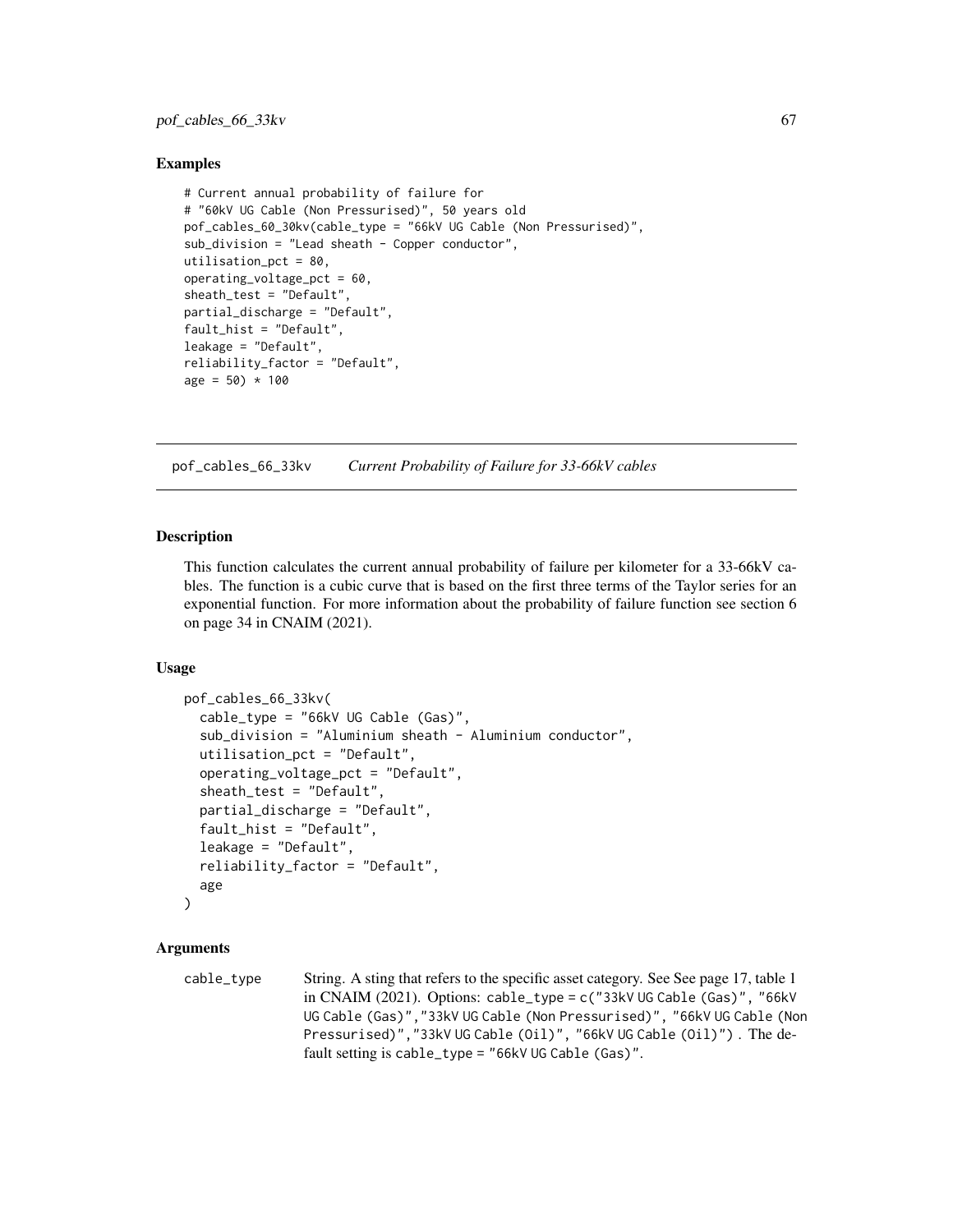## Examples

```
# Current annual probability of failure for
# "60kV UG Cable (Non Pressurised)", 50 years old
pof_cables_60_30kv(cable_type = "66kV UG Cable (Non Pressurised)",
sub_division = "Lead sheath - Copper conductor",
utilisation_pct = 80,
operating_voltage_pct = 60,
sheath_test = "Default",
partial_discharge = "Default",
fault_hist = "Default",
leakage = "Default",
reliability_factor = "Default",
age = 50) * 100
```

---

# pof_cables_66_33kv *Current Probability of Failure for 33-66kV cables*

---

## Description

This function calculates the current annual probability of failure per kilometer for a 33-66kV cables. The function is a cubic curve that is based on the first three terms of the Taylor series for an exponential function. For more information about the probability of failure function see section 6 on page 34 in CNAIM (2021).

## Usage

```
pof_cables_66_33kv(
  cable_type = "66kV UG Cable (Gas)",
  sub_division = "Aluminium sheath - Aluminium conductor",
  utilisation_pct = "Default",
  operating_voltage_pct = "Default",
  sheath_test = "Default",
  partial_discharge = "Default",
  fault_hist = "Default",
  leakage = "Default",
  reliability_factor = "Default",
  age
)
```

## Arguments

`cable_type` String. A sting that refers to the specific asset category. See See page 17, table 1 in CNAIM (2021). Options: `cable_type = c("33kV UG Cable (Gas)", "66kV UG Cable (Gas)","33kV UG Cable (Non Pressurised)", "66kV UG Cable (Non Pressurised)","33kV UG Cable (Oil)", "66kV UG Cable (Oil)")` . The default setting is `cable_type = "66kV UG Cable (Gas)"`.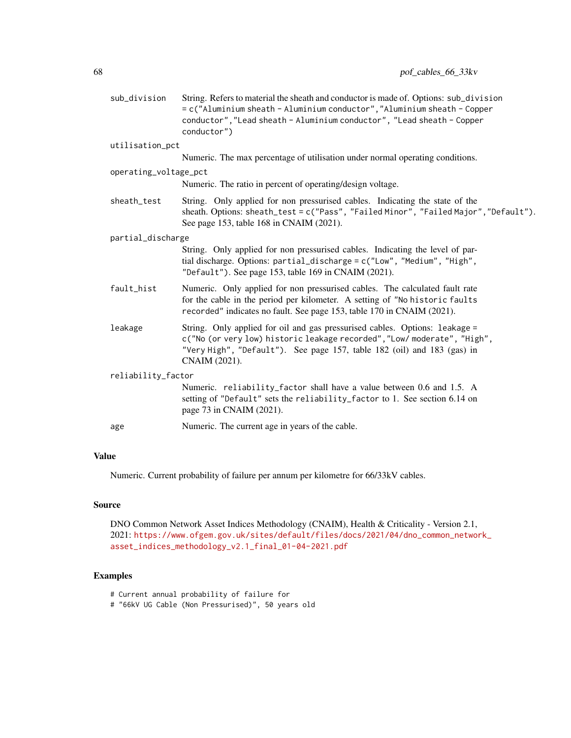sub_division
: String. Refers to material the sheath and conductor is made of. Options: `sub_division = c("Aluminium sheath - Aluminium conductor","Aluminium sheath - Copper conductor","Lead sheath - Aluminium conductor", "Lead sheath - Copper conductor")`

utilisation_pct
: Numeric. The max percentage of utilisation under normal operating conditions.

operating_voltage_pct
: Numeric. The ratio in percent of operating/design voltage.

sheath_test
: String. Only applied for non pressurised cables. Indicating the state of the sheath. Options: `sheath_test = c("Pass", "Failed Minor", "Failed Major","Default")`. See page 153, table 168 in CNAIM (2021).

partial_discharge
: String. Only applied for non pressurised cables. Indicating the level of partial discharge. Options: `partial_discharge = c("Low", "Medium", "High", "Default")`. See page 153, table 169 in CNAIM (2021).

fault_hist
: Numeric. Only applied for non pressurised cables. The calculated fault rate for the cable in the period per kilometer. A setting of `"No historic faults recorded"` indicates no fault. See page 153, table 170 in CNAIM (2021).

leakage
: String. Only applied for oil and gas pressurised cables. Options: `leakage = c("No (or very low) historic leakage recorded","Low/ moderate", "High", "Very High", "Default")`. See page 157, table 182 (oil) and 183 (gas) in CNAIM (2021).

reliability_factor
: Numeric. `reliability_factor` shall have a value between 0.6 and 1.5. A setting of `"Default"` sets the `reliability_factor` to 1. See section 6.14 on page 73 in CNAIM (2021).

age
: Numeric. The current age in years of the cable.

## Value

Numeric. Current probability of failure per annum per kilometre for 66/33kV cables.

## Source

DNO Common Network Asset Indices Methodology (CNAIM), Health & Criticality - Version 2.1, 2021: https://www.ofgem.gov.uk/sites/default/files/docs/2021/04/dno_common_network_asset_indices_methodology_v2.1_final_01-04-2021.pdf

## Examples

```
# Current annual probability of failure for
# "66kV UG Cable (Non Pressurised)", 50 years old
```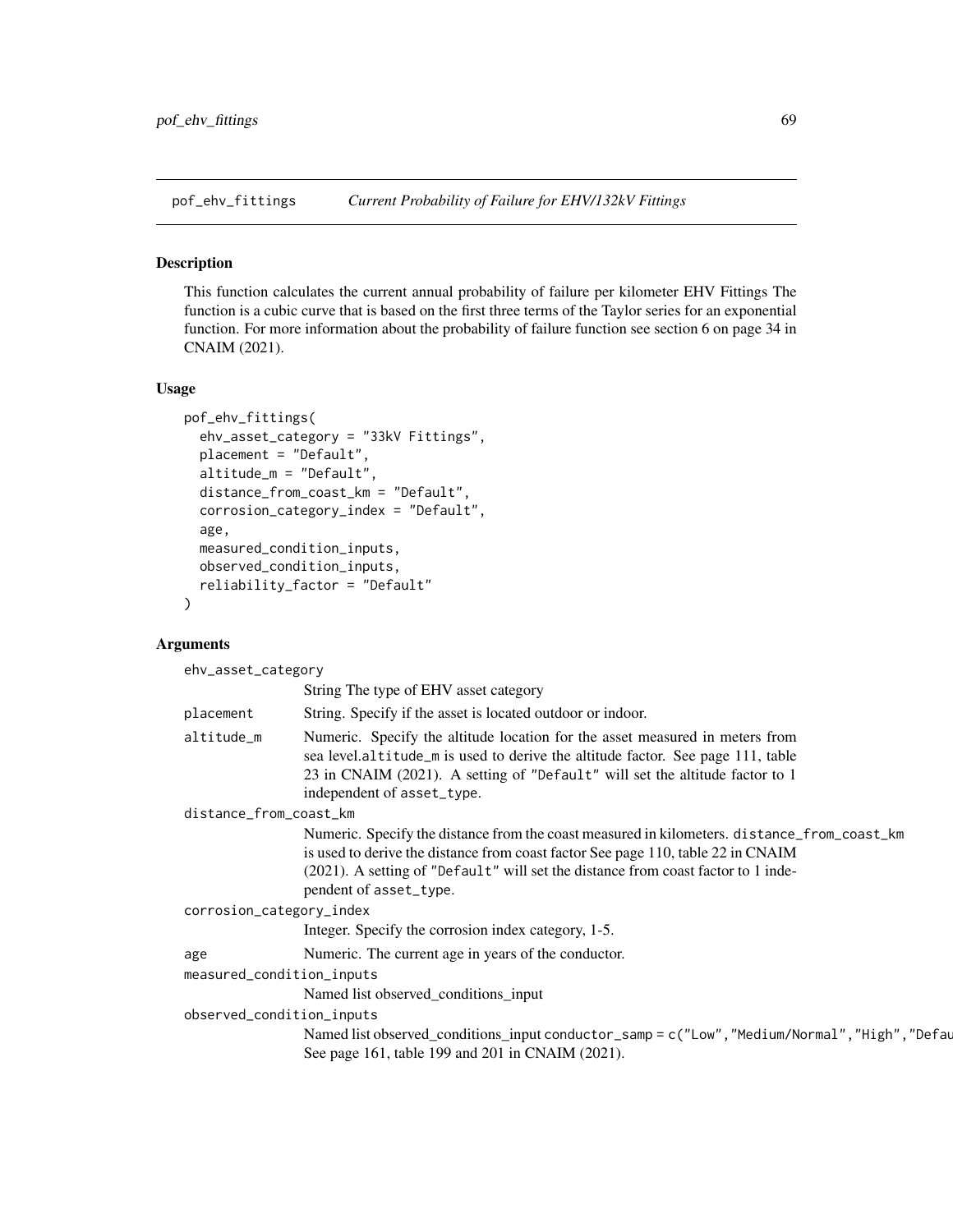## pof_ehv_fittings — *Current Probability of Failure for EHV/132kV Fittings*

### Description

This function calculates the current annual probability of failure per kilometer EHV Fittings The function is a cubic curve that is based on the first three terms of the Taylor series for an exponential function. For more information about the probability of failure function see section 6 on page 34 in CNAIM (2021).

### Usage

```
pof_ehv_fittings(
  ehv_asset_category = "33kV Fittings",
  placement = "Default",
  altitude_m = "Default",
  distance_from_coast_km = "Default",
  corrosion_category_index = "Default",
  age,
  measured_condition_inputs,
  observed_condition_inputs,
  reliability_factor = "Default"
)
```

### Arguments

`ehv_asset_category`
: String The type of EHV asset category

`placement`
: String. Specify if the asset is located outdoor or indoor.

`altitude_m`
: Numeric. Specify the altitude location for the asset measured in meters from sea level.`altitude_m` is used to derive the altitude factor. See page 111, table 23 in CNAIM (2021). A setting of `"Default"` will set the altitude factor to 1 independent of `asset_type`.

`distance_from_coast_km`
: Numeric. Specify the distance from the coast measured in kilometers. `distance_from_coast_km` is used to derive the distance from coast factor See page 110, table 22 in CNAIM (2021). A setting of `"Default"` will set the distance from coast factor to 1 independent of `asset_type`.

`corrosion_category_index`
: Integer. Specify the corrosion index category, 1-5.

`age`
: Numeric. The current age in years of the conductor.

`measured_condition_inputs`
: Named list observed_conditions_input

`observed_condition_inputs`
: Named list observed_conditions_input `conductor_samp = c("Low","Medium/Normal","High","Defau`
See page 161, table 199 and 201 in CNAIM (2021).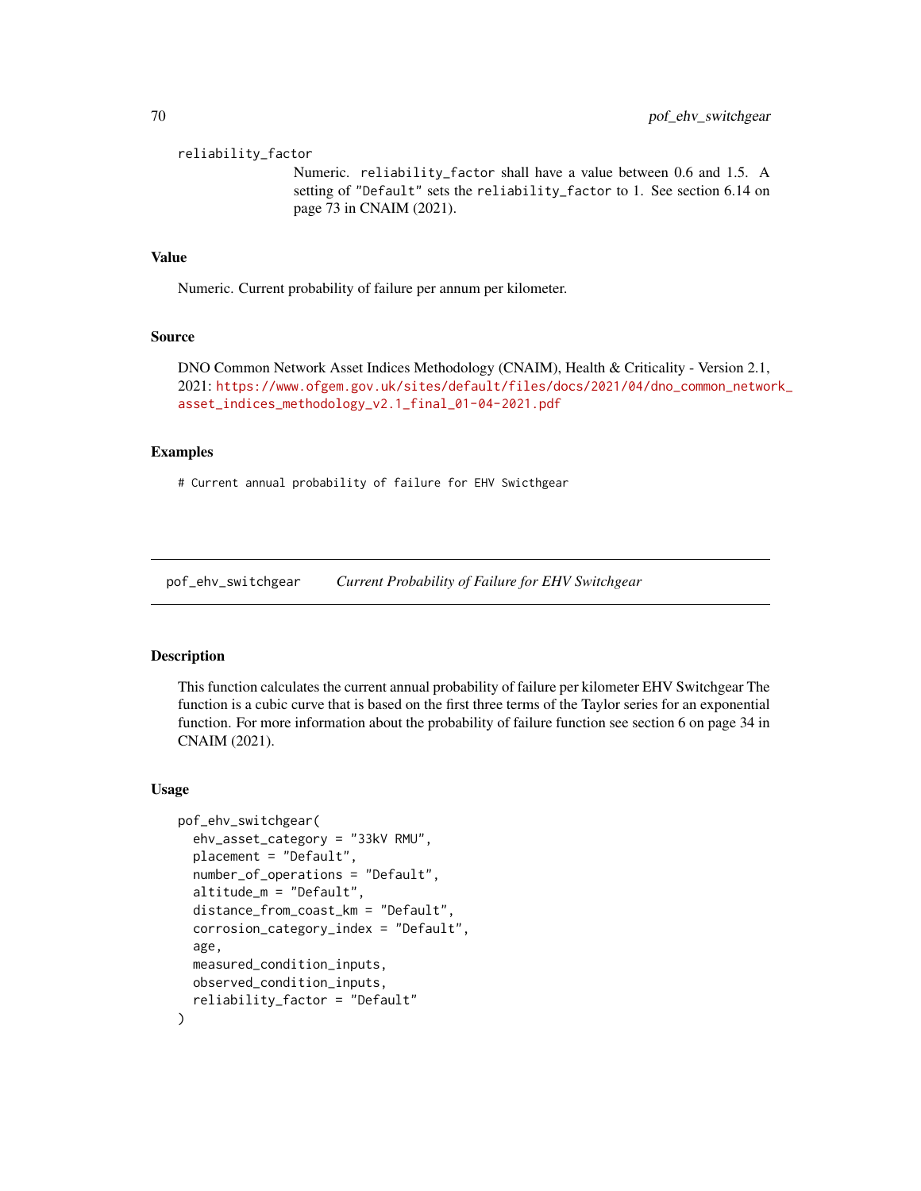reliability_factor

Numeric. reliability_factor shall have a value between 0.6 and 1.5. A setting of "Default" sets the reliability_factor to 1. See section 6.14 on page 73 in CNAIM (2021).

## Value

Numeric. Current probability of failure per annum per kilometer.

## Source

DNO Common Network Asset Indices Methodology (CNAIM), Health & Criticality - Version 2.1, 2021: https://www.ofgem.gov.uk/sites/default/files/docs/2021/04/dno_common_network_asset_indices_methodology_v2.1_final_01-04-2021.pdf

## Examples

```
# Current annual probability of failure for EHV Swicthgear
```

---

# pof_ehv_switchgear *Current Probability of Failure for EHV Switchgear*

## Description

This function calculates the current annual probability of failure per kilometer EHV Switchgear The function is a cubic curve that is based on the first three terms of the Taylor series for an exponential function. For more information about the probability of failure function see section 6 on page 34 in CNAIM (2021).

## Usage

```
pof_ehv_switchgear(
  ehv_asset_category = "33kV RMU",
  placement = "Default",
  number_of_operations = "Default",
  altitude_m = "Default",
  distance_from_coast_km = "Default",
  corrosion_category_index = "Default",
  age,
  measured_condition_inputs,
  observed_condition_inputs,
  reliability_factor = "Default"
)
```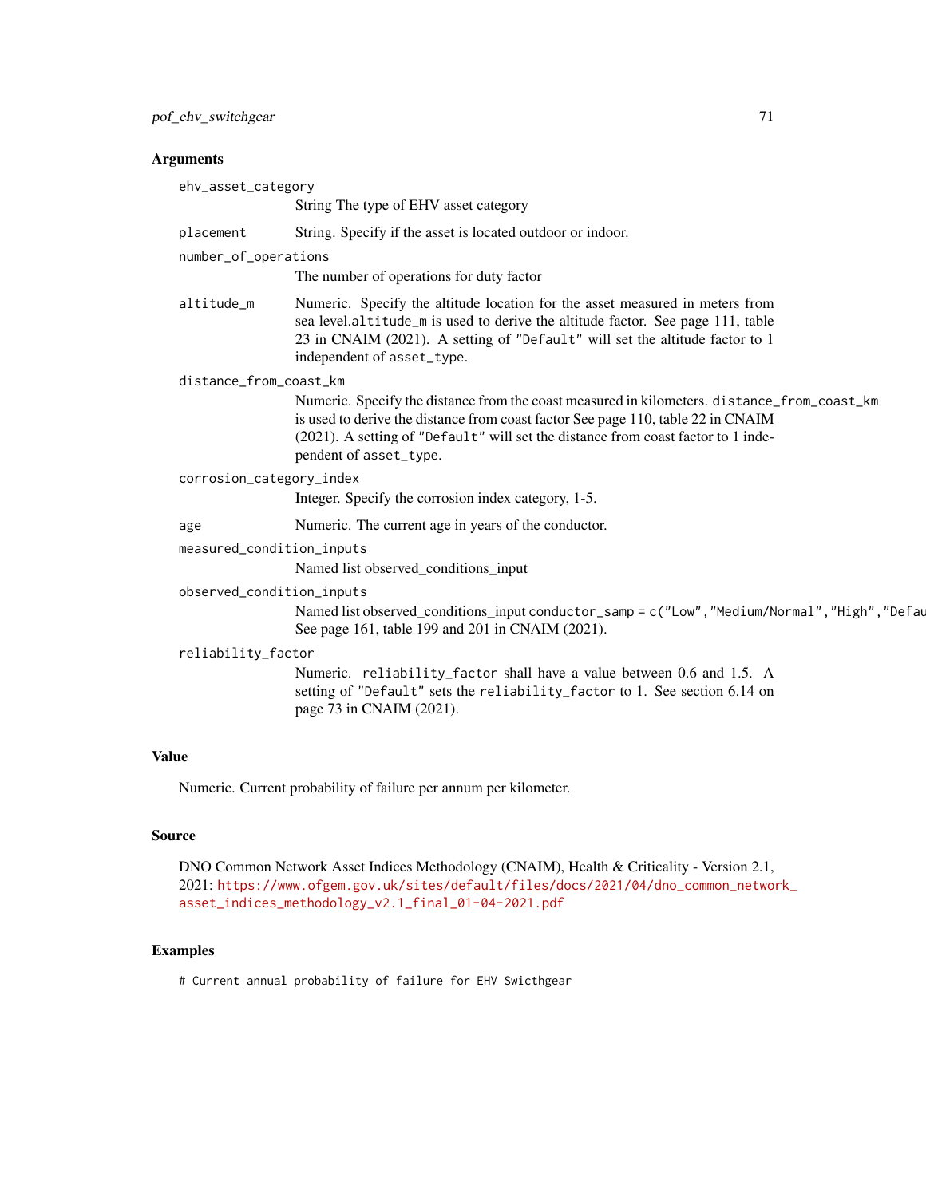### Arguments

`ehv_asset_category`
: String The type of EHV asset category

`placement`
: String. Specify if the asset is located outdoor or indoor.

`number_of_operations`
: The number of operations for duty factor

`altitude_m`
: Numeric. Specify the altitude location for the asset measured in meters from sea level.`altitude_m` is used to derive the altitude factor. See page 111, table 23 in CNAIM (2021). A setting of `"Default"` will set the altitude factor to 1 independent of `asset_type`.

`distance_from_coast_km`
: Numeric. Specify the distance from the coast measured in kilometers. `distance_from_coast_km` is used to derive the distance from coast factor See page 110, table 22 in CNAIM (2021). A setting of `"Default"` will set the distance from coast factor to 1 independent of `asset_type`.

`corrosion_category_index`
: Integer. Specify the corrosion index category, 1-5.

`age`
: Numeric. The current age in years of the conductor.

`measured_condition_inputs`
: Named list observed_conditions_input

`observed_condition_inputs`
: Named list observed_conditions_input `conductor_samp = c("Low","Medium/Normal","High","Defau`
  See page 161, table 199 and 201 in CNAIM (2021).

`reliability_factor`
: Numeric. `reliability_factor` shall have a value between 0.6 and 1.5. A setting of `"Default"` sets the `reliability_factor` to 1. See section 6.14 on page 73 in CNAIM (2021).

### Value

Numeric. Current probability of failure per annum per kilometer.

### Source

DNO Common Network Asset Indices Methodology (CNAIM), Health & Criticality - Version 2.1, 2021: https://www.ofgem.gov.uk/sites/default/files/docs/2021/04/dno_common_network_asset_indices_methodology_v2.1_final_01-04-2021.pdf

### Examples

```
# Current annual probability of failure for EHV Swicthgear
```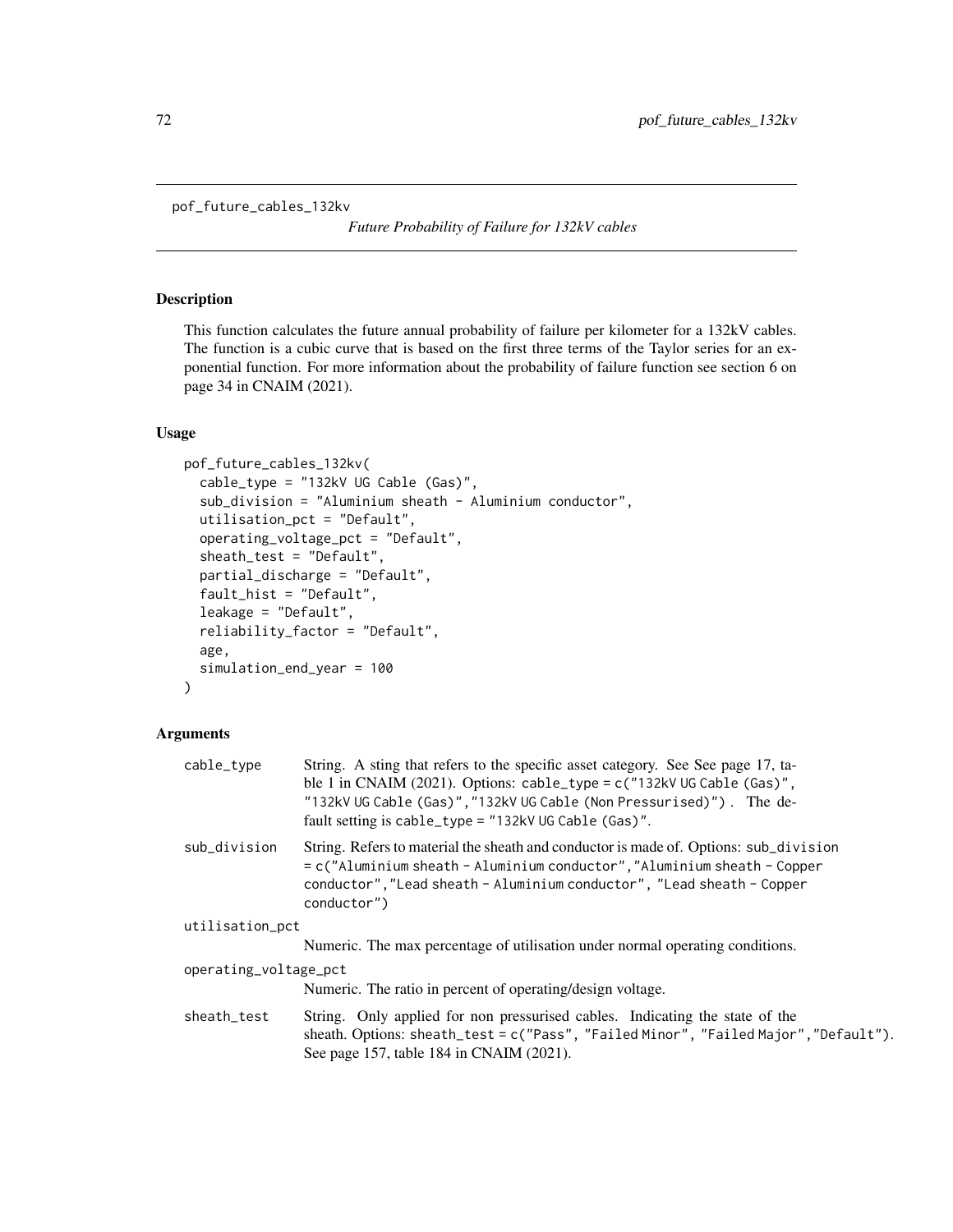pof_future_cables_132kv

*Future Probability of Failure for 132kV cables*

## Description

This function calculates the future annual probability of failure per kilometer for a 132kV cables. The function is a cubic curve that is based on the first three terms of the Taylor series for an exponential function. For more information about the probability of failure function see section 6 on page 34 in CNAIM (2021).

## Usage

```
pof_future_cables_132kv(
  cable_type = "132kV UG Cable (Gas)",
  sub_division = "Aluminium sheath - Aluminium conductor",
  utilisation_pct = "Default",
  operating_voltage_pct = "Default",
  sheath_test = "Default",
  partial_discharge = "Default",
  fault_hist = "Default",
  leakage = "Default",
  reliability_factor = "Default",
  age,
  simulation_end_year = 100
)
```

## Arguments

- `cable_type` String. A sting that refers to the specific asset category. See See page 17, table 1 in CNAIM (2021). Options: `cable_type = c("132kV UG Cable (Gas)", "132kV UG Cable (Gas)","132kV UG Cable (Non Pressurised)")`. The default setting is `cable_type = "132kV UG Cable (Gas)"`.
- `sub_division` String. Refers to material the sheath and conductor is made of. Options: `sub_division = c("Aluminium sheath - Aluminium conductor","Aluminium sheath - Copper conductor","Lead sheath - Aluminium conductor", "Lead sheath - Copper conductor")`
- `utilisation_pct` Numeric. The max percentage of utilisation under normal operating conditions.
- `operating_voltage_pct` Numeric. The ratio in percent of operating/design voltage.
- `sheath_test` String. Only applied for non pressurised cables. Indicating the state of the sheath. Options: `sheath_test = c("Pass", "Failed Minor", "Failed Major","Default")`. See page 157, table 184 in CNAIM (2021).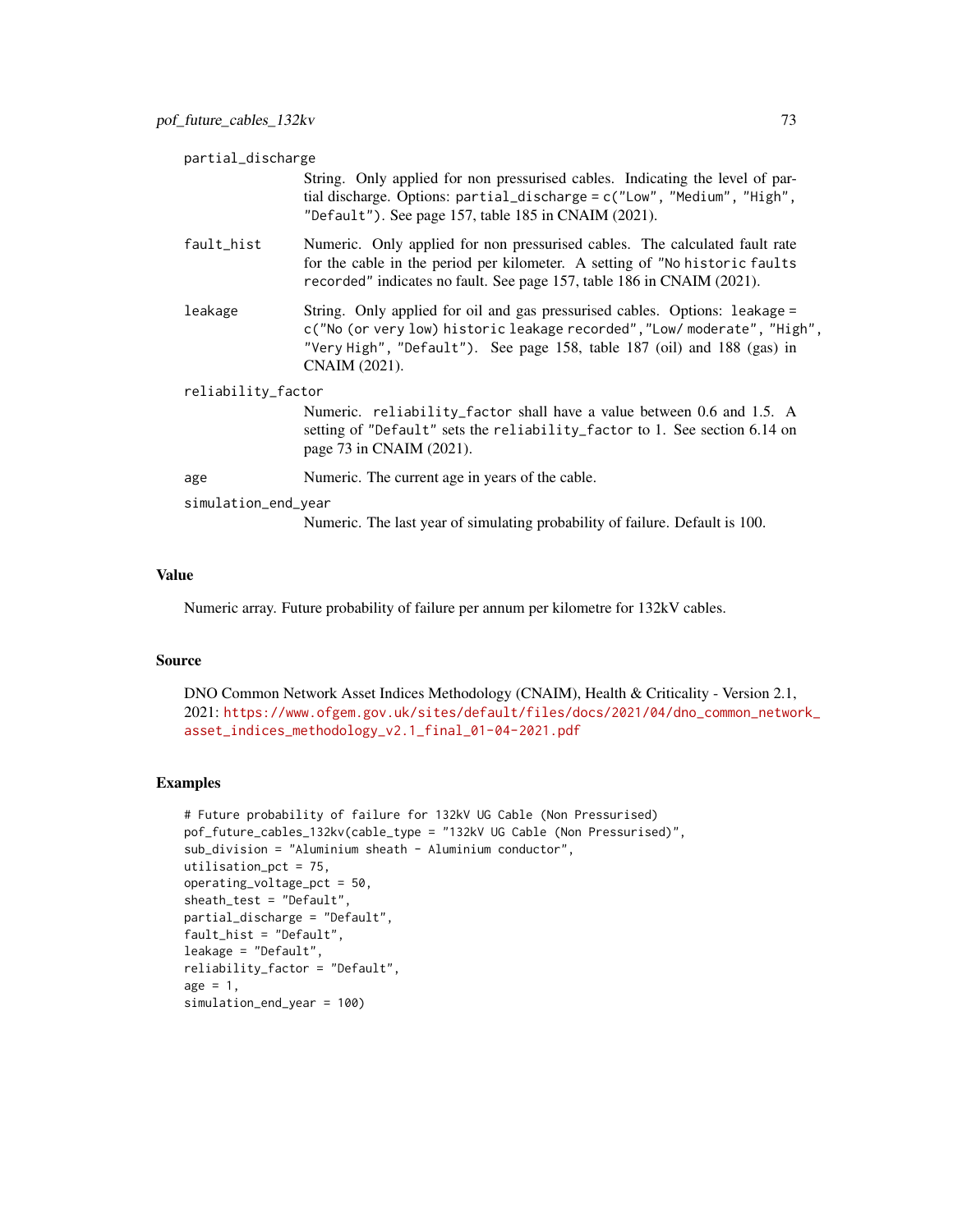partial_discharge
: String. Only applied for non pressurised cables. Indicating the level of partial discharge. Options: `partial_discharge = c("Low", "Medium", "High", "Default")`. See page 157, table 185 in CNAIM (2021).

fault_hist
: Numeric. Only applied for non pressurised cables. The calculated fault rate for the cable in the period per kilometer. A setting of `"No historic faults recorded"` indicates no fault. See page 157, table 186 in CNAIM (2021).

leakage
: String. Only applied for oil and gas pressurised cables. Options: `leakage = c("No (or very low) historic leakage recorded","Low/ moderate", "High", "Very High", "Default")`. See page 158, table 187 (oil) and 188 (gas) in CNAIM (2021).

reliability_factor
: Numeric. `reliability_factor` shall have a value between 0.6 and 1.5. A setting of `"Default"` sets the `reliability_factor` to 1. See section 6.14 on page 73 in CNAIM (2021).

age
: Numeric. The current age in years of the cable.

simulation_end_year
: Numeric. The last year of simulating probability of failure. Default is 100.

## Value

Numeric array. Future probability of failure per annum per kilometre for 132kV cables.

## Source

DNO Common Network Asset Indices Methodology (CNAIM), Health & Criticality - Version 2.1, 2021: https://www.ofgem.gov.uk/sites/default/files/docs/2021/04/dno_common_network_asset_indices_methodology_v2.1_final_01-04-2021.pdf

## Examples

```
# Future probability of failure for 132kV UG Cable (Non Pressurised)
pof_future_cables_132kv(cable_type = "132kV UG Cable (Non Pressurised)",
sub_division = "Aluminium sheath - Aluminium conductor",
utilisation_pct = 75,
operating_voltage_pct = 50,
sheath_test = "Default",
partial_discharge = "Default",
fault_hist = "Default",
leakage = "Default",
reliability_factor = "Default",
age = 1,
simulation_end_year = 100)
```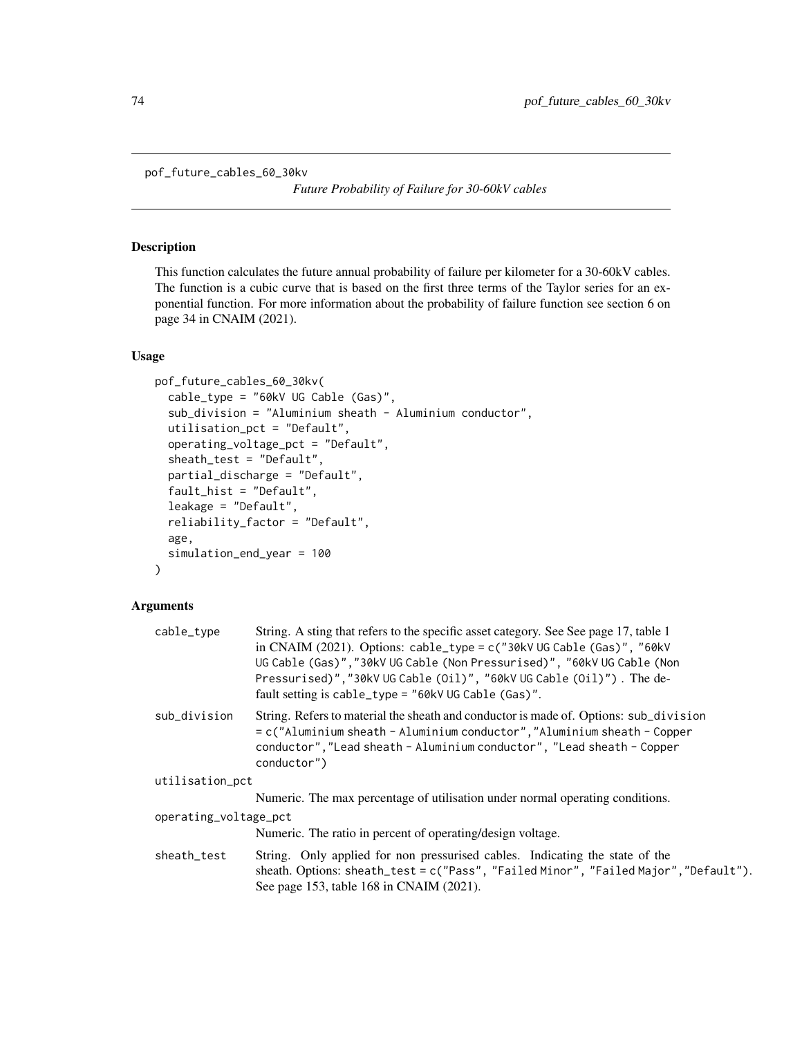pof_future_cables_60_30kv

*Future Probability of Failure for 30-60kV cables*

## Description

This function calculates the future annual probability of failure per kilometer for a 30-60kV cables. The function is a cubic curve that is based on the first three terms of the Taylor series for an exponential function. For more information about the probability of failure function see section 6 on page 34 in CNAIM (2021).

## Usage

```
pof_future_cables_60_30kv(
  cable_type = "60kV UG Cable (Gas)",
  sub_division = "Aluminium sheath - Aluminium conductor",
  utilisation_pct = "Default",
  operating_voltage_pct = "Default",
  sheath_test = "Default",
  partial_discharge = "Default",
  fault_hist = "Default",
  leakage = "Default",
  reliability_factor = "Default",
  age,
  simulation_end_year = 100
)
```

## Arguments

| | |
|---|---|
| cable_type | String. A sting that refers to the specific asset category. See See page 17, table 1 in CNAIM (2021). Options: `cable_type = c("30kV UG Cable (Gas)", "60kV UG Cable (Gas)","30kV UG Cable (Non Pressurised)", "60kV UG Cable (Non Pressurised)","30kV UG Cable (Oil)", "60kV UG Cable (Oil)")` . The default setting is `cable_type = "60kV UG Cable (Gas)"`. |
| sub_division | String. Refers to material the sheath and conductor is made of. Options: `sub_division = c("Aluminium sheath - Aluminium conductor","Aluminium sheath - Copper conductor","Lead sheath - Aluminium conductor", "Lead sheath - Copper conductor")` |
| utilisation_pct | Numeric. The max percentage of utilisation under normal operating conditions. |
| operating_voltage_pct | Numeric. The ratio in percent of operating/design voltage. |
| sheath_test | String. Only applied for non pressurised cables. Indicating the state of the sheath. Options: `sheath_test = c("Pass", "Failed Minor", "Failed Major","Default")`. See page 153, table 168 in CNAIM (2021). |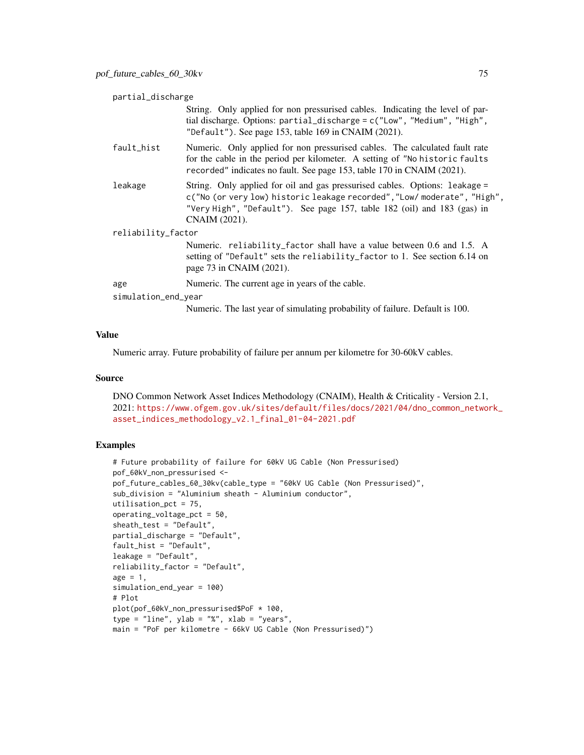partial_discharge
: String. Only applied for non pressurised cables. Indicating the level of partial discharge. Options: `partial_discharge = c("Low", "Medium", "High", "Default")`. See page 153, table 169 in CNAIM (2021).

fault_hist
: Numeric. Only applied for non pressurised cables. The calculated fault rate for the cable in the period per kilometer. A setting of `"No historic faults recorded"` indicates no fault. See page 153, table 170 in CNAIM (2021).

leakage
: String. Only applied for oil and gas pressurised cables. Options: `leakage = c("No (or very low) historic leakage recorded","Low/ moderate", "High", "Very High", "Default")`. See page 157, table 182 (oil) and 183 (gas) in CNAIM (2021).

reliability_factor
: Numeric. `reliability_factor` shall have a value between 0.6 and 1.5. A setting of `"Default"` sets the `reliability_factor` to 1. See section 6.14 on page 73 in CNAIM (2021).

age
: Numeric. The current age in years of the cable.

simulation_end_year
: Numeric. The last year of simulating probability of failure. Default is 100.

## Value

Numeric array. Future probability of failure per annum per kilometre for 30-60kV cables.

## Source

DNO Common Network Asset Indices Methodology (CNAIM), Health & Criticality - Version 2.1, 2021: https://www.ofgem.gov.uk/sites/default/files/docs/2021/04/dno_common_network_asset_indices_methodology_v2.1_final_01-04-2021.pdf

## Examples

```
# Future probability of failure for 60kV UG Cable (Non Pressurised)
pof_60kV_non_pressurised <-
pof_future_cables_60_30kv(cable_type = "60kV UG Cable (Non Pressurised)",
sub_division = "Aluminium sheath - Aluminium conductor",
utilisation_pct = 75,
operating_voltage_pct = 50,
sheath_test = "Default",
partial_discharge = "Default",
fault_hist = "Default",
leakage = "Default",
reliability_factor = "Default",
age = 1,
simulation_end_year = 100)
# Plot
plot(pof_60kV_non_pressurised$PoF * 100,
type = "line", ylab = "%", xlab = "years",
main = "PoF per kilometre - 66kV UG Cable (Non Pressurised)")
```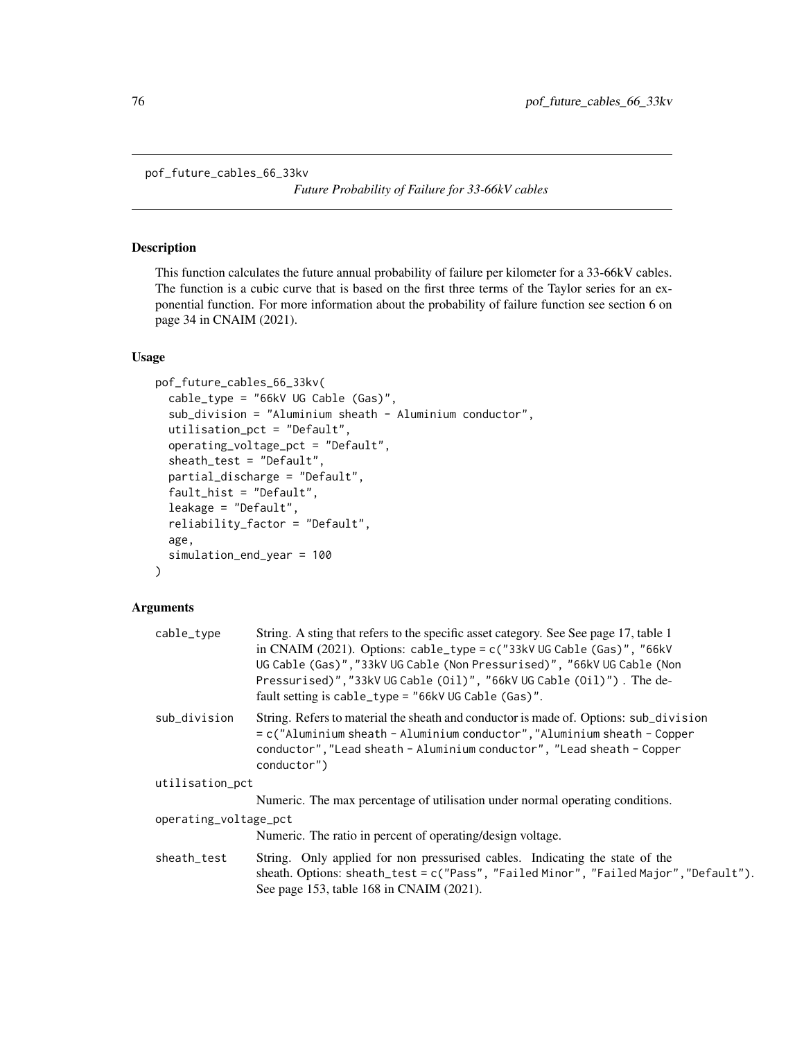## pof_future_cables_66_33kv

*Future Probability of Failure for 33-66kV cables*

### Description

This function calculates the future annual probability of failure per kilometer for a 33-66kV cables. The function is a cubic curve that is based on the first three terms of the Taylor series for an exponential function. For more information about the probability of failure function see section 6 on page 34 in CNAIM (2021).

### Usage

```
pof_future_cables_66_33kv(
  cable_type = "66kV UG Cable (Gas)",
  sub_division = "Aluminium sheath - Aluminium conductor",
  utilisation_pct = "Default",
  operating_voltage_pct = "Default",
  sheath_test = "Default",
  partial_discharge = "Default",
  fault_hist = "Default",
  leakage = "Default",
  reliability_factor = "Default",
  age,
  simulation_end_year = 100
)
```

### Arguments

`cable_type`
: String. A sting that refers to the specific asset category. See See page 17, table 1 in CNAIM (2021). Options: `cable_type = c("33kV UG Cable (Gas)", "66kV UG Cable (Gas)","33kV UG Cable (Non Pressurised)", "66kV UG Cable (Non Pressurised)","33kV UG Cable (Oil)", "66kV UG Cable (Oil)")` . The default setting is `cable_type = "66kV UG Cable (Gas)"`.

`sub_division`
: String. Refers to material the sheath and conductor is made of. Options: `sub_division = c("Aluminium sheath - Aluminium conductor","Aluminium sheath - Copper conductor","Lead sheath - Aluminium conductor", "Lead sheath - Copper conductor")`

`utilisation_pct`
: Numeric. The max percentage of utilisation under normal operating conditions.

`operating_voltage_pct`
: Numeric. The ratio in percent of operating/design voltage.

`sheath_test`
: String. Only applied for non pressurised cables. Indicating the state of the sheath. Options: `sheath_test = c("Pass", "Failed Minor", "Failed Major","Default")`. See page 153, table 168 in CNAIM (2021).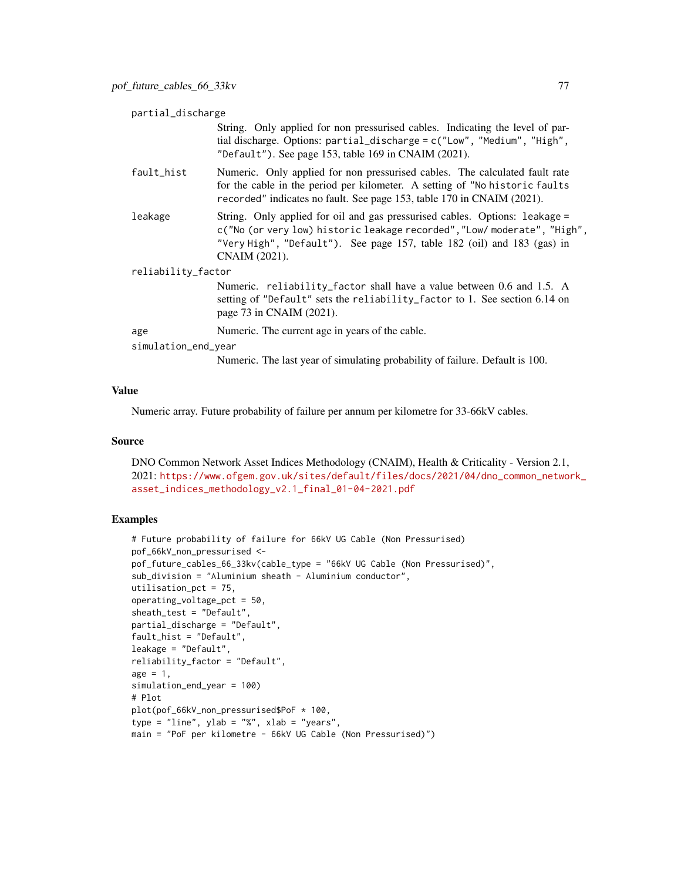partial_discharge
: String. Only applied for non pressurised cables. Indicating the level of partial discharge. Options: `partial_discharge = c("Low", "Medium", "High", "Default")`. See page 153, table 169 in CNAIM (2021).

fault_hist
: Numeric. Only applied for non pressurised cables. The calculated fault rate for the cable in the period per kilometer. A setting of `"No historic faults recorded"` indicates no fault. See page 153, table 170 in CNAIM (2021).

leakage
: String. Only applied for oil and gas pressurised cables. Options: `leakage = c("No (or very low) historic leakage recorded","Low/ moderate", "High", "Very High", "Default")`. See page 157, table 182 (oil) and 183 (gas) in CNAIM (2021).

reliability_factor
: Numeric. `reliability_factor` shall have a value between 0.6 and 1.5. A setting of `"Default"` sets the `reliability_factor` to 1. See section 6.14 on page 73 in CNAIM (2021).

age
: Numeric. The current age in years of the cable.

simulation_end_year
: Numeric. The last year of simulating probability of failure. Default is 100.

## Value

Numeric array. Future probability of failure per annum per kilometre for 33-66kV cables.

## Source

DNO Common Network Asset Indices Methodology (CNAIM), Health & Criticality - Version 2.1, 2021: https://www.ofgem.gov.uk/sites/default/files/docs/2021/04/dno_common_network_asset_indices_methodology_v2.1_final_01-04-2021.pdf

## Examples

```
# Future probability of failure for 66kV UG Cable (Non Pressurised)
pof_66kV_non_pressurised <-
pof_future_cables_66_33kv(cable_type = "66kV UG Cable (Non Pressurised)",
sub_division = "Aluminium sheath - Aluminium conductor",
utilisation_pct = 75,
operating_voltage_pct = 50,
sheath_test = "Default",
partial_discharge = "Default",
fault_hist = "Default",
leakage = "Default",
reliability_factor = "Default",
age = 1,
simulation_end_year = 100)
# Plot
plot(pof_66kV_non_pressurised$PoF * 100,
type = "line", ylab = "%", xlab = "years",
main = "PoF per kilometre - 66kV UG Cable (Non Pressurised)")
```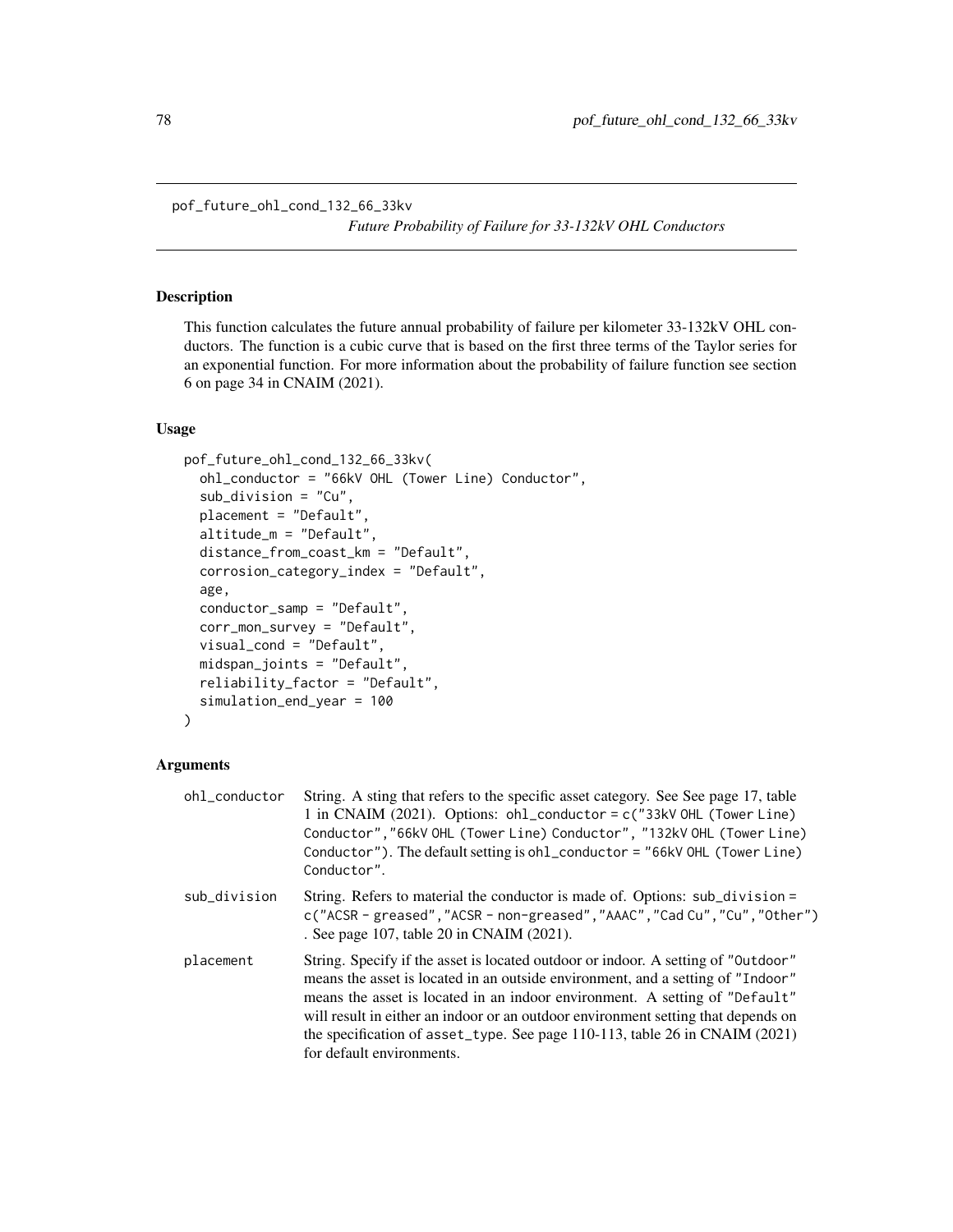pof_future_ohl_cond_132_66_33kv

*Future Probability of Failure for 33-132kV OHL Conductors*

## Description

This function calculates the future annual probability of failure per kilometer 33-132kV OHL conductors. The function is a cubic curve that is based on the first three terms of the Taylor series for an exponential function. For more information about the probability of failure function see section 6 on page 34 in CNAIM (2021).

## Usage

```
pof_future_ohl_cond_132_66_33kv(
  ohl_conductor = "66kV OHL (Tower Line) Conductor",
  sub_division = "Cu",
  placement = "Default",
  altitude_m = "Default",
  distance_from_coast_km = "Default",
  corrosion_category_index = "Default",
  age,
  conductor_samp = "Default",
  corr_mon_survey = "Default",
  visual_cond = "Default",
  midspan_joints = "Default",
  reliability_factor = "Default",
  simulation_end_year = 100
)
```

## Arguments

| | |
|---|---|
| ohl_conductor | String. A sting that refers to the specific asset category. See See page 17, table 1 in CNAIM (2021). Options: `ohl_conductor = c("33kV OHL (Tower Line) Conductor","66kV OHL (Tower Line) Conductor", "132kV OHL (Tower Line) Conductor")`. The default setting is `ohl_conductor = "66kV OHL (Tower Line) Conductor"`. |
| sub_division | String. Refers to material the conductor is made of. Options: `sub_division = c("ACSR - greased","ACSR - non-greased","AAAC","Cad Cu","Cu","Other")` . See page 107, table 20 in CNAIM (2021). |
| placement | String. Specify if the asset is located outdoor or indoor. A setting of `"Outdoor"` means the asset is located in an outside environment, and a setting of `"Indoor"` means the asset is located in an indoor environment. A setting of `"Default"` will result in either an indoor or an outdoor environment setting that depends on the specification of `asset_type`. See page 110-113, table 26 in CNAIM (2021) for default environments. |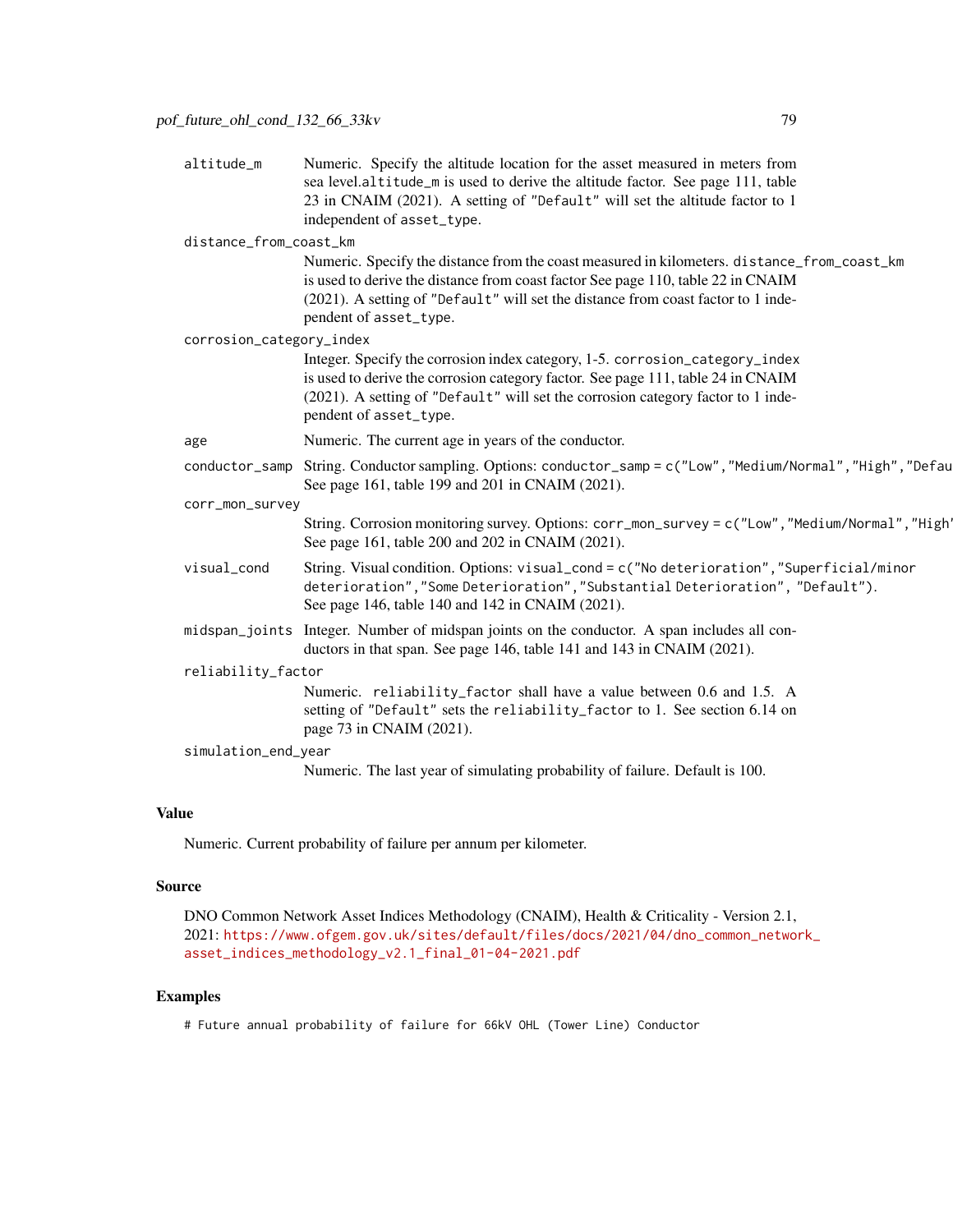altitude_m
: Numeric. Specify the altitude location for the asset measured in meters from sea level.altitude_m is used to derive the altitude factor. See page 111, table 23 in CNAIM (2021). A setting of "Default" will set the altitude factor to 1 independent of asset_type.

distance_from_coast_km
: Numeric. Specify the distance from the coast measured in kilometers. distance_from_coast_km is used to derive the distance from coast factor See page 110, table 22 in CNAIM (2021). A setting of "Default" will set the distance from coast factor to 1 independent of asset_type.

corrosion_category_index
: Integer. Specify the corrosion index category, 1-5. corrosion_category_index is used to derive the corrosion category factor. See page 111, table 24 in CNAIM (2021). A setting of "Default" will set the corrosion category factor to 1 independent of asset_type.

age
: Numeric. The current age in years of the conductor.

conductor_samp
: String. Conductor sampling. Options: conductor_samp = c("Low","Medium/Normal","High","Defau
See page 161, table 199 and 201 in CNAIM (2021).

corr_mon_survey
: String. Corrosion monitoring survey. Options: corr_mon_survey = c("Low","Medium/Normal","High'
See page 161, table 200 and 202 in CNAIM (2021).

visual_cond
: String. Visual condition. Options: visual_cond = c("No deterioration","Superficial/minor deterioration","Some Deterioration","Substantial Deterioration", "Default"). See page 146, table 140 and 142 in CNAIM (2021).

midspan_joints
: Integer. Number of midspan joints on the conductor. A span includes all conductors in that span. See page 146, table 141 and 143 in CNAIM (2021).

reliability_factor
: Numeric. reliability_factor shall have a value between 0.6 and 1.5. A setting of "Default" sets the reliability_factor to 1. See section 6.14 on page 73 in CNAIM (2021).

simulation_end_year
: Numeric. The last year of simulating probability of failure. Default is 100.

## Value

Numeric. Current probability of failure per annum per kilometer.

## Source

DNO Common Network Asset Indices Methodology (CNAIM), Health & Criticality - Version 2.1, 2021: https://www.ofgem.gov.uk/sites/default/files/docs/2021/04/dno_common_network_asset_indices_methodology_v2.1_final_01-04-2021.pdf

## Examples

```
# Future annual probability of failure for 66kV OHL (Tower Line) Conductor
```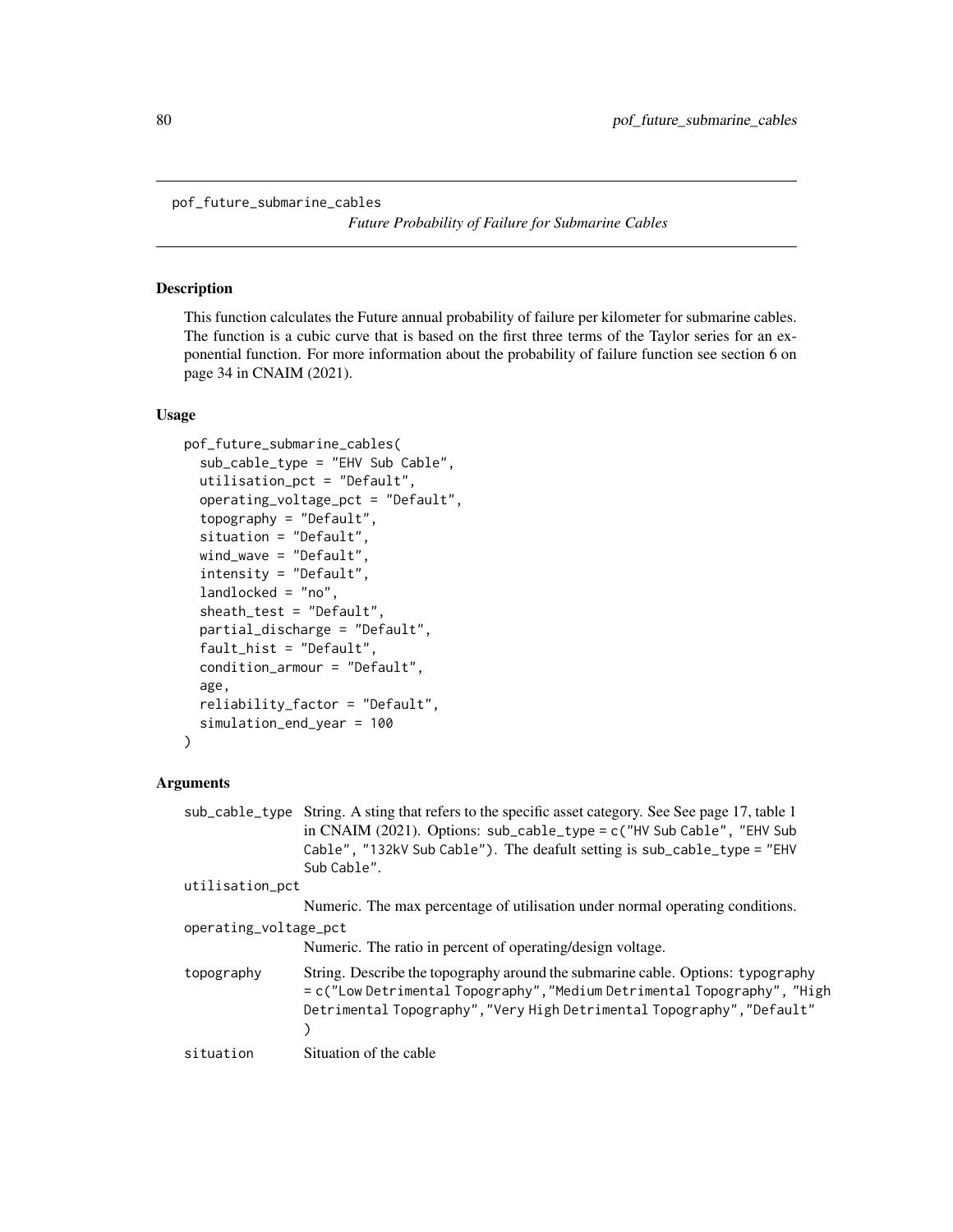pof_future_submarine_cables

*Future Probability of Failure for Submarine Cables*

## Description

This function calculates the Future annual probability of failure per kilometer for submarine cables. The function is a cubic curve that is based on the first three terms of the Taylor series for an exponential function. For more information about the probability of failure function see section 6 on page 34 in CNAIM (2021).

## Usage

```
pof_future_submarine_cables(
  sub_cable_type = "EHV Sub Cable",
  utilisation_pct = "Default",
  operating_voltage_pct = "Default",
  topography = "Default",
  situation = "Default",
  wind_wave = "Default",
  intensity = "Default",
  landlocked = "no",
  sheath_test = "Default",
  partial_discharge = "Default",
  fault_hist = "Default",
  condition_armour = "Default",
  age,
  reliability_factor = "Default",
  simulation_end_year = 100
)
```

## Arguments

| | |
|---|---|
| sub_cable_type | String. A sting that refers to the specific asset category. See See page 17, table 1 in CNAIM (2021). Options: sub_cable_type = c("HV Sub Cable", "EHV Sub Cable", "132kV Sub Cable"). The deafult setting is sub_cable_type = "EHV Sub Cable". |
| utilisation_pct | Numeric. The max percentage of utilisation under normal operating conditions. |
| operating_voltage_pct | Numeric. The ratio in percent of operating/design voltage. |
| topography | String. Describe the topography around the submarine cable. Options: typography = c("Low Detrimental Topography","Medium Detrimental Topography", "High Detrimental Topography","Very High Detrimental Topography","Default" ) |
| situation | Situation of the cable |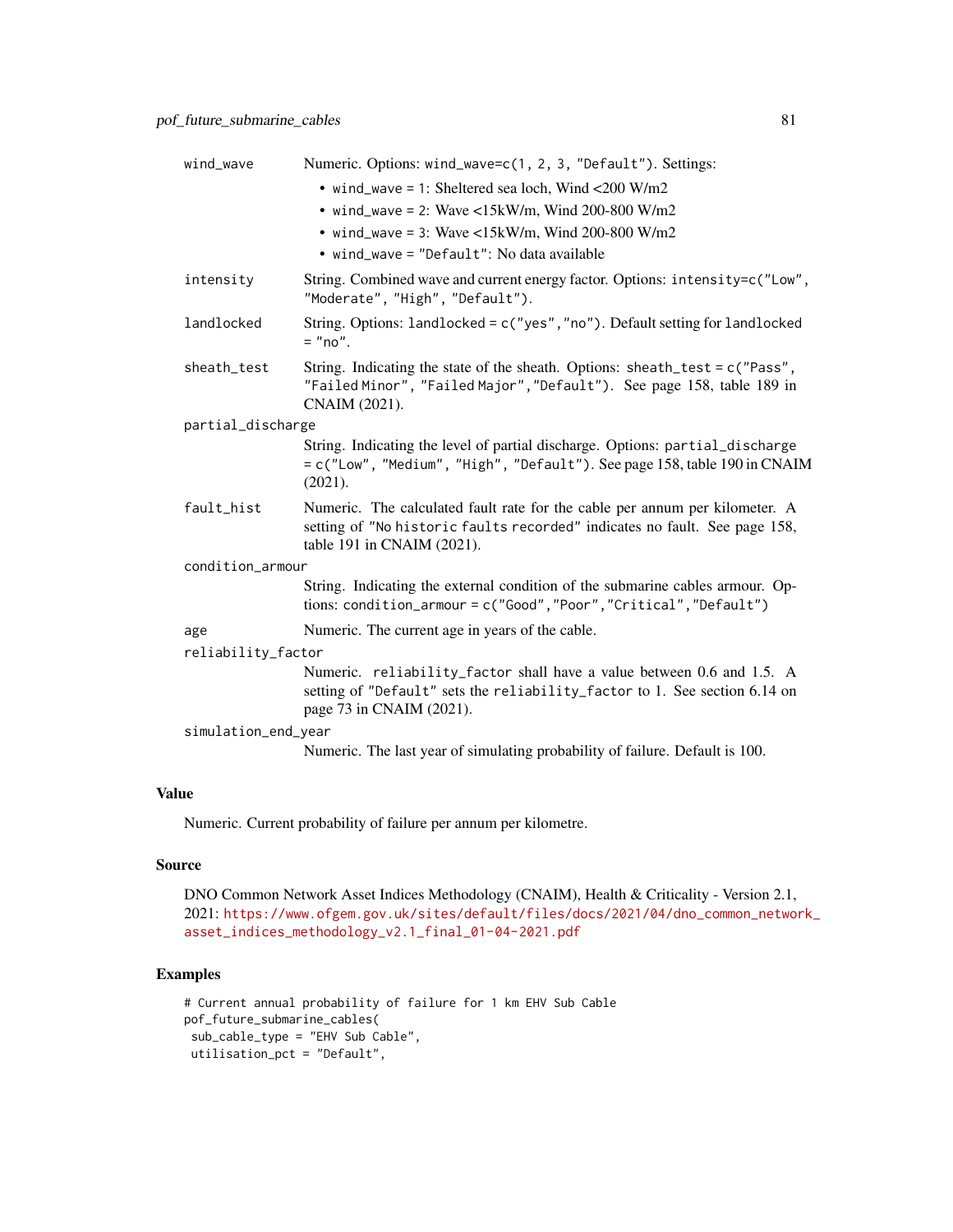wind_wave
: Numeric. Options: `wind_wave=c(1, 2, 3, "Default")`. Settings:

- `wind_wave = 1`: Sheltered sea loch, Wind <200 W/m2
- `wind_wave = 2`: Wave <15kW/m, Wind 200-800 W/m2
- `wind_wave = 3`: Wave <15kW/m, Wind 200-800 W/m2
- `wind_wave = "Default"`: No data available

intensity
: String. Combined wave and current energy factor. Options: `intensity=c("Low", "Moderate", "High", "Default")`.

landlocked
: String. Options: `landlocked = c("yes","no")`. Default setting for `landlocked = "no"`.

sheath_test
: String. Indicating the state of the sheath. Options: `sheath_test = c("Pass", "Failed Minor", "Failed Major","Default")`. See page 158, table 189 in CNAIM (2021).

partial_discharge
: String. Indicating the level of partial discharge. Options: `partial_discharge = c("Low", "Medium", "High", "Default")`. See page 158, table 190 in CNAIM (2021).

fault_hist
: Numeric. The calculated fault rate for the cable per annum per kilometer. A setting of `"No historic faults recorded"` indicates no fault. See page 158, table 191 in CNAIM (2021).

condition_armour
: String. Indicating the external condition of the submarine cables armour. Options: `condition_armour = c("Good","Poor","Critical","Default")`

age
: Numeric. The current age in years of the cable.

reliability_factor
: Numeric. `reliability_factor` shall have a value between 0.6 and 1.5. A setting of `"Default"` sets the `reliability_factor` to 1. See section 6.14 on page 73 in CNAIM (2021).

simulation_end_year
: Numeric. The last year of simulating probability of failure. Default is 100.

## Value

Numeric. Current probability of failure per annum per kilometre.

## Source

DNO Common Network Asset Indices Methodology (CNAIM), Health & Criticality - Version 2.1, 2021: https://www.ofgem.gov.uk/sites/default/files/docs/2021/04/dno_common_network_asset_indices_methodology_v2.1_final_01-04-2021.pdf

## Examples

```
# Current annual probability of failure for 1 km EHV Sub Cable
pof_future_submarine_cables(
 sub_cable_type = "EHV Sub Cable",
 utilisation_pct = "Default",
```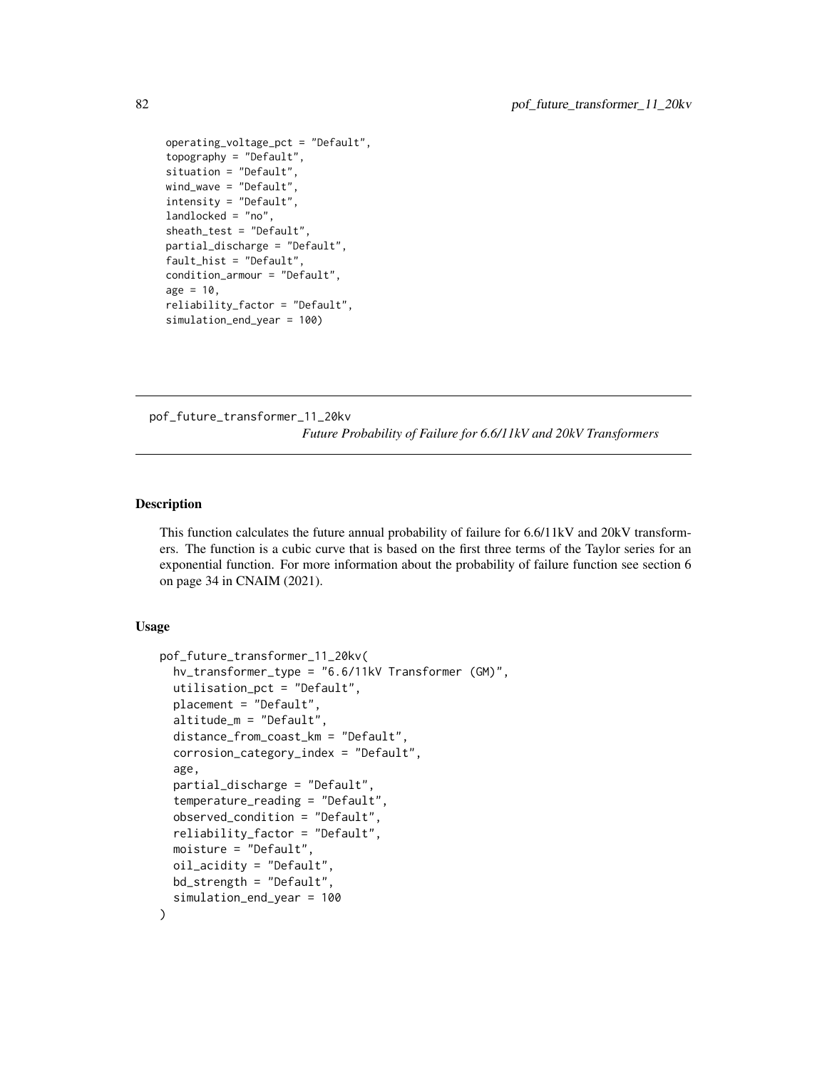```
operating_voltage_pct = "Default",
topography = "Default",
situation = "Default",
wind_wave = "Default",
intensity = "Default",
landlocked = "no",
sheath_test = "Default",
partial_discharge = "Default",
fault_hist = "Default",
condition_armour = "Default",
age = 10,
reliability_factor = "Default",
simulation_end_year = 100)
```

---

pof_future_transformer_11_20kv

*Future Probability of Failure for 6.6/11kV and 20kV Transformers*

---

## Description

This function calculates the future annual probability of failure for 6.6/11kV and 20kV transformers. The function is a cubic curve that is based on the first three terms of the Taylor series for an exponential function. For more information about the probability of failure function see section 6 on page 34 in CNAIM (2021).

## Usage

```
pof_future_transformer_11_20kv(
  hv_transformer_type = "6.6/11kV Transformer (GM)",
  utilisation_pct = "Default",
  placement = "Default",
  altitude_m = "Default",
  distance_from_coast_km = "Default",
  corrosion_category_index = "Default",
  age,
  partial_discharge = "Default",
  temperature_reading = "Default",
  observed_condition = "Default",
  reliability_factor = "Default",
  moisture = "Default",
  oil_acidity = "Default",
  bd_strength = "Default",
  simulation_end_year = 100
)
```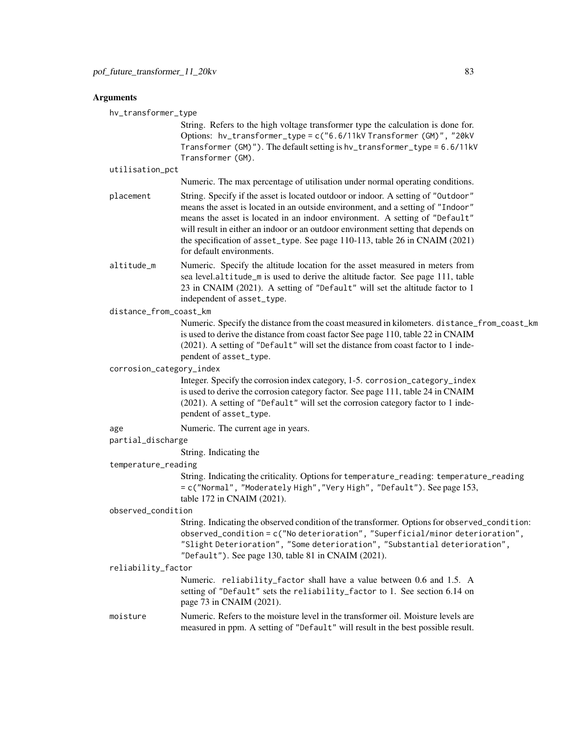## Arguments

`hv_transformer_type`
: String. Refers to the high voltage transformer type the calculation is done for. Options: `hv_transformer_type = c("6.6/11kV Transformer (GM)", "20kV Transformer (GM)")`. The default setting is `hv_transformer_type = 6.6/11kV Transformer (GM)`.

`utilisation_pct`
: Numeric. The max percentage of utilisation under normal operating conditions.

`placement`
: String. Specify if the asset is located outdoor or indoor. A setting of "Outdoor" means the asset is located in an outside environment, and a setting of "Indoor" means the asset is located in an indoor environment. A setting of "Default" will result in either an indoor or an outdoor environment setting that depends on the specification of `asset_type`. See page 110-113, table 26 in CNAIM (2021) for default environments.

`altitude_m`
: Numeric. Specify the altitude location for the asset measured in meters from sea level.`altitude_m` is used to derive the altitude factor. See page 111, table 23 in CNAIM (2021). A setting of "Default" will set the altitude factor to 1 independent of `asset_type`.

`distance_from_coast_km`
: Numeric. Specify the distance from the coast measured in kilometers. `distance_from_coast_km` is used to derive the distance from coast factor See page 110, table 22 in CNAIM (2021). A setting of "Default" will set the distance from coast factor to 1 independent of `asset_type`.

`corrosion_category_index`
: Integer. Specify the corrosion index category, 1-5. `corrosion_category_index` is used to derive the corrosion category factor. See page 111, table 24 in CNAIM (2021). A setting of "Default" will set the corrosion category factor to 1 independent of `asset_type`.

`age`
: Numeric. The current age in years.

`partial_discharge`
: String. Indicating the

`temperature_reading`
: String. Indicating the criticality. Options for `temperature_reading`: `temperature_reading = c("Normal", "Moderately High","Very High", "Default")`. See page 153, table 172 in CNAIM (2021).

`observed_condition`
: String. Indicating the observed condition of the transformer. Options for `observed_condition`: `observed_condition = c("No deterioration", "Superficial/minor deterioration", "Slight Deterioration", "Some deterioration", "Substantial deterioration", "Default")`. See page 130, table 81 in CNAIM (2021).

`reliability_factor`
: Numeric. `reliability_factor` shall have a value between 0.6 and 1.5. A setting of "Default" sets the `reliability_factor` to 1. See section 6.14 on page 73 in CNAIM (2021).

`moisture`
: Numeric. Refers to the moisture level in the transformer oil. Moisture levels are measured in ppm. A setting of "Default" will result in the best possible result.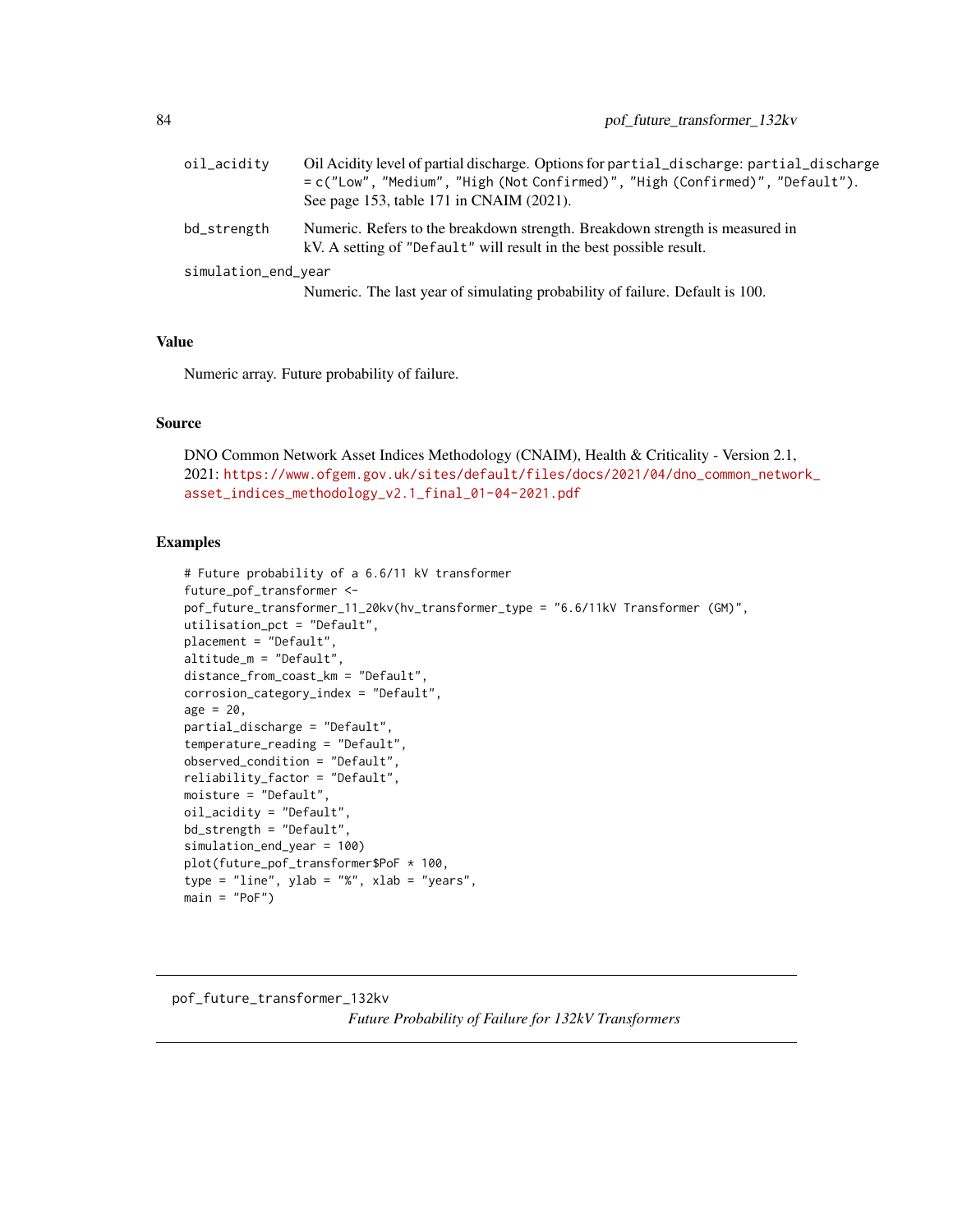| | |
|---|---|
| oil_acidity | Oil Acidity level of partial discharge. Options for partial_discharge: partial_discharge = c("Low", "Medium", "High (Not Confirmed)", "High (Confirmed)", "Default"). See page 153, table 171 in CNAIM (2021). |
| bd_strength | Numeric. Refers to the breakdown strength. Breakdown strength is measured in kV. A setting of "Default" will result in the best possible result. |
| simulation_end_year | Numeric. The last year of simulating probability of failure. Default is 100. |

### Value

Numeric array. Future probability of failure.

### Source

DNO Common Network Asset Indices Methodology (CNAIM), Health & Criticality - Version 2.1, 2021: https://www.ofgem.gov.uk/sites/default/files/docs/2021/04/dno_common_network_asset_indices_methodology_v2.1_final_01-04-2021.pdf

### Examples

```
# Future probability of a 6.6/11 kV transformer
future_pof_transformer <-
pof_future_transformer_11_20kv(hv_transformer_type = "6.6/11kV Transformer (GM)",
utilisation_pct = "Default",
placement = "Default",
altitude_m = "Default",
distance_from_coast_km = "Default",
corrosion_category_index = "Default",
age = 20,
partial_discharge = "Default",
temperature_reading = "Default",
observed_condition = "Default",
reliability_factor = "Default",
moisture = "Default",
oil_acidity = "Default",
bd_strength = "Default",
simulation_end_year = 100)
plot(future_pof_transformer$PoF * 100,
type = "line", ylab = "%", xlab = "years",
main = "PoF")
```

---

## pof_future_transformer_132kv

*Future Probability of Failure for 132kV Transformers*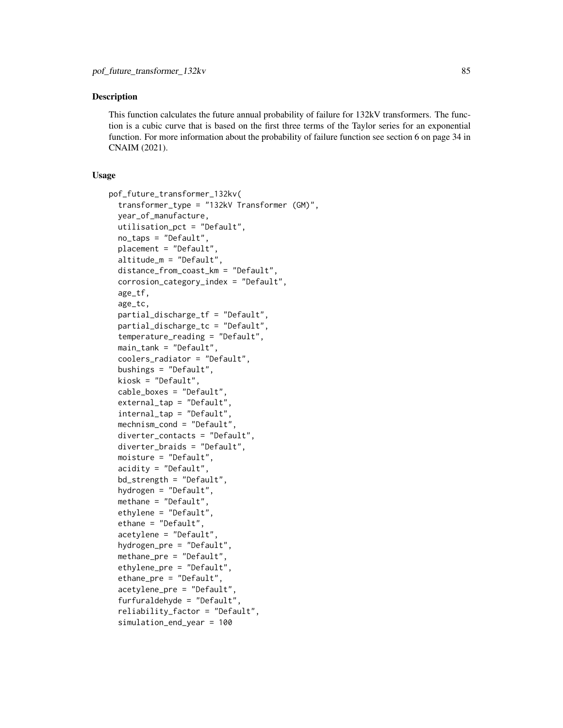## Description

This function calculates the future annual probability of failure for 132kV transformers. The function is a cubic curve that is based on the first three terms of the Taylor series for an exponential function. For more information about the probability of failure function see section 6 on page 34 in CNAIM (2021).

## Usage

```
pof_future_transformer_132kv(
  transformer_type = "132kV Transformer (GM)",
  year_of_manufacture,
  utilisation_pct = "Default",
  no_taps = "Default",
  placement = "Default",
  altitude_m = "Default",
  distance_from_coast_km = "Default",
  corrosion_category_index = "Default",
  age_tf,
  age_tc,
  partial_discharge_tf = "Default",
  partial_discharge_tc = "Default",
  temperature_reading = "Default",
  main_tank = "Default",
  coolers_radiator = "Default",
  bushings = "Default",
  kiosk = "Default",
  cable_boxes = "Default",
  external_tap = "Default",
  internal_tap = "Default",
  mechnism_cond = "Default",
  diverter_contacts = "Default",
  diverter_braids = "Default",
  moisture = "Default",
  acidity = "Default",
  bd_strength = "Default",
  hydrogen = "Default",
  methane = "Default",
  ethylene = "Default",
  ethane = "Default",
  acetylene = "Default",
  hydrogen_pre = "Default",
  methane_pre = "Default",
  ethylene_pre = "Default",
  ethane_pre = "Default",
  acetylene_pre = "Default",
  furfuraldehyde = "Default",
  reliability_factor = "Default",
  simulation_end_year = 100
```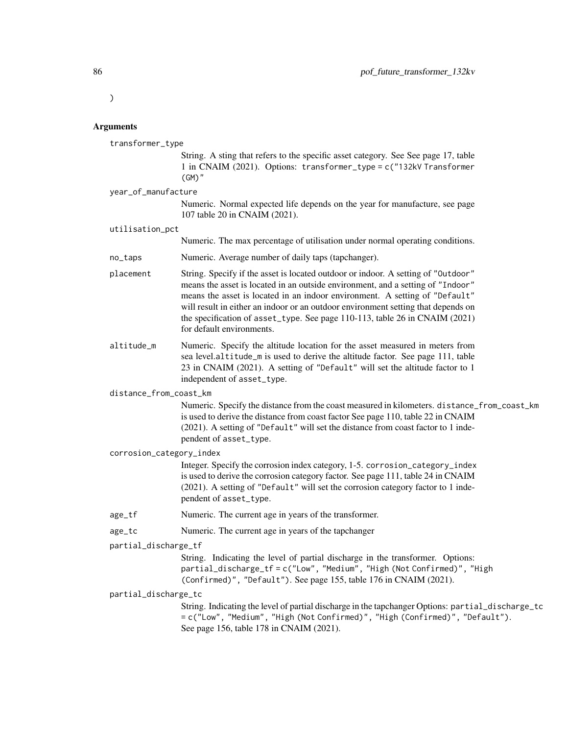)

## Arguments

`transformer_type`
: String. A sting that refers to the specific asset category. See See page 17, table 1 in CNAIM (2021). Options: `transformer_type = c("132kV Transformer (GM)"`

`year_of_manufacture`
: Numeric. Normal expected life depends on the year for manufacture, see page 107 table 20 in CNAIM (2021).

`utilisation_pct`
: Numeric. The max percentage of utilisation under normal operating conditions.

`no_taps`
: Numeric. Average number of daily taps (tapchanger).

`placement`
: String. Specify if the asset is located outdoor or indoor. A setting of `"Outdoor"` means the asset is located in an outside environment, and a setting of `"Indoor"` means the asset is located in an indoor environment. A setting of `"Default"` will result in either an indoor or an outdoor environment setting that depends on the specification of `asset_type`. See page 110-113, table 26 in CNAIM (2021) for default environments.

`altitude_m`
: Numeric. Specify the altitude location for the asset measured in meters from sea level.`altitude_m` is used to derive the altitude factor. See page 111, table 23 in CNAIM (2021). A setting of `"Default"` will set the altitude factor to 1 independent of `asset_type`.

`distance_from_coast_km`
: Numeric. Specify the distance from the coast measured in kilometers. `distance_from_coast_km` is used to derive the distance from coast factor See page 110, table 22 in CNAIM (2021). A setting of `"Default"` will set the distance from coast factor to 1 independent of `asset_type`.

`corrosion_category_index`
: Integer. Specify the corrosion index category, 1-5. `corrosion_category_index` is used to derive the corrosion category factor. See page 111, table 24 in CNAIM (2021). A setting of `"Default"` will set the corrosion category factor to 1 independent of `asset_type`.

`age_tf`
: Numeric. The current age in years of the transformer.

`age_tc`
: Numeric. The current age in years of the tapchanger

`partial_discharge_tf`
: String. Indicating the level of partial discharge in the transformer. Options: `partial_discharge_tf = c("Low", "Medium", "High (Not Confirmed)", "High (Confirmed)", "Default")`. See page 155, table 176 in CNAIM (2021).

`partial_discharge_tc`
: String. Indicating the level of partial discharge in the tapchanger Options: `partial_discharge_tc = c("Low", "Medium", "High (Not Confirmed)", "High (Confirmed)", "Default")`. See page 156, table 178 in CNAIM (2021).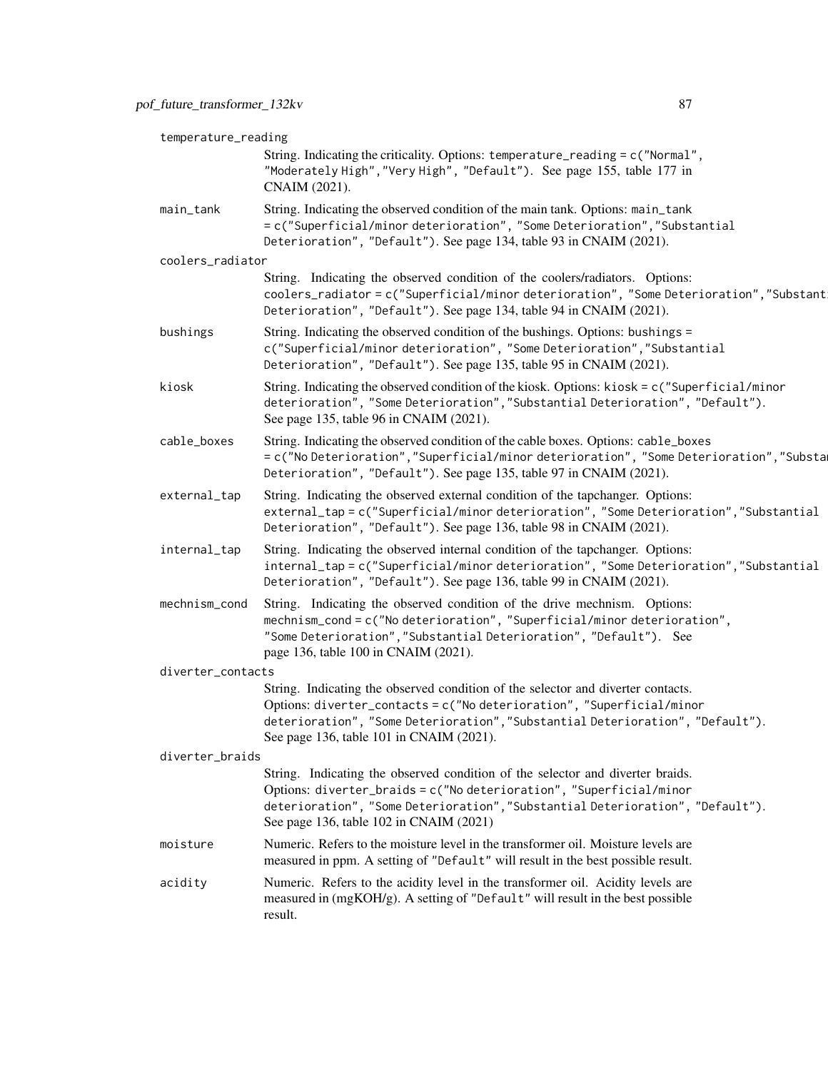temperature_reading
: String. Indicating the criticality. Options: `temperature_reading = c("Normal", "Moderately High","Very High", "Default")`. See page 155, table 177 in CNAIM (2021).

main_tank
: String. Indicating the observed condition of the main tank. Options: `main_tank = c("Superficial/minor deterioration", "Some Deterioration","Substantial Deterioration", "Default")`. See page 134, table 93 in CNAIM (2021).

coolers_radiator
: String. Indicating the observed condition of the coolers/radiators. Options: `coolers_radiator = c("Superficial/minor deterioration", "Some Deterioration","Substantial Deterioration", "Default")`. See page 134, table 94 in CNAIM (2021).

bushings
: String. Indicating the observed condition of the bushings. Options: `bushings = c("Superficial/minor deterioration", "Some Deterioration","Substantial Deterioration", "Default")`. See page 135, table 95 in CNAIM (2021).

kiosk
: String. Indicating the observed condition of the kiosk. Options: `kiosk = c("Superficial/minor deterioration", "Some Deterioration","Substantial Deterioration", "Default")`. See page 135, table 96 in CNAIM (2021).

cable_boxes
: String. Indicating the observed condition of the cable boxes. Options: `cable_boxes = c("No Deterioration","Superficial/minor deterioration", "Some Deterioration","Substantial Deterioration", "Default")`. See page 135, table 97 in CNAIM (2021).

external_tap
: String. Indicating the observed external condition of the tapchanger. Options: `external_tap = c("Superficial/minor deterioration", "Some Deterioration","Substantial Deterioration", "Default")`. See page 136, table 98 in CNAIM (2021).

internal_tap
: String. Indicating the observed internal condition of the tapchanger. Options: `internal_tap = c("Superficial/minor deterioration", "Some Deterioration","Substantial Deterioration", "Default")`. See page 136, table 99 in CNAIM (2021).

mechnism_cond
: String. Indicating the observed condition of the drive mechnism. Options: `mechnism_cond = c("No deterioration", "Superficial/minor deterioration", "Some Deterioration","Substantial Deterioration", "Default")`. See page 136, table 100 in CNAIM (2021).

diverter_contacts
: String. Indicating the observed condition of the selector and diverter contacts. Options: `diverter_contacts = c("No deterioration", "Superficial/minor deterioration", "Some Deterioration","Substantial Deterioration", "Default")`. See page 136, table 101 in CNAIM (2021).

diverter_braids
: String. Indicating the observed condition of the selector and diverter braids. Options: `diverter_braids = c("No deterioration", "Superficial/minor deterioration", "Some Deterioration","Substantial Deterioration", "Default")`. See page 136, table 102 in CNAIM (2021)

moisture
: Numeric. Refers to the moisture level in the transformer oil. Moisture levels are measured in ppm. A setting of `"Default"` will result in the best possible result.

acidity
: Numeric. Refers to the acidity level in the transformer oil. Acidity levels are measured in (mgKOH/g). A setting of `"Default"` will result in the best possible result.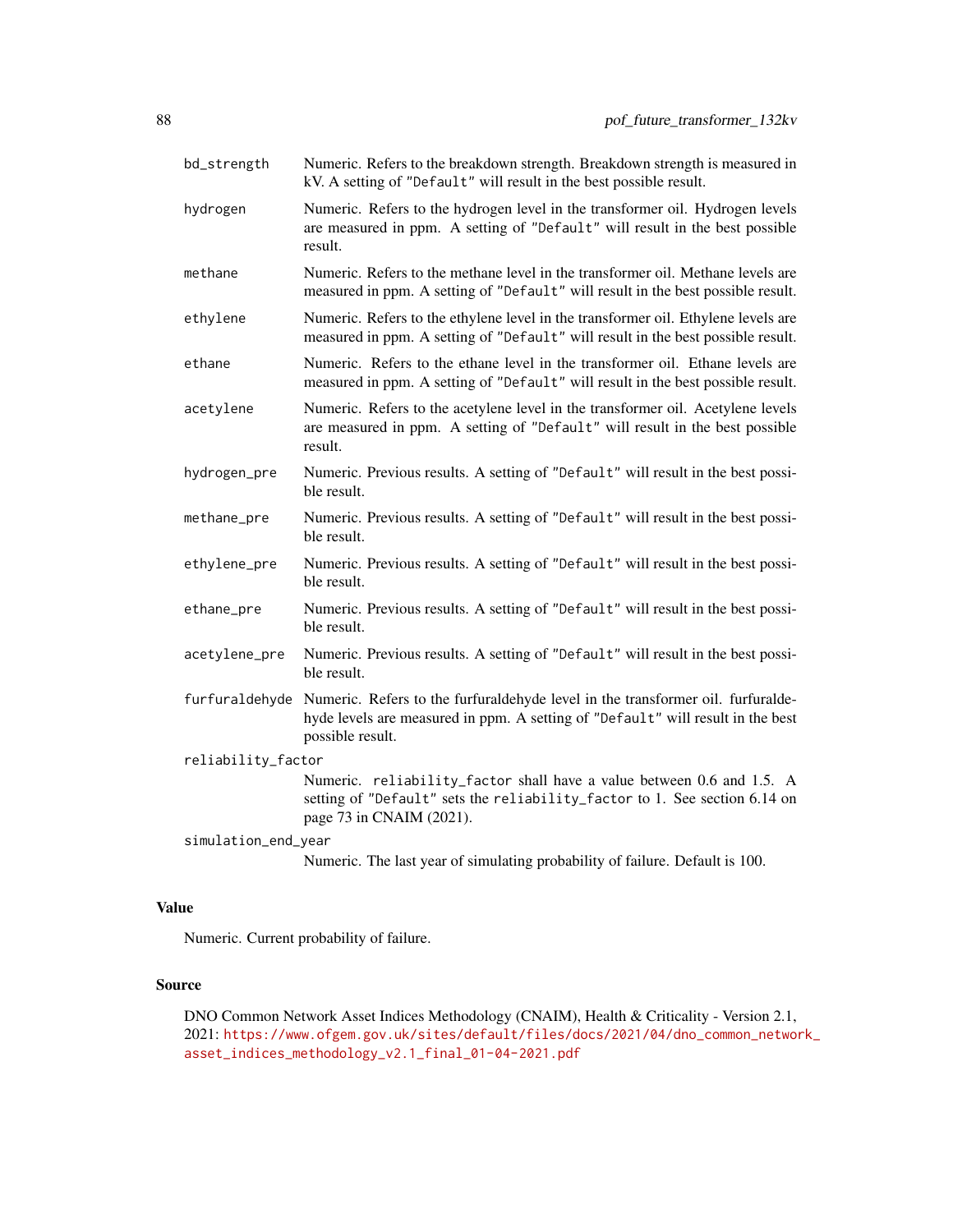| | |
|---|---|
| `bd_strength` | Numeric. Refers to the breakdown strength. Breakdown strength is measured in kV. A setting of `"Default"` will result in the best possible result. |
| `hydrogen` | Numeric. Refers to the hydrogen level in the transformer oil. Hydrogen levels are measured in ppm. A setting of `"Default"` will result in the best possible result. |
| `methane` | Numeric. Refers to the methane level in the transformer oil. Methane levels are measured in ppm. A setting of `"Default"` will result in the best possible result. |
| `ethylene` | Numeric. Refers to the ethylene level in the transformer oil. Ethylene levels are measured in ppm. A setting of `"Default"` will result in the best possible result. |
| `ethane` | Numeric. Refers to the ethane level in the transformer oil. Ethane levels are measured in ppm. A setting of `"Default"` will result in the best possible result. |
| `acetylene` | Numeric. Refers to the acetylene level in the transformer oil. Acetylene levels are measured in ppm. A setting of `"Default"` will result in the best possible result. |
| `hydrogen_pre` | Numeric. Previous results. A setting of `"Default"` will result in the best possible result. |
| `methane_pre` | Numeric. Previous results. A setting of `"Default"` will result in the best possible result. |
| `ethylene_pre` | Numeric. Previous results. A setting of `"Default"` will result in the best possible result. |
| `ethane_pre` | Numeric. Previous results. A setting of `"Default"` will result in the best possible result. |
| `acetylene_pre` | Numeric. Previous results. A setting of `"Default"` will result in the best possible result. |
| `furfuraldehyde` | Numeric. Refers to the furfuraldehyde level in the transformer oil. furfuraldehyde levels are measured in ppm. A setting of `"Default"` will result in the best possible result. |
| `reliability_factor` | Numeric. `reliability_factor` shall have a value between 0.6 and 1.5. A setting of `"Default"` sets the `reliability_factor` to 1. See section 6.14 on page 73 in CNAIM (2021). |
| `simulation_end_year` | Numeric. The last year of simulating probability of failure. Default is 100. |

## Value

Numeric. Current probability of failure.

## Source

DNO Common Network Asset Indices Methodology (CNAIM), Health & Criticality - Version 2.1, 2021: https://www.ofgem.gov.uk/sites/default/files/docs/2021/04/dno_common_network_asset_indices_methodology_v2.1_final_01-04-2021.pdf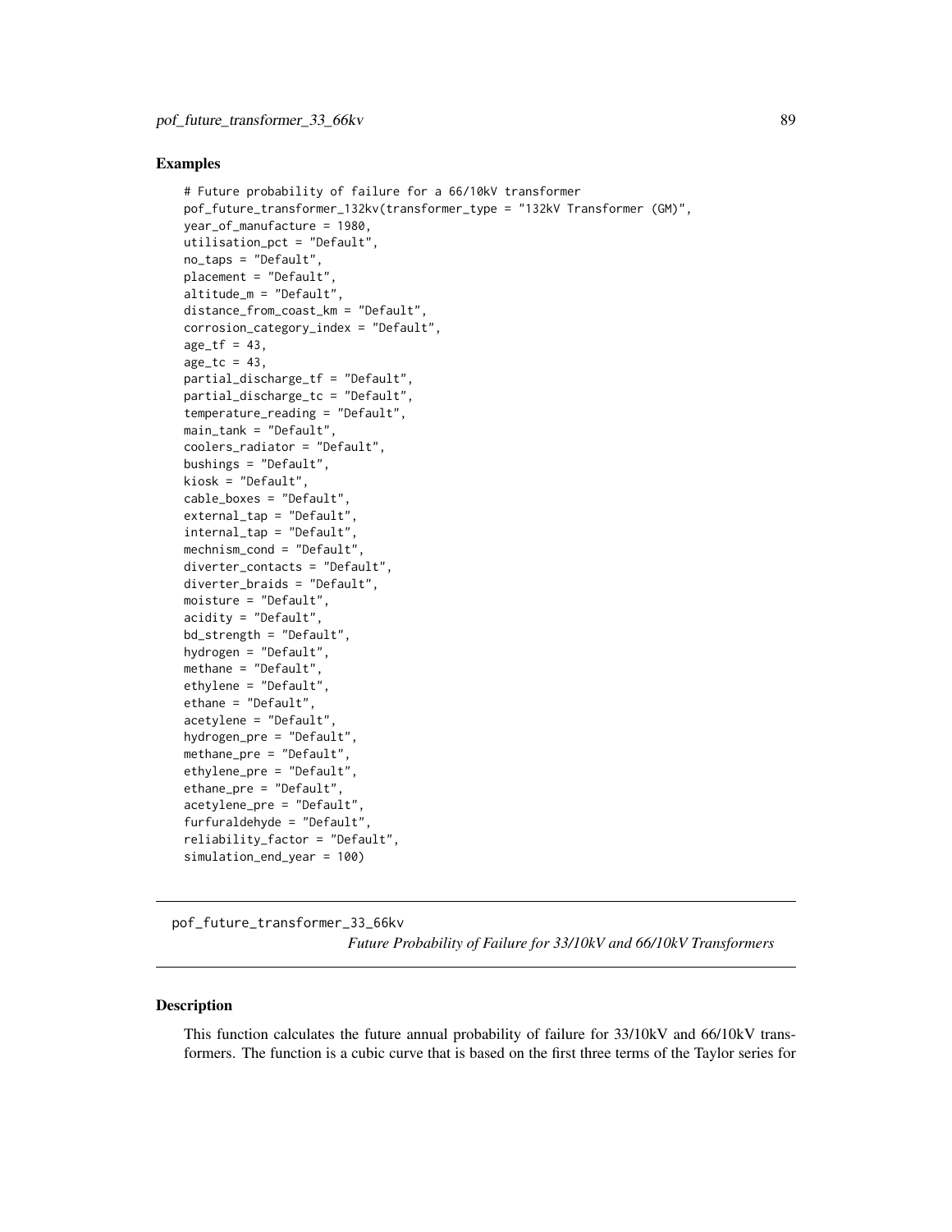## Examples

```
# Future probability of failure for a 66/10kV transformer
pof_future_transformer_132kv(transformer_type = "132kV Transformer (GM)",
year_of_manufacture = 1980,
utilisation_pct = "Default",
no_taps = "Default",
placement = "Default",
altitude_m = "Default",
distance_from_coast_km = "Default",
corrosion_category_index = "Default",
age_tf = 43,
age_tc = 43,
partial_discharge_tf = "Default",
partial_discharge_tc = "Default",
temperature_reading = "Default",
main_tank = "Default",
coolers_radiator = "Default",
bushings = "Default",
kiosk = "Default",
cable_boxes = "Default",
external_tap = "Default",
internal_tap = "Default",
mechnism_cond = "Default",
diverter_contacts = "Default",
diverter_braids = "Default",
moisture = "Default",
acidity = "Default",
bd_strength = "Default",
hydrogen = "Default",
methane = "Default",
ethylene = "Default",
ethane = "Default",
acetylene = "Default",
hydrogen_pre = "Default",
methane_pre = "Default",
ethylene_pre = "Default",
ethane_pre = "Default",
acetylene_pre = "Default",
furfuraldehyde = "Default",
reliability_factor = "Default",
simulation_end_year = 100)
```

---

# pof_future_transformer_33_66kv

*Future Probability of Failure for 33/10kV and 66/10kV Transformers*

---

## Description

This function calculates the future annual probability of failure for 33/10kV and 66/10kV transformers. The function is a cubic curve that is based on the first three terms of the Taylor series for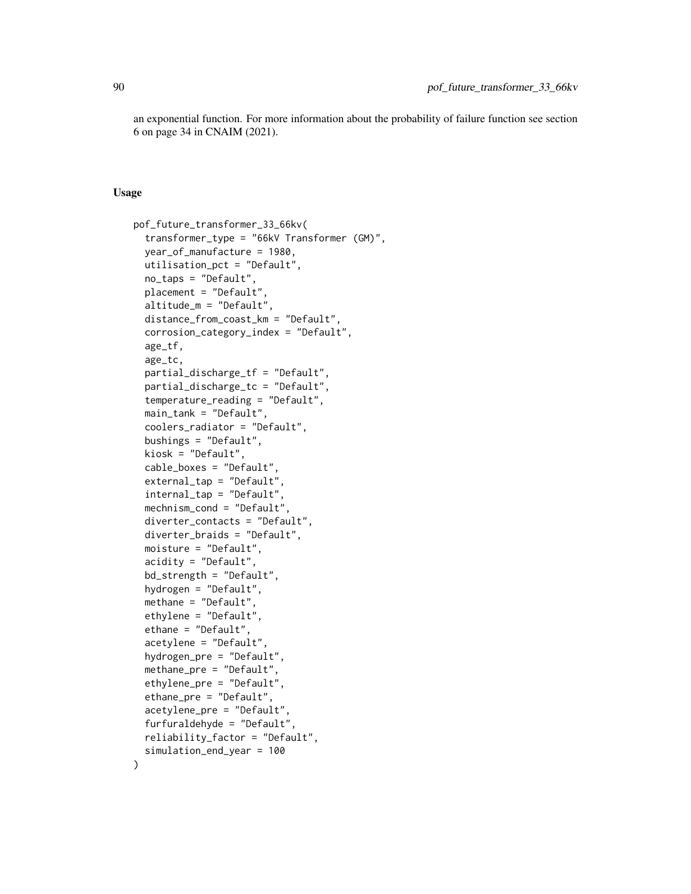an exponential function. For more information about the probability of failure function see section 6 on page 34 in CNAIM (2021).

## Usage

```
pof_future_transformer_33_66kv(
  transformer_type = "66kV Transformer (GM)",
  year_of_manufacture = 1980,
  utilisation_pct = "Default",
  no_taps = "Default",
  placement = "Default",
  altitude_m = "Default",
  distance_from_coast_km = "Default",
  corrosion_category_index = "Default",
  age_tf,
  age_tc,
  partial_discharge_tf = "Default",
  partial_discharge_tc = "Default",
  temperature_reading = "Default",
  main_tank = "Default",
  coolers_radiator = "Default",
  bushings = "Default",
  kiosk = "Default",
  cable_boxes = "Default",
  external_tap = "Default",
  internal_tap = "Default",
  mechnism_cond = "Default",
  diverter_contacts = "Default",
  diverter_braids = "Default",
  moisture = "Default",
  acidity = "Default",
  bd_strength = "Default",
  hydrogen = "Default",
  methane = "Default",
  ethylene = "Default",
  ethane = "Default",
  acetylene = "Default",
  hydrogen_pre = "Default",
  methane_pre = "Default",
  ethylene_pre = "Default",
  ethane_pre = "Default",
  acetylene_pre = "Default",
  furfuraldehyde = "Default",
  reliability_factor = "Default",
  simulation_end_year = 100
)
```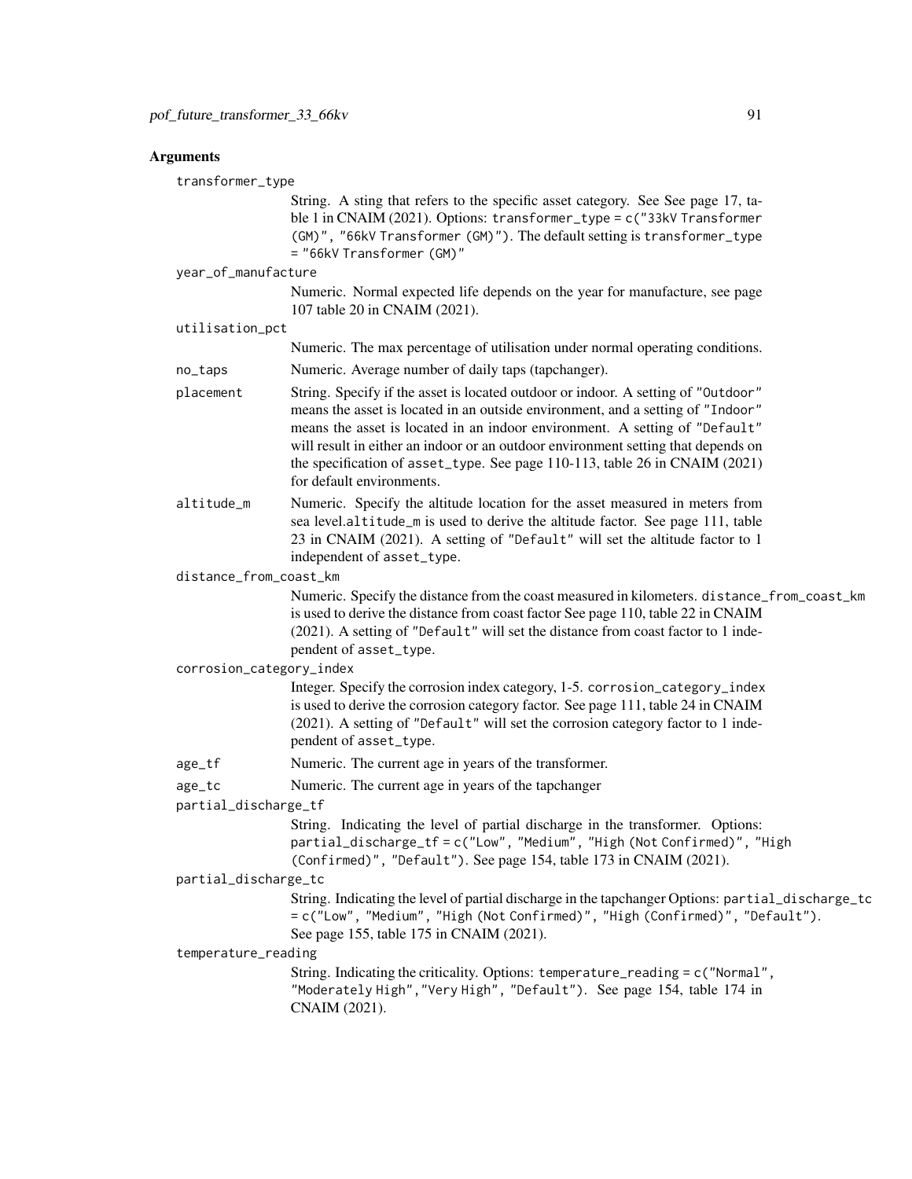## Arguments

`transformer_type`
: String. A sting that refers to the specific asset category. See See page 17, table 1 in CNAIM (2021). Options: `transformer_type = c("33kV Transformer (GM)", "66kV Transformer (GM)")`. The default setting is `transformer_type = "66kV Transformer (GM)"`

`year_of_manufacture`
: Numeric. Normal expected life depends on the year for manufacture, see page 107 table 20 in CNAIM (2021).

`utilisation_pct`
: Numeric. The max percentage of utilisation under normal operating conditions.

`no_taps`
: Numeric. Average number of daily taps (tapchanger).

`placement`
: String. Specify if the asset is located outdoor or indoor. A setting of `"Outdoor"` means the asset is located in an outside environment, and a setting of `"Indoor"` means the asset is located in an indoor environment. A setting of `"Default"` will result in either an indoor or an outdoor environment setting that depends on the specification of `asset_type`. See page 110-113, table 26 in CNAIM (2021) for default environments.

`altitude_m`
: Numeric. Specify the altitude location for the asset measured in meters from sea level.`altitude_m` is used to derive the altitude factor. See page 111, table 23 in CNAIM (2021). A setting of `"Default"` will set the altitude factor to 1 independent of `asset_type`.

`distance_from_coast_km`
: Numeric. Specify the distance from the coast measured in kilometers. `distance_from_coast_km` is used to derive the distance from coast factor See page 110, table 22 in CNAIM (2021). A setting of `"Default"` will set the distance from coast factor to 1 independent of `asset_type`.

`corrosion_category_index`
: Integer. Specify the corrosion index category, 1-5. `corrosion_category_index` is used to derive the corrosion category factor. See page 111, table 24 in CNAIM (2021). A setting of `"Default"` will set the corrosion category factor to 1 independent of `asset_type`.

`age_tf`
: Numeric. The current age in years of the transformer.

`age_tc`
: Numeric. The current age in years of the tapchanger

`partial_discharge_tf`
: String. Indicating the level of partial discharge in the transformer. Options: `partial_discharge_tf = c("Low", "Medium", "High (Not Confirmed)", "High (Confirmed)", "Default")`. See page 154, table 173 in CNAIM (2021).

`partial_discharge_tc`
: String. Indicating the level of partial discharge in the tapchanger Options: `partial_discharge_tc = c("Low", "Medium", "High (Not Confirmed)", "High (Confirmed)", "Default")`. See page 155, table 175 in CNAIM (2021).

`temperature_reading`
: String. Indicating the criticality. Options: `temperature_reading = c("Normal", "Moderately High","Very High", "Default")`. See page 154, table 174 in CNAIM (2021).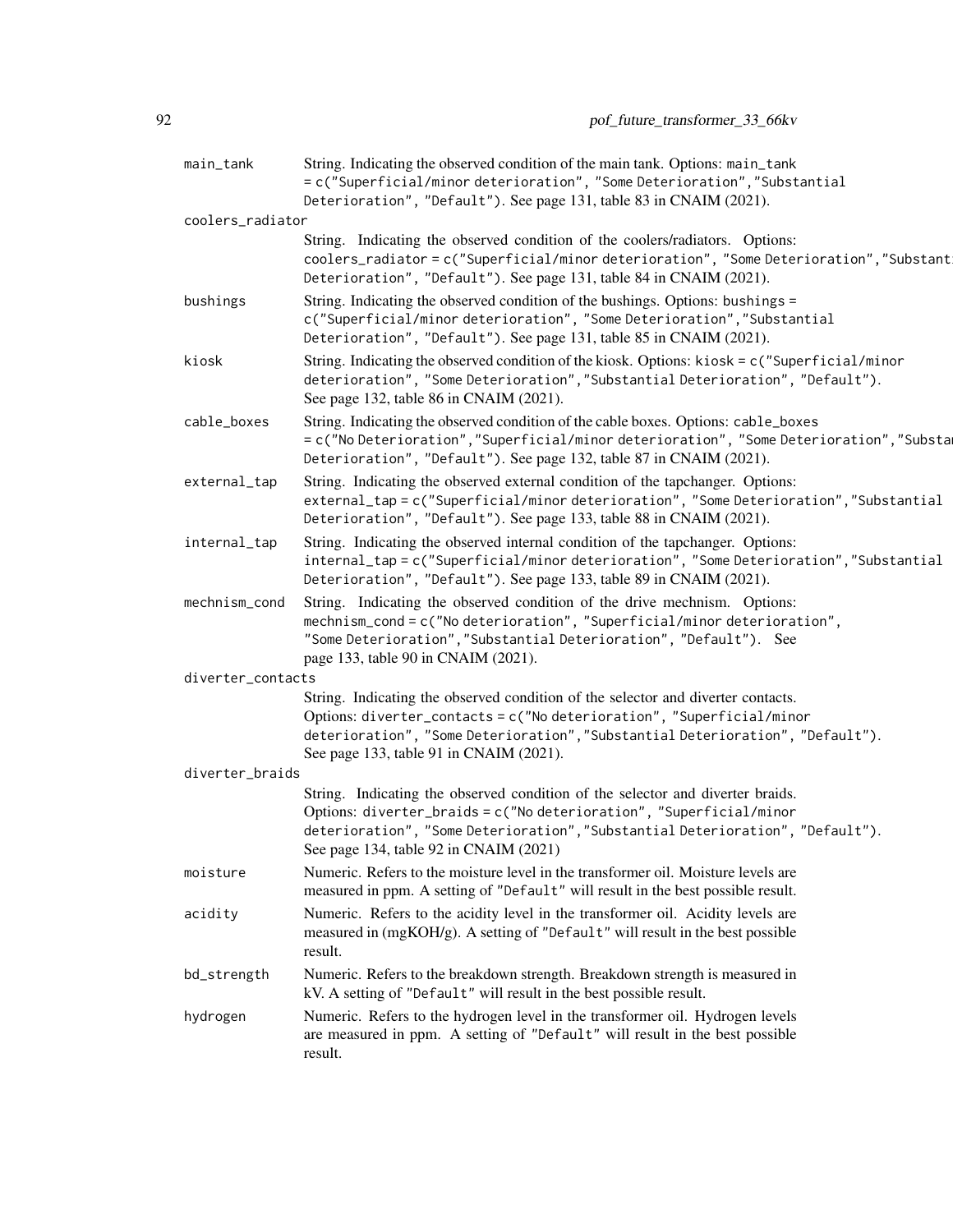main_tank
: String. Indicating the observed condition of the main tank. Options: `main_tank = c("Superficial/minor deterioration", "Some Deterioration","Substantial Deterioration", "Default")`. See page 131, table 83 in CNAIM (2021).

coolers_radiator
: String. Indicating the observed condition of the coolers/radiators. Options: `coolers_radiator = c("Superficial/minor deterioration", "Some Deterioration","Substantial Deterioration", "Default")`. See page 131, table 84 in CNAIM (2021).

bushings
: String. Indicating the observed condition of the bushings. Options: `bushings = c("Superficial/minor deterioration", "Some Deterioration","Substantial Deterioration", "Default")`. See page 131, table 85 in CNAIM (2021).

kiosk
: String. Indicating the observed condition of the kiosk. Options: `kiosk = c("Superficial/minor deterioration", "Some Deterioration","Substantial Deterioration", "Default")`. See page 132, table 86 in CNAIM (2021).

cable_boxes
: String. Indicating the observed condition of the cable boxes. Options: `cable_boxes = c("No Deterioration","Superficial/minor deterioration", "Some Deterioration","Substantial Deterioration", "Default")`. See page 132, table 87 in CNAIM (2021).

external_tap
: String. Indicating the observed external condition of the tapchanger. Options: `external_tap = c("Superficial/minor deterioration", "Some Deterioration","Substantial Deterioration", "Default")`. See page 133, table 88 in CNAIM (2021).

internal_tap
: String. Indicating the observed internal condition of the tapchanger. Options: `internal_tap = c("Superficial/minor deterioration", "Some Deterioration","Substantial Deterioration", "Default")`. See page 133, table 89 in CNAIM (2021).

mechnism_cond
: String. Indicating the observed condition of the drive mechnism. Options: `mechnism_cond = c("No deterioration", "Superficial/minor deterioration", "Some Deterioration","Substantial Deterioration", "Default")`. See page 133, table 90 in CNAIM (2021).

diverter_contacts
: String. Indicating the observed condition of the selector and diverter contacts. Options: `diverter_contacts = c("No deterioration", "Superficial/minor deterioration", "Some Deterioration","Substantial Deterioration", "Default")`. See page 133, table 91 in CNAIM (2021).

diverter_braids
: String. Indicating the observed condition of the selector and diverter braids. Options: `diverter_braids = c("No deterioration", "Superficial/minor deterioration", "Some Deterioration","Substantial Deterioration", "Default")`. See page 134, table 92 in CNAIM (2021)

moisture
: Numeric. Refers to the moisture level in the transformer oil. Moisture levels are measured in ppm. A setting of "Default" will result in the best possible result.

acidity
: Numeric. Refers to the acidity level in the transformer oil. Acidity levels are measured in (mgKOH/g). A setting of "Default" will result in the best possible result.

bd_strength
: Numeric. Refers to the breakdown strength. Breakdown strength is measured in kV. A setting of "Default" will result in the best possible result.

hydrogen
: Numeric. Refers to the hydrogen level in the transformer oil. Hydrogen levels are measured in ppm. A setting of "Default" will result in the best possible result.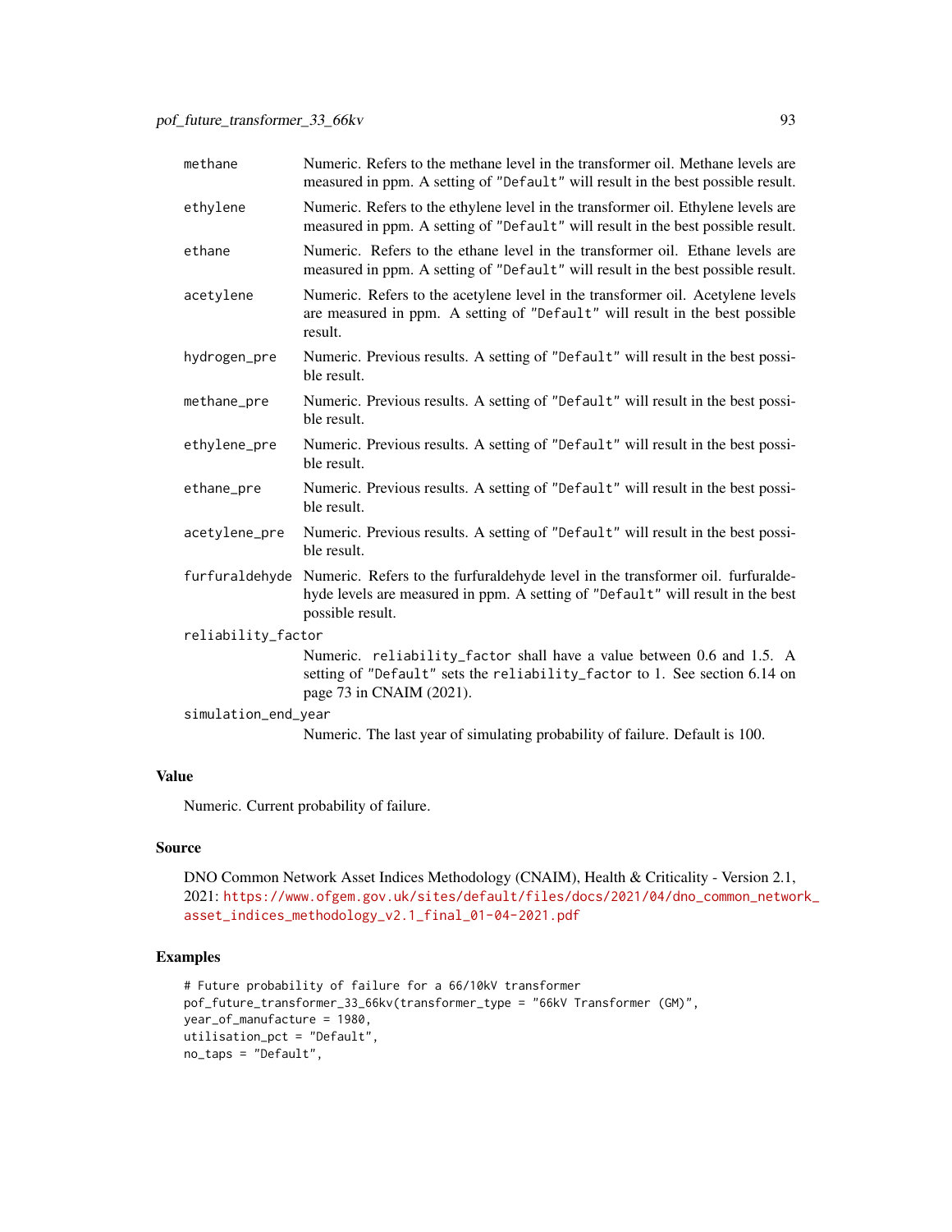| | |
|---|---|
| `methane` | Numeric. Refers to the methane level in the transformer oil. Methane levels are measured in ppm. A setting of `"Default"` will result in the best possible result. |
| `ethylene` | Numeric. Refers to the ethylene level in the transformer oil. Ethylene levels are measured in ppm. A setting of `"Default"` will result in the best possible result. |
| `ethane` | Numeric. Refers to the ethane level in the transformer oil. Ethane levels are measured in ppm. A setting of `"Default"` will result in the best possible result. |
| `acetylene` | Numeric. Refers to the acetylene level in the transformer oil. Acetylene levels are measured in ppm. A setting of `"Default"` will result in the best possible result. |
| `hydrogen_pre` | Numeric. Previous results. A setting of `"Default"` will result in the best possible result. |
| `methane_pre` | Numeric. Previous results. A setting of `"Default"` will result in the best possible result. |
| `ethylene_pre` | Numeric. Previous results. A setting of `"Default"` will result in the best possible result. |
| `ethane_pre` | Numeric. Previous results. A setting of `"Default"` will result in the best possible result. |
| `acetylene_pre` | Numeric. Previous results. A setting of `"Default"` will result in the best possible result. |
| `furfuraldehyde` | Numeric. Refers to the furfuraldehyde level in the transformer oil. furfuraldehyde levels are measured in ppm. A setting of `"Default"` will result in the best possible result. |
| `reliability_factor` | Numeric. `reliability_factor` shall have a value between 0.6 and 1.5. A setting of `"Default"` sets the `reliability_factor` to 1. See section 6.14 on page 73 in CNAIM (2021). |
| `simulation_end_year` | Numeric. The last year of simulating probability of failure. Default is 100. |

### Value

Numeric. Current probability of failure.

### Source

DNO Common Network Asset Indices Methodology (CNAIM), Health & Criticality - Version 2.1, 2021: https://www.ofgem.gov.uk/sites/default/files/docs/2021/04/dno_common_network_asset_indices_methodology_v2.1_final_01-04-2021.pdf

### Examples

```
# Future probability of failure for a 66/10kV transformer
pof_future_transformer_33_66kv(transformer_type = "66kV Transformer (GM)",
year_of_manufacture = 1980,
utilisation_pct = "Default",
no_taps = "Default",
```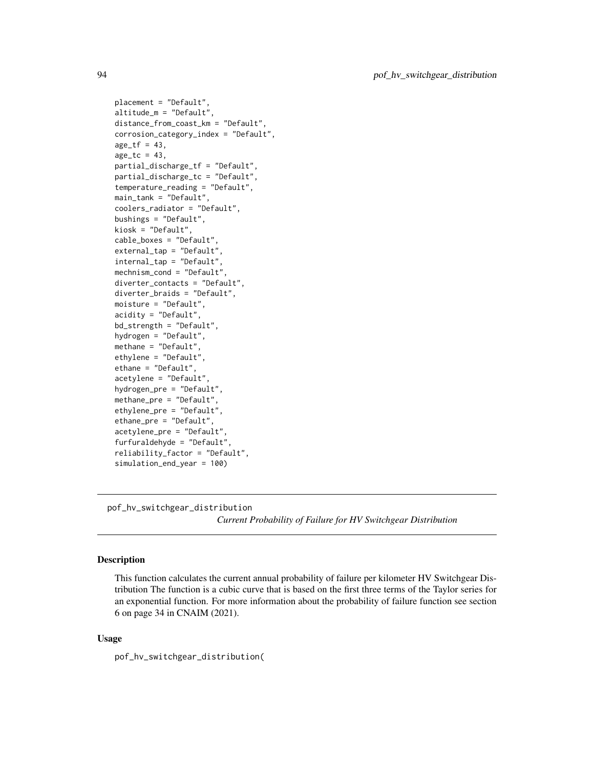```
placement = "Default",
altitude_m = "Default",
distance_from_coast_km = "Default",
corrosion_category_index = "Default",
age_tf = 43,
age_tc = 43,
partial_discharge_tf = "Default",
partial_discharge_tc = "Default",
temperature_reading = "Default",
main_tank = "Default",
coolers_radiator = "Default",
bushings = "Default",
kiosk = "Default",
cable_boxes = "Default",
external_tap = "Default",
internal_tap = "Default",
mechnism_cond = "Default",
diverter_contacts = "Default",
diverter_braids = "Default",
moisture = "Default",
acidity = "Default",
bd_strength = "Default",
hydrogen = "Default",
methane = "Default",
ethylene = "Default",
ethane = "Default",
acetylene = "Default",
hydrogen_pre = "Default",
methane_pre = "Default",
ethylene_pre = "Default",
ethane_pre = "Default",
acetylene_pre = "Default",
furfuraldehyde = "Default",
reliability_factor = "Default",
simulation_end_year = 100)
```

---

## pof_hv_switchgear_distribution

*Current Probability of Failure for HV Switchgear Distribution*

---

### Description

This function calculates the current annual probability of failure per kilometer HV Switchgear Distribution The function is a cubic curve that is based on the first three terms of the Taylor series for an exponential function. For more information about the probability of failure function see section 6 on page 34 in CNAIM (2021).

### Usage

```
pof_hv_switchgear_distribution(
```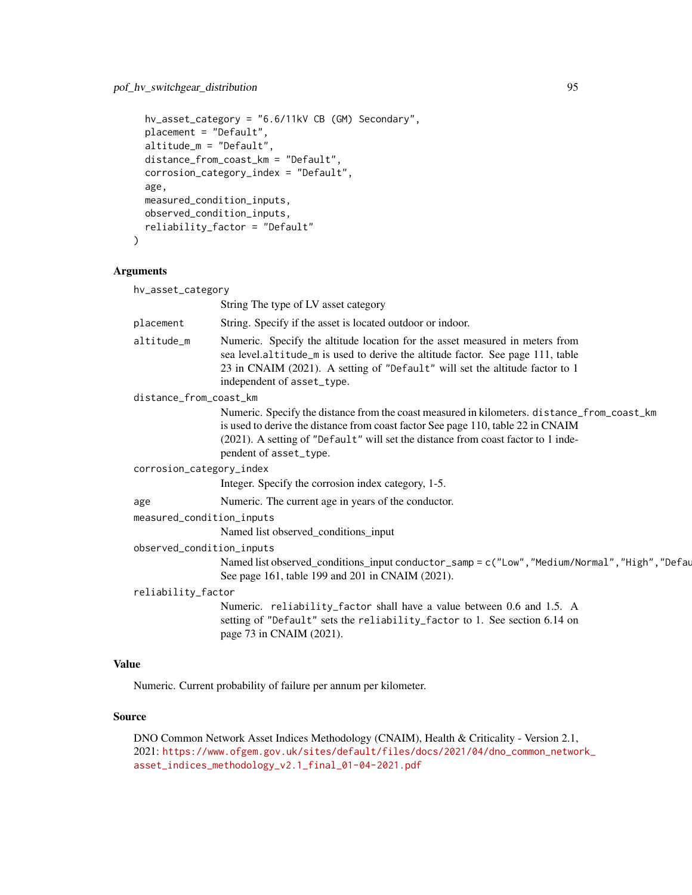```
  hv_asset_category = "6.6/11kV CB (GM) Secondary",
  placement = "Default",
  altitude_m = "Default",
  distance_from_coast_km = "Default",
  corrosion_category_index = "Default",
  age,
  measured_condition_inputs,
  observed_condition_inputs,
  reliability_factor = "Default"
)
```

## Arguments

`hv_asset_category`
: String The type of LV asset category

`placement`
: String. Specify if the asset is located outdoor or indoor.

`altitude_m`
: Numeric. Specify the altitude location for the asset measured in meters from sea level.`altitude_m` is used to derive the altitude factor. See page 111, table 23 in CNAIM (2021). A setting of `"Default"` will set the altitude factor to 1 independent of `asset_type`.

`distance_from_coast_km`
: Numeric. Specify the distance from the coast measured in kilometers. `distance_from_coast_km` is used to derive the distance from coast factor See page 110, table 22 in CNAIM (2021). A setting of `"Default"` will set the distance from coast factor to 1 independent of `asset_type`.

`corrosion_category_index`
: Integer. Specify the corrosion index category, 1-5.

`age`
: Numeric. The current age in years of the conductor.

`measured_condition_inputs`
: Named list observed_conditions_input

`observed_condition_inputs`
: Named list observed_conditions_input `conductor_samp = c("Low","Medium/Normal","High","Defau`
See page 161, table 199 and 201 in CNAIM (2021).

`reliability_factor`
: Numeric. `reliability_factor` shall have a value between 0.6 and 1.5. A setting of `"Default"` sets the `reliability_factor` to 1. See section 6.14 on page 73 in CNAIM (2021).

## Value

Numeric. Current probability of failure per annum per kilometer.

## Source

DNO Common Network Asset Indices Methodology (CNAIM), Health & Criticality - Version 2.1, 2021: https://www.ofgem.gov.uk/sites/default/files/docs/2021/04/dno_common_network_asset_indices_methodology_v2.1_final_01-04-2021.pdf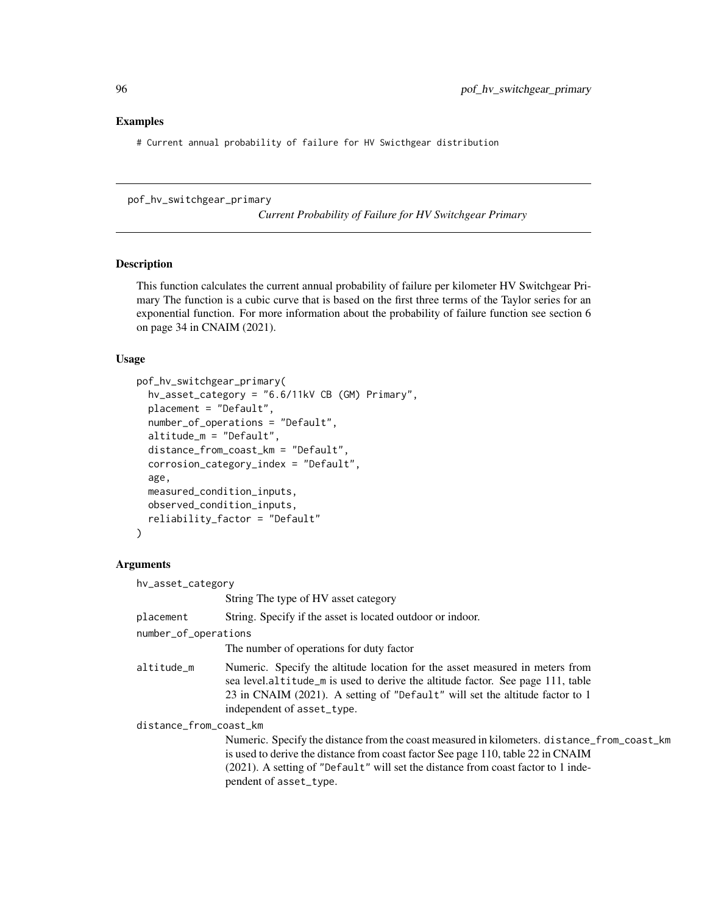## Examples

```
# Current annual probability of failure for HV Swicthgear distribution
```

---

pof_hv_switchgear_primary *Current Probability of Failure for HV Switchgear Primary*

---

### Description

This function calculates the current annual probability of failure per kilometer HV Switchgear Primary The function is a cubic curve that is based on the first three terms of the Taylor series for an exponential function. For more information about the probability of failure function see section 6 on page 34 in CNAIM (2021).

### Usage

```
pof_hv_switchgear_primary(
  hv_asset_category = "6.6/11kV CB (GM) Primary",
  placement = "Default",
  number_of_operations = "Default",
  altitude_m = "Default",
  distance_from_coast_km = "Default",
  corrosion_category_index = "Default",
  age,
  measured_condition_inputs,
  observed_condition_inputs,
  reliability_factor = "Default"
)
```

### Arguments

`hv_asset_category`
: String The type of HV asset category

`placement`
: String. Specify if the asset is located outdoor or indoor.

`number_of_operations`
: The number of operations for duty factor

`altitude_m`
: Numeric. Specify the altitude location for the asset measured in meters from sea level.`altitude_m` is used to derive the altitude factor. See page 111, table 23 in CNAIM (2021). A setting of `"Default"` will set the altitude factor to 1 independent of `asset_type`.

`distance_from_coast_km`
: Numeric. Specify the distance from the coast measured in kilometers. `distance_from_coast_km` is used to derive the distance from coast factor See page 110, table 22 in CNAIM (2021). A setting of `"Default"` will set the distance from coast factor to 1 independent of `asset_type`.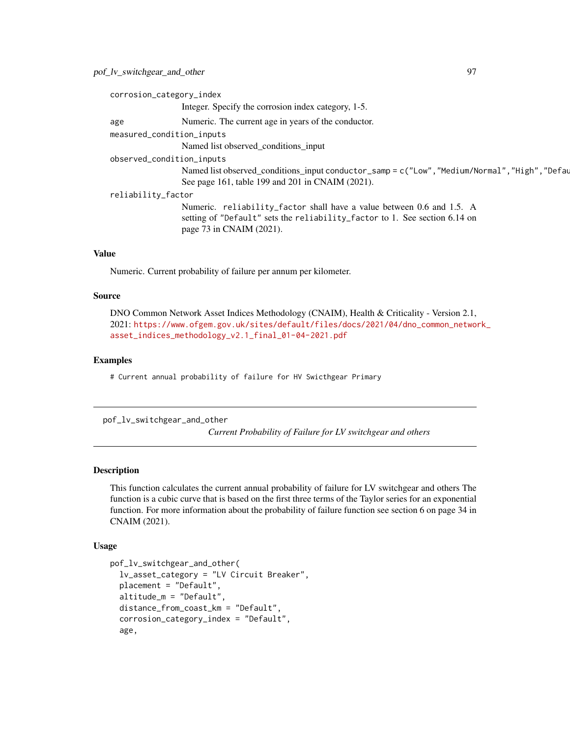corrosion_category_index
: Integer. Specify the corrosion index category, 1-5.

age
: Numeric. The current age in years of the conductor.

measured_condition_inputs
: Named list observed_conditions_input

observed_condition_inputs
: Named list observed_conditions_input `conductor_samp = c("Low","Medium/Normal","High","Defau` See page 161, table 199 and 201 in CNAIM (2021).

reliability_factor
: Numeric. `reliability_factor` shall have a value between 0.6 and 1.5. A setting of `"Default"` sets the `reliability_factor` to 1. See section 6.14 on page 73 in CNAIM (2021).

## Value

Numeric. Current probability of failure per annum per kilometer.

## Source

DNO Common Network Asset Indices Methodology (CNAIM), Health & Criticality - Version 2.1, 2021: https://www.ofgem.gov.uk/sites/default/files/docs/2021/04/dno_common_network_asset_indices_methodology_v2.1_final_01-04-2021.pdf

## Examples

```
# Current annual probability of failure for HV Swicthgear Primary
```

---

# pof_lv_switchgear_and_other

*Current Probability of Failure for LV switchgear and others*

## Description

This function calculates the current annual probability of failure for LV switchgear and others The function is a cubic curve that is based on the first three terms of the Taylor series for an exponential function. For more information about the probability of failure function see section 6 on page 34 in CNAIM (2021).

## Usage

```
pof_lv_switchgear_and_other(
  lv_asset_category = "LV Circuit Breaker",
  placement = "Default",
  altitude_m = "Default",
  distance_from_coast_km = "Default",
  corrosion_category_index = "Default",
  age,
```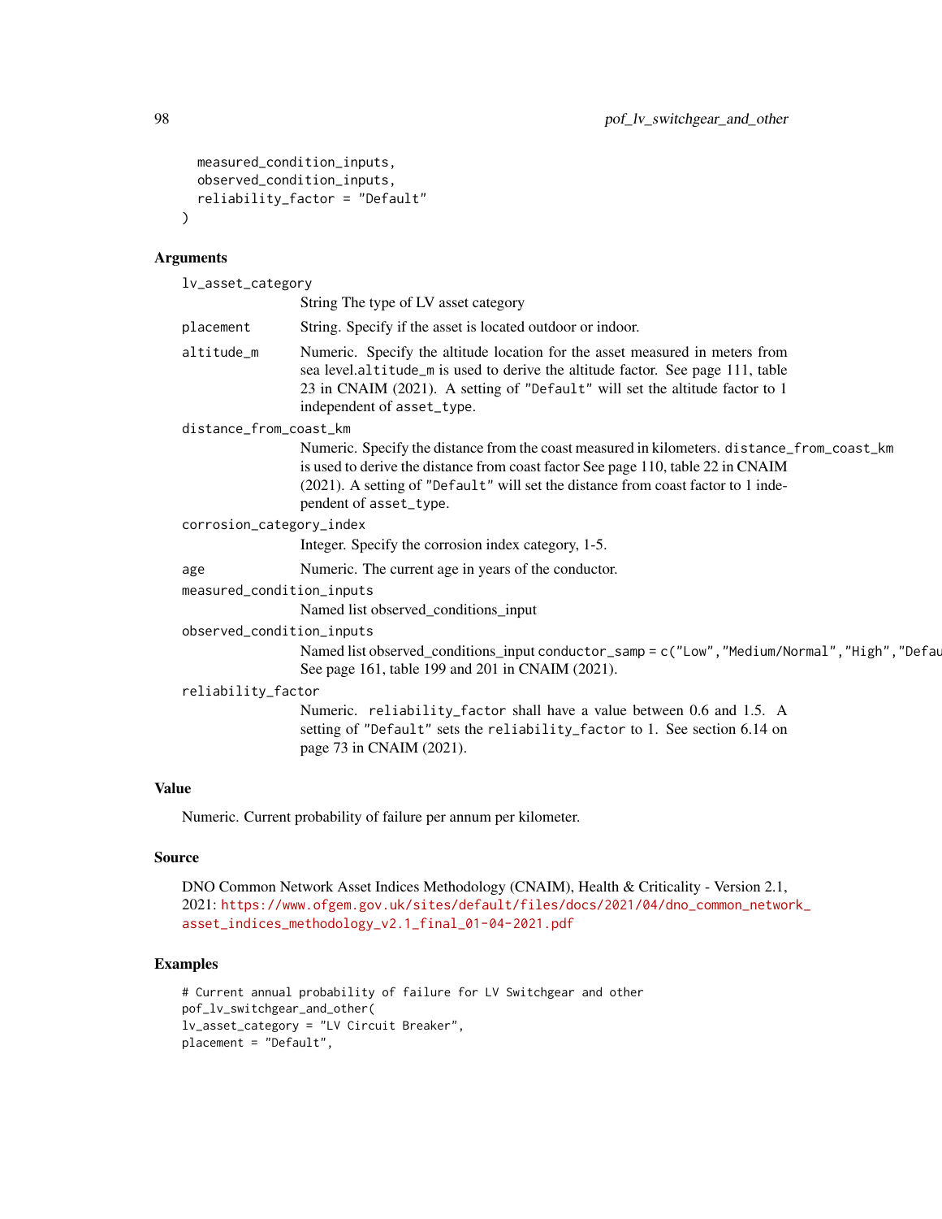```
  measured_condition_inputs,
  observed_condition_inputs,
  reliability_factor = "Default"
)
```

## Arguments

`lv_asset_category`
: String The type of LV asset category

`placement`
: String. Specify if the asset is located outdoor or indoor.

`altitude_m`
: Numeric. Specify the altitude location for the asset measured in meters from sea level.`altitude_m` is used to derive the altitude factor. See page 111, table 23 in CNAIM (2021). A setting of `"Default"` will set the altitude factor to 1 independent of `asset_type`.

`distance_from_coast_km`
: Numeric. Specify the distance from the coast measured in kilometers. `distance_from_coast_km` is used to derive the distance from coast factor See page 110, table 22 in CNAIM (2021). A setting of `"Default"` will set the distance from coast factor to 1 independent of `asset_type`.

`corrosion_category_index`
: Integer. Specify the corrosion index category, 1-5.

`age`
: Numeric. The current age in years of the conductor.

`measured_condition_inputs`
: Named list observed_conditions_input

`observed_condition_inputs`
: Named list observed_conditions_input `conductor_samp = c("Low","Medium/Normal","High","Defau` See page 161, table 199 and 201 in CNAIM (2021).

`reliability_factor`
: Numeric. `reliability_factor` shall have a value between 0.6 and 1.5. A setting of `"Default"` sets the `reliability_factor` to 1. See section 6.14 on page 73 in CNAIM (2021).

## Value

Numeric. Current probability of failure per annum per kilometer.

## Source

DNO Common Network Asset Indices Methodology (CNAIM), Health & Criticality - Version 2.1, 2021: https://www.ofgem.gov.uk/sites/default/files/docs/2021/04/dno_common_network_asset_indices_methodology_v2.1_final_01-04-2021.pdf

## Examples

```
# Current annual probability of failure for LV Switchgear and other
pof_lv_switchgear_and_other(
lv_asset_category = "LV Circuit Breaker",
placement = "Default",
```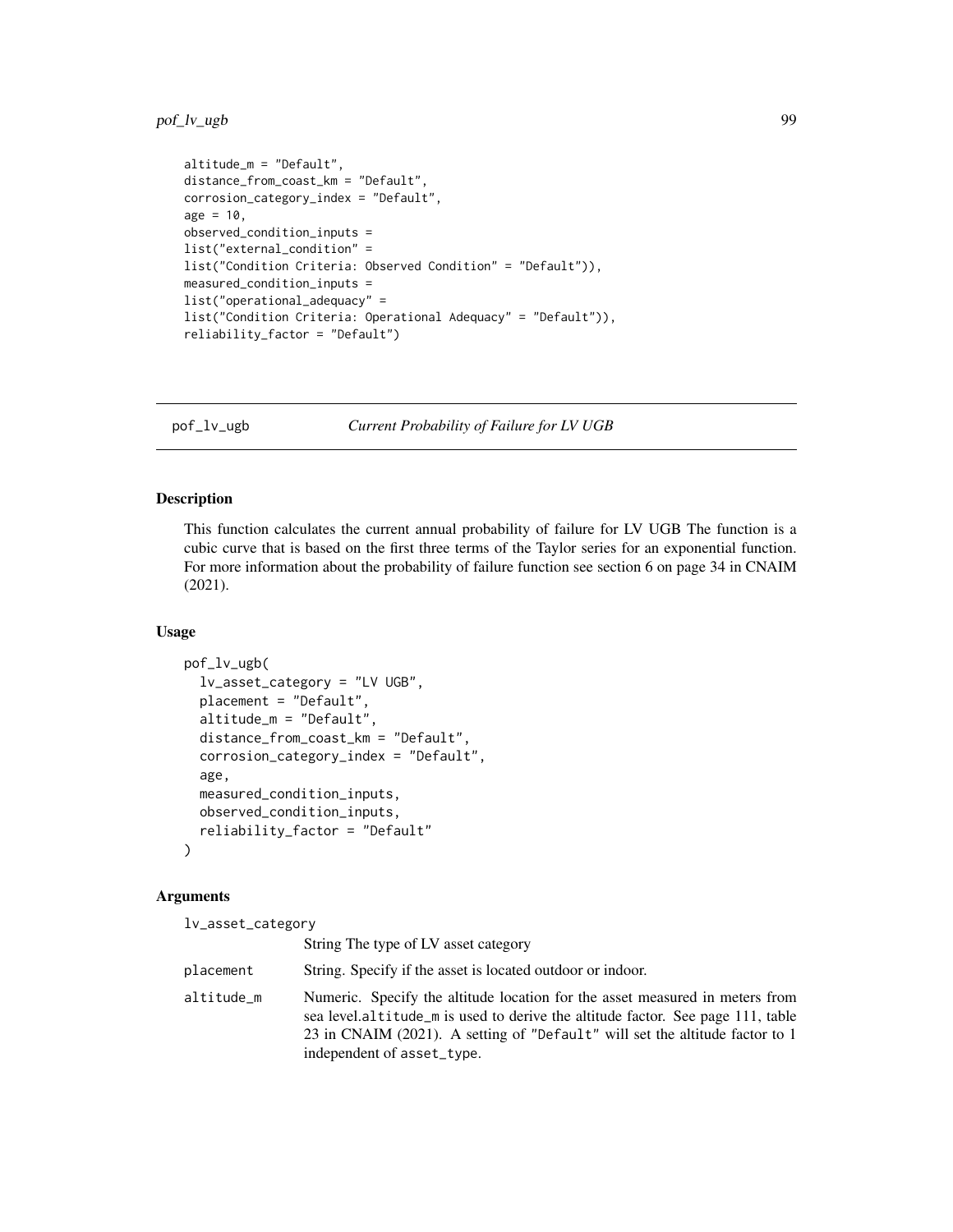```
altitude_m = "Default",
distance_from_coast_km = "Default",
corrosion_category_index = "Default",
age = 10,
observed_condition_inputs =
list("external_condition" =
list("Condition Criteria: Observed Condition" = "Default")),
measured_condition_inputs =
list("operational_adequacy" =
list("Condition Criteria: Operational Adequacy" = "Default")),
reliability_factor = "Default")
```

## pof_lv_ugb — *Current Probability of Failure for LV UGB*

### Description

This function calculates the current annual probability of failure for LV UGB The function is a cubic curve that is based on the first three terms of the Taylor series for an exponential function. For more information about the probability of failure function see section 6 on page 34 in CNAIM (2021).

### Usage

```
pof_lv_ugb(
  lv_asset_category = "LV UGB",
  placement = "Default",
  altitude_m = "Default",
  distance_from_coast_km = "Default",
  corrosion_category_index = "Default",
  age,
  measured_condition_inputs,
  observed_condition_inputs,
  reliability_factor = "Default"
)
```

### Arguments

| Argument | Description |
|---|---|
| `lv_asset_category` | String The type of LV asset category |
| `placement` | String. Specify if the asset is located outdoor or indoor. |
| `altitude_m` | Numeric. Specify the altitude location for the asset measured in meters from sea level.`altitude_m` is used to derive the altitude factor. See page 111, table 23 in CNAIM (2021). A setting of `"Default"` will set the altitude factor to 1 independent of `asset_type`. |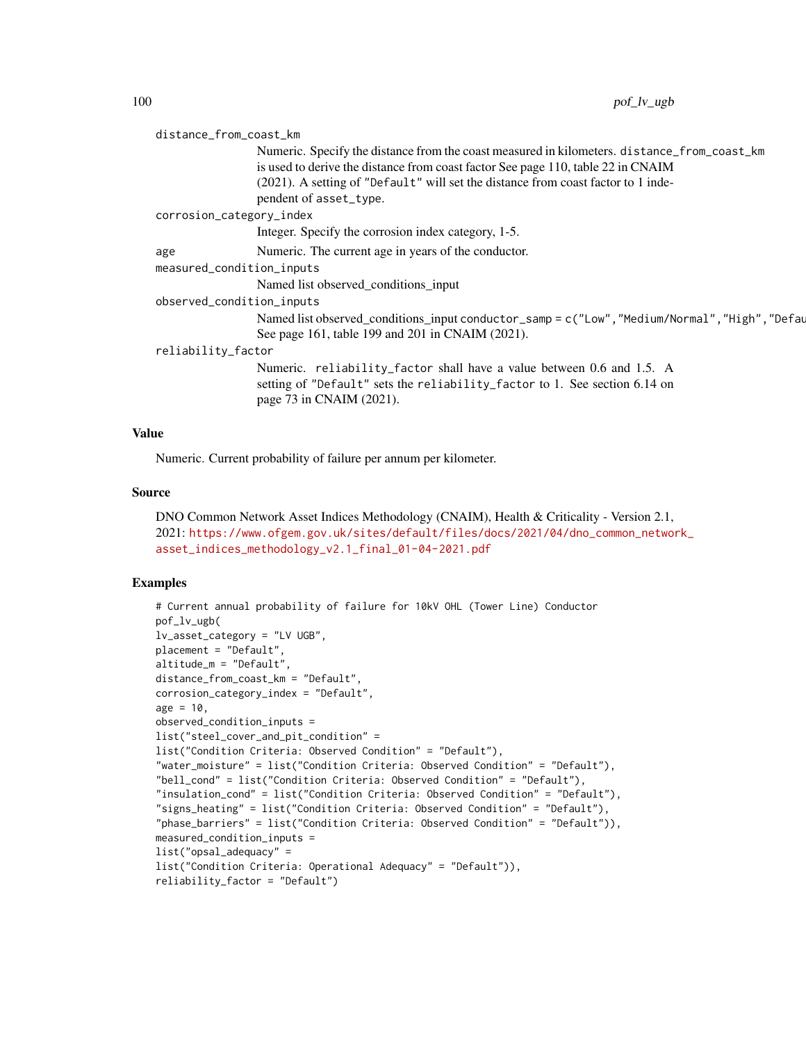distance_from_coast_km
: Numeric. Specify the distance from the coast measured in kilometers. distance_from_coast_km is used to derive the distance from coast factor See page 110, table 22 in CNAIM (2021). A setting of "Default" will set the distance from coast factor to 1 independent of asset_type.

corrosion_category_index
: Integer. Specify the corrosion index category, 1-5.

age
: Numeric. The current age in years of the conductor.

measured_condition_inputs
: Named list observed_conditions_input

observed_condition_inputs
: Named list observed_conditions_input conductor_samp = c("Low","Medium/Normal","High","Defau See page 161, table 199 and 201 in CNAIM (2021).

reliability_factor
: Numeric. reliability_factor shall have a value between 0.6 and 1.5. A setting of "Default" sets the reliability_factor to 1. See section 6.14 on page 73 in CNAIM (2021).

## Value

Numeric. Current probability of failure per annum per kilometer.

## Source

DNO Common Network Asset Indices Methodology (CNAIM), Health & Criticality - Version 2.1, 2021: https://www.ofgem.gov.uk/sites/default/files/docs/2021/04/dno_common_network_asset_indices_methodology_v2.1_final_01-04-2021.pdf

## Examples

```
# Current annual probability of failure for 10kV OHL (Tower Line) Conductor
pof_lv_ugb(
lv_asset_category = "LV UGB",
placement = "Default",
altitude_m = "Default",
distance_from_coast_km = "Default",
corrosion_category_index = "Default",
age = 10,
observed_condition_inputs =
list("steel_cover_and_pit_condition" =
list("Condition Criteria: Observed Condition" = "Default"),
"water_moisture" = list("Condition Criteria: Observed Condition" = "Default"),
"bell_cond" = list("Condition Criteria: Observed Condition" = "Default"),
"insulation_cond" = list("Condition Criteria: Observed Condition" = "Default"),
"signs_heating" = list("Condition Criteria: Observed Condition" = "Default"),
"phase_barriers" = list("Condition Criteria: Observed Condition" = "Default")),
measured_condition_inputs =
list("opsal_adequacy" =
list("Condition Criteria: Operational Adequacy" = "Default")),
reliability_factor = "Default")
```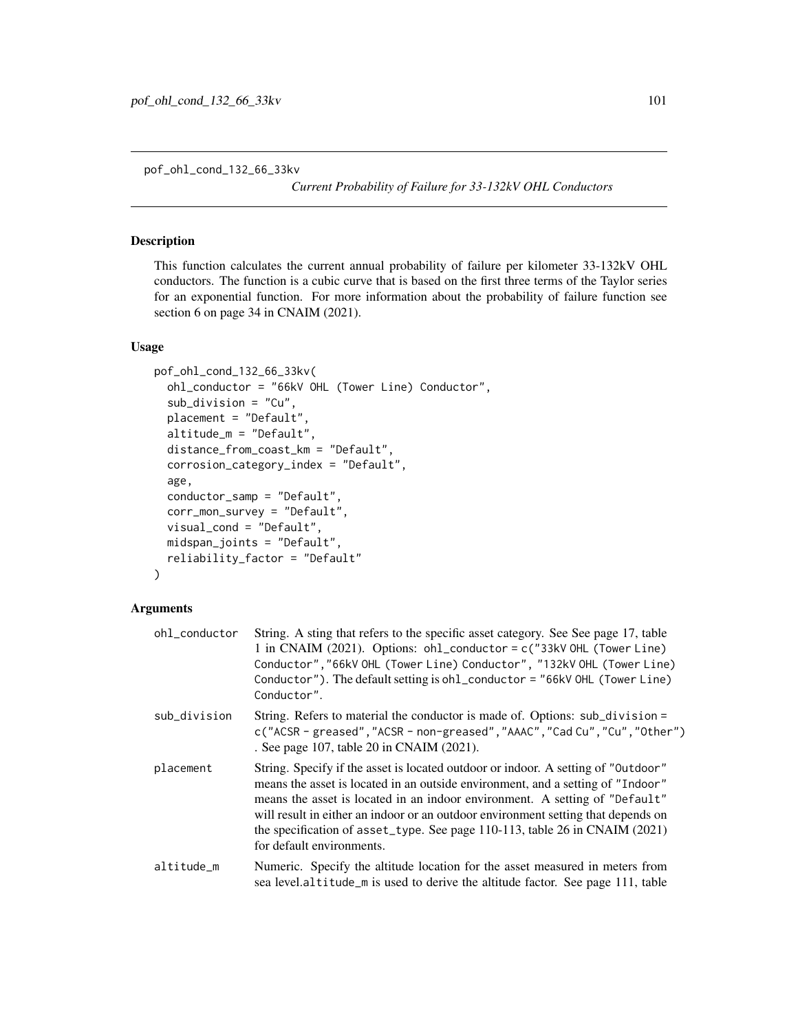pof_ohl_cond_132_66_33kv

*Current Probability of Failure for 33-132kV OHL Conductors*

## Description

This function calculates the current annual probability of failure per kilometer 33-132kV OHL conductors. The function is a cubic curve that is based on the first three terms of the Taylor series for an exponential function. For more information about the probability of failure function see section 6 on page 34 in CNAIM (2021).

## Usage

```
pof_ohl_cond_132_66_33kv(
  ohl_conductor = "66kV OHL (Tower Line) Conductor",
  sub_division = "Cu",
  placement = "Default",
  altitude_m = "Default",
  distance_from_coast_km = "Default",
  corrosion_category_index = "Default",
  age,
  conductor_samp = "Default",
  corr_mon_survey = "Default",
  visual_cond = "Default",
  midspan_joints = "Default",
  reliability_factor = "Default"
)
```

## Arguments

| | |
|---|---|
| ohl_conductor | String. A sting that refers to the specific asset category. See See page 17, table 1 in CNAIM (2021). Options: `ohl_conductor = c("33kV OHL (Tower Line) Conductor","66kV OHL (Tower Line) Conductor", "132kV OHL (Tower Line) Conductor")`. The default setting is `ohl_conductor = "66kV OHL (Tower Line) Conductor"`. |
| sub_division | String. Refers to material the conductor is made of. Options: `sub_division = c("ACSR - greased","ACSR - non-greased","AAAC","Cad Cu","Cu","Other")` . See page 107, table 20 in CNAIM (2021). |
| placement | String. Specify if the asset is located outdoor or indoor. A setting of `"Outdoor"` means the asset is located in an outside environment, and a setting of `"Indoor"` means the asset is located in an indoor environment. A setting of `"Default"` will result in either an indoor or an outdoor environment setting that depends on the specification of `asset_type`. See page 110-113, table 26 in CNAIM (2021) for default environments. |
| altitude_m | Numeric. Specify the altitude location for the asset measured in meters from sea level.`altitude_m` is used to derive the altitude factor. See page 111, table |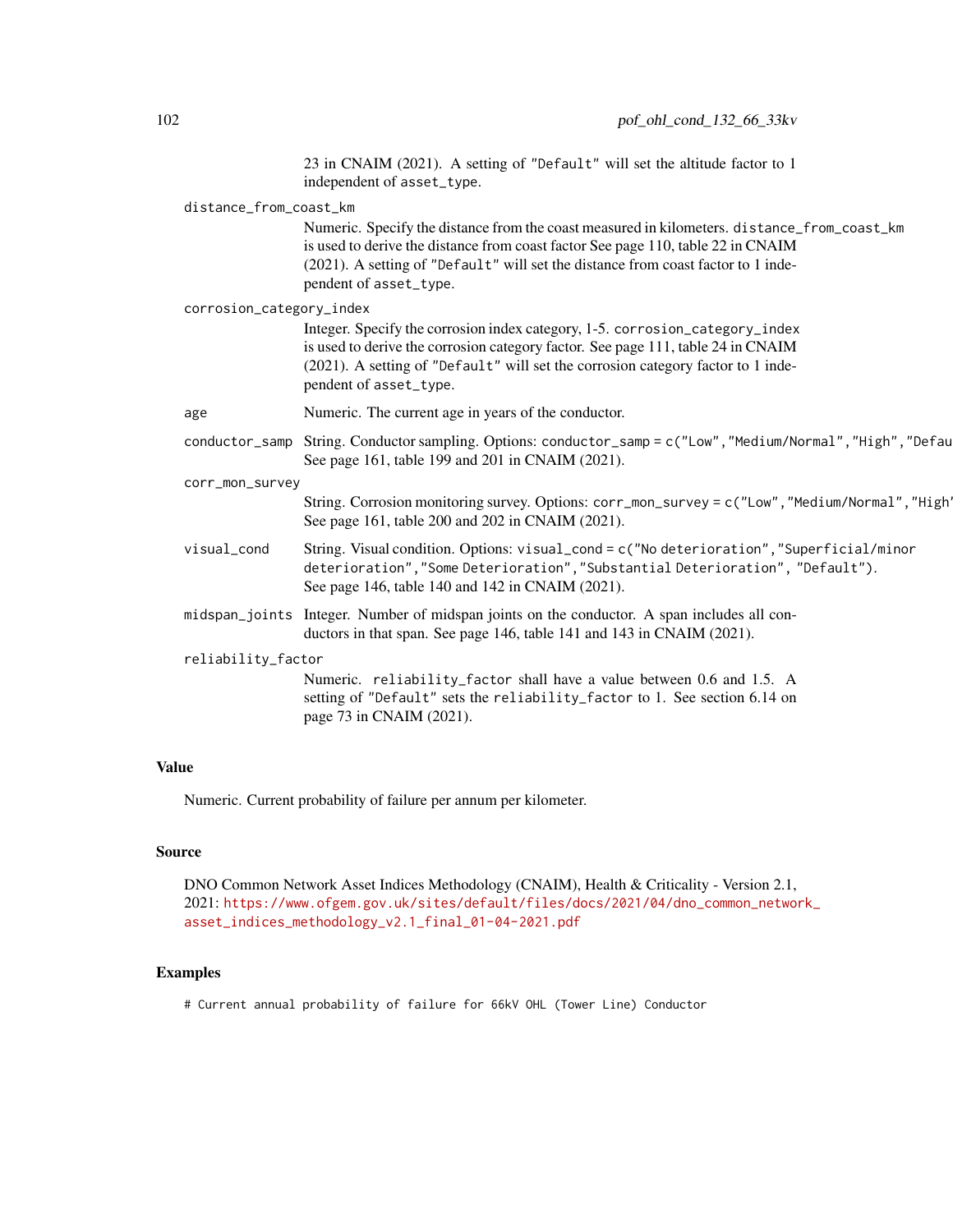23 in CNAIM (2021). A setting of "Default" will set the altitude factor to 1 independent of asset_type.

distance_from_coast_km
: Numeric. Specify the distance from the coast measured in kilometers. distance_from_coast_km is used to derive the distance from coast factor See page 110, table 22 in CNAIM (2021). A setting of "Default" will set the distance from coast factor to 1 independent of asset_type.

corrosion_category_index
: Integer. Specify the corrosion index category, 1-5. corrosion_category_index is used to derive the corrosion category factor. See page 111, table 24 in CNAIM (2021). A setting of "Default" will set the corrosion category factor to 1 independent of asset_type.

age
: Numeric. The current age in years of the conductor.

conductor_samp
: String. Conductor sampling. Options: conductor_samp = c("Low","Medium/Normal","High","Defau See page 161, table 199 and 201 in CNAIM (2021).

corr_mon_survey
: String. Corrosion monitoring survey. Options: corr_mon_survey = c("Low","Medium/Normal","High' See page 161, table 200 and 202 in CNAIM (2021).

visual_cond
: String. Visual condition. Options: visual_cond = c("No deterioration","Superficial/minor deterioration","Some Deterioration","Substantial Deterioration", "Default"). See page 146, table 140 and 142 in CNAIM (2021).

midspan_joints
: Integer. Number of midspan joints on the conductor. A span includes all conductors in that span. See page 146, table 141 and 143 in CNAIM (2021).

reliability_factor
: Numeric. reliability_factor shall have a value between 0.6 and 1.5. A setting of "Default" sets the reliability_factor to 1. See section 6.14 on page 73 in CNAIM (2021).

## Value

Numeric. Current probability of failure per annum per kilometer.

## Source

DNO Common Network Asset Indices Methodology (CNAIM), Health & Criticality - Version 2.1, 2021: https://www.ofgem.gov.uk/sites/default/files/docs/2021/04/dno_common_network_asset_indices_methodology_v2.1_final_01-04-2021.pdf

## Examples

```
# Current annual probability of failure for 66kV OHL (Tower Line) Conductor
```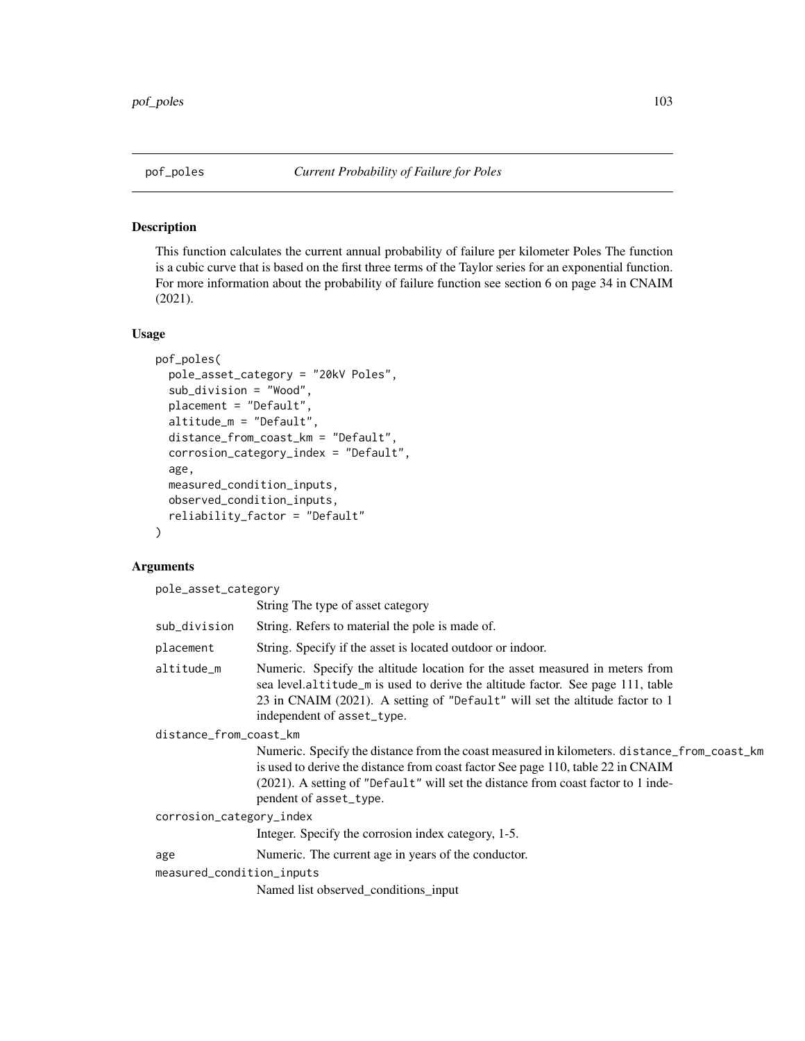## pof_poles — *Current Probability of Failure for Poles*

### Description

This function calculates the current annual probability of failure per kilometer Poles The function is a cubic curve that is based on the first three terms of the Taylor series for an exponential function. For more information about the probability of failure function see section 6 on page 34 in CNAIM (2021).

### Usage

```
pof_poles(
  pole_asset_category = "20kV Poles",
  sub_division = "Wood",
  placement = "Default",
  altitude_m = "Default",
  distance_from_coast_km = "Default",
  corrosion_category_index = "Default",
  age,
  measured_condition_inputs,
  observed_condition_inputs,
  reliability_factor = "Default"
)
```

### Arguments

| Argument | Description |
|---|---|
| `pole_asset_category` | String The type of asset category |
| `sub_division` | String. Refers to material the pole is made of. |
| `placement` | String. Specify if the asset is located outdoor or indoor. |
| `altitude_m` | Numeric. Specify the altitude location for the asset measured in meters from sea level.`altitude_m` is used to derive the altitude factor. See page 111, table 23 in CNAIM (2021). A setting of `"Default"` will set the altitude factor to 1 independent of `asset_type`. |
| `distance_from_coast_km` | Numeric. Specify the distance from the coast measured in kilometers. `distance_from_coast_km` is used to derive the distance from coast factor See page 110, table 22 in CNAIM (2021). A setting of `"Default"` will set the distance from coast factor to 1 independent of `asset_type`. |
| `corrosion_category_index` | Integer. Specify the corrosion index category, 1-5. |
| `age` | Numeric. The current age in years of the conductor. |
| `measured_condition_inputs` | Named list observed_conditions_input |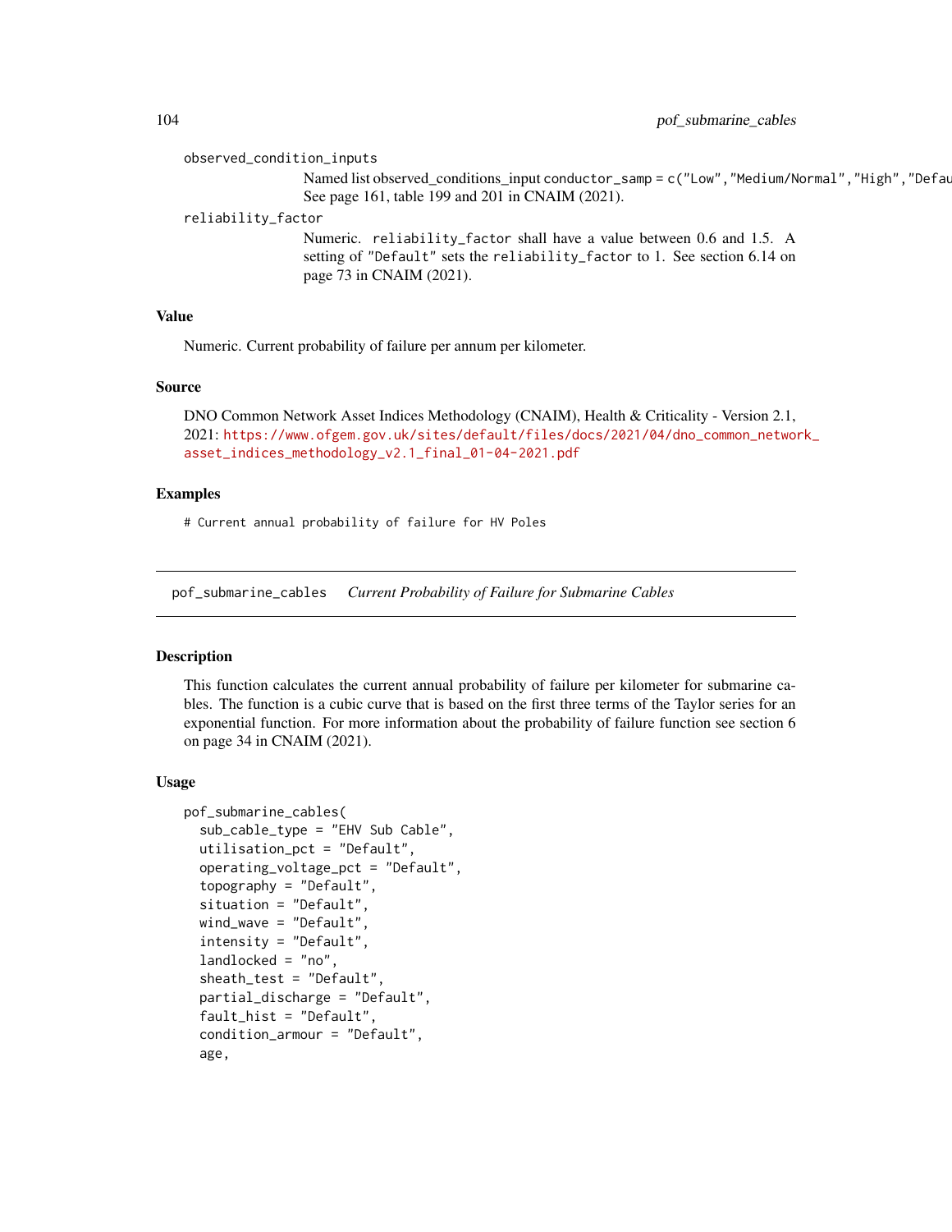observed_condition_inputs

Named list observed_conditions_input conductor_samp = c("Low","Medium/Normal","High","Defau
See page 161, table 199 and 201 in CNAIM (2021).

reliability_factor

Numeric. reliability_factor shall have a value between 0.6 and 1.5. A setting of "Default" sets the reliability_factor to 1. See section 6.14 on page 73 in CNAIM (2021).

## Value

Numeric. Current probability of failure per annum per kilometer.

## Source

DNO Common Network Asset Indices Methodology (CNAIM), Health & Criticality - Version 2.1, 2021: https://www.ofgem.gov.uk/sites/default/files/docs/2021/04/dno_common_network_asset_indices_methodology_v2.1_final_01-04-2021.pdf

## Examples

```
# Current annual probability of failure for HV Poles
```

---

# pof_submarine_cables *Current Probability of Failure for Submarine Cables*

## Description

This function calculates the current annual probability of failure per kilometer for submarine cables. The function is a cubic curve that is based on the first three terms of the Taylor series for an exponential function. For more information about the probability of failure function see section 6 on page 34 in CNAIM (2021).

## Usage

```
pof_submarine_cables(
  sub_cable_type = "EHV Sub Cable",
  utilisation_pct = "Default",
  operating_voltage_pct = "Default",
  topography = "Default",
  situation = "Default",
  wind_wave = "Default",
  intensity = "Default",
  landlocked = "no",
  sheath_test = "Default",
  partial_discharge = "Default",
  fault_hist = "Default",
  condition_armour = "Default",
  age,
```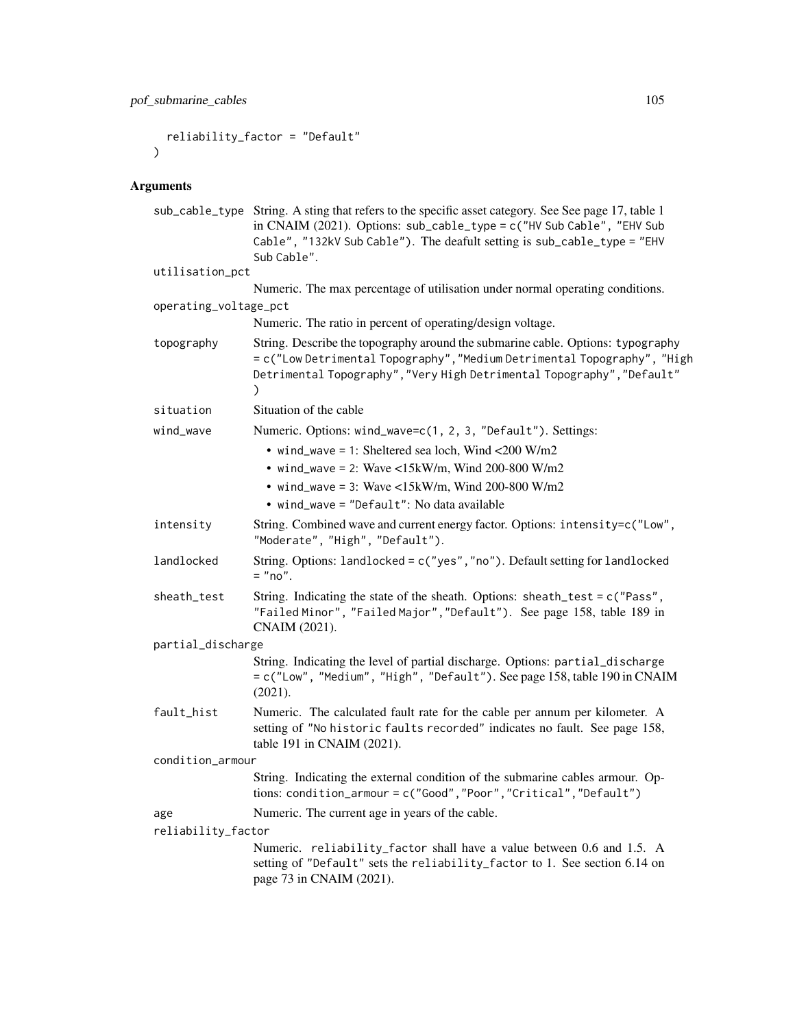```
  reliability_factor = "Default"
)
```

## Arguments

**sub_cable_type** String. A sting that refers to the specific asset category. See See page 17, table 1 in CNAIM (2021). Options: `sub_cable_type = c("HV Sub Cable", "EHV Sub Cable", "132kV Sub Cable")`. The deafult setting is `sub_cable_type = "EHV Sub Cable"`.

**utilisation_pct** Numeric. The max percentage of utilisation under normal operating conditions.

**operating_voltage_pct** Numeric. The ratio in percent of operating/design voltage.

**topography** String. Describe the topography around the submarine cable. Options: `typography = c("Low Detrimental Topography","Medium Detrimental Topography", "High Detrimental Topography","Very High Detrimental Topography","Default" )`

**situation** Situation of the cable

**wind_wave** Numeric. Options: `wind_wave=c(1, 2, 3, "Default")`. Settings:

- `wind_wave = 1`: Sheltered sea loch, Wind <200 W/m2
- `wind_wave = 2`: Wave <15kW/m, Wind 200-800 W/m2
- `wind_wave = 3`: Wave <15kW/m, Wind 200-800 W/m2
- `wind_wave = "Default"`: No data available

**intensity** String. Combined wave and current energy factor. Options: `intensity=c("Low", "Moderate", "High", "Default")`.

**landlocked** String. Options: `landlocked = c("yes","no")`. Default setting for `landlocked = "no"`.

**sheath_test** String. Indicating the state of the sheath. Options: `sheath_test = c("Pass", "Failed Minor", "Failed Major","Default")`. See page 158, table 189 in CNAIM (2021).

**partial_discharge** String. Indicating the level of partial discharge. Options: `partial_discharge = c("Low", "Medium", "High", "Default")`. See page 158, table 190 in CNAIM (2021).

**fault_hist** Numeric. The calculated fault rate for the cable per annum per kilometer. A setting of `"No historic faults recorded"` indicates no fault. See page 158, table 191 in CNAIM (2021).

**condition_armour** String. Indicating the external condition of the submarine cables armour. Options: `condition_armour = c("Good","Poor","Critical","Default")`

**age** Numeric. The current age in years of the cable.

**reliability_factor** Numeric. `reliability_factor` shall have a value between 0.6 and 1.5. A setting of `"Default"` sets the `reliability_factor` to 1. See section 6.14 on page 73 in CNAIM (2021).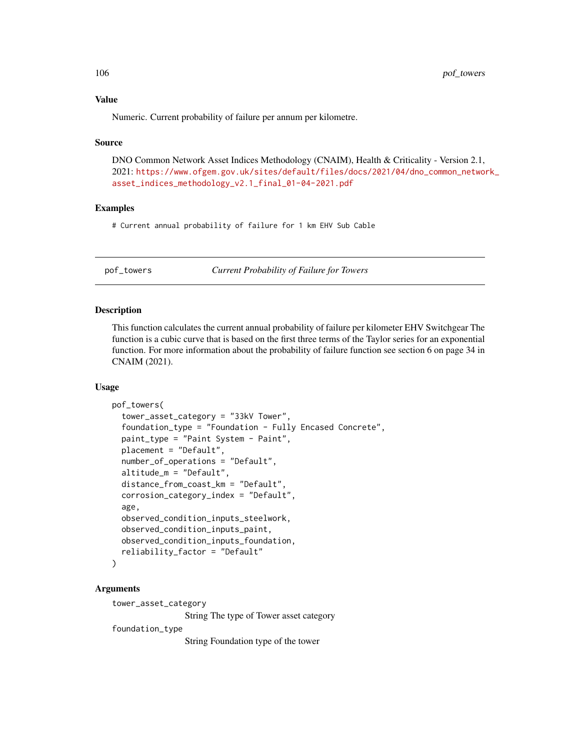### Value

Numeric. Current probability of failure per annum per kilometre.

### Source

DNO Common Network Asset Indices Methodology (CNAIM), Health & Criticality - Version 2.1, 2021: https://www.ofgem.gov.uk/sites/default/files/docs/2021/04/dno_common_network_asset_indices_methodology_v2.1_final_01-04-2021.pdf

### Examples

```
# Current annual probability of failure for 1 km EHV Sub Cable
```

---

## pof_towers — *Current Probability of Failure for Towers*

### Description

This function calculates the current annual probability of failure per kilometer EHV Switchgear The function is a cubic curve that is based on the first three terms of the Taylor series for an exponential function. For more information about the probability of failure function see section 6 on page 34 in CNAIM (2021).

### Usage

```
pof_towers(
  tower_asset_category = "33kV Tower",
  foundation_type = "Foundation - Fully Encased Concrete",
  paint_type = "Paint System - Paint",
  placement = "Default",
  number_of_operations = "Default",
  altitude_m = "Default",
  distance_from_coast_km = "Default",
  corrosion_category_index = "Default",
  age,
  observed_condition_inputs_steelwork,
  observed_condition_inputs_paint,
  observed_condition_inputs_foundation,
  reliability_factor = "Default"
)
```

### Arguments

`tower_asset_category`
: String The type of Tower asset category

`foundation_type`
: String Foundation type of the tower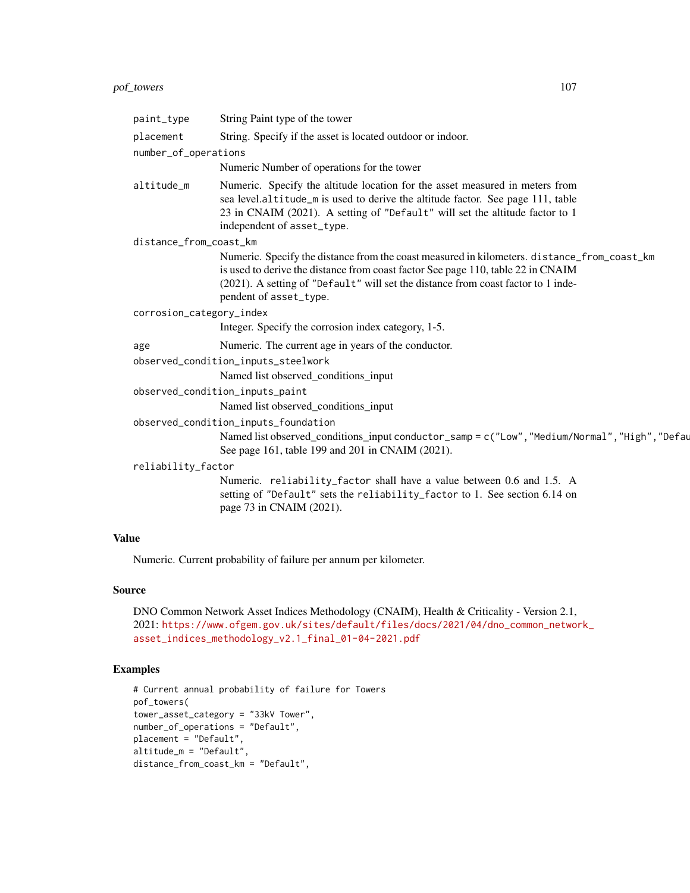| | |
|---|---|
| `paint_type` | String Paint type of the tower |
| `placement` | String. Specify if the asset is located outdoor or indoor. |
| `number_of_operations` | Numeric Number of operations for the tower |
| `altitude_m` | Numeric. Specify the altitude location for the asset measured in meters from sea level.`altitude_m` is used to derive the altitude factor. See page 111, table 23 in CNAIM (2021). A setting of `"Default"` will set the altitude factor to 1 independent of `asset_type`. |
| `distance_from_coast_km` | Numeric. Specify the distance from the coast measured in kilometers. `distance_from_coast_km` is used to derive the distance from coast factor See page 110, table 22 in CNAIM (2021). A setting of `"Default"` will set the distance from coast factor to 1 independent of `asset_type`. |
| `corrosion_category_index` | Integer. Specify the corrosion index category, 1-5. |
| `age` | Numeric. The current age in years of the conductor. |
| `observed_condition_inputs_steelwork` | Named list observed_conditions_input |
| `observed_condition_inputs_paint` | Named list observed_conditions_input |
| `observed_condition_inputs_foundation` | Named list observed_conditions_input `conductor_samp = c("Low","Medium/Normal","High","Defau` See page 161, table 199 and 201 in CNAIM (2021). |
| `reliability_factor` | Numeric. `reliability_factor` shall have a value between 0.6 and 1.5. A setting of `"Default"` sets the `reliability_factor` to 1. See section 6.14 on page 73 in CNAIM (2021). |

## Value

Numeric. Current probability of failure per annum per kilometer.

## Source

DNO Common Network Asset Indices Methodology (CNAIM), Health & Criticality - Version 2.1, 2021: https://www.ofgem.gov.uk/sites/default/files/docs/2021/04/dno_common_network_asset_indices_methodology_v2.1_final_01-04-2021.pdf

## Examples

```
# Current annual probability of failure for Towers
pof_towers(
tower_asset_category = "33kV Tower",
number_of_operations = "Default",
placement = "Default",
altitude_m = "Default",
distance_from_coast_km = "Default",
```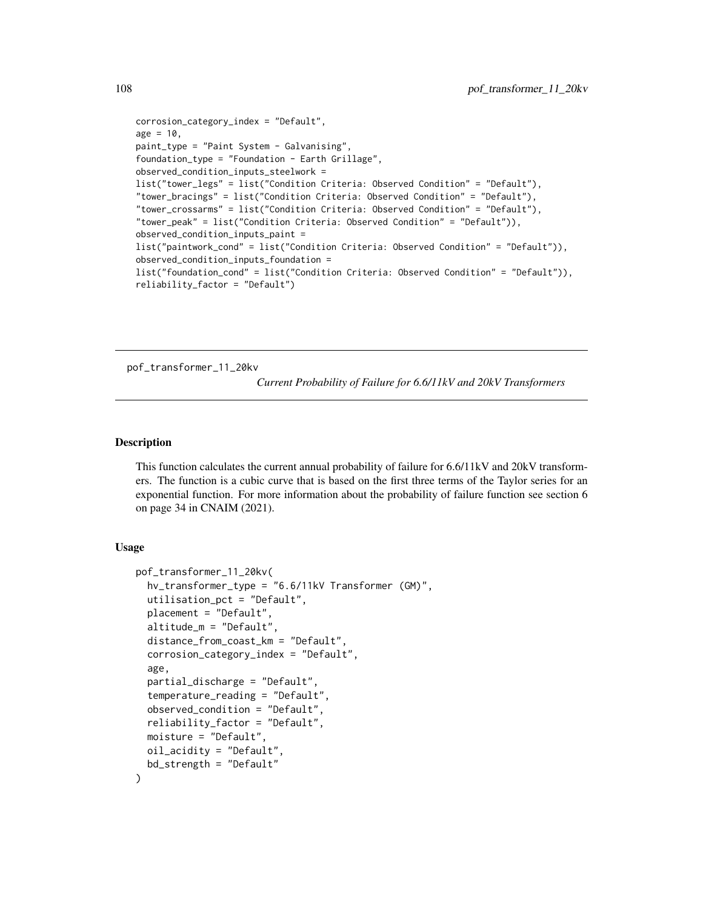```
corrosion_category_index = "Default",
age = 10,
paint_type = "Paint System - Galvanising",
foundation_type = "Foundation - Earth Grillage",
observed_condition_inputs_steelwork =
list("tower_legs" = list("Condition Criteria: Observed Condition" = "Default"),
"tower_bracings" = list("Condition Criteria: Observed Condition" = "Default"),
"tower_crossarms" = list("Condition Criteria: Observed Condition" = "Default"),
"tower_peak" = list("Condition Criteria: Observed Condition" = "Default")),
observed_condition_inputs_paint =
list("paintwork_cond" = list("Condition Criteria: Observed Condition" = "Default")),
observed_condition_inputs_foundation =
list("foundation_cond" = list("Condition Criteria: Observed Condition" = "Default")),
reliability_factor = "Default")
```

---

## pof_transformer_11_20kv    *Current Probability of Failure for 6.6/11kV and 20kV Transformers*

---

### Description

This function calculates the current annual probability of failure for 6.6/11kV and 20kV transformers. The function is a cubic curve that is based on the first three terms of the Taylor series for an exponential function. For more information about the probability of failure function see section 6 on page 34 in CNAIM (2021).

### Usage

```
pof_transformer_11_20kv(
  hv_transformer_type = "6.6/11kV Transformer (GM)",
  utilisation_pct = "Default",
  placement = "Default",
  altitude_m = "Default",
  distance_from_coast_km = "Default",
  corrosion_category_index = "Default",
  age,
  partial_discharge = "Default",
  temperature_reading = "Default",
  observed_condition = "Default",
  reliability_factor = "Default",
  moisture = "Default",
  oil_acidity = "Default",
  bd_strength = "Default"
)
```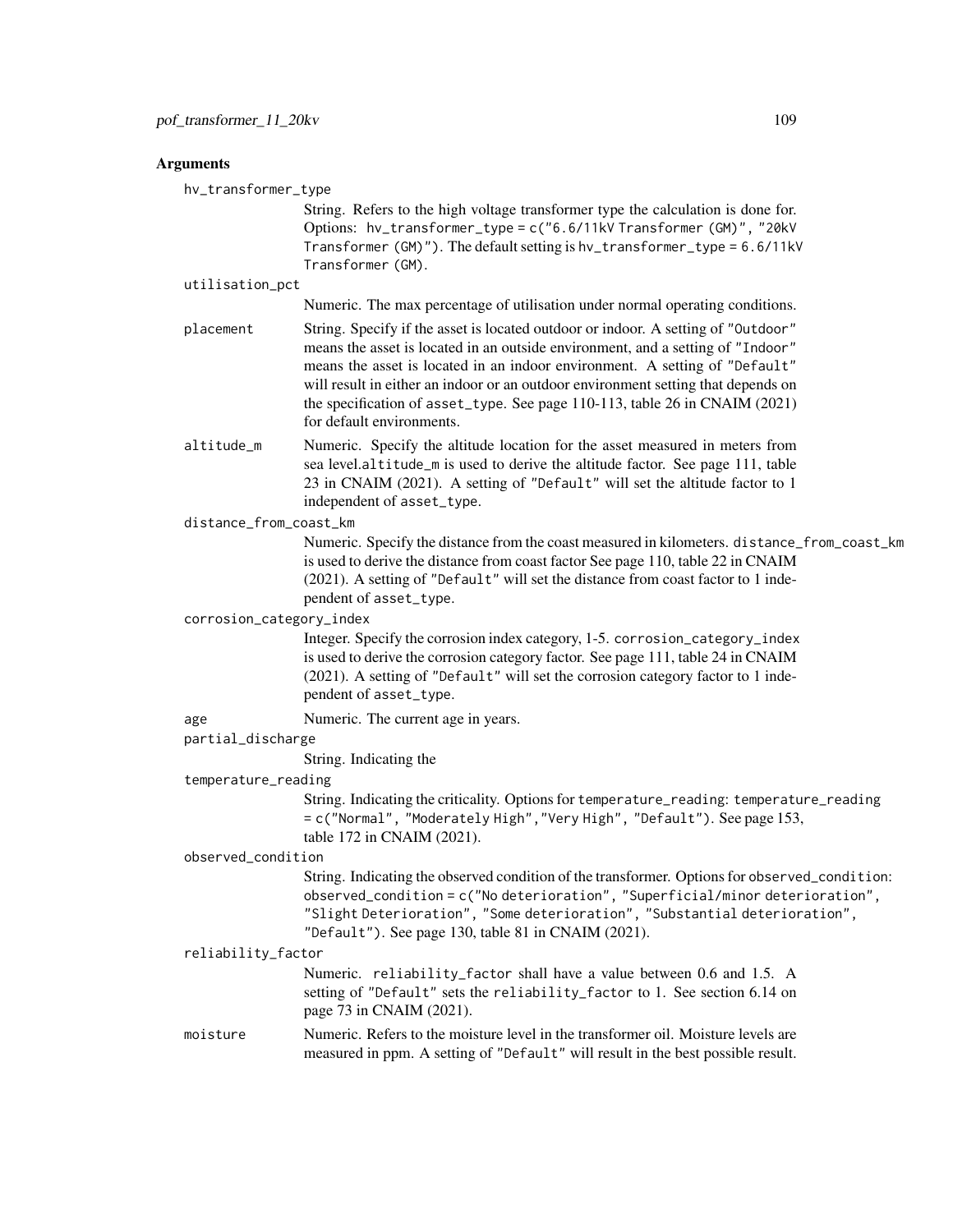## Arguments

`hv_transformer_type`
: String. Refers to the high voltage transformer type the calculation is done for. Options: `hv_transformer_type = c("6.6/11kV Transformer (GM)", "20kV Transformer (GM)")`. The default setting is `hv_transformer_type = 6.6/11kV Transformer (GM)`.

`utilisation_pct`
: Numeric. The max percentage of utilisation under normal operating conditions.

`placement`
: String. Specify if the asset is located outdoor or indoor. A setting of `"Outdoor"` means the asset is located in an outside environment, and a setting of `"Indoor"` means the asset is located in an indoor environment. A setting of `"Default"` will result in either an indoor or an outdoor environment setting that depends on the specification of `asset_type`. See page 110-113, table 26 in CNAIM (2021) for default environments.

`altitude_m`
: Numeric. Specify the altitude location for the asset measured in meters from sea level.`altitude_m` is used to derive the altitude factor. See page 111, table 23 in CNAIM (2021). A setting of `"Default"` will set the altitude factor to 1 independent of `asset_type`.

`distance_from_coast_km`
: Numeric. Specify the distance from the coast measured in kilometers. `distance_from_coast_km` is used to derive the distance from coast factor See page 110, table 22 in CNAIM (2021). A setting of `"Default"` will set the distance from coast factor to 1 independent of `asset_type`.

`corrosion_category_index`
: Integer. Specify the corrosion index category, 1-5. `corrosion_category_index` is used to derive the corrosion category factor. See page 111, table 24 in CNAIM (2021). A setting of `"Default"` will set the corrosion category factor to 1 independent of `asset_type`.

`age`
: Numeric. The current age in years.

`partial_discharge`
: String. Indicating the

`temperature_reading`
: String. Indicating the criticality. Options for `temperature_reading`: `temperature_reading = c("Normal", "Moderately High","Very High", "Default")`. See page 153, table 172 in CNAIM (2021).

`observed_condition`
: String. Indicating the observed condition of the transformer. Options for `observed_condition`: `observed_condition = c("No deterioration", "Superficial/minor deterioration", "Slight Deterioration", "Some deterioration", "Substantial deterioration", "Default")`. See page 130, table 81 in CNAIM (2021).

`reliability_factor`
: Numeric. `reliability_factor` shall have a value between 0.6 and 1.5. A setting of `"Default"` sets the `reliability_factor` to 1. See section 6.14 on page 73 in CNAIM (2021).

`moisture`
: Numeric. Refers to the moisture level in the transformer oil. Moisture levels are measured in ppm. A setting of `"Default"` will result in the best possible result.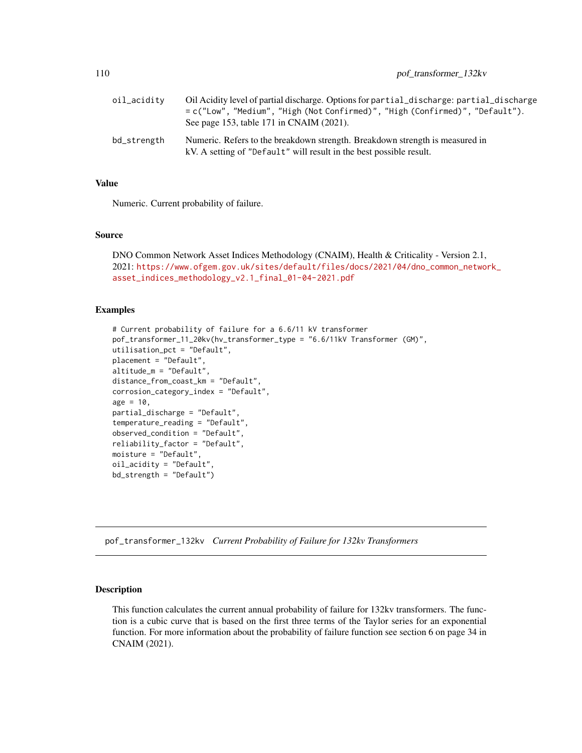oil_acidity
: Oil Acidity level of partial discharge. Options for partial_discharge: partial_discharge = c("Low", "Medium", "High (Not Confirmed)", "High (Confirmed)", "Default"). See page 153, table 171 in CNAIM (2021).

bd_strength
: Numeric. Refers to the breakdown strength. Breakdown strength is measured in kV. A setting of "Default" will result in the best possible result.

### Value

Numeric. Current probability of failure.

### Source

DNO Common Network Asset Indices Methodology (CNAIM), Health & Criticality - Version 2.1, 2021: https://www.ofgem.gov.uk/sites/default/files/docs/2021/04/dno_common_network_asset_indices_methodology_v2.1_final_01-04-2021.pdf

### Examples

```
# Current probability of failure for a 6.6/11 kV transformer
pof_transformer_11_20kv(hv_transformer_type = "6.6/11kV Transformer (GM)",
utilisation_pct = "Default",
placement = "Default",
altitude_m = "Default",
distance_from_coast_km = "Default",
corrosion_category_index = "Default",
age = 10,
partial_discharge = "Default",
temperature_reading = "Default",
observed_condition = "Default",
reliability_factor = "Default",
moisture = "Default",
oil_acidity = "Default",
bd_strength = "Default")
```

---

## pof_transformer_132kv *Current Probability of Failure for 132kv Transformers*

### Description

This function calculates the current annual probability of failure for 132kv transformers. The function is a cubic curve that is based on the first three terms of the Taylor series for an exponential function. For more information about the probability of failure function see section 6 on page 34 in CNAIM (2021).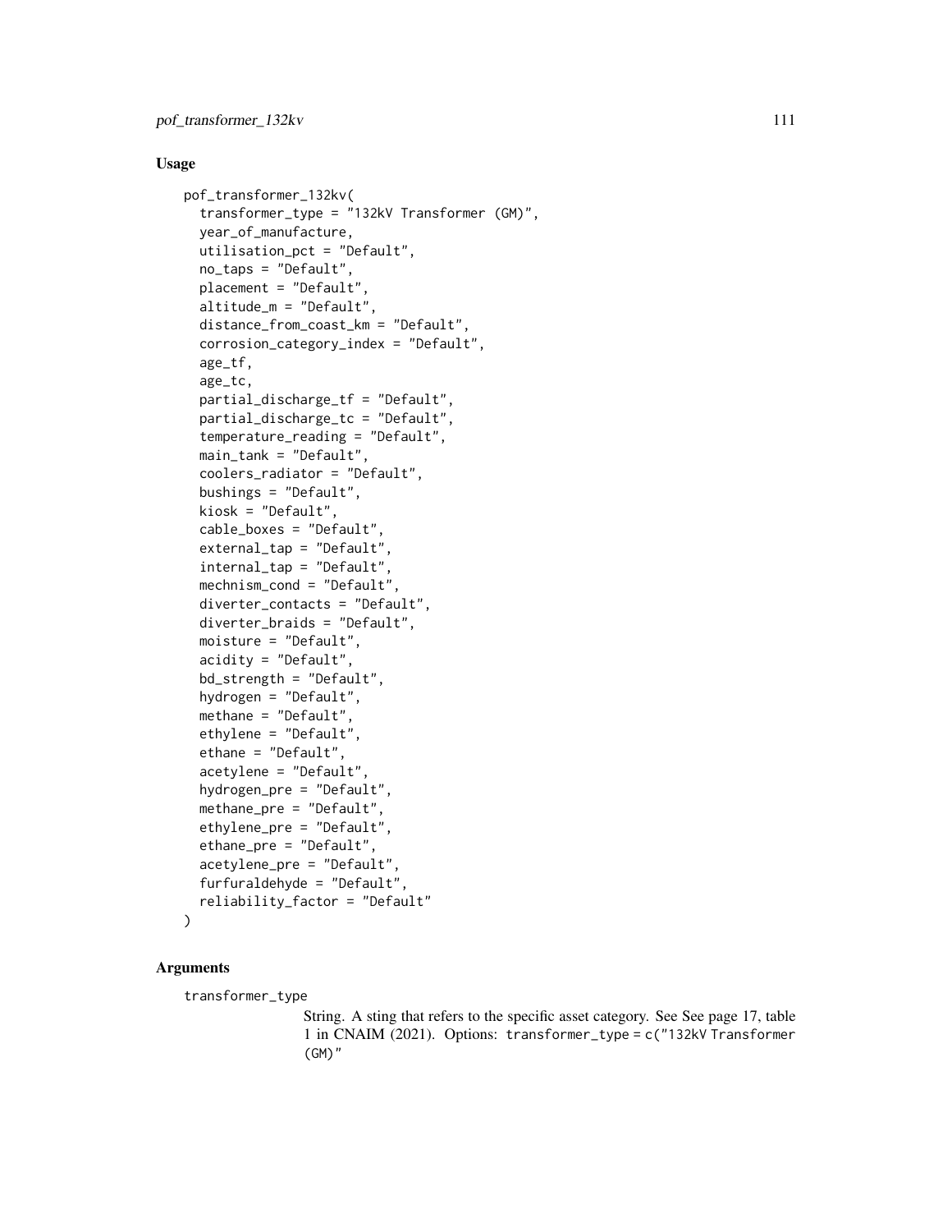## Usage

```
pof_transformer_132kv(
  transformer_type = "132kV Transformer (GM)",
  year_of_manufacture,
  utilisation_pct = "Default",
  no_taps = "Default",
  placement = "Default",
  altitude_m = "Default",
  distance_from_coast_km = "Default",
  corrosion_category_index = "Default",
  age_tf,
  age_tc,
  partial_discharge_tf = "Default",
  partial_discharge_tc = "Default",
  temperature_reading = "Default",
  main_tank = "Default",
  coolers_radiator = "Default",
  bushings = "Default",
  kiosk = "Default",
  cable_boxes = "Default",
  external_tap = "Default",
  internal_tap = "Default",
  mechnism_cond = "Default",
  diverter_contacts = "Default",
  diverter_braids = "Default",
  moisture = "Default",
  acidity = "Default",
  bd_strength = "Default",
  hydrogen = "Default",
  methane = "Default",
  ethylene = "Default",
  ethane = "Default",
  acetylene = "Default",
  hydrogen_pre = "Default",
  methane_pre = "Default",
  ethylene_pre = "Default",
  ethane_pre = "Default",
  acetylene_pre = "Default",
  furfuraldehyde = "Default",
  reliability_factor = "Default"
)
```

## Arguments

`transformer_type`

String. A sting that refers to the specific asset category. See See page 17, table 1 in CNAIM (2021). Options: `transformer_type = c("132kV Transformer (GM)"`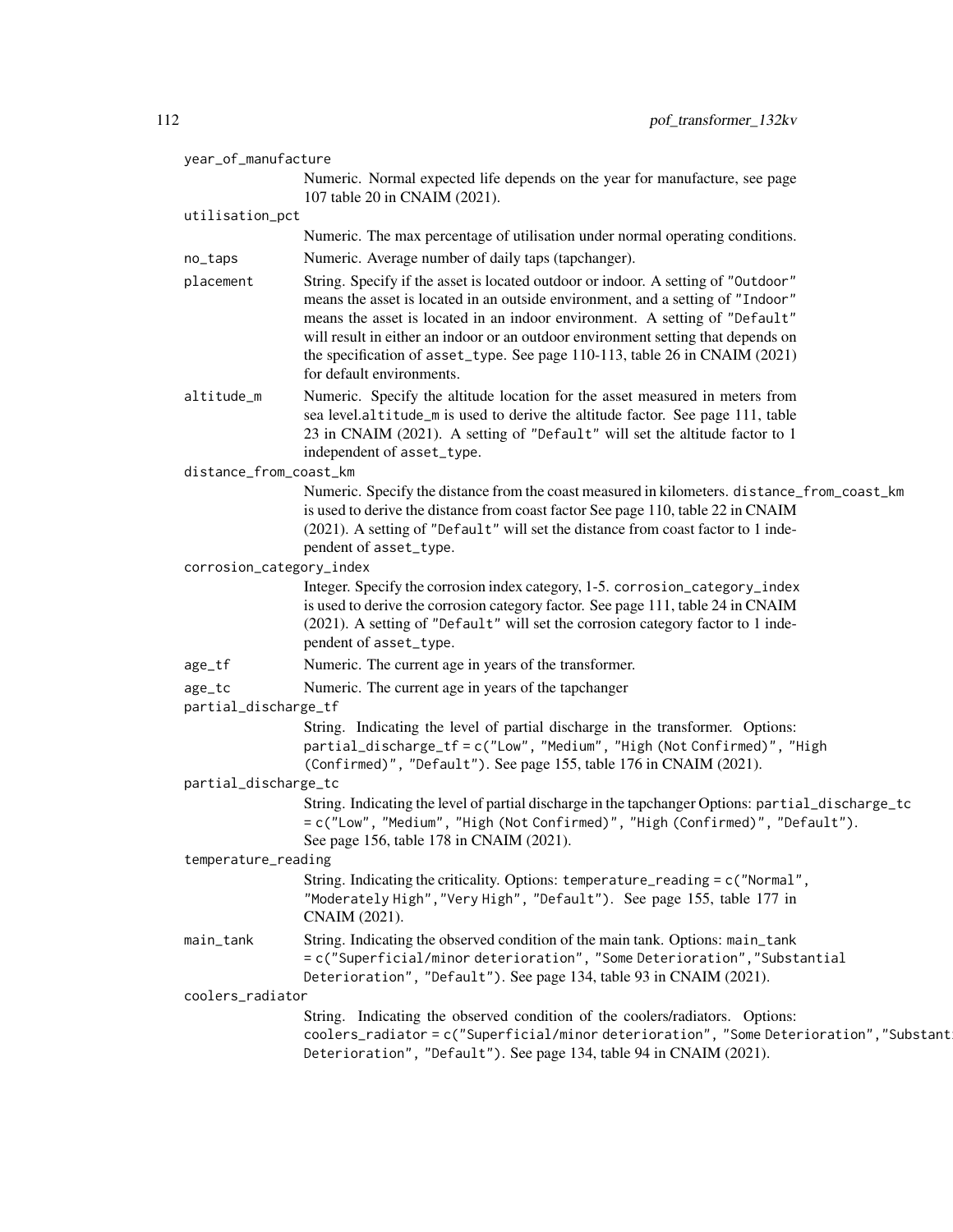year_of_manufacture
: Numeric. Normal expected life depends on the year for manufacture, see page 107 table 20 in CNAIM (2021).

utilisation_pct
: Numeric. The max percentage of utilisation under normal operating conditions.

no_taps
: Numeric. Average number of daily taps (tapchanger).

placement
: String. Specify if the asset is located outdoor or indoor. A setting of `"Outdoor"` means the asset is located in an outside environment, and a setting of `"Indoor"` means the asset is located in an indoor environment. A setting of `"Default"` will result in either an indoor or an outdoor environment setting that depends on the specification of `asset_type`. See page 110-113, table 26 in CNAIM (2021) for default environments.

altitude_m
: Numeric. Specify the altitude location for the asset measured in meters from sea level.`altitude_m` is used to derive the altitude factor. See page 111, table 23 in CNAIM (2021). A setting of `"Default"` will set the altitude factor to 1 independent of `asset_type`.

distance_from_coast_km
: Numeric. Specify the distance from the coast measured in kilometers. `distance_from_coast_km` is used to derive the distance from coast factor See page 110, table 22 in CNAIM (2021). A setting of `"Default"` will set the distance from coast factor to 1 independent of `asset_type`.

corrosion_category_index
: Integer. Specify the corrosion index category, 1-5. `corrosion_category_index` is used to derive the corrosion category factor. See page 111, table 24 in CNAIM (2021). A setting of `"Default"` will set the corrosion category factor to 1 independent of `asset_type`.

age_tf
: Numeric. The current age in years of the transformer.

age_tc
: Numeric. The current age in years of the tapchanger

partial_discharge_tf
: String. Indicating the level of partial discharge in the transformer. Options: `partial_discharge_tf = c("Low", "Medium", "High (Not Confirmed)", "High (Confirmed)", "Default")`. See page 155, table 176 in CNAIM (2021).

partial_discharge_tc
: String. Indicating the level of partial discharge in the tapchanger Options: `partial_discharge_tc = c("Low", "Medium", "High (Not Confirmed)", "High (Confirmed)", "Default")`. See page 156, table 178 in CNAIM (2021).

temperature_reading
: String. Indicating the criticality. Options: `temperature_reading = c("Normal", "Moderately High","Very High", "Default")`. See page 155, table 177 in CNAIM (2021).

main_tank
: String. Indicating the observed condition of the main tank. Options: `main_tank = c("Superficial/minor deterioration", "Some Deterioration","Substantial Deterioration", "Default")`. See page 134, table 93 in CNAIM (2021).

coolers_radiator
: String. Indicating the observed condition of the coolers/radiators. Options: `coolers_radiator = c("Superficial/minor deterioration", "Some Deterioration","Substantial Deterioration", "Default")`. See page 134, table 94 in CNAIM (2021).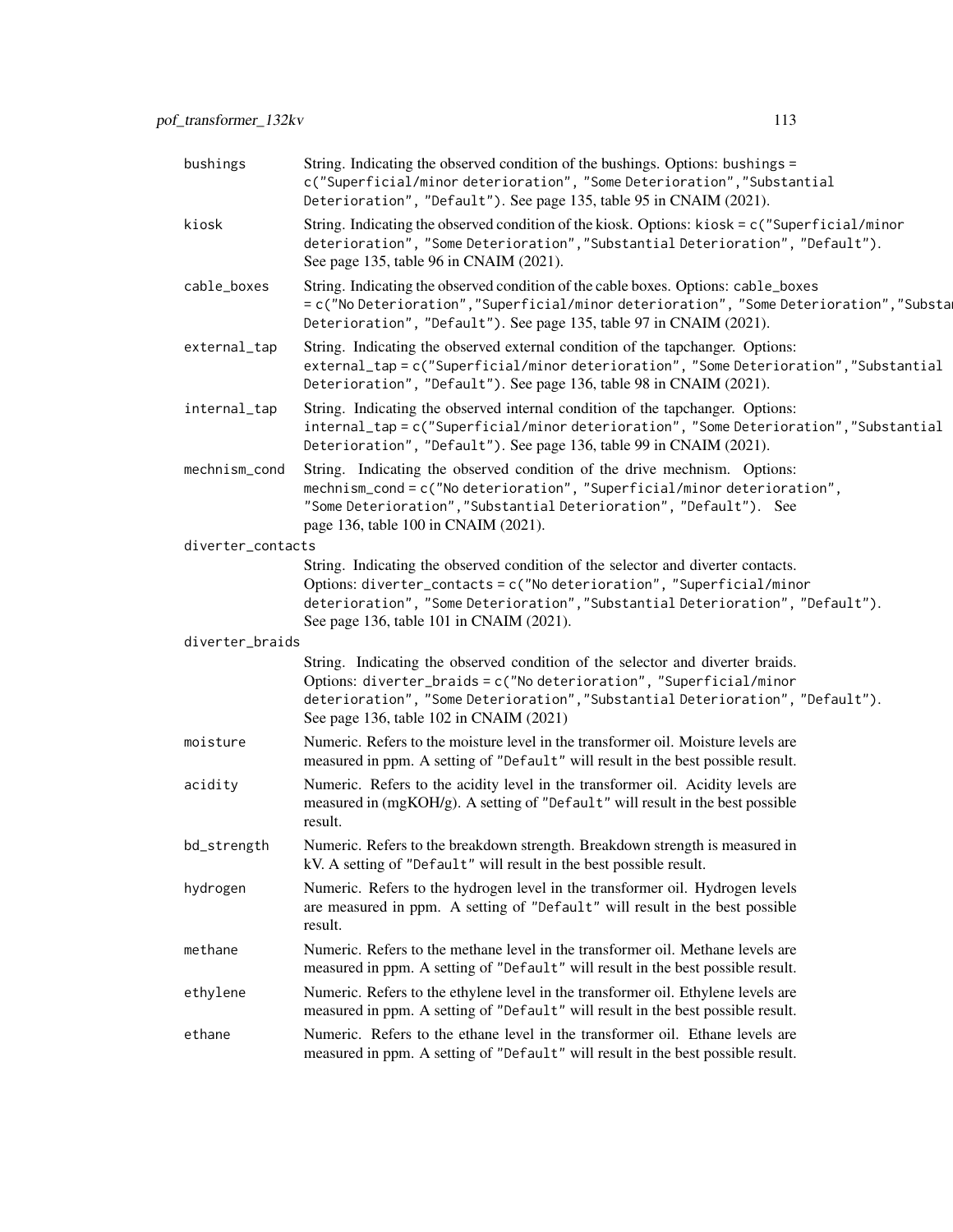| | |
|---|---|
| bushings | String. Indicating the observed condition of the bushings. Options: `bushings = c("Superficial/minor deterioration", "Some Deterioration","Substantial Deterioration", "Default")`. See page 135, table 95 in CNAIM (2021). |
| kiosk | String. Indicating the observed condition of the kiosk. Options: `kiosk = c("Superficial/minor deterioration", "Some Deterioration","Substantial Deterioration", "Default")`. See page 135, table 96 in CNAIM (2021). |
| cable_boxes | String. Indicating the observed condition of the cable boxes. Options: `cable_boxes = c("No Deterioration","Superficial/minor deterioration", "Some Deterioration","Substantial Deterioration", "Default")`. See page 135, table 97 in CNAIM (2021). |
| external_tap | String. Indicating the observed external condition of the tapchanger. Options: `external_tap = c("Superficial/minor deterioration", "Some Deterioration","Substantial Deterioration", "Default")`. See page 136, table 98 in CNAIM (2021). |
| internal_tap | String. Indicating the observed internal condition of the tapchanger. Options: `internal_tap = c("Superficial/minor deterioration", "Some Deterioration","Substantial Deterioration", "Default")`. See page 136, table 99 in CNAIM (2021). |
| mechnism_cond | String. Indicating the observed condition of the drive mechnism. Options: `mechnism_cond = c("No deterioration", "Superficial/minor deterioration", "Some Deterioration","Substantial Deterioration", "Default")`. See page 136, table 100 in CNAIM (2021). |
| diverter_contacts | String. Indicating the observed condition of the selector and diverter contacts. Options: `diverter_contacts = c("No deterioration", "Superficial/minor deterioration", "Some Deterioration","Substantial Deterioration", "Default")`. See page 136, table 101 in CNAIM (2021). |
| diverter_braids | String. Indicating the observed condition of the selector and diverter braids. Options: `diverter_braids = c("No deterioration", "Superficial/minor deterioration", "Some Deterioration","Substantial Deterioration", "Default")`. See page 136, table 102 in CNAIM (2021) |
| moisture | Numeric. Refers to the moisture level in the transformer oil. Moisture levels are measured in ppm. A setting of `"Default"` will result in the best possible result. |
| acidity | Numeric. Refers to the acidity level in the transformer oil. Acidity levels are measured in (mgKOH/g). A setting of `"Default"` will result in the best possible result. |
| bd_strength | Numeric. Refers to the breakdown strength. Breakdown strength is measured in kV. A setting of `"Default"` will result in the best possible result. |
| hydrogen | Numeric. Refers to the hydrogen level in the transformer oil. Hydrogen levels are measured in ppm. A setting of `"Default"` will result in the best possible result. |
| methane | Numeric. Refers to the methane level in the transformer oil. Methane levels are measured in ppm. A setting of `"Default"` will result in the best possible result. |
| ethylene | Numeric. Refers to the ethylene level in the transformer oil. Ethylene levels are measured in ppm. A setting of `"Default"` will result in the best possible result. |
| ethane | Numeric. Refers to the ethane level in the transformer oil. Ethane levels are measured in ppm. A setting of `"Default"` will result in the best possible result. |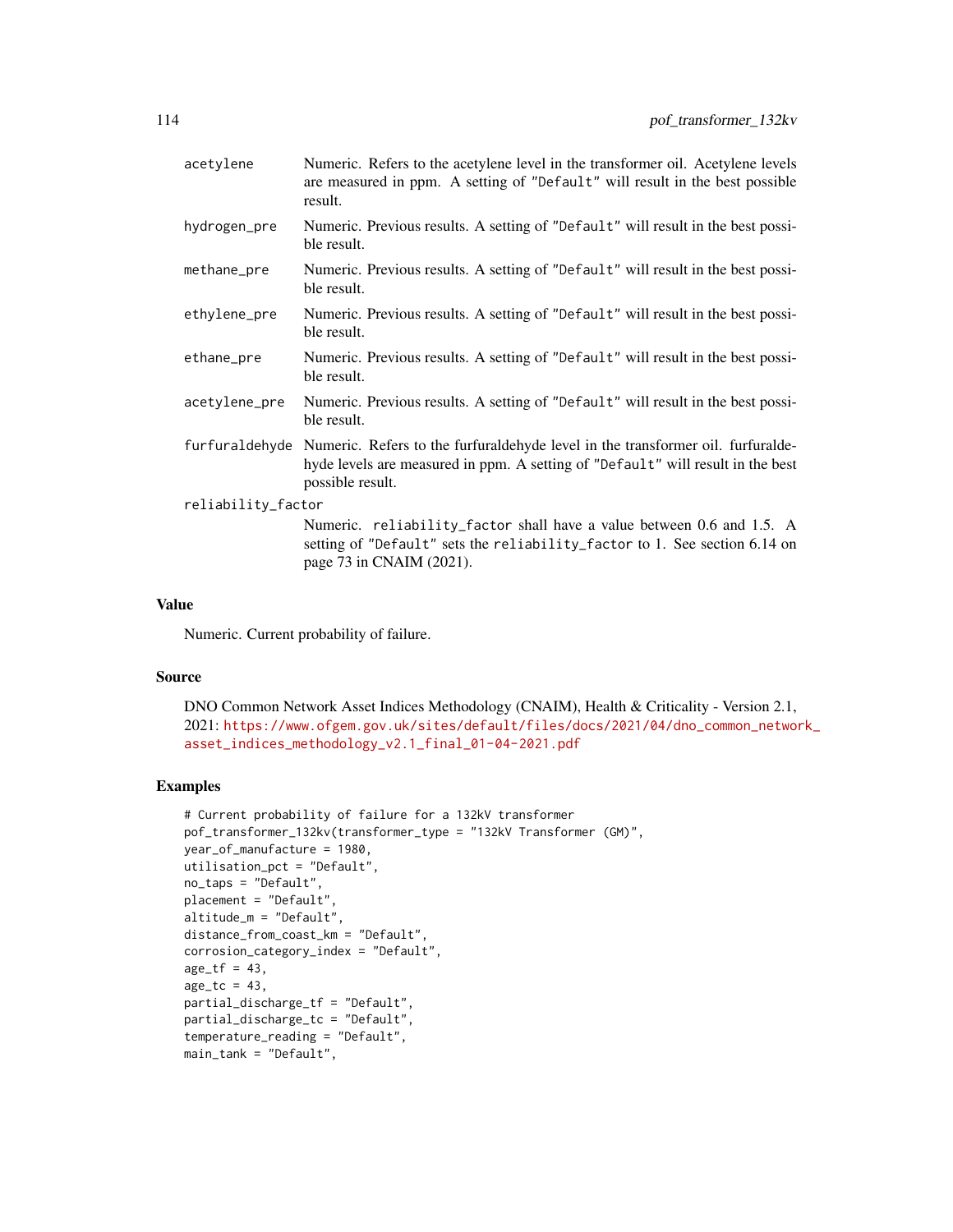| | |
|---|---|
| `acetylene` | Numeric. Refers to the acetylene level in the transformer oil. Acetylene levels are measured in ppm. A setting of `"Default"` will result in the best possible result. |
| `hydrogen_pre` | Numeric. Previous results. A setting of `"Default"` will result in the best possible result. |
| `methane_pre` | Numeric. Previous results. A setting of `"Default"` will result in the best possible result. |
| `ethylene_pre` | Numeric. Previous results. A setting of `"Default"` will result in the best possible result. |
| `ethane_pre` | Numeric. Previous results. A setting of `"Default"` will result in the best possible result. |
| `acetylene_pre` | Numeric. Previous results. A setting of `"Default"` will result in the best possible result. |
| `furfuraldehyde` | Numeric. Refers to the furfuraldehyde level in the transformer oil. furfuraldehyde levels are measured in ppm. A setting of `"Default"` will result in the best possible result. |
| `reliability_factor` | Numeric. `reliability_factor` shall have a value between 0.6 and 1.5. A setting of `"Default"` sets the `reliability_factor` to 1. See section 6.14 on page 73 in CNAIM (2021). |

## Value

Numeric. Current probability of failure.

## Source

DNO Common Network Asset Indices Methodology (CNAIM), Health & Criticality - Version 2.1, 2021: https://www.ofgem.gov.uk/sites/default/files/docs/2021/04/dno_common_network_asset_indices_methodology_v2.1_final_01-04-2021.pdf

## Examples

```
# Current probability of failure for a 132kV transformer
pof_transformer_132kv(transformer_type = "132kV Transformer (GM)",
year_of_manufacture = 1980,
utilisation_pct = "Default",
no_taps = "Default",
placement = "Default",
altitude_m = "Default",
distance_from_coast_km = "Default",
corrosion_category_index = "Default",
age_tf = 43,
age_tc = 43,
partial_discharge_tf = "Default",
partial_discharge_tc = "Default",
temperature_reading = "Default",
main_tank = "Default",
```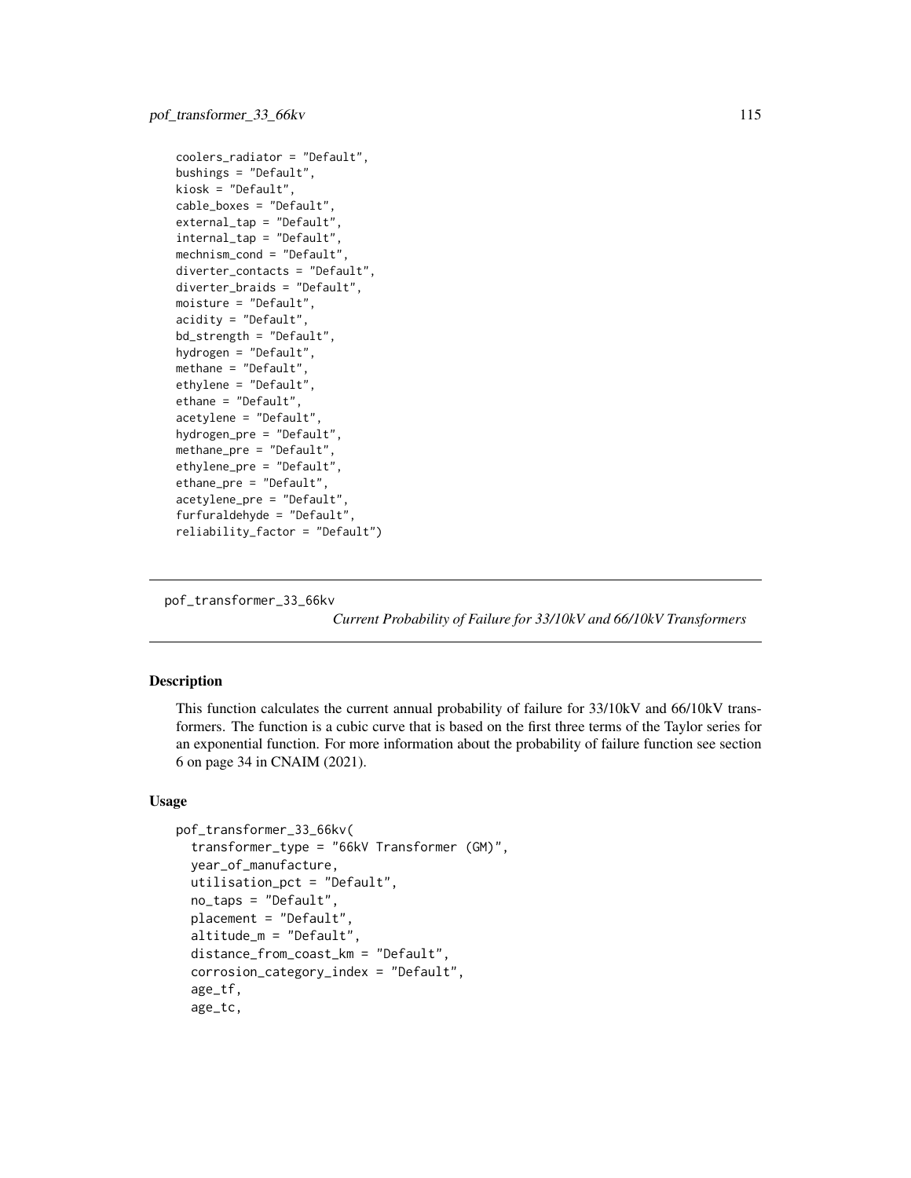```
  coolers_radiator = "Default",
  bushings = "Default",
  kiosk = "Default",
  cable_boxes = "Default",
  external_tap = "Default",
  internal_tap = "Default",
  mechnism_cond = "Default",
  diverter_contacts = "Default",
  diverter_braids = "Default",
  moisture = "Default",
  acidity = "Default",
  bd_strength = "Default",
  hydrogen = "Default",
  methane = "Default",
  ethylene = "Default",
  ethane = "Default",
  acetylene = "Default",
  hydrogen_pre = "Default",
  methane_pre = "Default",
  ethylene_pre = "Default",
  ethane_pre = "Default",
  acetylene_pre = "Default",
  furfuraldehyde = "Default",
  reliability_factor = "Default")
```

---

pof_transformer_33_66kv

*Current Probability of Failure for 33/10kV and 66/10kV Transformers*

---

## Description

This function calculates the current annual probability of failure for 33/10kV and 66/10kV transformers. The function is a cubic curve that is based on the first three terms of the Taylor series for an exponential function. For more information about the probability of failure function see section 6 on page 34 in CNAIM (2021).

## Usage

```
pof_transformer_33_66kv(
  transformer_type = "66kV Transformer (GM)",
  year_of_manufacture,
  utilisation_pct = "Default",
  no_taps = "Default",
  placement = "Default",
  altitude_m = "Default",
  distance_from_coast_km = "Default",
  corrosion_category_index = "Default",
  age_tf,
  age_tc,
```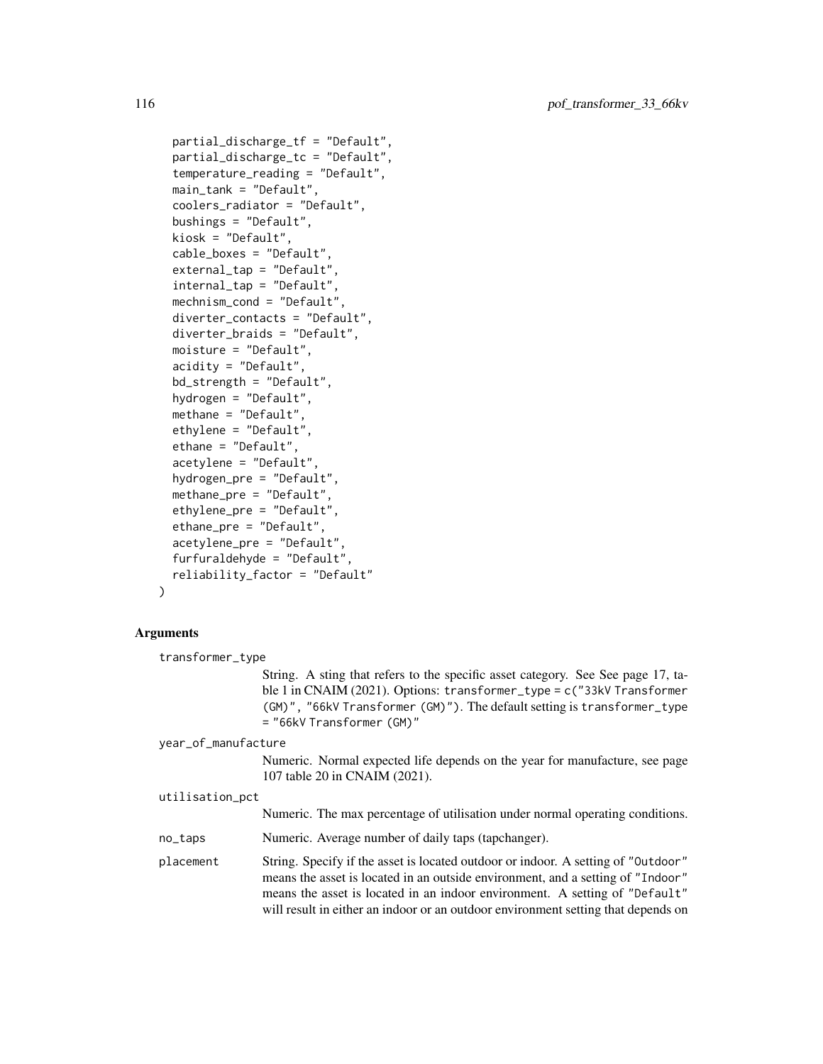```
  partial_discharge_tf = "Default",
  partial_discharge_tc = "Default",
  temperature_reading = "Default",
  main_tank = "Default",
  coolers_radiator = "Default",
  bushings = "Default",
  kiosk = "Default",
  cable_boxes = "Default",
  external_tap = "Default",
  internal_tap = "Default",
  mechnism_cond = "Default",
  diverter_contacts = "Default",
  diverter_braids = "Default",
  moisture = "Default",
  acidity = "Default",
  bd_strength = "Default",
  hydrogen = "Default",
  methane = "Default",
  ethylene = "Default",
  ethane = "Default",
  acetylene = "Default",
  hydrogen_pre = "Default",
  methane_pre = "Default",
  ethylene_pre = "Default",
  ethane_pre = "Default",
  acetylene_pre = "Default",
  furfuraldehyde = "Default",
  reliability_factor = "Default"
)
```

## Arguments

**transformer_type**
String. A sting that refers to the specific asset category. See See page 17, table 1 in CNAIM (2021). Options: `transformer_type = c("33kV Transformer (GM)", "66kV Transformer (GM)")`. The default setting is `transformer_type = "66kV Transformer (GM)"`

**year_of_manufacture**
Numeric. Normal expected life depends on the year for manufacture, see page 107 table 20 in CNAIM (2021).

**utilisation_pct**
Numeric. The max percentage of utilisation under normal operating conditions.

**no_taps**
Numeric. Average number of daily taps (tapchanger).

**placement**
String. Specify if the asset is located outdoor or indoor. A setting of `"Outdoor"` means the asset is located in an outside environment, and a setting of `"Indoor"` means the asset is located in an indoor environment. A setting of `"Default"` will result in either an indoor or an outdoor environment setting that depends on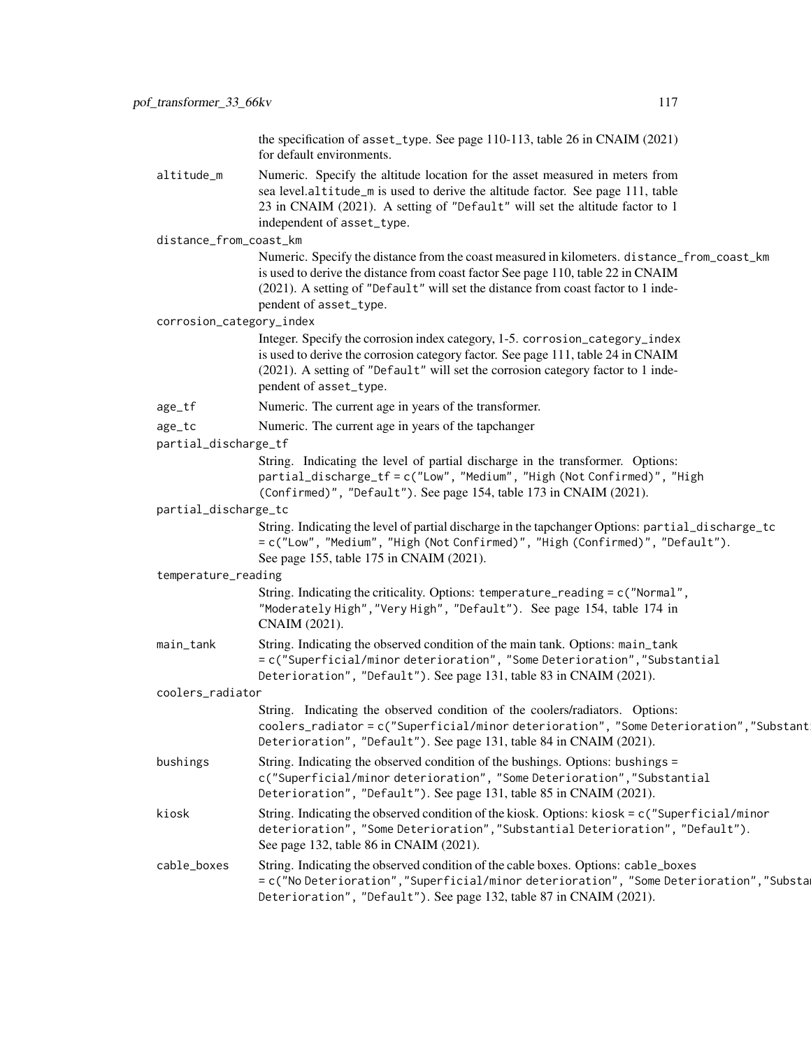the specification of asset_type. See page 110-113, table 26 in CNAIM (2021) for default environments.

altitude_m
: Numeric. Specify the altitude location for the asset measured in meters from sea level.altitude_m is used to derive the altitude factor. See page 111, table 23 in CNAIM (2021). A setting of "Default" will set the altitude factor to 1 independent of asset_type.

distance_from_coast_km
: Numeric. Specify the distance from the coast measured in kilometers. distance_from_coast_km is used to derive the distance from coast factor See page 110, table 22 in CNAIM (2021). A setting of "Default" will set the distance from coast factor to 1 independent of asset_type.

corrosion_category_index
: Integer. Specify the corrosion index category, 1-5. corrosion_category_index is used to derive the corrosion category factor. See page 111, table 24 in CNAIM (2021). A setting of "Default" will set the corrosion category factor to 1 independent of asset_type.

age_tf
: Numeric. The current age in years of the transformer.

age_tc
: Numeric. The current age in years of the tapchanger

partial_discharge_tf
: String. Indicating the level of partial discharge in the transformer. Options: partial_discharge_tf = c("Low", "Medium", "High (Not Confirmed)", "High (Confirmed)", "Default"). See page 154, table 173 in CNAIM (2021).

partial_discharge_tc
: String. Indicating the level of partial discharge in the tapchanger Options: partial_discharge_tc = c("Low", "Medium", "High (Not Confirmed)", "High (Confirmed)", "Default"). See page 155, table 175 in CNAIM (2021).

temperature_reading
: String. Indicating the criticality. Options: temperature_reading = c("Normal", "Moderately High","Very High", "Default"). See page 154, table 174 in CNAIM (2021).

main_tank
: String. Indicating the observed condition of the main tank. Options: main_tank = c("Superficial/minor deterioration", "Some Deterioration","Substantial Deterioration", "Default"). See page 131, table 83 in CNAIM (2021).

coolers_radiator
: String. Indicating the observed condition of the coolers/radiators. Options: coolers_radiator = c("Superficial/minor deterioration", "Some Deterioration","Substantial Deterioration", "Default"). See page 131, table 84 in CNAIM (2021).

bushings
: String. Indicating the observed condition of the bushings. Options: bushings = c("Superficial/minor deterioration", "Some Deterioration","Substantial Deterioration", "Default"). See page 131, table 85 in CNAIM (2021).

kiosk
: String. Indicating the observed condition of the kiosk. Options: kiosk = c("Superficial/minor deterioration", "Some Deterioration","Substantial Deterioration", "Default"). See page 132, table 86 in CNAIM (2021).

cable_boxes
: String. Indicating the observed condition of the cable boxes. Options: cable_boxes = c("No Deterioration","Superficial/minor deterioration", "Some Deterioration","Substantial Deterioration", "Default"). See page 132, table 87 in CNAIM (2021).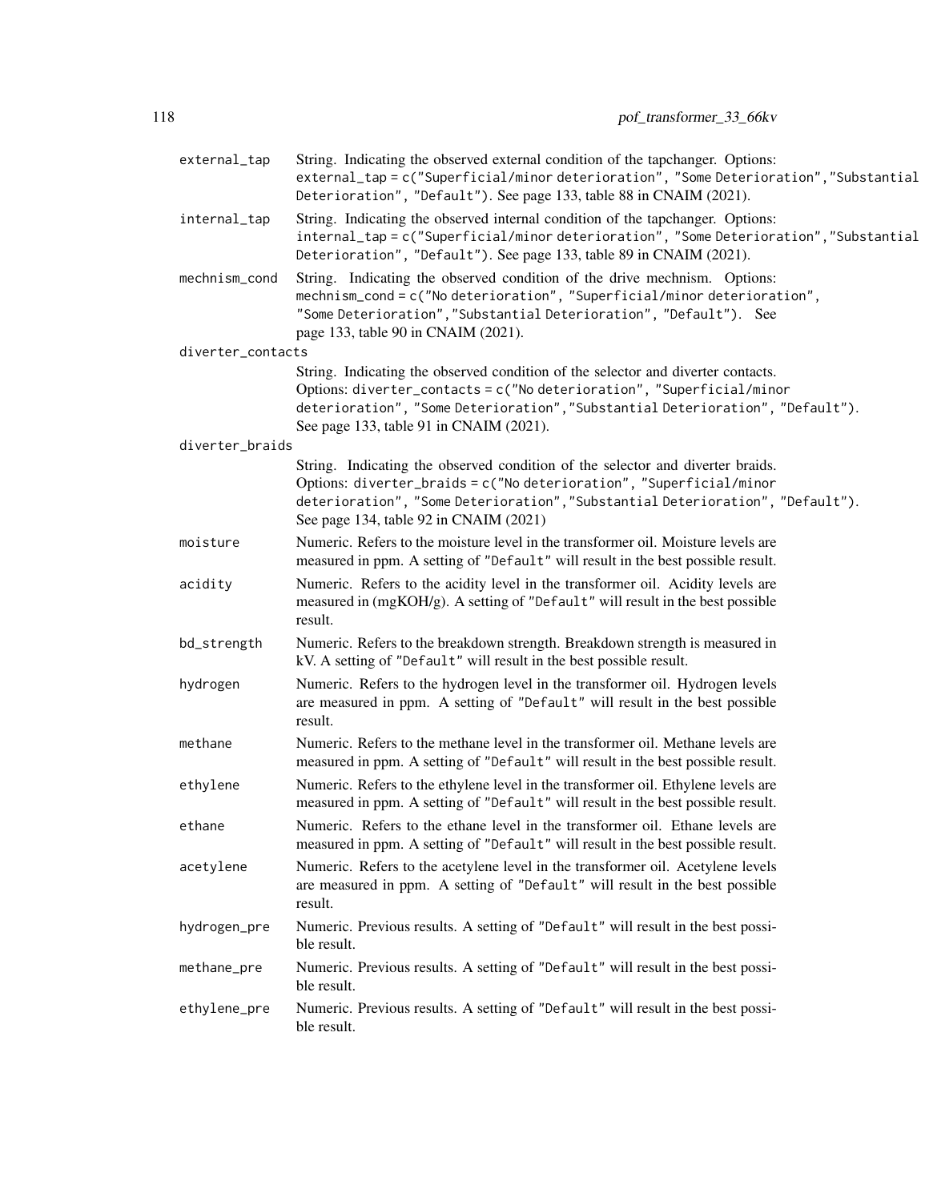`external_tap` String. Indicating the observed external condition of the tapchanger. Options: `external_tap = c("Superficial/minor deterioration", "Some Deterioration","Substantial Deterioration", "Default")`. See page 133, table 88 in CNAIM (2021).

`internal_tap` String. Indicating the observed internal condition of the tapchanger. Options: `internal_tap = c("Superficial/minor deterioration", "Some Deterioration","Substantial Deterioration", "Default")`. See page 133, table 89 in CNAIM (2021).

`mechnism_cond` String. Indicating the observed condition of the drive mechnism. Options: `mechnism_cond = c("No deterioration", "Superficial/minor deterioration", "Some Deterioration","Substantial Deterioration", "Default")`. See page 133, table 90 in CNAIM (2021).

`diverter_contacts`
String. Indicating the observed condition of the selector and diverter contacts. Options: `diverter_contacts = c("No deterioration", "Superficial/minor deterioration", "Some Deterioration","Substantial Deterioration", "Default")`. See page 133, table 91 in CNAIM (2021).

`diverter_braids`
String. Indicating the observed condition of the selector and diverter braids. Options: `diverter_braids = c("No deterioration", "Superficial/minor deterioration", "Some Deterioration","Substantial Deterioration", "Default")`. See page 134, table 92 in CNAIM (2021)

`moisture` Numeric. Refers to the moisture level in the transformer oil. Moisture levels are measured in ppm. A setting of `"Default"` will result in the best possible result.

`acidity` Numeric. Refers to the acidity level in the transformer oil. Acidity levels are measured in (mgKOH/g). A setting of `"Default"` will result in the best possible result.

`bd_strength` Numeric. Refers to the breakdown strength. Breakdown strength is measured in kV. A setting of `"Default"` will result in the best possible result.

`hydrogen` Numeric. Refers to the hydrogen level in the transformer oil. Hydrogen levels are measured in ppm. A setting of `"Default"` will result in the best possible result.

`methane` Numeric. Refers to the methane level in the transformer oil. Methane levels are measured in ppm. A setting of `"Default"` will result in the best possible result.

`ethylene` Numeric. Refers to the ethylene level in the transformer oil. Ethylene levels are measured in ppm. A setting of `"Default"` will result in the best possible result.

`ethane` Numeric. Refers to the ethane level in the transformer oil. Ethane levels are measured in ppm. A setting of `"Default"` will result in the best possible result.

`acetylene` Numeric. Refers to the acetylene level in the transformer oil. Acetylene levels are measured in ppm. A setting of `"Default"` will result in the best possible result.

`hydrogen_pre` Numeric. Previous results. A setting of `"Default"` will result in the best possible result.

`methane_pre` Numeric. Previous results. A setting of `"Default"` will result in the best possible result.

`ethylene_pre` Numeric. Previous results. A setting of `"Default"` will result in the best possible result.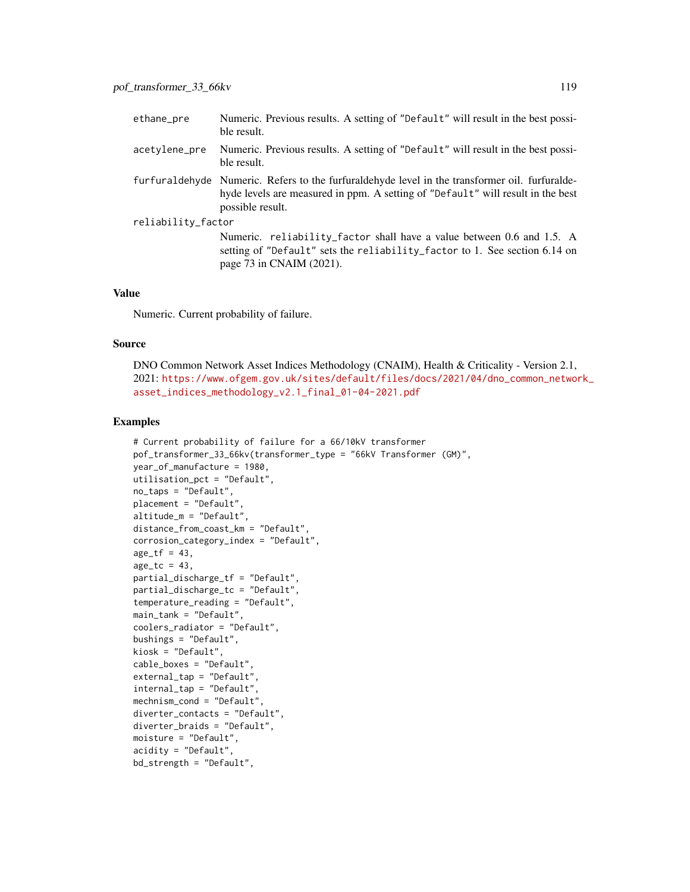| | |
|---|---|
| ethane_pre | Numeric. Previous results. A setting of "Default" will result in the best possible result. |
| acetylene_pre | Numeric. Previous results. A setting of "Default" will result in the best possible result. |
| furfuraldehyde | Numeric. Refers to the furfuraldehyde level in the transformer oil. furfuraldehyde levels are measured in ppm. A setting of "Default" will result in the best possible result. |
| reliability_factor | Numeric. reliability_factor shall have a value between 0.6 and 1.5. A setting of "Default" sets the reliability_factor to 1. See section 6.14 on page 73 in CNAIM (2021). |

## Value

Numeric. Current probability of failure.

## Source

DNO Common Network Asset Indices Methodology (CNAIM), Health & Criticality - Version 2.1, 2021: https://www.ofgem.gov.uk/sites/default/files/docs/2021/04/dno_common_network_asset_indices_methodology_v2.1_final_01-04-2021.pdf

## Examples

```
# Current probability of failure for a 66/10kV transformer
pof_transformer_33_66kv(transformer_type = "66kV Transformer (GM)",
year_of_manufacture = 1980,
utilisation_pct = "Default",
no_taps = "Default",
placement = "Default",
altitude_m = "Default",
distance_from_coast_km = "Default",
corrosion_category_index = "Default",
age_tf = 43,
age_tc = 43,
partial_discharge_tf = "Default",
partial_discharge_tc = "Default",
temperature_reading = "Default",
main_tank = "Default",
coolers_radiator = "Default",
bushings = "Default",
kiosk = "Default",
cable_boxes = "Default",
external_tap = "Default",
internal_tap = "Default",
mechnism_cond = "Default",
diverter_contacts = "Default",
diverter_braids = "Default",
moisture = "Default",
acidity = "Default",
bd_strength = "Default",
```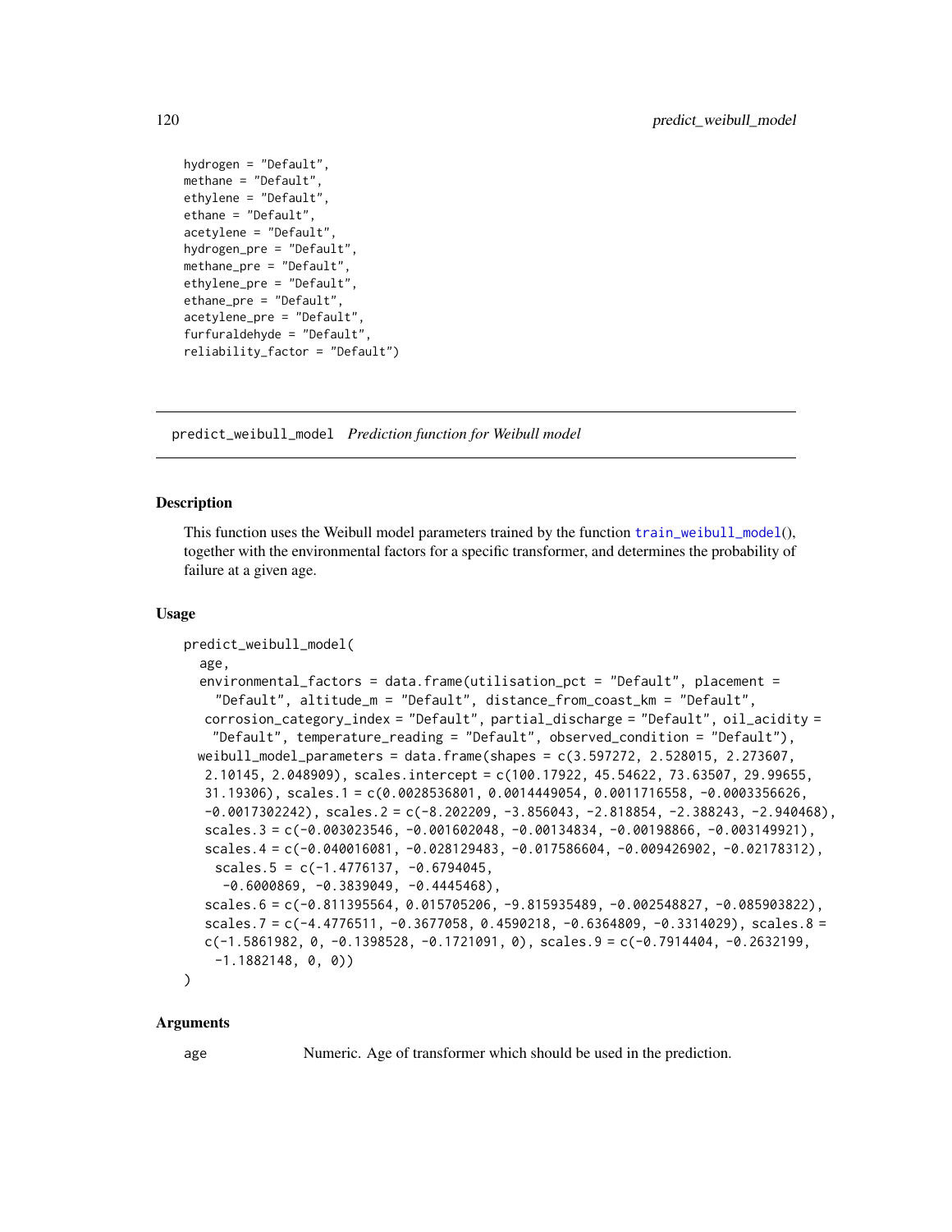```
hydrogen = "Default",
methane = "Default",
ethylene = "Default",
ethane = "Default",
acetylene = "Default",
hydrogen_pre = "Default",
methane_pre = "Default",
ethylene_pre = "Default",
ethane_pre = "Default",
acetylene_pre = "Default",
furfuraldehyde = "Default",
reliability_factor = "Default")
```

## predict_weibull_model *Prediction function for Weibull model*

### Description

This function uses the Weibull model parameters trained by the function train_weibull_model(), together with the environmental factors for a specific transformer, and determines the probability of failure at a given age.

### Usage

```
predict_weibull_model(
  age,
  environmental_factors = data.frame(utilisation_pct = "Default", placement =
    "Default", altitude_m = "Default", distance_from_coast_km = "Default",
   corrosion_category_index = "Default", partial_discharge = "Default", oil_acidity =
    "Default", temperature_reading = "Default", observed_condition = "Default"),
  weibull_model_parameters = data.frame(shapes = c(3.597272, 2.528015, 2.273607,
   2.10145, 2.048909), scales.intercept = c(100.17922, 45.54622, 73.63507, 29.99655,
   31.19306), scales.1 = c(0.0028536801, 0.0014449054, 0.0011716558, -0.0003356626,
   -0.0017302242), scales.2 = c(-8.202209, -3.856043, -2.818854, -2.388243, -2.940468),
   scales.3 = c(-0.003023546, -0.001602048, -0.00134834, -0.00198866, -0.003149921),
   scales.4 = c(-0.040016081, -0.028129483, -0.017586604, -0.009426902, -0.02178312),
     scales.5 = c(-1.4776137, -0.6794045,
      -0.6000869, -0.3839049, -0.4445468),
   scales.6 = c(-0.811395564, 0.015705206, -9.815935489, -0.002548827, -0.085903822),
   scales.7 = c(-4.4776511, -0.3677058, 0.4590218, -0.6364809, -0.3314029), scales.8 =
   c(-1.5861982, 0, -0.1398528, -0.1721091, 0), scales.9 = c(-0.7914404, -0.2632199,
     -1.1882148, 0, 0))
)
```

### Arguments

| | |
|---|---|
| age | Numeric. Age of transformer which should be used in the prediction. |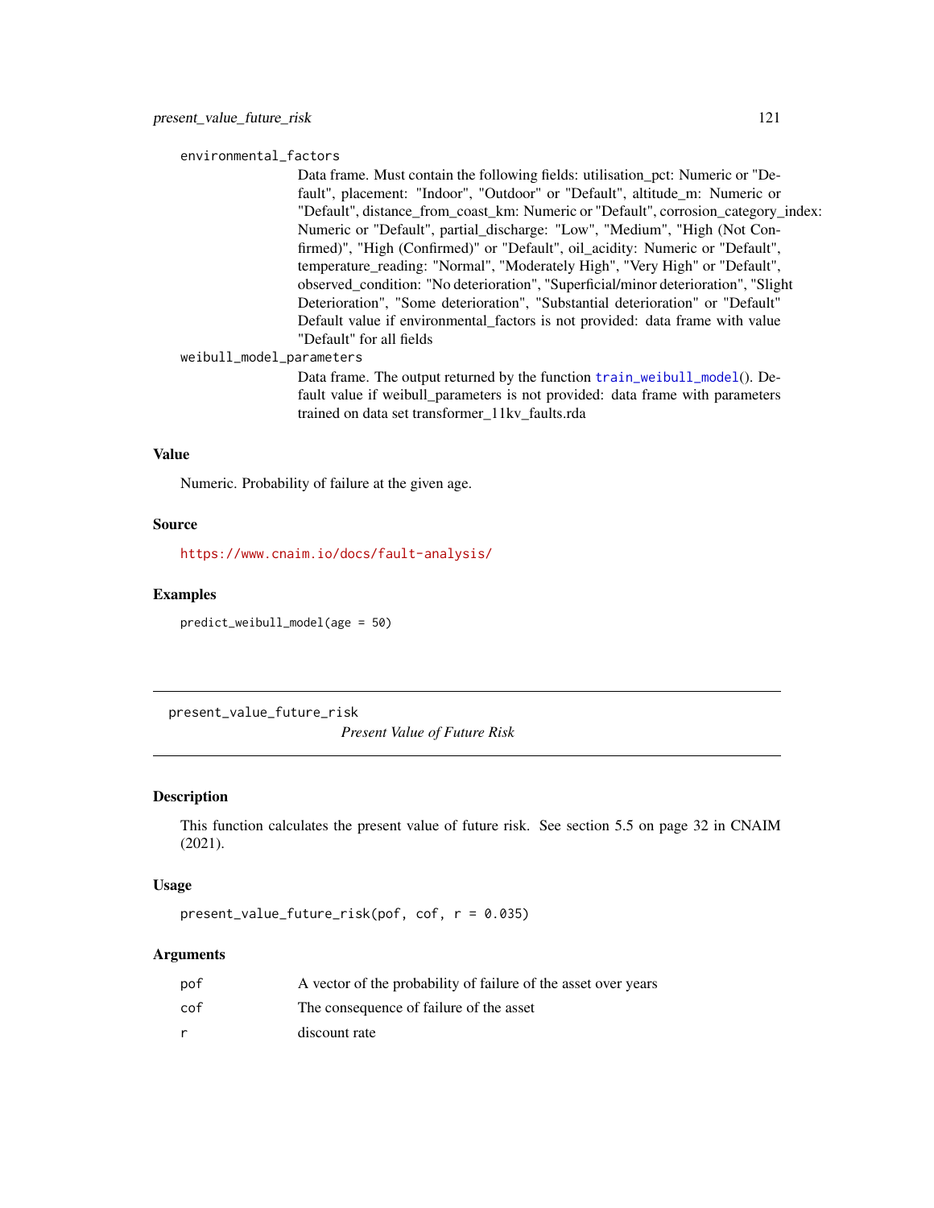environmental_factors

Data frame. Must contain the following fields: utilisation_pct: Numeric or "Default", placement: "Indoor", "Outdoor" or "Default", altitude_m: Numeric or "Default", distance_from_coast_km: Numeric or "Default", corrosion_category_index: Numeric or "Default", partial_discharge: "Low", "Medium", "High (Not Confirmed)", "High (Confirmed)" or "Default", oil_acidity: Numeric or "Default", temperature_reading: "Normal", "Moderately High", "Very High" or "Default", observed_condition: "No deterioration", "Superficial/minor deterioration", "Slight Deterioration", "Some deterioration", "Substantial deterioration" or "Default" Default value if environmental_factors is not provided: data frame with value "Default" for all fields

weibull_model_parameters

Data frame. The output returned by the function train_weibull_model(). Default value if weibull_parameters is not provided: data frame with parameters trained on data set transformer_11kv_faults.rda

### Value

Numeric. Probability of failure at the given age.

### Source

https://www.cnaim.io/docs/fault-analysis/

### Examples

```
predict_weibull_model(age = 50)
```

---

## present_value_future_risk

*Present Value of Future Risk*

---

### Description

This function calculates the present value of future risk. See section 5.5 on page 32 in CNAIM (2021).

### Usage

```
present_value_future_risk(pof, cof, r = 0.035)
```

### Arguments

| | |
|---|---|
| pof | A vector of the probability of failure of the asset over years |
| cof | The consequence of failure of the asset |
| r | discount rate |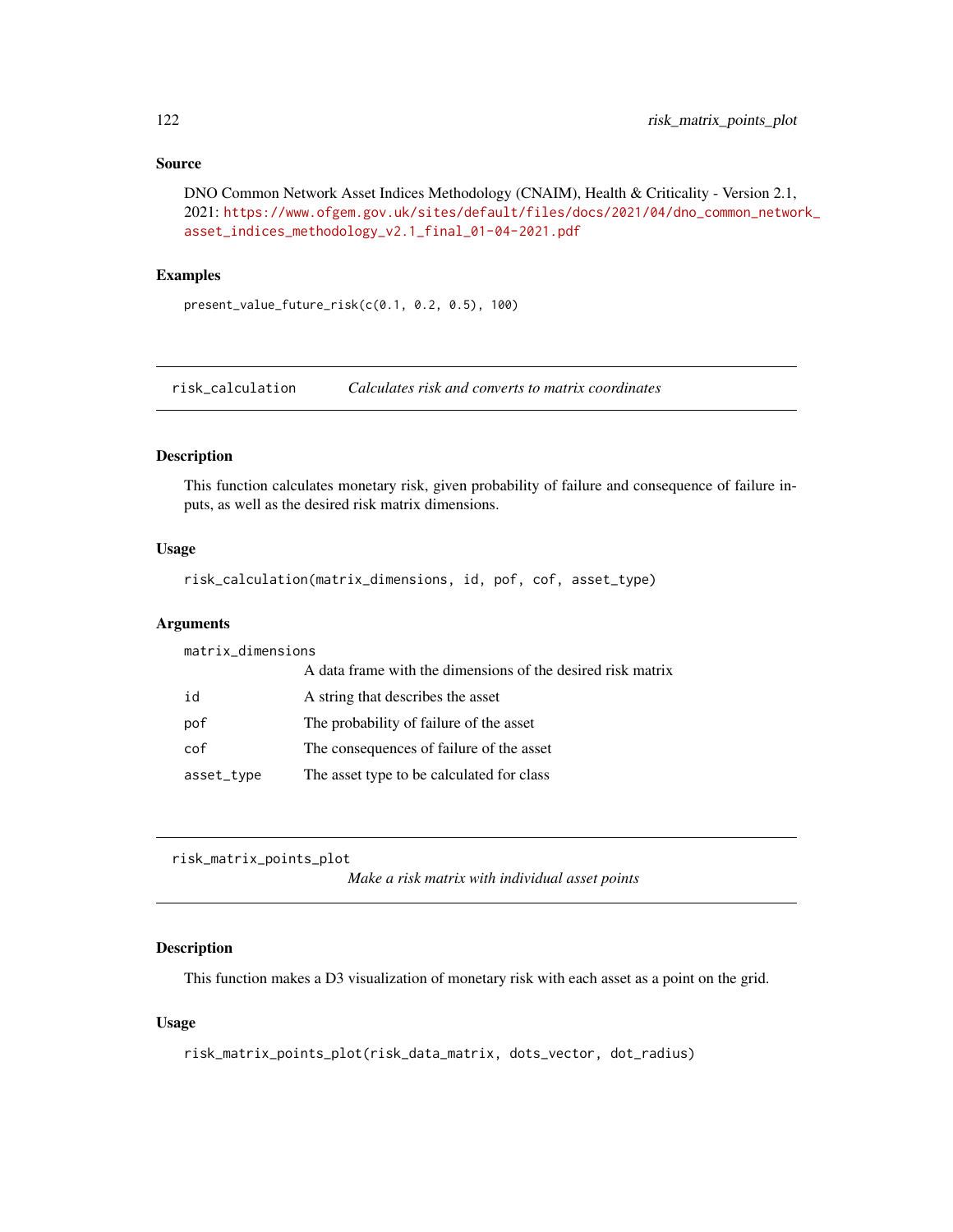### Source

DNO Common Network Asset Indices Methodology (CNAIM), Health & Criticality - Version 2.1, 2021: https://www.ofgem.gov.uk/sites/default/files/docs/2021/04/dno_common_network_asset_indices_methodology_v2.1_final_01-04-2021.pdf

### Examples

```
present_value_future_risk(c(0.1, 0.2, 0.5), 100)
```

---

## risk_calculation — *Calculates risk and converts to matrix coordinates*

### Description

This function calculates monetary risk, given probability of failure and consequence of failure inputs, as well as the desired risk matrix dimensions.

### Usage

```
risk_calculation(matrix_dimensions, id, pof, cof, asset_type)
```

### Arguments

| | |
|---|---|
| matrix_dimensions | A data frame with the dimensions of the desired risk matrix |
| id | A string that describes the asset |
| pof | The probability of failure of the asset |
| cof | The consequences of failure of the asset |
| asset_type | The asset type to be calculated for class |

---

## risk_matrix_points_plot — *Make a risk matrix with individual asset points*

### Description

This function makes a D3 visualization of monetary risk with each asset as a point on the grid.

### Usage

```
risk_matrix_points_plot(risk_data_matrix, dots_vector, dot_radius)
```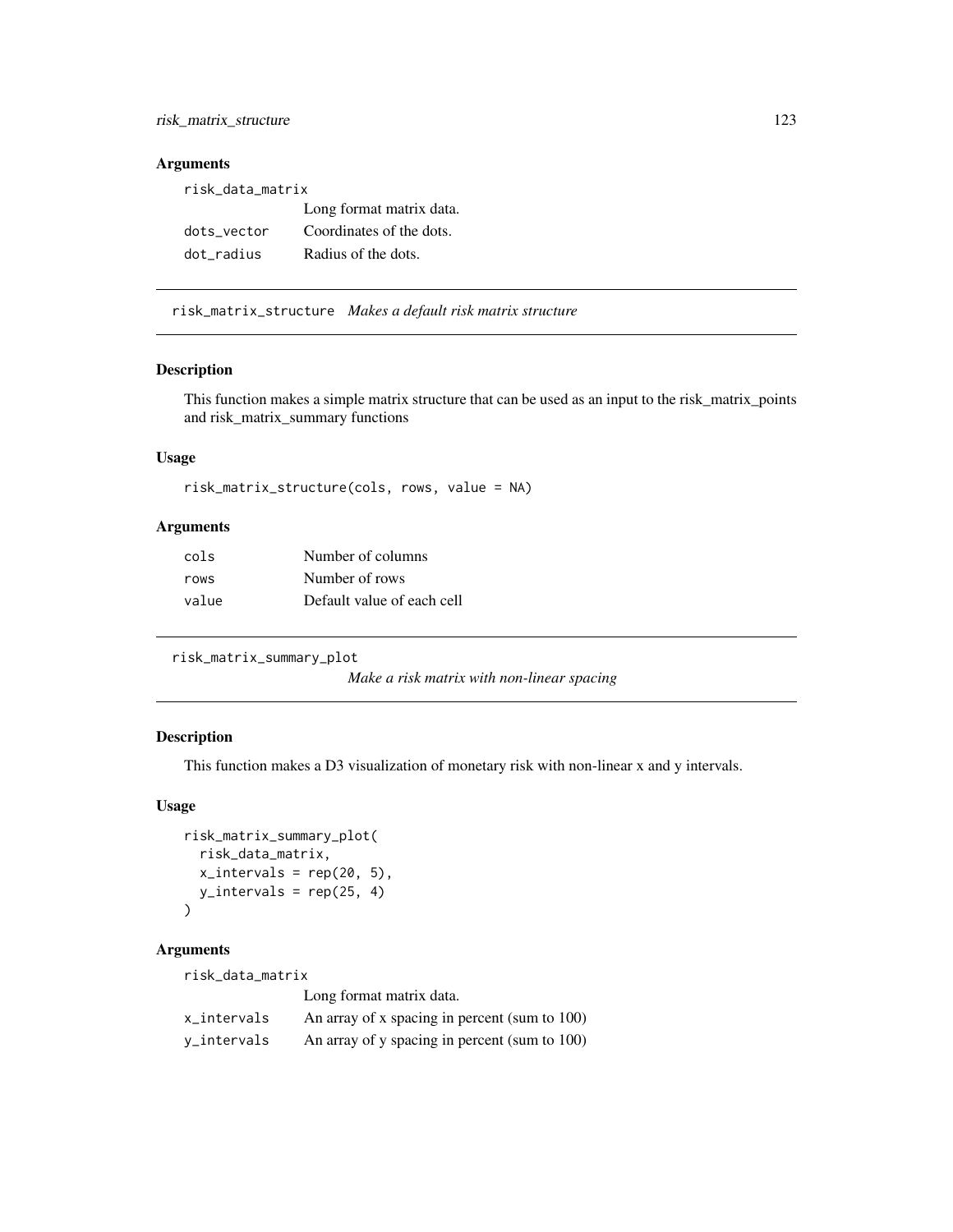### Arguments

| | |
|---|---|
| `risk_data_matrix` | Long format matrix data. |
| `dots_vector` | Coordinates of the dots. |
| `dot_radius` | Radius of the dots. |

---

## `risk_matrix_structure` *Makes a default risk matrix structure*

### Description

This function makes a simple matrix structure that can be used as an input to the risk_matrix_points and risk_matrix_summary functions

### Usage

```
risk_matrix_structure(cols, rows, value = NA)
```

### Arguments

| | |
|---|---|
| `cols` | Number of columns |
| `rows` | Number of rows |
| `value` | Default value of each cell |

---

## `risk_matrix_summary_plot` *Make a risk matrix with non-linear spacing*

### Description

This function makes a D3 visualization of monetary risk with non-linear x and y intervals.

### Usage

```
risk_matrix_summary_plot(
  risk_data_matrix,
  x_intervals = rep(20, 5),
  y_intervals = rep(25, 4)
)
```

### Arguments

| | |
|---|---|
| `risk_data_matrix` | Long format matrix data. |
| `x_intervals` | An array of x spacing in percent (sum to 100) |
| `y_intervals` | An array of y spacing in percent (sum to 100) |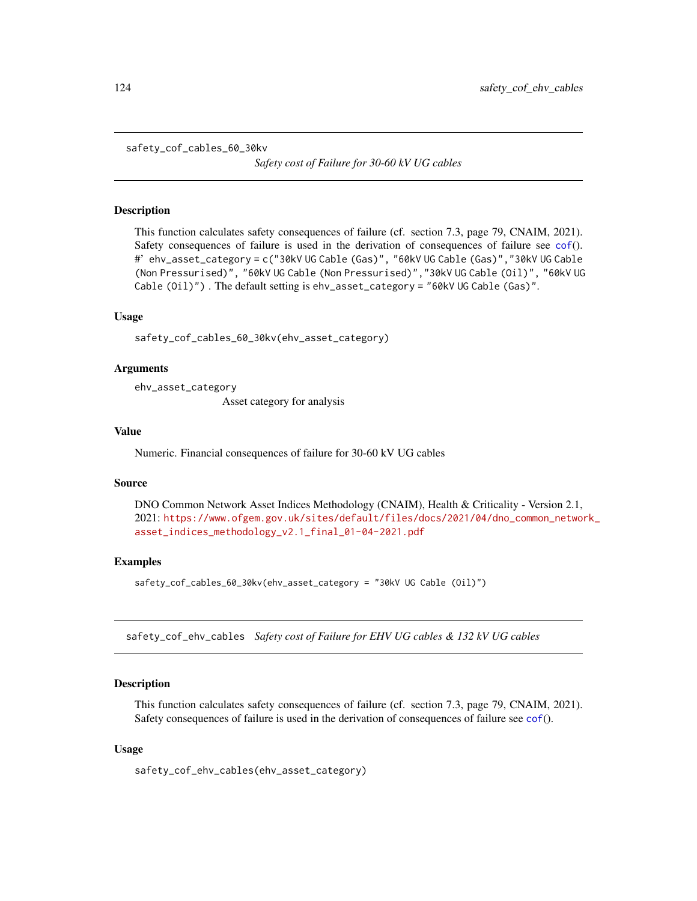## safety_cof_cables_60_30kv

*Safety cost of Failure for 30-60 kV UG cables*

### Description

This function calculates safety consequences of failure (cf. section 7.3, page 79, CNAIM, 2021). Safety consequences of failure is used in the derivation of consequences of failure see cof(). #' ehv_asset_category = c("30kV UG Cable (Gas)", "60kV UG Cable (Gas)","30kV UG Cable (Non Pressurised)", "60kV UG Cable (Non Pressurised)","30kV UG Cable (Oil)", "60kV UG Cable (Oil)") . The default setting is ehv_asset_category = "60kV UG Cable (Gas)".

### Usage

```
safety_cof_cables_60_30kv(ehv_asset_category)
```

### Arguments

ehv_asset_category
: Asset category for analysis

### Value

Numeric. Financial consequences of failure for 30-60 kV UG cables

### Source

DNO Common Network Asset Indices Methodology (CNAIM), Health & Criticality - Version 2.1, 2021: https://www.ofgem.gov.uk/sites/default/files/docs/2021/04/dno_common_network_asset_indices_methodology_v2.1_final_01-04-2021.pdf

### Examples

```
safety_cof_cables_60_30kv(ehv_asset_category = "30kV UG Cable (Oil)")
```

## safety_cof_ehv_cables

*Safety cost of Failure for EHV UG cables & 132 kV UG cables*

### Description

This function calculates safety consequences of failure (cf. section 7.3, page 79, CNAIM, 2021). Safety consequences of failure is used in the derivation of consequences of failure see cof().

### Usage

```
safety_cof_ehv_cables(ehv_asset_category)
```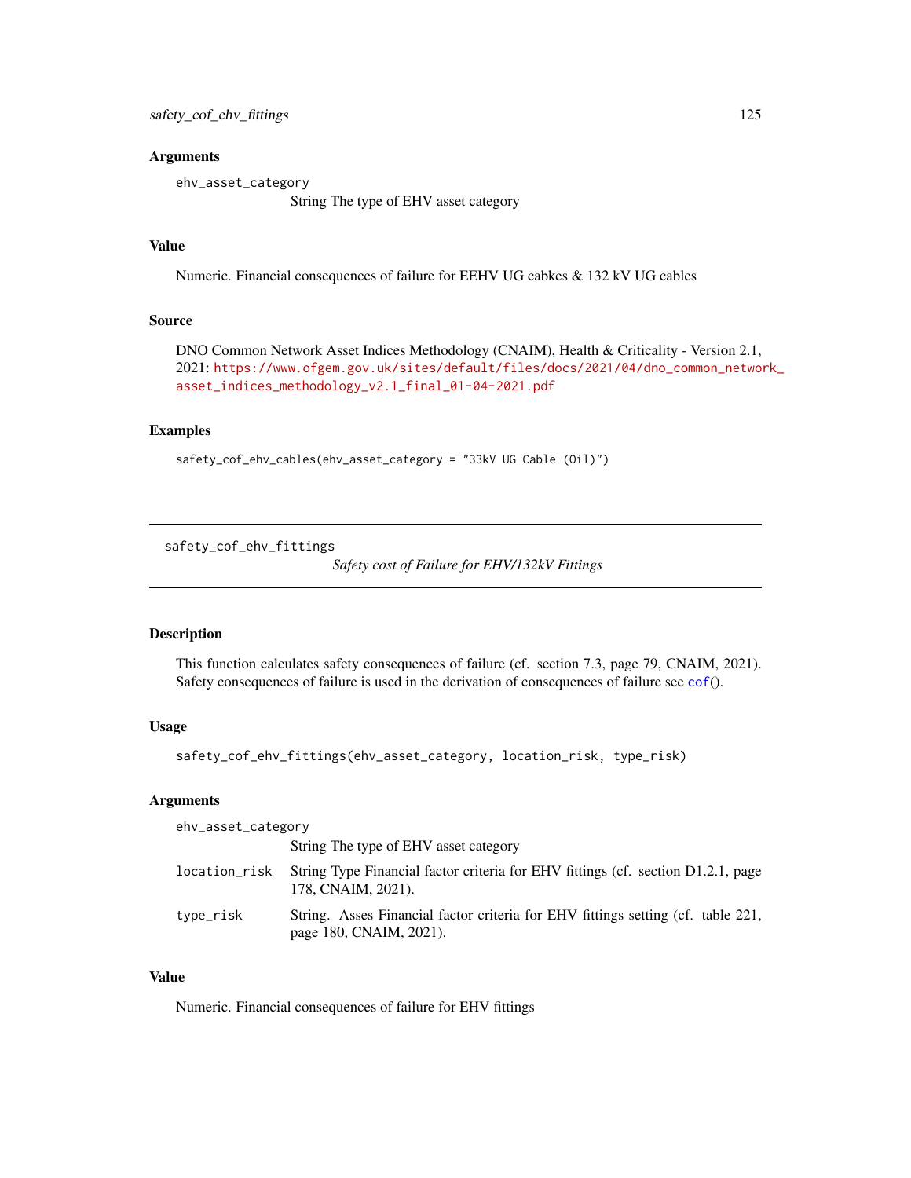## Arguments

ehv_asset_category
String The type of EHV asset category

## Value

Numeric. Financial consequences of failure for EEHV UG cabkes & 132 kV UG cables

## Source

DNO Common Network Asset Indices Methodology (CNAIM), Health & Criticality - Version 2.1, 2021: https://www.ofgem.gov.uk/sites/default/files/docs/2021/04/dno_common_network_asset_indices_methodology_v2.1_final_01-04-2021.pdf

## Examples

```
safety_cof_ehv_cables(ehv_asset_category = "33kV UG Cable (Oil)")
```

---

# safety_cof_ehv_fittings

*Safety cost of Failure for EHV/132kV Fittings*

---

## Description

This function calculates safety consequences of failure (cf. section 7.3, page 79, CNAIM, 2021). Safety consequences of failure is used in the derivation of consequences of failure see cof().

## Usage

```
safety_cof_ehv_fittings(ehv_asset_category, location_risk, type_risk)
```

## Arguments

| | |
|---|---|
| ehv_asset_category | String The type of EHV asset category |
| location_risk | String Type Financial factor criteria for EHV fittings (cf. section D1.2.1, page 178, CNAIM, 2021). |
| type_risk | String. Asses Financial factor criteria for EHV fittings setting (cf. table 221, page 180, CNAIM, 2021). |

## Value

Numeric. Financial consequences of failure for EHV fittings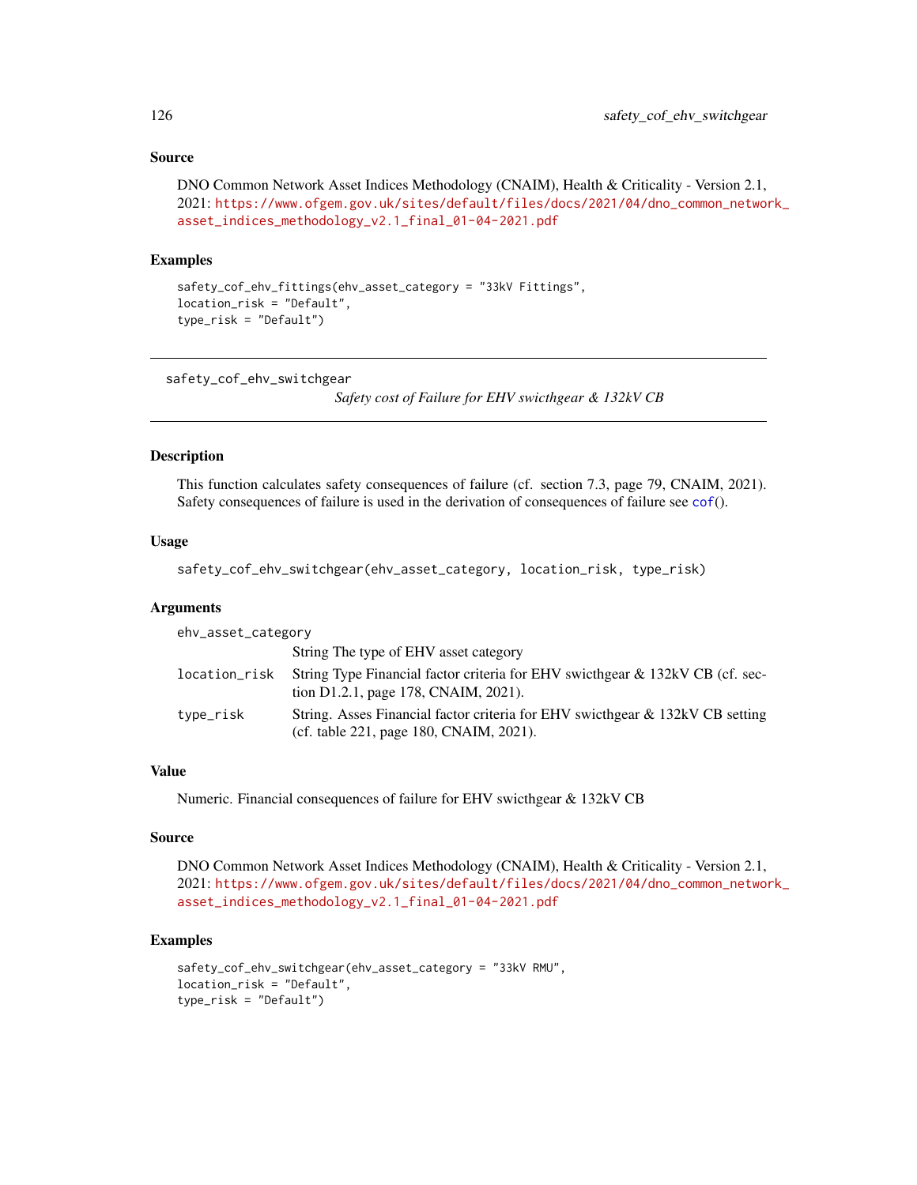### Source

DNO Common Network Asset Indices Methodology (CNAIM), Health & Criticality - Version 2.1, 2021: https://www.ofgem.gov.uk/sites/default/files/docs/2021/04/dno_common_network_asset_indices_methodology_v2.1_final_01-04-2021.pdf

### Examples

```
safety_cof_ehv_fittings(ehv_asset_category = "33kV Fittings",
location_risk = "Default",
type_risk = "Default")
```

---

## safety_cof_ehv_switchgear

*Safety cost of Failure for EHV swicthgear & 132kV CB*

---

### Description

This function calculates safety consequences of failure (cf. section 7.3, page 79, CNAIM, 2021). Safety consequences of failure is used in the derivation of consequences of failure see cof().

### Usage

```
safety_cof_ehv_switchgear(ehv_asset_category, location_risk, type_risk)
```

### Arguments

| | |
|---|---|
| ehv_asset_category | String The type of EHV asset category |
| location_risk | String Type Financial factor criteria for EHV swicthgear & 132kV CB (cf. section D1.2.1, page 178, CNAIM, 2021). |
| type_risk | String. Asses Financial factor criteria for EHV swicthgear & 132kV CB setting (cf. table 221, page 180, CNAIM, 2021). |

### Value

Numeric. Financial consequences of failure for EHV swicthgear & 132kV CB

### Source

DNO Common Network Asset Indices Methodology (CNAIM), Health & Criticality - Version 2.1, 2021: https://www.ofgem.gov.uk/sites/default/files/docs/2021/04/dno_common_network_asset_indices_methodology_v2.1_final_01-04-2021.pdf

### Examples

```
safety_cof_ehv_switchgear(ehv_asset_category = "33kV RMU",
location_risk = "Default",
type_risk = "Default")
```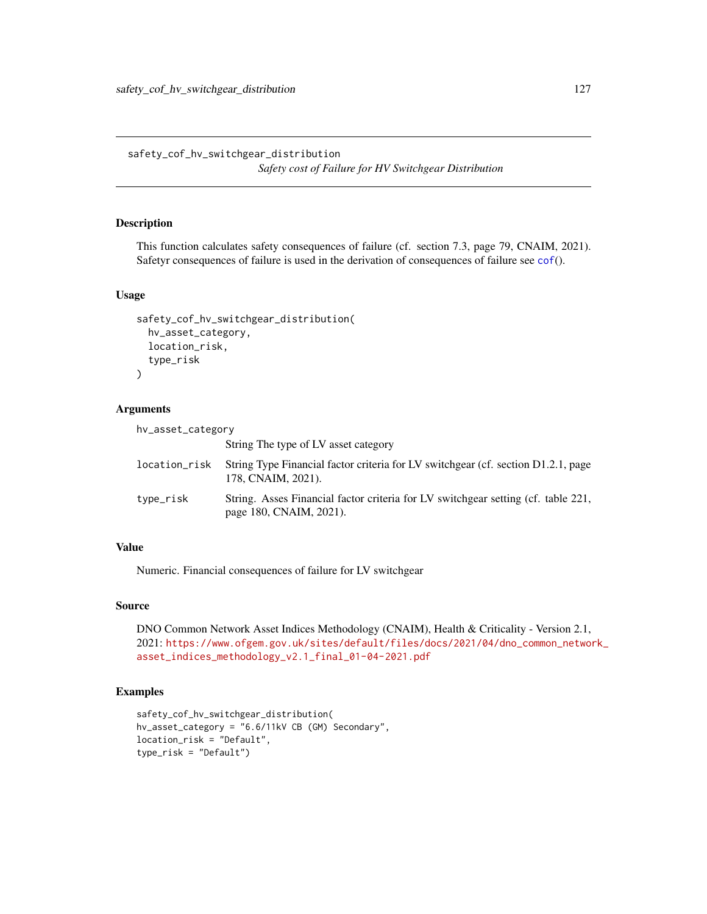# safety_cof_hv_switchgear_distribution

*Safety cost of Failure for HV Switchgear Distribution*

## Description

This function calculates safety consequences of failure (cf. section 7.3, page 79, CNAIM, 2021). Safetyr consequences of failure is used in the derivation of consequences of failure see cof().

## Usage

```
safety_cof_hv_switchgear_distribution(
  hv_asset_category,
  location_risk,
  type_risk
)
```

## Arguments

| | |
|---|---|
| hv_asset_category | String The type of LV asset category |
| location_risk | String Type Financial factor criteria for LV switchgear (cf. section D1.2.1, page 178, CNAIM, 2021). |
| type_risk | String. Asses Financial factor criteria for LV switchgear setting (cf. table 221, page 180, CNAIM, 2021). |

## Value

Numeric. Financial consequences of failure for LV switchgear

## Source

DNO Common Network Asset Indices Methodology (CNAIM), Health & Criticality - Version 2.1, 2021: https://www.ofgem.gov.uk/sites/default/files/docs/2021/04/dno_common_network_asset_indices_methodology_v2.1_final_01-04-2021.pdf

## Examples

```
safety_cof_hv_switchgear_distribution(
hv_asset_category = "6.6/11kV CB (GM) Secondary",
location_risk = "Default",
type_risk = "Default")
```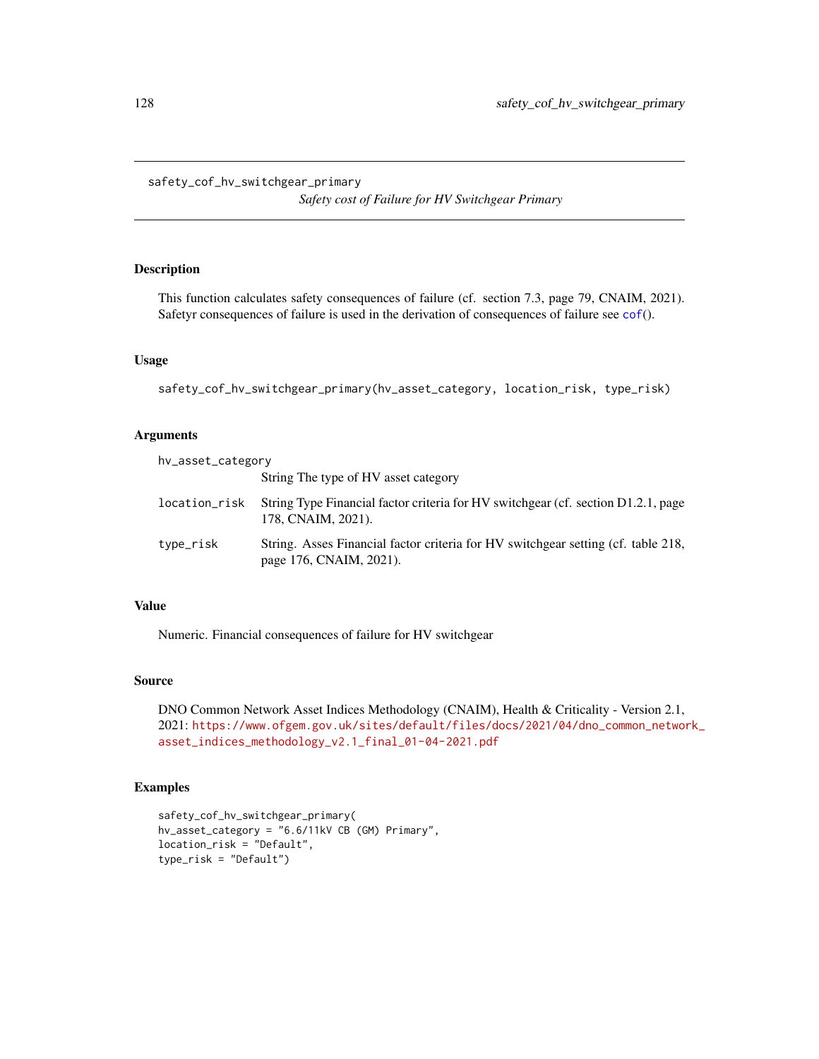safety_cof_hv_switchgear_primary

*Safety cost of Failure for HV Switchgear Primary*

## Description

This function calculates safety consequences of failure (cf. section 7.3, page 79, CNAIM, 2021). Safetyr consequences of failure is used in the derivation of consequences of failure see cof().

## Usage

```
safety_cof_hv_switchgear_primary(hv_asset_category, location_risk, type_risk)
```

## Arguments

| | |
|---|---|
| hv_asset_category | String The type of HV asset category |
| location_risk | String Type Financial factor criteria for HV switchgear (cf. section D1.2.1, page 178, CNAIM, 2021). |
| type_risk | String. Asses Financial factor criteria for HV switchgear setting (cf. table 218, page 176, CNAIM, 2021). |

## Value

Numeric. Financial consequences of failure for HV switchgear

## Source

DNO Common Network Asset Indices Methodology (CNAIM), Health & Criticality - Version 2.1, 2021: https://www.ofgem.gov.uk/sites/default/files/docs/2021/04/dno_common_network_asset_indices_methodology_v2.1_final_01-04-2021.pdf

## Examples

```
safety_cof_hv_switchgear_primary(
hv_asset_category = "6.6/11kV CB (GM) Primary",
location_risk = "Default",
type_risk = "Default")
```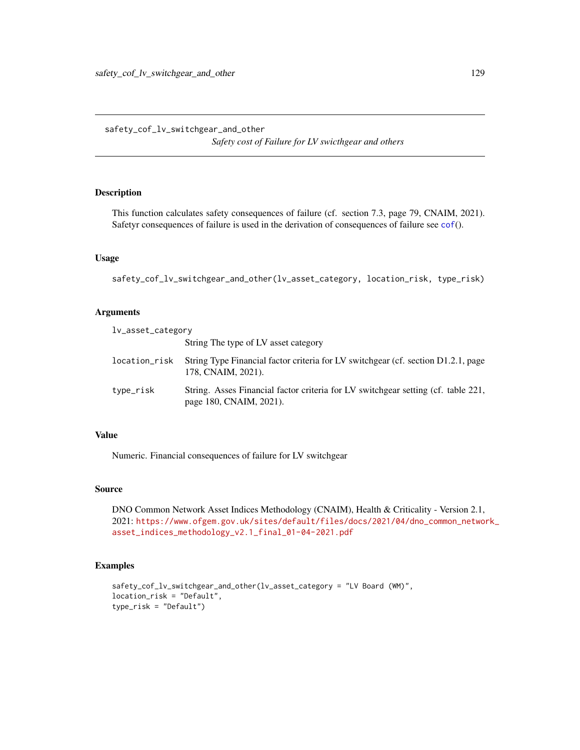safety_cof_lv_switchgear_and_other

*Safety cost of Failure for LV swicthgear and others*

## Description

This function calculates safety consequences of failure (cf. section 7.3, page 79, CNAIM, 2021). Safetyr consequences of failure is used in the derivation of consequences of failure see cof().

## Usage

```
safety_cof_lv_switchgear_and_other(lv_asset_category, location_risk, type_risk)
```

## Arguments

| | |
|---|---|
| lv_asset_category | String The type of LV asset category |
| location_risk | String Type Financial factor criteria for LV switchgear (cf. section D1.2.1, page 178, CNAIM, 2021). |
| type_risk | String. Asses Financial factor criteria for LV switchgear setting (cf. table 221, page 180, CNAIM, 2021). |

## Value

Numeric. Financial consequences of failure for LV switchgear

## Source

DNO Common Network Asset Indices Methodology (CNAIM), Health & Criticality - Version 2.1, 2021: https://www.ofgem.gov.uk/sites/default/files/docs/2021/04/dno_common_network_asset_indices_methodology_v2.1_final_01-04-2021.pdf

## Examples

```
safety_cof_lv_switchgear_and_other(lv_asset_category = "LV Board (WM)",
location_risk = "Default",
type_risk = "Default")
```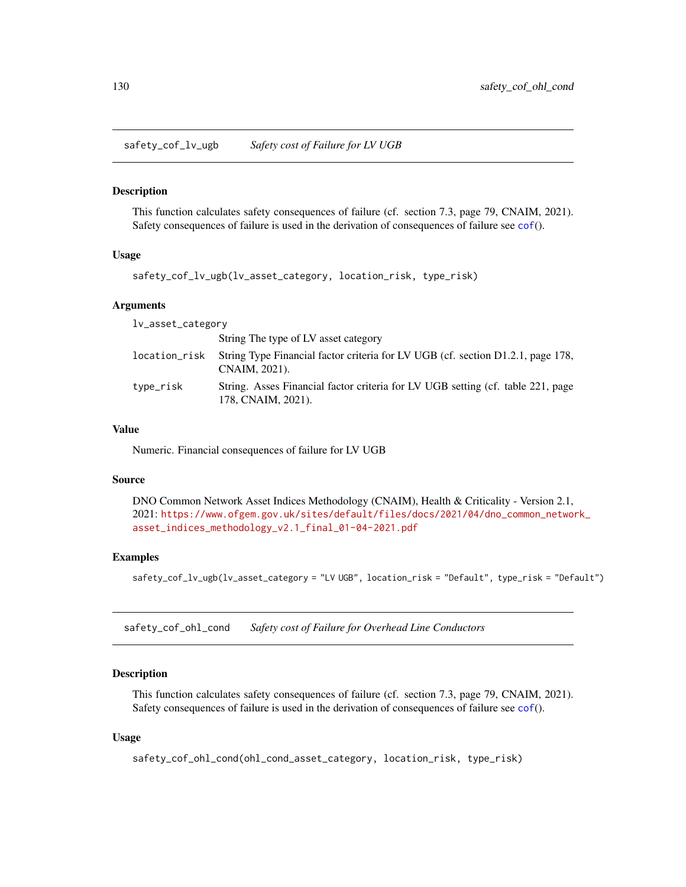## safety_cof_lv_ugb — *Safety cost of Failure for LV UGB*

### Description

This function calculates safety consequences of failure (cf. section 7.3, page 79, CNAIM, 2021). Safety consequences of failure is used in the derivation of consequences of failure see cof().

### Usage

```
safety_cof_lv_ugb(lv_asset_category, location_risk, type_risk)
```

### Arguments

| | |
|---|---|
| lv_asset_category | String The type of LV asset category |
| location_risk | String Type Financial factor criteria for LV UGB (cf. section D1.2.1, page 178, CNAIM, 2021). |
| type_risk | String. Asses Financial factor criteria for LV UGB setting (cf. table 221, page 178, CNAIM, 2021). |

### Value

Numeric. Financial consequences of failure for LV UGB

### Source

DNO Common Network Asset Indices Methodology (CNAIM), Health & Criticality - Version 2.1, 2021: https://www.ofgem.gov.uk/sites/default/files/docs/2021/04/dno_common_network_asset_indices_methodology_v2.1_final_01-04-2021.pdf

### Examples

```
safety_cof_lv_ugb(lv_asset_category = "LV UGB", location_risk = "Default", type_risk = "Default")
```

## safety_cof_ohl_cond — *Safety cost of Failure for Overhead Line Conductors*

### Description

This function calculates safety consequences of failure (cf. section 7.3, page 79, CNAIM, 2021). Safety consequences of failure is used in the derivation of consequences of failure see cof().

### Usage

```
safety_cof_ohl_cond(ohl_cond_asset_category, location_risk, type_risk)
```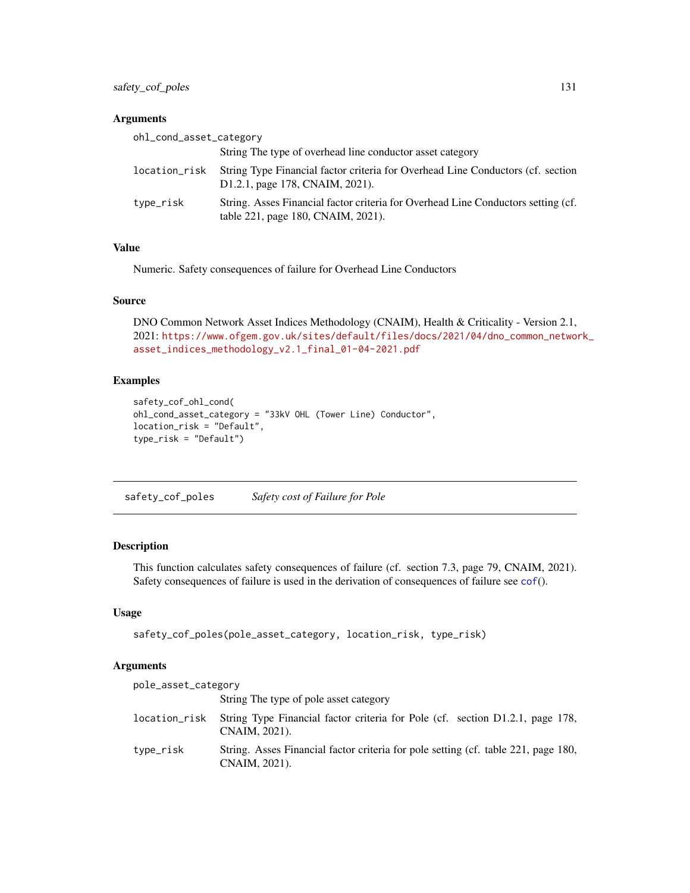### Arguments

ohl_cond_asset_category
: String The type of overhead line conductor asset category

location_risk
: String Type Financial factor criteria for Overhead Line Conductors (cf. section D1.2.1, page 178, CNAIM, 2021).

type_risk
: String. Asses Financial factor criteria for Overhead Line Conductors setting (cf. table 221, page 180, CNAIM, 2021).

### Value

Numeric. Safety consequences of failure for Overhead Line Conductors

### Source

DNO Common Network Asset Indices Methodology (CNAIM), Health & Criticality - Version 2.1, 2021: https://www.ofgem.gov.uk/sites/default/files/docs/2021/04/dno_common_network_asset_indices_methodology_v2.1_final_01-04-2021.pdf

### Examples

```
safety_cof_ohl_cond(
ohl_cond_asset_category = "33kV OHL (Tower Line) Conductor",
location_risk = "Default",
type_risk = "Default")
```

---

## safety_cof_poles *Safety cost of Failure for Pole*

---

### Description

This function calculates safety consequences of failure (cf. section 7.3, page 79, CNAIM, 2021). Safety consequences of failure is used in the derivation of consequences of failure see cof().

### Usage

```
safety_cof_poles(pole_asset_category, location_risk, type_risk)
```

### Arguments

pole_asset_category
: String The type of pole asset category

location_risk
: String Type Financial factor criteria for Pole (cf. section D1.2.1, page 178, CNAIM, 2021).

type_risk
: String. Asses Financial factor criteria for pole setting (cf. table 221, page 180, CNAIM, 2021).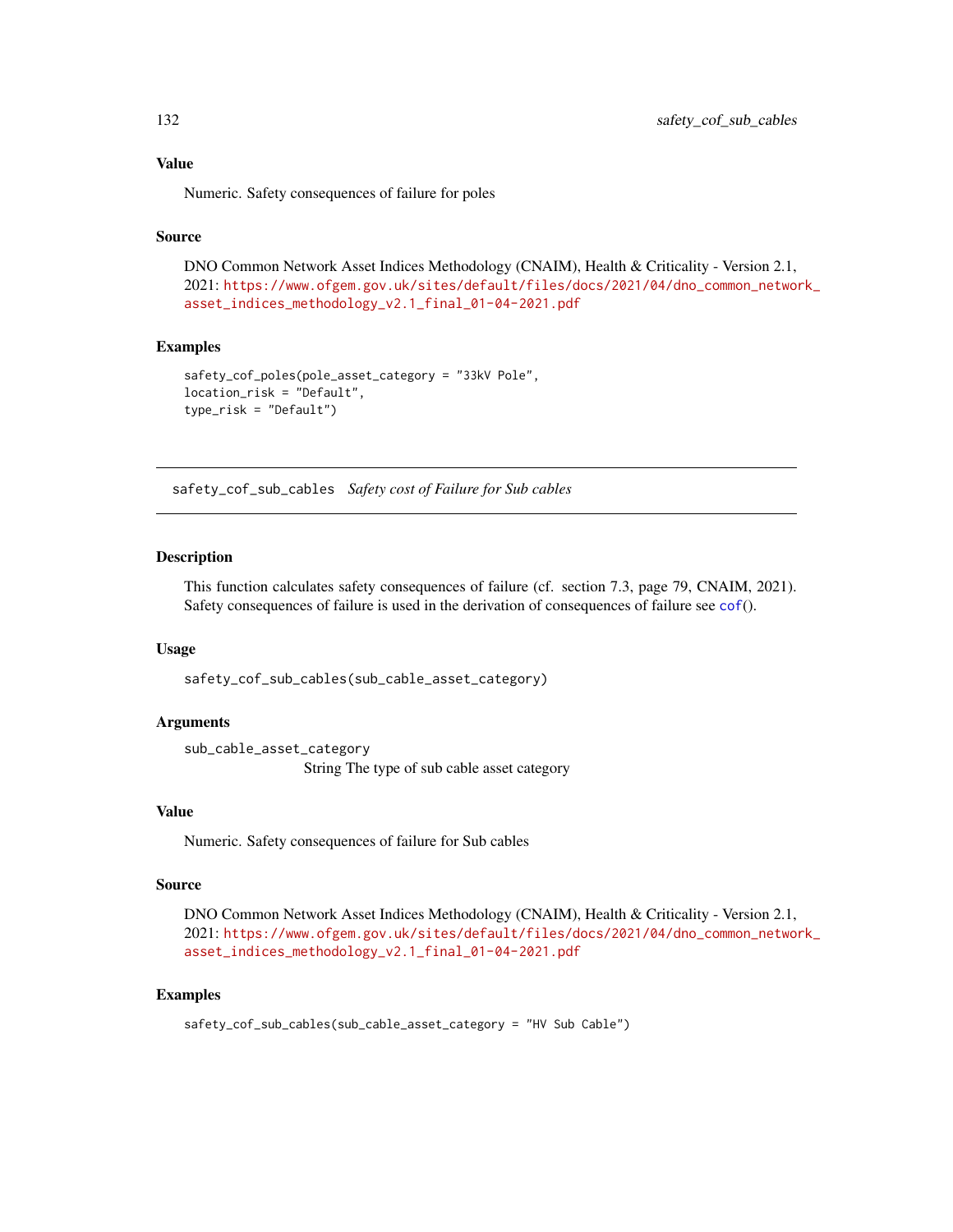### Value

Numeric. Safety consequences of failure for poles

### Source

DNO Common Network Asset Indices Methodology (CNAIM), Health & Criticality - Version 2.1, 2021: https://www.ofgem.gov.uk/sites/default/files/docs/2021/04/dno_common_network_asset_indices_methodology_v2.1_final_01-04-2021.pdf

### Examples

```
safety_cof_poles(pole_asset_category = "33kV Pole",
location_risk = "Default",
type_risk = "Default")
```

---

## safety_cof_sub_cables *Safety cost of Failure for Sub cables*

---

### Description

This function calculates safety consequences of failure (cf. section 7.3, page 79, CNAIM, 2021). Safety consequences of failure is used in the derivation of consequences of failure see cof().

### Usage

```
safety_cof_sub_cables(sub_cable_asset_category)
```

### Arguments

sub_cable_asset_category
String The type of sub cable asset category

### Value

Numeric. Safety consequences of failure for Sub cables

### Source

DNO Common Network Asset Indices Methodology (CNAIM), Health & Criticality - Version 2.1, 2021: https://www.ofgem.gov.uk/sites/default/files/docs/2021/04/dno_common_network_asset_indices_methodology_v2.1_final_01-04-2021.pdf

### Examples

```
safety_cof_sub_cables(sub_cable_asset_category = "HV Sub Cable")
```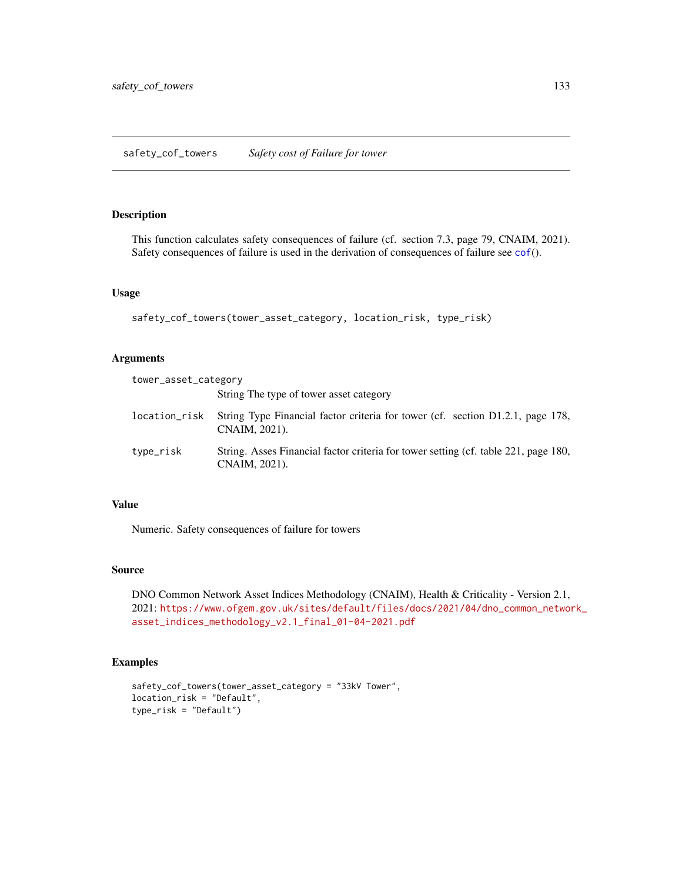## safety_cof_towers    *Safety cost of Failure for tower*

### Description

This function calculates safety consequences of failure (cf. section 7.3, page 79, CNAIM, 2021). Safety consequences of failure is used in the derivation of consequences of failure see cof().

### Usage

```
safety_cof_towers(tower_asset_category, location_risk, type_risk)
```

### Arguments

| | |
|---|---|
| tower_asset_category | String The type of tower asset category |
| location_risk | String Type Financial factor criteria for tower (cf. section D1.2.1, page 178, CNAIM, 2021). |
| type_risk | String. Asses Financial factor criteria for tower setting (cf. table 221, page 180, CNAIM, 2021). |

### Value

Numeric. Safety consequences of failure for towers

### Source

DNO Common Network Asset Indices Methodology (CNAIM), Health & Criticality - Version 2.1, 2021: https://www.ofgem.gov.uk/sites/default/files/docs/2021/04/dno_common_network_asset_indices_methodology_v2.1_final_01-04-2021.pdf

### Examples

```
safety_cof_towers(tower_asset_category = "33kV Tower",
location_risk = "Default",
type_risk = "Default")
```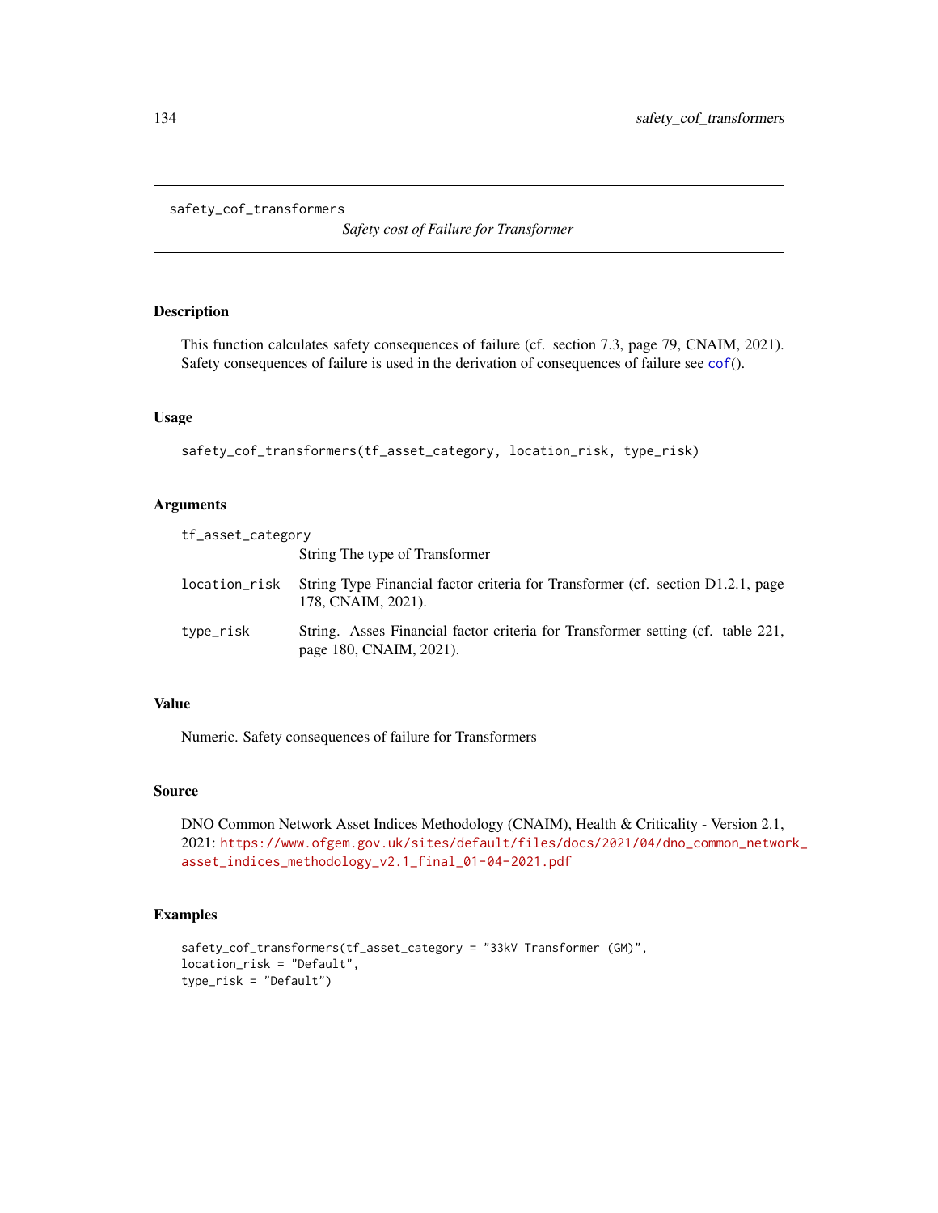safety_cof_transformers

*Safety cost of Failure for Transformer*

## Description

This function calculates safety consequences of failure (cf. section 7.3, page 79, CNAIM, 2021). Safety consequences of failure is used in the derivation of consequences of failure see cof().

## Usage

```
safety_cof_transformers(tf_asset_category, location_risk, type_risk)
```

## Arguments

| | |
|---|---|
| tf_asset_category | String The type of Transformer |
| location_risk | String Type Financial factor criteria for Transformer (cf. section D1.2.1, page 178, CNAIM, 2021). |
| type_risk | String. Asses Financial factor criteria for Transformer setting (cf. table 221, page 180, CNAIM, 2021). |

## Value

Numeric. Safety consequences of failure for Transformers

## Source

DNO Common Network Asset Indices Methodology (CNAIM), Health & Criticality - Version 2.1, 2021: https://www.ofgem.gov.uk/sites/default/files/docs/2021/04/dno_common_network_asset_indices_methodology_v2.1_final_01-04-2021.pdf

## Examples

```
safety_cof_transformers(tf_asset_category = "33kV Transformer (GM)",
location_risk = "Default",
type_risk = "Default")
```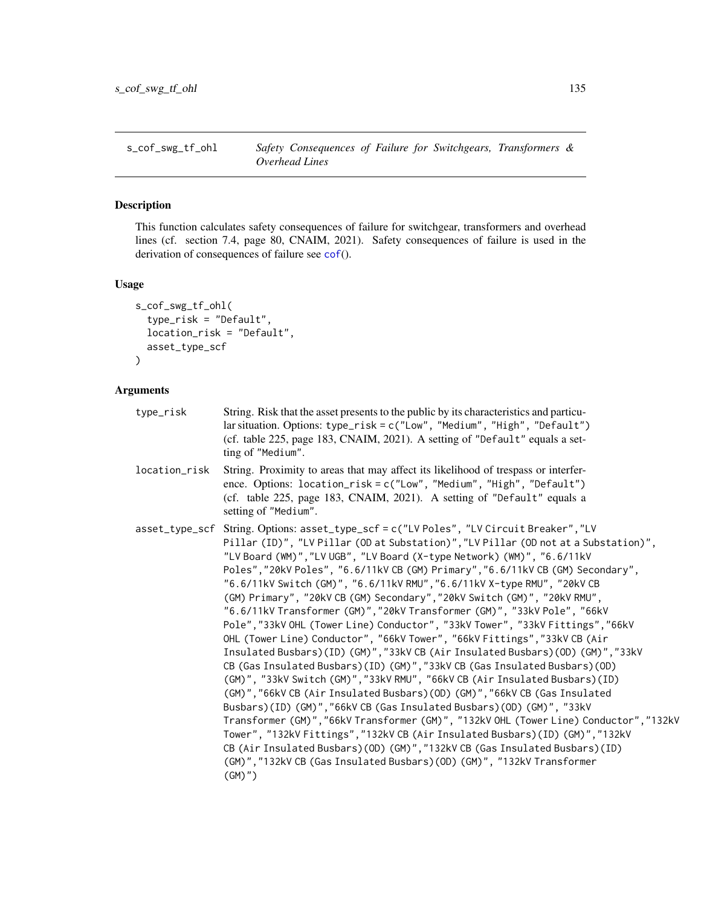s_cof_swg_tf_ohl — *Safety Consequences of Failure for Switchgears, Transformers & Overhead Lines*

## Description

This function calculates safety consequences of failure for switchgear, transformers and overhead lines (cf. section 7.4, page 80, CNAIM, 2021). Safety consequences of failure is used in the derivation of consequences of failure see cof().

## Usage

```
s_cof_swg_tf_ohl(
  type_risk = "Default",
  location_risk = "Default",
  asset_type_scf
)
```

## Arguments

| | |
|---|---|
| type_risk | String. Risk that the asset presents to the public by its characteristics and particular situation. Options: type_risk = c("Low", "Medium", "High", "Default") (cf. table 225, page 183, CNAIM, 2021). A setting of "Default" equals a setting of "Medium". |
| location_risk | String. Proximity to areas that may affect its likelihood of trespass or interference. Options: location_risk = c("Low", "Medium", "High", "Default") (cf. table 225, page 183, CNAIM, 2021). A setting of "Default" equals a setting of "Medium". |
| asset_type_scf | String. Options: asset_type_scf = c("LV Poles", "LV Circuit Breaker","LV Pillar (ID)", "LV Pillar (OD at Substation)","LV Pillar (OD not at a Substation)", "LV Board (WM)","LV UGB", "LV Board (X-type Network) (WM)", "6.6/11kV Poles","20kV Poles", "6.6/11kV CB (GM) Primary","6.6/11kV CB (GM) Secondary", "6.6/11kV Switch (GM)", "6.6/11kV RMU","6.6/11kV X-type RMU", "20kV CB (GM) Primary", "20kV CB (GM) Secondary","20kV Switch (GM)", "20kV RMU", "6.6/11kV Transformer (GM)","20kV Transformer (GM)", "33kV Pole", "66kV Pole","33kV OHL (Tower Line) Conductor", "33kV Tower", "33kV Fittings","66kV OHL (Tower Line) Conductor", "66kV Tower", "66kV Fittings","33kV CB (Air Insulated Busbars)(ID) (GM)","33kV CB (Air Insulated Busbars)(OD) (GM)","33kV CB (Gas Insulated Busbars)(ID) (GM)","33kV CB (Gas Insulated Busbars)(OD) (GM)", "33kV Switch (GM)","33kV RMU", "66kV CB (Air Insulated Busbars)(ID) (GM)","66kV CB (Air Insulated Busbars)(OD) (GM)","66kV CB (Gas Insulated Busbars)(ID) (GM)","66kV CB (Gas Insulated Busbars)(OD) (GM)", "33kV Transformer (GM)","66kV Transformer (GM)", "132kV OHL (Tower Line) Conductor","132kV Tower", "132kV Fittings","132kV CB (Air Insulated Busbars)(ID) (GM)","132kV CB (Air Insulated Busbars)(OD) (GM)","132kV CB (Gas Insulated Busbars)(ID) (GM)","132kV CB (Gas Insulated Busbars)(OD) (GM)", "132kV Transformer (GM)") |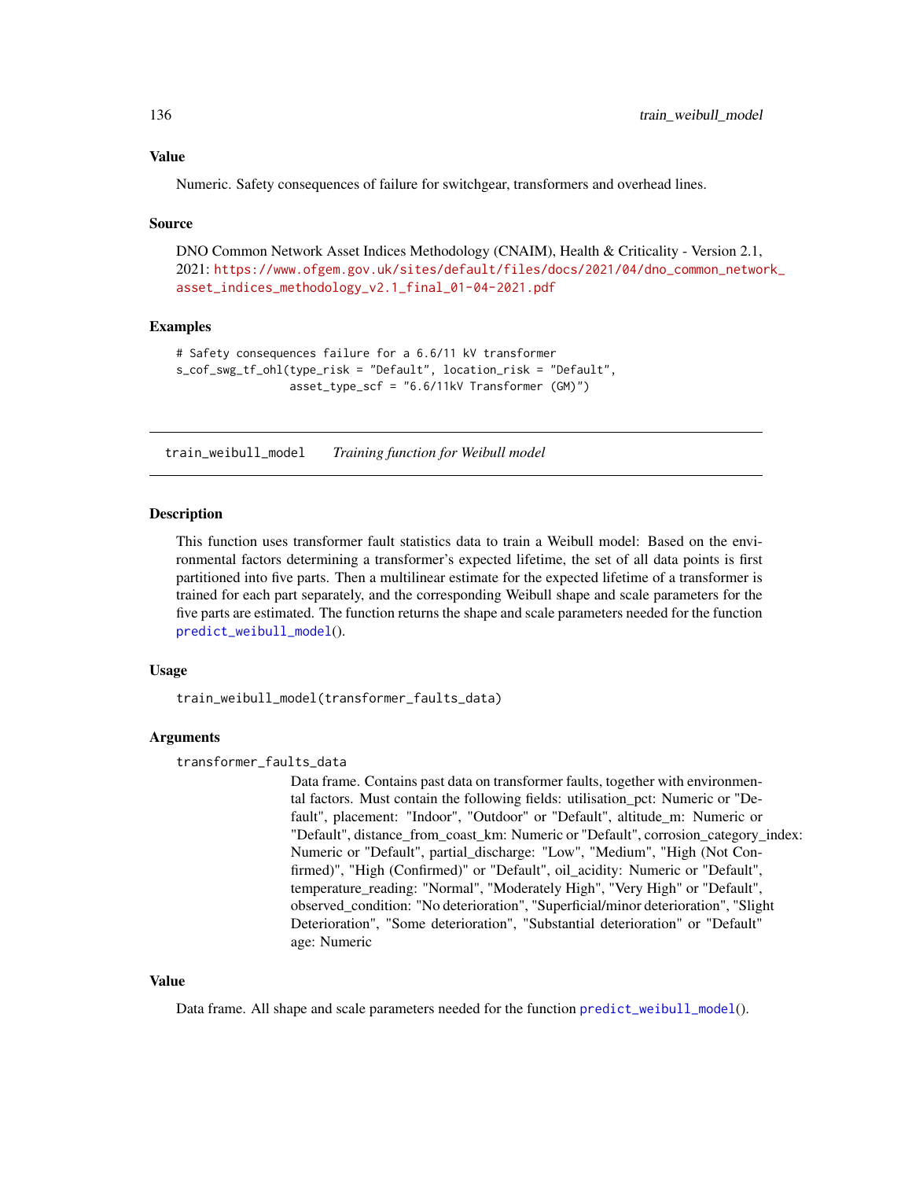### Value

Numeric. Safety consequences of failure for switchgear, transformers and overhead lines.

### Source

DNO Common Network Asset Indices Methodology (CNAIM), Health & Criticality - Version 2.1, 2021: https://www.ofgem.gov.uk/sites/default/files/docs/2021/04/dno_common_network_asset_indices_methodology_v2.1_final_01-04-2021.pdf

### Examples

```
# Safety consequences failure for a 6.6/11 kV transformer
s_cof_swg_tf_ohl(type_risk = "Default", location_risk = "Default",
                 asset_type_scf = "6.6/11kV Transformer (GM)")
```

---

## train_weibull_model    *Training function for Weibull model*

---

### Description

This function uses transformer fault statistics data to train a Weibull model: Based on the environmental factors determining a transformer's expected lifetime, the set of all data points is first partitioned into five parts. Then a multilinear estimate for the expected lifetime of a transformer is trained for each part separately, and the corresponding Weibull shape and scale parameters for the five parts are estimated. The function returns the shape and scale parameters needed for the function predict_weibull_model().

### Usage

```
train_weibull_model(transformer_faults_data)
```

### Arguments

`transformer_faults_data`
: Data frame. Contains past data on transformer faults, together with environmental factors. Must contain the following fields: utilisation_pct: Numeric or "Default", placement: "Indoor", "Outdoor" or "Default", altitude_m: Numeric or "Default", distance_from_coast_km: Numeric or "Default", corrosion_category_index: Numeric or "Default", partial_discharge: "Low", "Medium", "High (Not Confirmed)", "High (Confirmed)" or "Default", oil_acidity: Numeric or "Default", temperature_reading: "Normal", "Moderately High", "Very High" or "Default", observed_condition: "No deterioration", "Superficial/minor deterioration", "Slight Deterioration", "Some deterioration", "Substantial deterioration" or "Default" age: Numeric

### Value

Data frame. All shape and scale parameters needed for the function predict_weibull_model().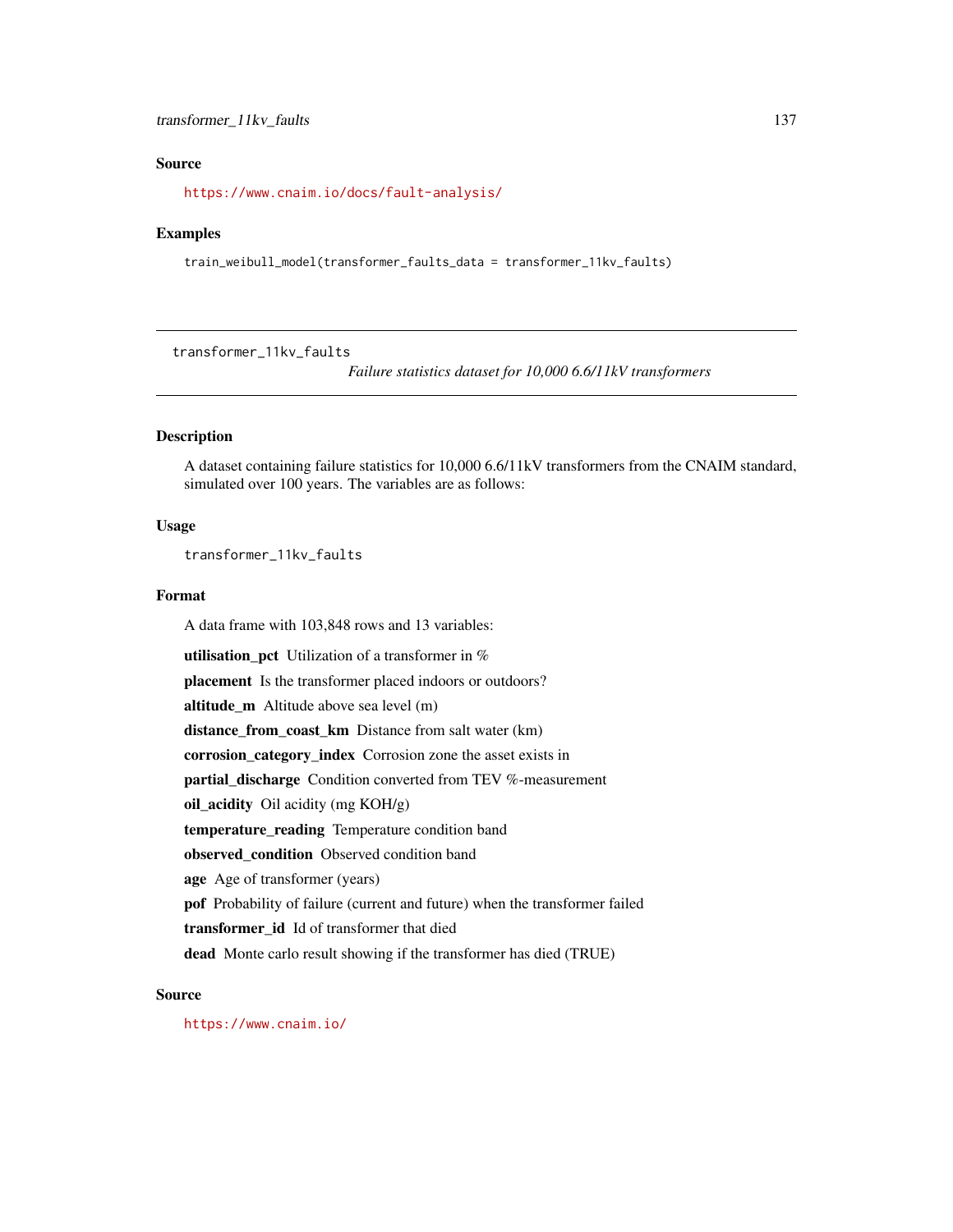### Source

https://www.cnaim.io/docs/fault-analysis/

### Examples

```
train_weibull_model(transformer_faults_data = transformer_11kv_faults)
```

---

## transformer_11kv_faults

*Failure statistics dataset for 10,000 6.6/11kV transformers*

### Description

A dataset containing failure statistics for 10,000 6.6/11kV transformers from the CNAIM standard, simulated over 100 years. The variables are as follows:

### Usage

```
transformer_11kv_faults
```

### Format

A data frame with 103,848 rows and 13 variables:

**utilisation_pct** Utilization of a transformer in %

**placement** Is the transformer placed indoors or outdoors?

**altitude_m** Altitude above sea level (m)

**distance_from_coast_km** Distance from salt water (km)

**corrosion_category_index** Corrosion zone the asset exists in

**partial_discharge** Condition converted from TEV %-measurement

**oil_acidity** Oil acidity (mg KOH/g)

**temperature_reading** Temperature condition band

**observed_condition** Observed condition band

**age** Age of transformer (years)

**pof** Probability of failure (current and future) when the transformer failed

**transformer_id** Id of transformer that died

**dead** Monte carlo result showing if the transformer has died (TRUE)

### Source

https://www.cnaim.io/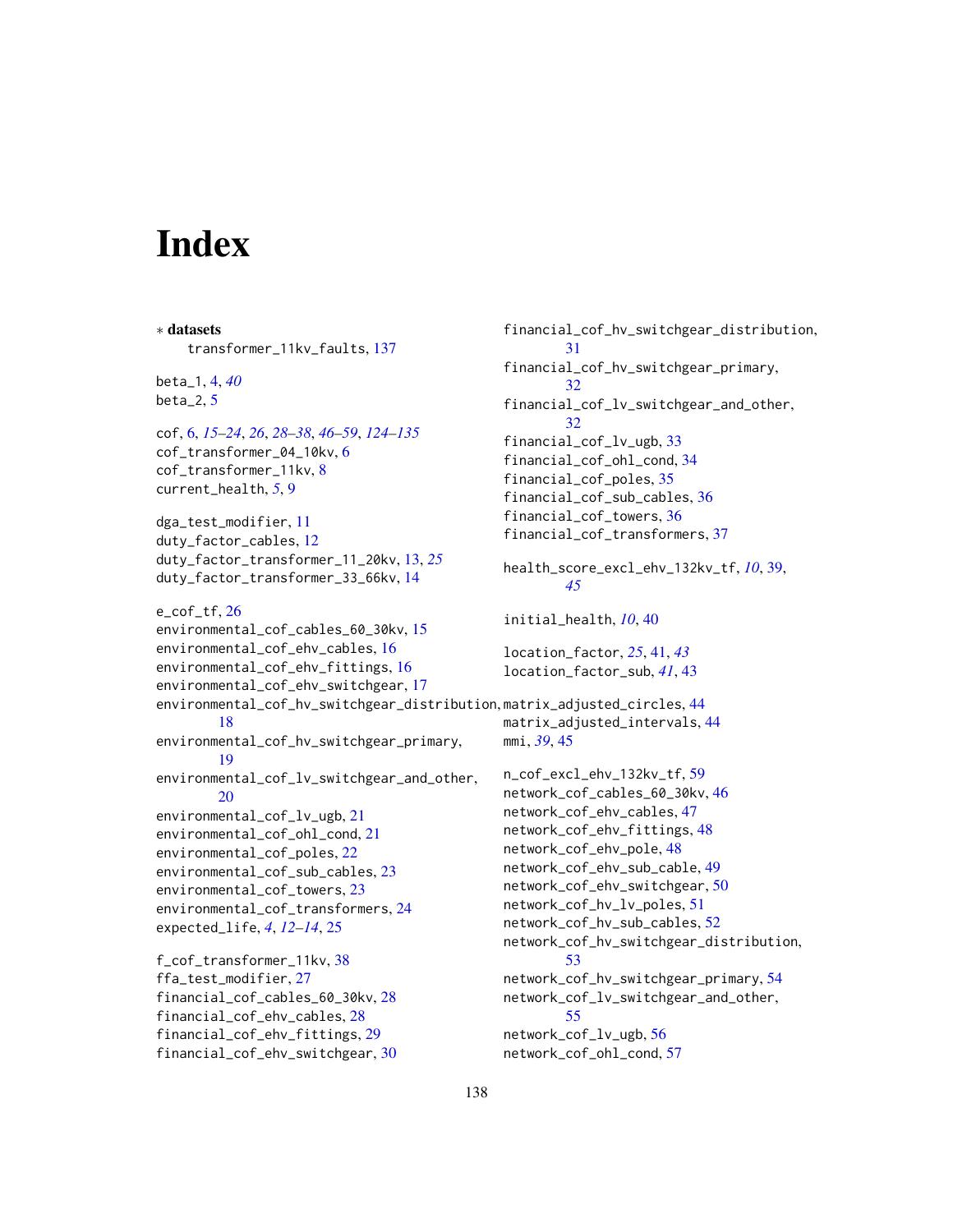# Index

∗ **datasets**

transformer_11kv_faults, 137

beta_1, 4, *40*
beta_2, 5

cof, 6, *15–24*, *26*, *28–38*, *46–59*, *124–135*
cof_transformer_04_10kv, 6
cof_transformer_11kv, 8
current_health, *5*, 9

dga_test_modifier, 11
duty_factor_cables, 12
duty_factor_transformer_11_20kv, 13, *25*
duty_factor_transformer_33_66kv, 14

e_cof_tf, 26
environmental_cof_cables_60_30kv, 15
environmental_cof_ehv_cables, 16
environmental_cof_ehv_fittings, 16
environmental_cof_ehv_switchgear, 17
environmental_cof_hv_switchgear_distribution, 18
environmental_cof_hv_switchgear_primary, 19
environmental_cof_lv_switchgear_and_other, 20
environmental_cof_lv_ugb, 21
environmental_cof_ohl_cond, 21
environmental_cof_poles, 22
environmental_cof_sub_cables, 23
environmental_cof_towers, 23
environmental_cof_transformers, 24
expected_life, *4*, *12–14*, 25

f_cof_transformer_11kv, 38
ffa_test_modifier, 27
financial_cof_cables_60_30kv, 28
financial_cof_ehv_cables, 28
financial_cof_ehv_fittings, 29
financial_cof_ehv_switchgear, 30
financial_cof_hv_switchgear_distribution, 31
financial_cof_hv_switchgear_primary, 32
financial_cof_lv_switchgear_and_other, 32
financial_cof_lv_ugb, 33
financial_cof_ohl_cond, 34
financial_cof_poles, 35
financial_cof_sub_cables, 36
financial_cof_towers, 36
financial_cof_transformers, 37

health_score_excl_ehv_132kv_tf, *10*, 39, *45*

initial_health, *10*, 40

location_factor, *25*, 41, *43*
location_factor_sub, *41*, 43

matrix_adjusted_circles, 44
matrix_adjusted_intervals, 44
mmi, *39*, 45

n_cof_excl_ehv_132kv_tf, 59
network_cof_cables_60_30kv, 46
network_cof_ehv_cables, 47
network_cof_ehv_fittings, 48
network_cof_ehv_pole, 48
network_cof_ehv_sub_cable, 49
network_cof_ehv_switchgear, 50
network_cof_hv_lv_poles, 51
network_cof_hv_sub_cables, 52
network_cof_hv_switchgear_distribution, 53
network_cof_hv_switchgear_primary, 54
network_cof_lv_switchgear_and_other, 55
network_cof_lv_ugb, 56
network_cof_ohl_cond, 57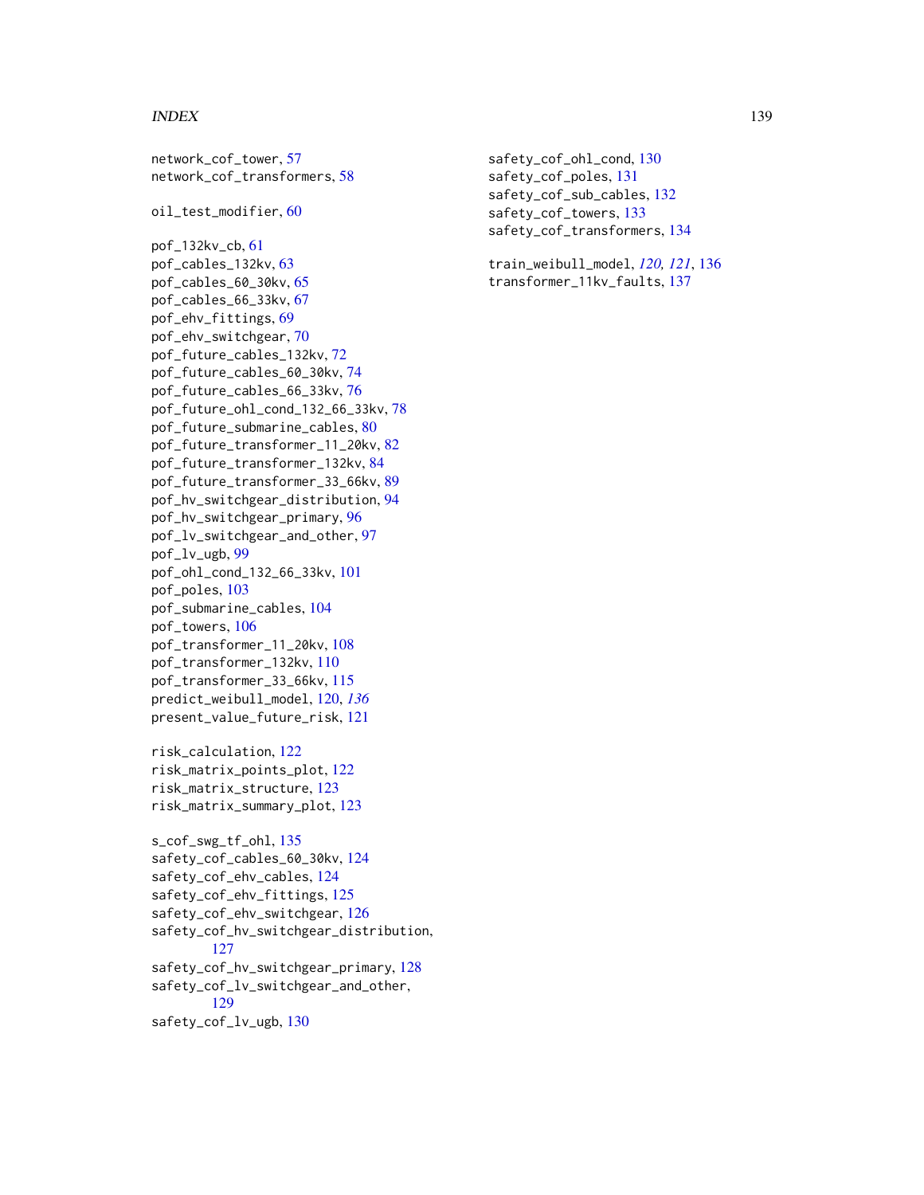network_cof_tower, 57
network_cof_transformers, 58

oil_test_modifier, 60

pof_132kv_cb, 61
pof_cables_132kv, 63
pof_cables_60_30kv, 65
pof_cables_66_33kv, 67
pof_ehv_fittings, 69
pof_ehv_switchgear, 70
pof_future_cables_132kv, 72
pof_future_cables_60_30kv, 74
pof_future_cables_66_33kv, 76
pof_future_ohl_cond_132_66_33kv, 78
pof_future_submarine_cables, 80
pof_future_transformer_11_20kv, 82
pof_future_transformer_132kv, 84
pof_future_transformer_33_66kv, 89
pof_hv_switchgear_distribution, 94
pof_hv_switchgear_primary, 96
pof_lv_switchgear_and_other, 97
pof_lv_ugb, 99
pof_ohl_cond_132_66_33kv, 101
pof_poles, 103
pof_submarine_cables, 104
pof_towers, 106
pof_transformer_11_20kv, 108
pof_transformer_132kv, 110
pof_transformer_33_66kv, 115
predict_weibull_model, 120, *136*
present_value_future_risk, 121

risk_calculation, 122
risk_matrix_points_plot, 122
risk_matrix_structure, 123
risk_matrix_summary_plot, 123

s_cof_swg_tf_ohl, 135
safety_cof_cables_60_30kv, 124
safety_cof_ehv_cables, 124
safety_cof_ehv_fittings, 125
safety_cof_ehv_switchgear, 126
safety_cof_hv_switchgear_distribution, 127
safety_cof_hv_switchgear_primary, 128
safety_cof_lv_switchgear_and_other, 129
safety_cof_lv_ugb, 130
safety_cof_ohl_cond, 130
safety_cof_poles, 131
safety_cof_sub_cables, 132
safety_cof_towers, 133
safety_cof_transformers, 134

train_weibull_model, *120*, *121*, 136
transformer_11kv_faults, 137